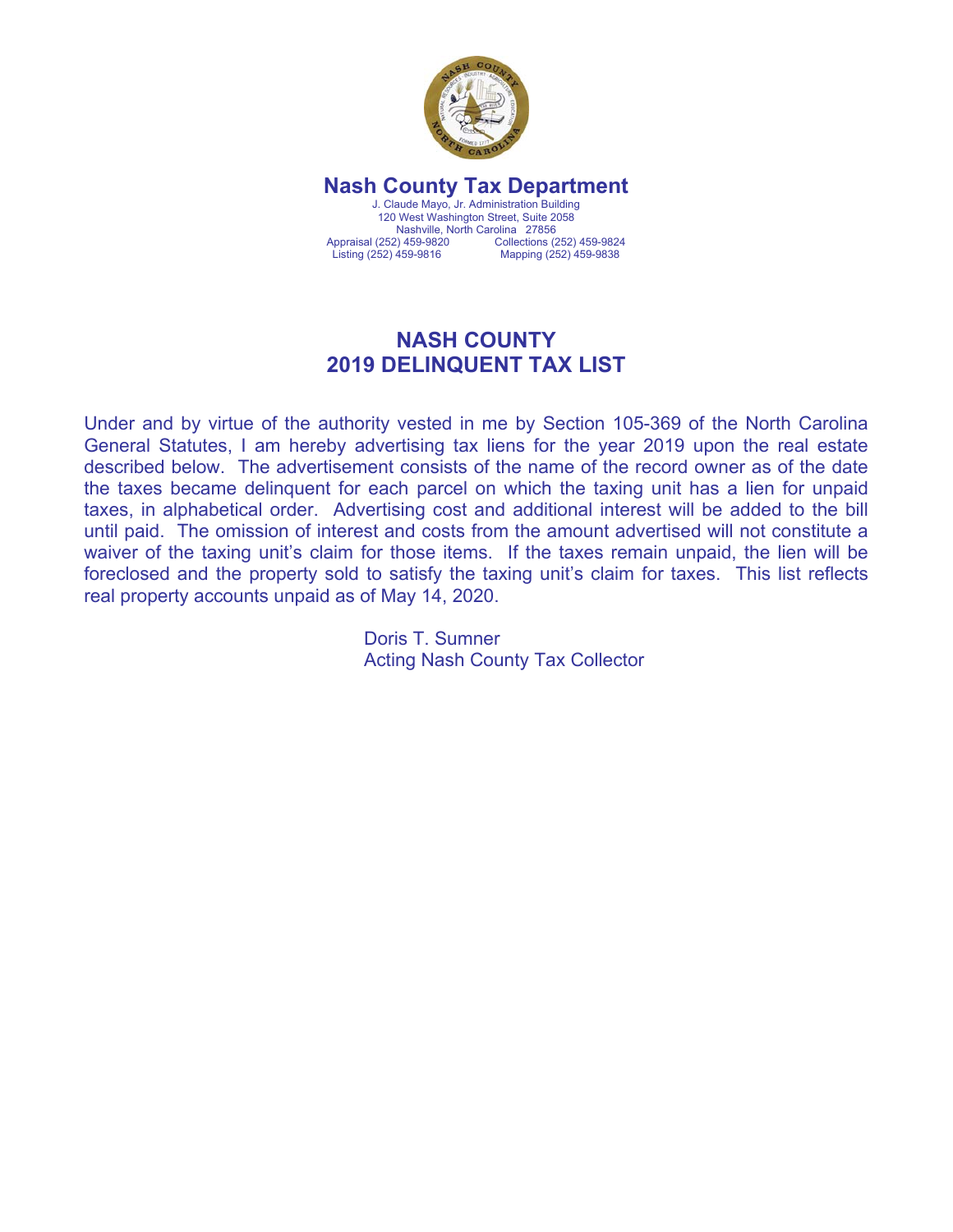# Nash County Tax Department

J. Claude Mayo, Jr. Administration Building
120 West Washington Street, Suite 2058
Nashville, North Carolina 27856

Appraisal (252) 459-9820 Collections (252) 459-9824
Listing (252) 459-9816 Mapping (252) 459-9838

## NASH COUNTY
## 2019 DELINQUENT TAX LIST

Under and by virtue of the authority vested in me by Section 105-369 of the North Carolina General Statutes, I am hereby advertising tax liens for the year 2019 upon the real estate described below. The advertisement consists of the name of the record owner as of the date the taxes became delinquent for each parcel on which the taxing unit has a lien for unpaid taxes, in alphabetical order. Advertising cost and additional interest will be added to the bill until paid. The omission of interest and costs from the amount advertised will not constitute a waiver of the taxing unit's claim for those items. If the taxes remain unpaid, the lien will be foreclosed and the property sold to satisfy the taxing unit's claim for taxes. This list reflects real property accounts unpaid as of May 14, 2020.

Doris T. Sumner
Acting Nash County Tax Collector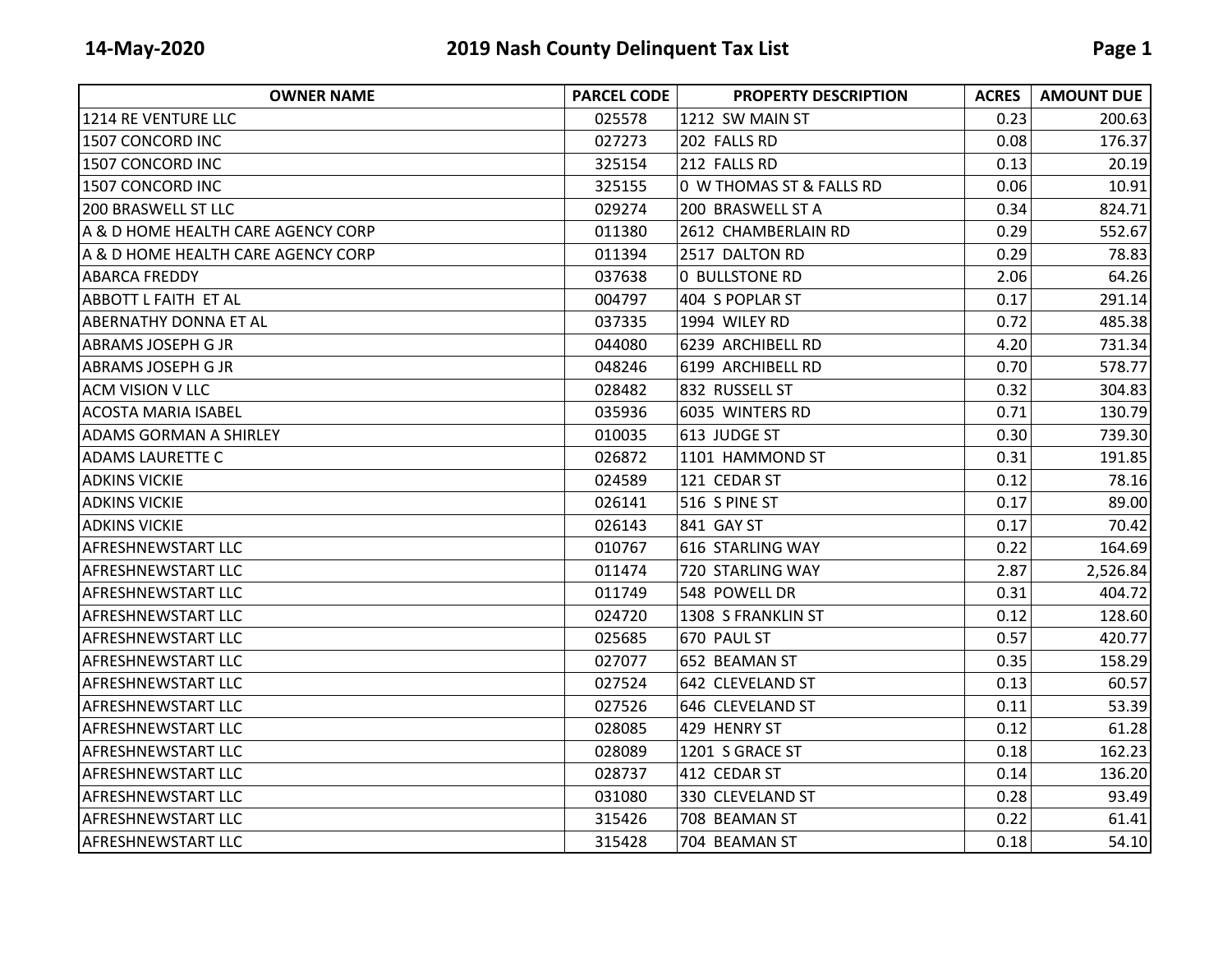| OWNER NAME | PARCEL CODE | PROPERTY DESCRIPTION | ACRES | AMOUNT DUE |
|---|---|---|---|---|
| 1214 RE VENTURE LLC | 025578 | 1212 SW MAIN ST | 0.23 | 200.63 |
| 1507 CONCORD INC | 027273 | 202 FALLS RD | 0.08 | 176.37 |
| 1507 CONCORD INC | 325154 | 212 FALLS RD | 0.13 | 20.19 |
| 1507 CONCORD INC | 325155 | 0 W THOMAS ST & FALLS RD | 0.06 | 10.91 |
| 200 BRASWELL ST LLC | 029274 | 200 BRASWELL ST A | 0.34 | 824.71 |
| A & D HOME HEALTH CARE AGENCY CORP | 011380 | 2612 CHAMBERLAIN RD | 0.29 | 552.67 |
| A & D HOME HEALTH CARE AGENCY CORP | 011394 | 2517 DALTON RD | 0.29 | 78.83 |
| ABARCA FREDDY | 037638 | 0 BULLSTONE RD | 2.06 | 64.26 |
| ABBOTT L FAITH ET AL | 004797 | 404 S POPLAR ST | 0.17 | 291.14 |
| ABERNATHY DONNA ET AL | 037335 | 1994 WILEY RD | 0.72 | 485.38 |
| ABRAMS JOSEPH G JR | 044080 | 6239 ARCHIBELL RD | 4.20 | 731.34 |
| ABRAMS JOSEPH G JR | 048246 | 6199 ARCHIBELL RD | 0.70 | 578.77 |
| ACM VISION V LLC | 028482 | 832 RUSSELL ST | 0.32 | 304.83 |
| ACOSTA MARIA ISABEL | 035936 | 6035 WINTERS RD | 0.71 | 130.79 |
| ADAMS GORMAN A SHIRLEY | 010035 | 613 JUDGE ST | 0.30 | 739.30 |
| ADAMS LAURETTE C | 026872 | 1101 HAMMOND ST | 0.31 | 191.85 |
| ADKINS VICKIE | 024589 | 121 CEDAR ST | 0.12 | 78.16 |
| ADKINS VICKIE | 026141 | 516 S PINE ST | 0.17 | 89.00 |
| ADKINS VICKIE | 026143 | 841 GAY ST | 0.17 | 70.42 |
| AFRESHNEWSTART LLC | 010767 | 616 STARLING WAY | 0.22 | 164.69 |
| AFRESHNEWSTART LLC | 011474 | 720 STARLING WAY | 2.87 | 2,526.84 |
| AFRESHNEWSTART LLC | 011749 | 548 POWELL DR | 0.31 | 404.72 |
| AFRESHNEWSTART LLC | 024720 | 1308 S FRANKLIN ST | 0.12 | 128.60 |
| AFRESHNEWSTART LLC | 025685 | 670 PAUL ST | 0.57 | 420.77 |
| AFRESHNEWSTART LLC | 027077 | 652 BEAMAN ST | 0.35 | 158.29 |
| AFRESHNEWSTART LLC | 027524 | 642 CLEVELAND ST | 0.13 | 60.57 |
| AFRESHNEWSTART LLC | 027526 | 646 CLEVELAND ST | 0.11 | 53.39 |
| AFRESHNEWSTART LLC | 028085 | 429 HENRY ST | 0.12 | 61.28 |
| AFRESHNEWSTART LLC | 028089 | 1201 S GRACE ST | 0.18 | 162.23 |
| AFRESHNEWSTART LLC | 028737 | 412 CEDAR ST | 0.14 | 136.20 |
| AFRESHNEWSTART LLC | 031080 | 330 CLEVELAND ST | 0.28 | 93.49 |
| AFRESHNEWSTART LLC | 315426 | 708 BEAMAN ST | 0.22 | 61.41 |
| AFRESHNEWSTART LLC | 315428 | 704 BEAMAN ST | 0.18 | 54.10 |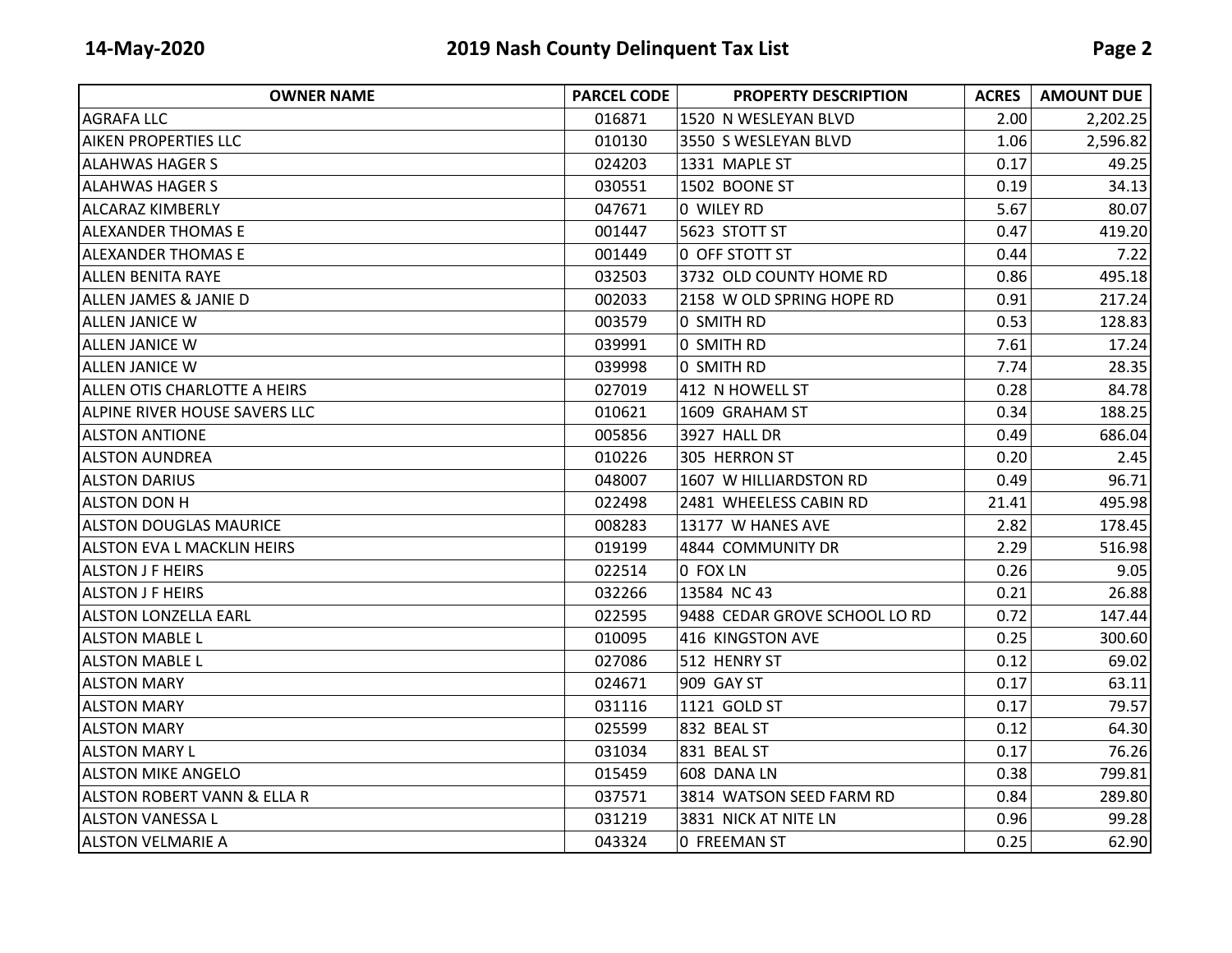| OWNER NAME | PARCEL CODE | PROPERTY DESCRIPTION | ACRES | AMOUNT DUE |
| --- | --- | --- | --- | --- |
| AGRAFA LLC | 016871 | 1520 N WESLEYAN BLVD | 2.00 | 2,202.25 |
| AIKEN PROPERTIES LLC | 010130 | 3550 S WESLEYAN BLVD | 1.06 | 2,596.82 |
| ALAHWAS HAGER S | 024203 | 1331 MAPLE ST | 0.17 | 49.25 |
| ALAHWAS HAGER S | 030551 | 1502 BOONE ST | 0.19 | 34.13 |
| ALCARAZ KIMBERLY | 047671 | 0 WILEY RD | 5.67 | 80.07 |
| ALEXANDER THOMAS E | 001447 | 5623 STOTT ST | 0.47 | 419.20 |
| ALEXANDER THOMAS E | 001449 | 0 OFF STOTT ST | 0.44 | 7.22 |
| ALLEN BENITA RAYE | 032503 | 3732 OLD COUNTY HOME RD | 0.86 | 495.18 |
| ALLEN JAMES & JANIE D | 002033 | 2158 W OLD SPRING HOPE RD | 0.91 | 217.24 |
| ALLEN JANICE W | 003579 | 0 SMITH RD | 0.53 | 128.83 |
| ALLEN JANICE W | 039991 | 0 SMITH RD | 7.61 | 17.24 |
| ALLEN JANICE W | 039998 | 0 SMITH RD | 7.74 | 28.35 |
| ALLEN OTIS CHARLOTTE A HEIRS | 027019 | 412 N HOWELL ST | 0.28 | 84.78 |
| ALPINE RIVER HOUSE SAVERS LLC | 010621 | 1609 GRAHAM ST | 0.34 | 188.25 |
| ALSTON ANTIONE | 005856 | 3927 HALL DR | 0.49 | 686.04 |
| ALSTON AUNDREA | 010226 | 305 HERRON ST | 0.20 | 2.45 |
| ALSTON DARIUS | 048007 | 1607 W HILLIARDSTON RD | 0.49 | 96.71 |
| ALSTON DON H | 022498 | 2481 WHEELESS CABIN RD | 21.41 | 495.98 |
| ALSTON DOUGLAS MAURICE | 008283 | 13177 W HANES AVE | 2.82 | 178.45 |
| ALSTON EVA L MACKLIN HEIRS | 019199 | 4844 COMMUNITY DR | 2.29 | 516.98 |
| ALSTON J F HEIRS | 022514 | 0 FOX LN | 0.26 | 9.05 |
| ALSTON J F HEIRS | 032266 | 13584 NC 43 | 0.21 | 26.88 |
| ALSTON LONZELLA EARL | 022595 | 9488 CEDAR GROVE SCHOOL LO RD | 0.72 | 147.44 |
| ALSTON MABLE L | 010095 | 416 KINGSTON AVE | 0.25 | 300.60 |
| ALSTON MABLE L | 027086 | 512 HENRY ST | 0.12 | 69.02 |
| ALSTON MARY | 024671 | 909 GAY ST | 0.17 | 63.11 |
| ALSTON MARY | 031116 | 1121 GOLD ST | 0.17 | 79.57 |
| ALSTON MARY | 025599 | 832 BEAL ST | 0.12 | 64.30 |
| ALSTON MARY L | 031034 | 831 BEAL ST | 0.17 | 76.26 |
| ALSTON MIKE ANGELO | 015459 | 608 DANA LN | 0.38 | 799.81 |
| ALSTON ROBERT VANN & ELLA R | 037571 | 3814 WATSON SEED FARM RD | 0.84 | 289.80 |
| ALSTON VANESSA L | 031219 | 3831 NICK AT NITE LN | 0.96 | 99.28 |
| ALSTON VELMARIE A | 043324 | 0 FREEMAN ST | 0.25 | 62.90 |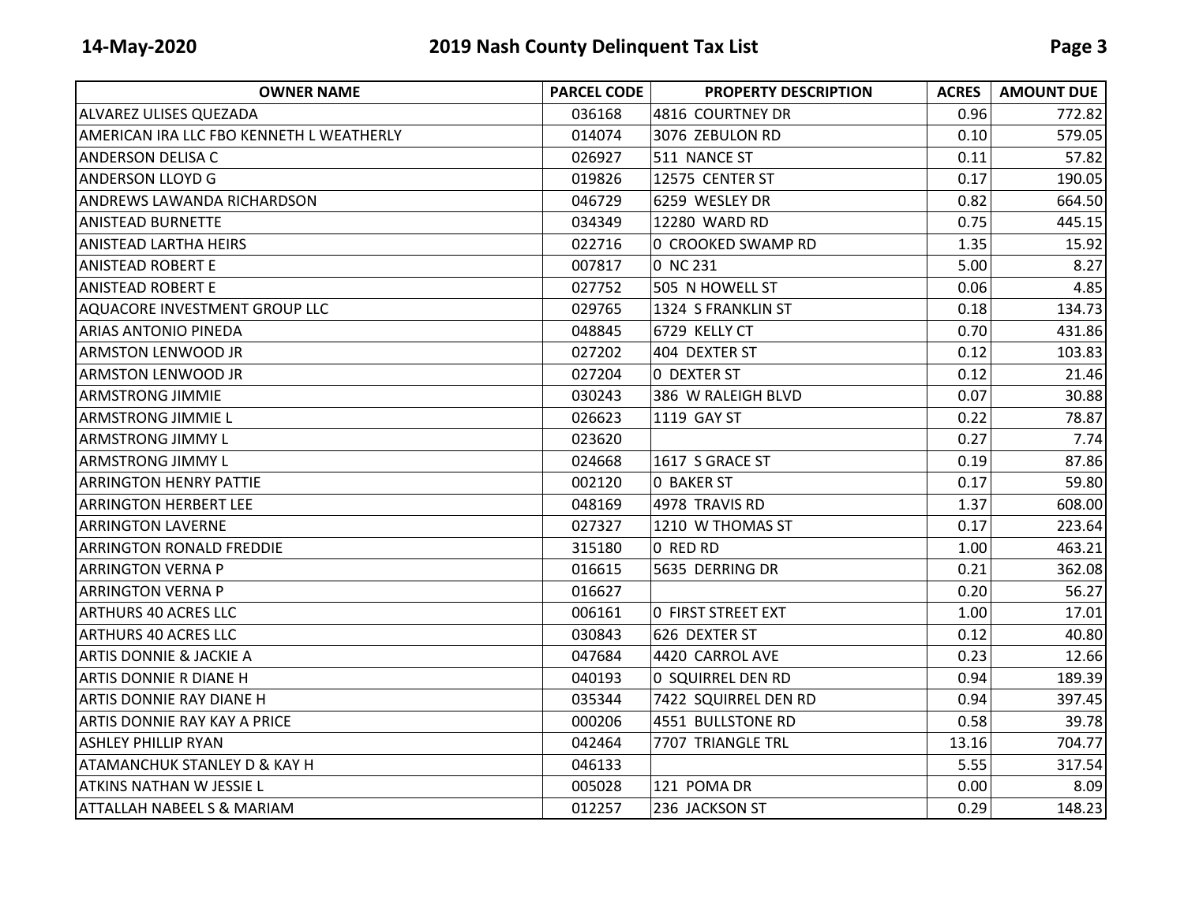| OWNER NAME | PARCEL CODE | PROPERTY DESCRIPTION | ACRES | AMOUNT DUE |
|---|---|---|---|---|
| ALVAREZ ULISES QUEZADA | 036168 | 4816 COURTNEY DR | 0.96 | 772.82 |
| AMERICAN IRA LLC FBO KENNETH L WEATHERLY | 014074 | 3076 ZEBULON RD | 0.10 | 579.05 |
| ANDERSON DELISA C | 026927 | 511 NANCE ST | 0.11 | 57.82 |
| ANDERSON LLOYD G | 019826 | 12575 CENTER ST | 0.17 | 190.05 |
| ANDREWS LAWANDA RICHARDSON | 046729 | 6259 WESLEY DR | 0.82 | 664.50 |
| ANISTEAD BURNETTE | 034349 | 12280 WARD RD | 0.75 | 445.15 |
| ANISTEAD LARTHA HEIRS | 022716 | 0 CROOKED SWAMP RD | 1.35 | 15.92 |
| ANISTEAD ROBERT E | 007817 | 0 NC 231 | 5.00 | 8.27 |
| ANISTEAD ROBERT E | 027752 | 505 N HOWELL ST | 0.06 | 4.85 |
| AQUACORE INVESTMENT GROUP LLC | 029765 | 1324 S FRANKLIN ST | 0.18 | 134.73 |
| ARIAS ANTONIO PINEDA | 048845 | 6729 KELLY CT | 0.70 | 431.86 |
| ARMSTON LENWOOD JR | 027202 | 404 DEXTER ST | 0.12 | 103.83 |
| ARMSTON LENWOOD JR | 027204 | 0 DEXTER ST | 0.12 | 21.46 |
| ARMSTRONG JIMMIE | 030243 | 386 W RALEIGH BLVD | 0.07 | 30.88 |
| ARMSTRONG JIMMIE L | 026623 | 1119 GAY ST | 0.22 | 78.87 |
| ARMSTRONG JIMMY L | 023620 | | 0.27 | 7.74 |
| ARMSTRONG JIMMY L | 024668 | 1617 S GRACE ST | 0.19 | 87.86 |
| ARRINGTON HENRY PATTIE | 002120 | 0 BAKER ST | 0.17 | 59.80 |
| ARRINGTON HERBERT LEE | 048169 | 4978 TRAVIS RD | 1.37 | 608.00 |
| ARRINGTON LAVERNE | 027327 | 1210 W THOMAS ST | 0.17 | 223.64 |
| ARRINGTON RONALD FREDDIE | 315180 | 0 RED RD | 1.00 | 463.21 |
| ARRINGTON VERNA P | 016615 | 5635 DERRING DR | 0.21 | 362.08 |
| ARRINGTON VERNA P | 016627 | | 0.20 | 56.27 |
| ARTHURS 40 ACRES LLC | 006161 | 0 FIRST STREET EXT | 1.00 | 17.01 |
| ARTHURS 40 ACRES LLC | 030843 | 626 DEXTER ST | 0.12 | 40.80 |
| ARTIS DONNIE & JACKIE A | 047684 | 4420 CARROL AVE | 0.23 | 12.66 |
| ARTIS DONNIE R DIANE H | 040193 | 0 SQUIRREL DEN RD | 0.94 | 189.39 |
| ARTIS DONNIE RAY DIANE H | 035344 | 7422 SQUIRREL DEN RD | 0.94 | 397.45 |
| ARTIS DONNIE RAY KAY A PRICE | 000206 | 4551 BULLSTONE RD | 0.58 | 39.78 |
| ASHLEY PHILLIP RYAN | 042464 | 7707 TRIANGLE TRL | 13.16 | 704.77 |
| ATAMANCHUK STANLEY D & KAY H | 046133 | | 5.55 | 317.54 |
| ATKINS NATHAN W JESSIE L | 005028 | 121 POMA DR | 0.00 | 8.09 |
| ATTALLAH NABEEL S & MARIAM | 012257 | 236 JACKSON ST | 0.29 | 148.23 |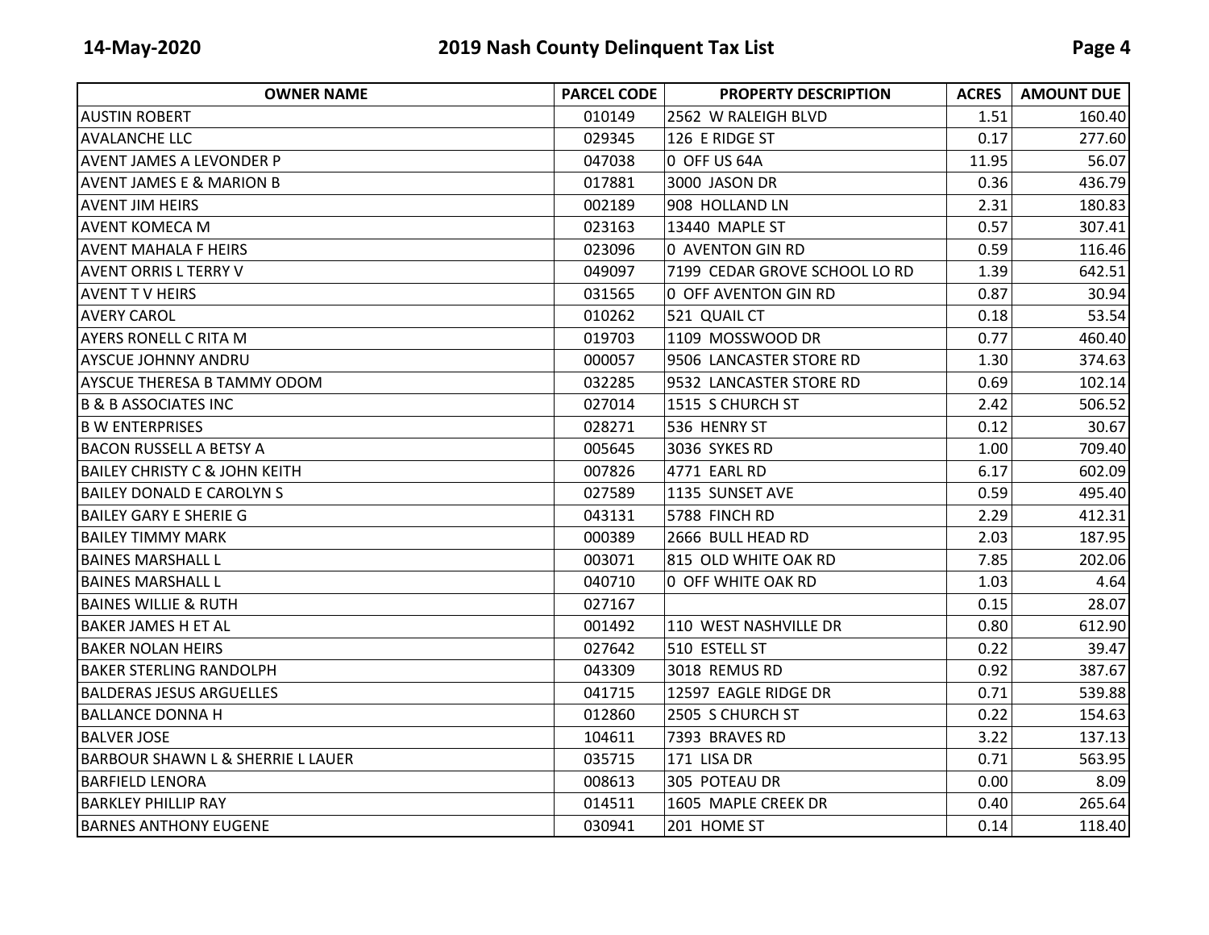| OWNER NAME | PARCEL CODE | PROPERTY DESCRIPTION | ACRES | AMOUNT DUE |
|---|---|---|---|---|
| AUSTIN ROBERT | 010149 | 2562 W RALEIGH BLVD | 1.51 | 160.40 |
| AVALANCHE LLC | 029345 | 126 E RIDGE ST | 0.17 | 277.60 |
| AVENT JAMES A LEVONDER P | 047038 | 0 OFF US 64A | 11.95 | 56.07 |
| AVENT JAMES E & MARION B | 017881 | 3000 JASON DR | 0.36 | 436.79 |
| AVENT JIM HEIRS | 002189 | 908 HOLLAND LN | 2.31 | 180.83 |
| AVENT KOMECA M | 023163 | 13440 MAPLE ST | 0.57 | 307.41 |
| AVENT MAHALA F HEIRS | 023096 | 0 AVENTON GIN RD | 0.59 | 116.46 |
| AVENT ORRIS L TERRY V | 049097 | 7199 CEDAR GROVE SCHOOL LO RD | 1.39 | 642.51 |
| AVENT T V HEIRS | 031565 | 0 OFF AVENTON GIN RD | 0.87 | 30.94 |
| AVERY CAROL | 010262 | 521 QUAIL CT | 0.18 | 53.54 |
| AYERS RONELL C RITA M | 019703 | 1109 MOSSWOOD DR | 0.77 | 460.40 |
| AYSCUE JOHNNY ANDRU | 000057 | 9506 LANCASTER STORE RD | 1.30 | 374.63 |
| AYSCUE THERESA B TAMMY ODOM | 032285 | 9532 LANCASTER STORE RD | 0.69 | 102.14 |
| B & B ASSOCIATES INC | 027014 | 1515 S CHURCH ST | 2.42 | 506.52 |
| B W ENTERPRISES | 028271 | 536 HENRY ST | 0.12 | 30.67 |
| BACON RUSSELL A BETSY A | 005645 | 3036 SYKES RD | 1.00 | 709.40 |
| BAILEY CHRISTY C & JOHN KEITH | 007826 | 4771 EARL RD | 6.17 | 602.09 |
| BAILEY DONALD E CAROLYN S | 027589 | 1135 SUNSET AVE | 0.59 | 495.40 |
| BAILEY GARY E SHERIE G | 043131 | 5788 FINCH RD | 2.29 | 412.31 |
| BAILEY TIMMY MARK | 000389 | 2666 BULL HEAD RD | 2.03 | 187.95 |
| BAINES MARSHALL L | 003071 | 815 OLD WHITE OAK RD | 7.85 | 202.06 |
| BAINES MARSHALL L | 040710 | 0 OFF WHITE OAK RD | 1.03 | 4.64 |
| BAINES WILLIE & RUTH | 027167 | | 0.15 | 28.07 |
| BAKER JAMES H ET AL | 001492 | 110 WEST NASHVILLE DR | 0.80 | 612.90 |
| BAKER NOLAN HEIRS | 027642 | 510 ESTELL ST | 0.22 | 39.47 |
| BAKER STERLING RANDOLPH | 043309 | 3018 REMUS RD | 0.92 | 387.67 |
| BALDERAS JESUS ARGUELLES | 041715 | 12597 EAGLE RIDGE DR | 0.71 | 539.88 |
| BALLANCE DONNA H | 012860 | 2505 S CHURCH ST | 0.22 | 154.63 |
| BALVER JOSE | 104611 | 7393 BRAVES RD | 3.22 | 137.13 |
| BARBOUR SHAWN L & SHERRIE L LAUER | 035715 | 171 LISA DR | 0.71 | 563.95 |
| BARFIELD LENORA | 008613 | 305 POTEAU DR | 0.00 | 8.09 |
| BARKLEY PHILLIP RAY | 014511 | 1605 MAPLE CREEK DR | 0.40 | 265.64 |
| BARNES ANTHONY EUGENE | 030941 | 201 HOME ST | 0.14 | 118.40 |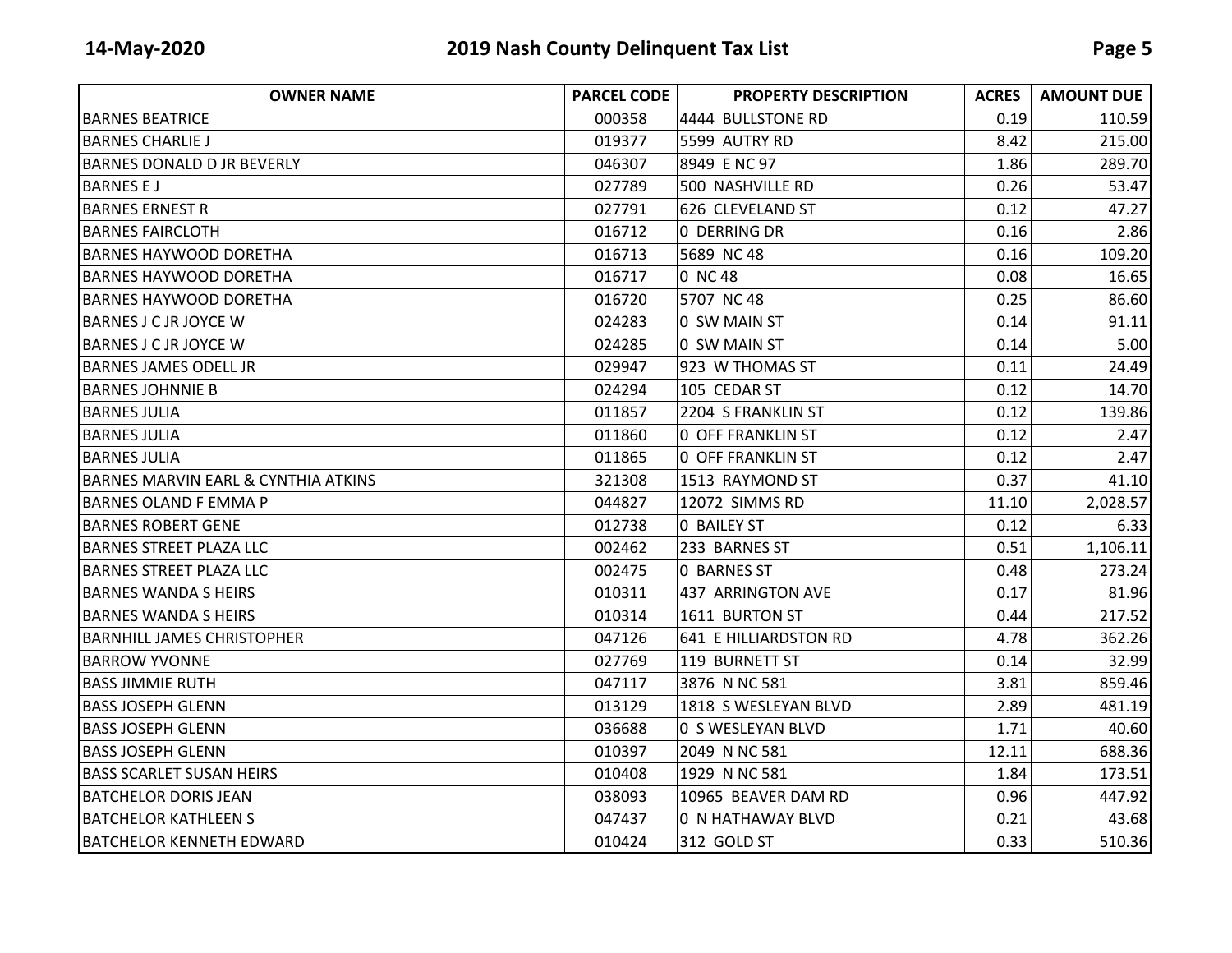| OWNER NAME | PARCEL CODE | PROPERTY DESCRIPTION | ACRES | AMOUNT DUE |
|---|---|---|---|---|
| BARNES BEATRICE | 000358 | 4444 BULLSTONE RD | 0.19 | 110.59 |
| BARNES CHARLIE J | 019377 | 5599 AUTRY RD | 8.42 | 215.00 |
| BARNES DONALD D JR BEVERLY | 046307 | 8949 E NC 97 | 1.86 | 289.70 |
| BARNES E J | 027789 | 500 NASHVILLE RD | 0.26 | 53.47 |
| BARNES ERNEST R | 027791 | 626 CLEVELAND ST | 0.12 | 47.27 |
| BARNES FAIRCLOTH | 016712 | 0 DERRING DR | 0.16 | 2.86 |
| BARNES HAYWOOD DORETHA | 016713 | 5689 NC 48 | 0.16 | 109.20 |
| BARNES HAYWOOD DORETHA | 016717 | 0 NC 48 | 0.08 | 16.65 |
| BARNES HAYWOOD DORETHA | 016720 | 5707 NC 48 | 0.25 | 86.60 |
| BARNES J C JR JOYCE W | 024283 | 0 SW MAIN ST | 0.14 | 91.11 |
| BARNES J C JR JOYCE W | 024285 | 0 SW MAIN ST | 0.14 | 5.00 |
| BARNES JAMES ODELL JR | 029947 | 923 W THOMAS ST | 0.11 | 24.49 |
| BARNES JOHNNIE B | 024294 | 105 CEDAR ST | 0.12 | 14.70 |
| BARNES JULIA | 011857 | 2204 S FRANKLIN ST | 0.12 | 139.86 |
| BARNES JULIA | 011860 | 0 OFF FRANKLIN ST | 0.12 | 2.47 |
| BARNES JULIA | 011865 | 0 OFF FRANKLIN ST | 0.12 | 2.47 |
| BARNES MARVIN EARL & CYNTHIA ATKINS | 321308 | 1513 RAYMOND ST | 0.37 | 41.10 |
| BARNES OLAND F EMMA P | 044827 | 12072 SIMMS RD | 11.10 | 2,028.57 |
| BARNES ROBERT GENE | 012738 | 0 BAILEY ST | 0.12 | 6.33 |
| BARNES STREET PLAZA LLC | 002462 | 233 BARNES ST | 0.51 | 1,106.11 |
| BARNES STREET PLAZA LLC | 002475 | 0 BARNES ST | 0.48 | 273.24 |
| BARNES WANDA S HEIRS | 010311 | 437 ARRINGTON AVE | 0.17 | 81.96 |
| BARNES WANDA S HEIRS | 010314 | 1611 BURTON ST | 0.44 | 217.52 |
| BARNHILL JAMES CHRISTOPHER | 047126 | 641 E HILLIARDSTON RD | 4.78 | 362.26 |
| BARROW YVONNE | 027769 | 119 BURNETT ST | 0.14 | 32.99 |
| BASS JIMMIE RUTH | 047117 | 3876 N NC 581 | 3.81 | 859.46 |
| BASS JOSEPH GLENN | 013129 | 1818 S WESLEYAN BLVD | 2.89 | 481.19 |
| BASS JOSEPH GLENN | 036688 | 0 S WESLEYAN BLVD | 1.71 | 40.60 |
| BASS JOSEPH GLENN | 010397 | 2049 N NC 581 | 12.11 | 688.36 |
| BASS SCARLET SUSAN HEIRS | 010408 | 1929 N NC 581 | 1.84 | 173.51 |
| BATCHELOR DORIS JEAN | 038093 | 10965 BEAVER DAM RD | 0.96 | 447.92 |
| BATCHELOR KATHLEEN S | 047437 | 0 N HATHAWAY BLVD | 0.21 | 43.68 |
| BATCHELOR KENNETH EDWARD | 010424 | 312 GOLD ST | 0.33 | 510.36 |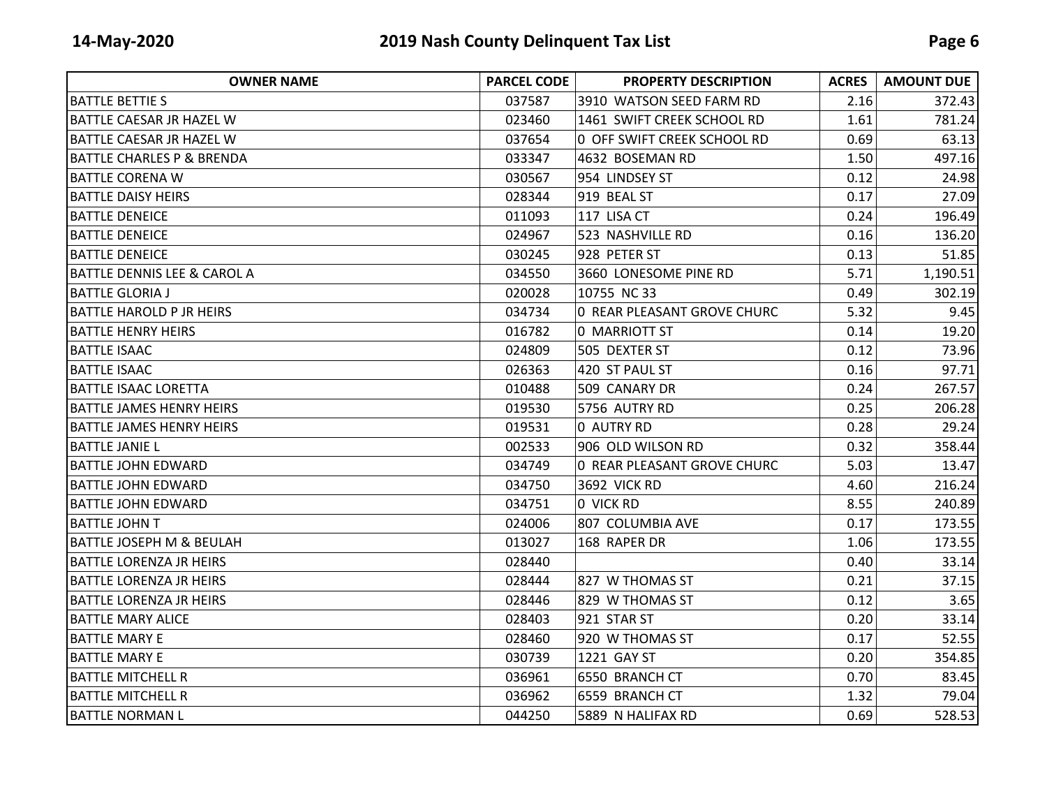| OWNER NAME | PARCEL CODE | PROPERTY DESCRIPTION | ACRES | AMOUNT DUE |
|---|---|---|---|---|
| BATTLE BETTIE S | 037587 | 3910 WATSON SEED FARM RD | 2.16 | 372.43 |
| BATTLE CAESAR JR HAZEL W | 023460 | 1461 SWIFT CREEK SCHOOL RD | 1.61 | 781.24 |
| BATTLE CAESAR JR HAZEL W | 037654 | 0 OFF SWIFT CREEK SCHOOL RD | 0.69 | 63.13 |
| BATTLE CHARLES P & BRENDA | 033347 | 4632 BOSEMAN RD | 1.50 | 497.16 |
| BATTLE CORENA W | 030567 | 954 LINDSEY ST | 0.12 | 24.98 |
| BATTLE DAISY HEIRS | 028344 | 919 BEAL ST | 0.17 | 27.09 |
| BATTLE DENEICE | 011093 | 117 LISA CT | 0.24 | 196.49 |
| BATTLE DENEICE | 024967 | 523 NASHVILLE RD | 0.16 | 136.20 |
| BATTLE DENEICE | 030245 | 928 PETER ST | 0.13 | 51.85 |
| BATTLE DENNIS LEE & CAROL A | 034550 | 3660 LONESOME PINE RD | 5.71 | 1,190.51 |
| BATTLE GLORIA J | 020028 | 10755 NC 33 | 0.49 | 302.19 |
| BATTLE HAROLD P JR HEIRS | 034734 | 0 REAR PLEASANT GROVE CHURC | 5.32 | 9.45 |
| BATTLE HENRY HEIRS | 016782 | 0 MARRIOTT ST | 0.14 | 19.20 |
| BATTLE ISAAC | 024809 | 505 DEXTER ST | 0.12 | 73.96 |
| BATTLE ISAAC | 026363 | 420 ST PAUL ST | 0.16 | 97.71 |
| BATTLE ISAAC LORETTA | 010488 | 509 CANARY DR | 0.24 | 267.57 |
| BATTLE JAMES HENRY HEIRS | 019530 | 5756 AUTRY RD | 0.25 | 206.28 |
| BATTLE JAMES HENRY HEIRS | 019531 | 0 AUTRY RD | 0.28 | 29.24 |
| BATTLE JANIE L | 002533 | 906 OLD WILSON RD | 0.32 | 358.44 |
| BATTLE JOHN EDWARD | 034749 | 0 REAR PLEASANT GROVE CHURC | 5.03 | 13.47 |
| BATTLE JOHN EDWARD | 034750 | 3692 VICK RD | 4.60 | 216.24 |
| BATTLE JOHN EDWARD | 034751 | 0 VICK RD | 8.55 | 240.89 |
| BATTLE JOHN T | 024006 | 807 COLUMBIA AVE | 0.17 | 173.55 |
| BATTLE JOSEPH M & BEULAH | 013027 | 168 RAPER DR | 1.06 | 173.55 |
| BATTLE LORENZA JR HEIRS | 028440 | | 0.40 | 33.14 |
| BATTLE LORENZA JR HEIRS | 028444 | 827 W THOMAS ST | 0.21 | 37.15 |
| BATTLE LORENZA JR HEIRS | 028446 | 829 W THOMAS ST | 0.12 | 3.65 |
| BATTLE MARY ALICE | 028403 | 921 STAR ST | 0.20 | 33.14 |
| BATTLE MARY E | 028460 | 920 W THOMAS ST | 0.17 | 52.55 |
| BATTLE MARY E | 030739 | 1221 GAY ST | 0.20 | 354.85 |
| BATTLE MITCHELL R | 036961 | 6550 BRANCH CT | 0.70 | 83.45 |
| BATTLE MITCHELL R | 036962 | 6559 BRANCH CT | 1.32 | 79.04 |
| BATTLE NORMAN L | 044250 | 5889 N HALIFAX RD | 0.69 | 528.53 |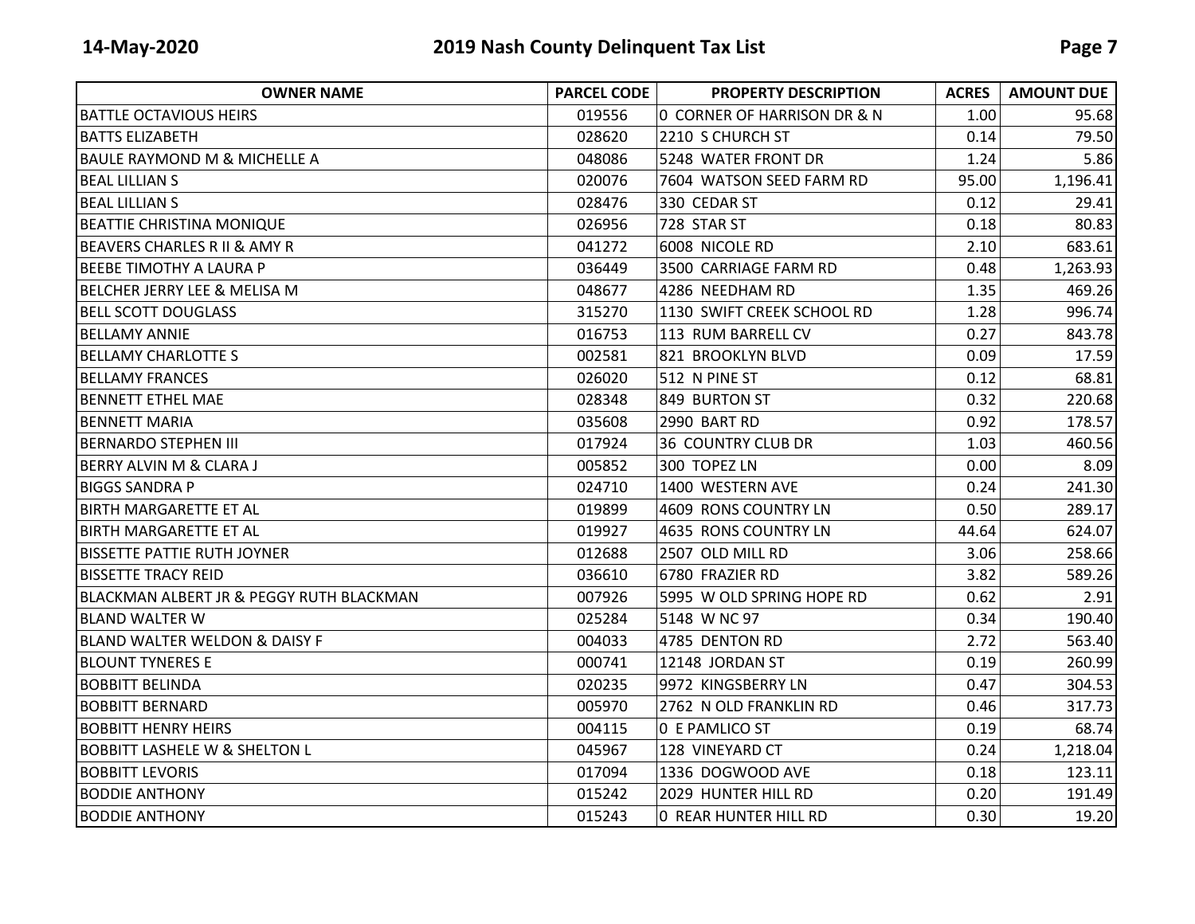| OWNER NAME | PARCEL CODE | PROPERTY DESCRIPTION | ACRES | AMOUNT DUE |
|---|---|---|---|---|
| BATTLE OCTAVIOUS HEIRS | 019556 | 0 CORNER OF HARRISON DR & N | 1.00 | 95.68 |
| BATTS ELIZABETH | 028620 | 2210 S CHURCH ST | 0.14 | 79.50 |
| BAULE RAYMOND M & MICHELLE A | 048086 | 5248 WATER FRONT DR | 1.24 | 5.86 |
| BEAL LILLIAN S | 020076 | 7604 WATSON SEED FARM RD | 95.00 | 1,196.41 |
| BEAL LILLIAN S | 028476 | 330 CEDAR ST | 0.12 | 29.41 |
| BEATTIE CHRISTINA MONIQUE | 026956 | 728 STAR ST | 0.18 | 80.83 |
| BEAVERS CHARLES R II & AMY R | 041272 | 6008 NICOLE RD | 2.10 | 683.61 |
| BEEBE TIMOTHY A LAURA P | 036449 | 3500 CARRIAGE FARM RD | 0.48 | 1,263.93 |
| BELCHER JERRY LEE & MELISA M | 048677 | 4286 NEEDHAM RD | 1.35 | 469.26 |
| BELL SCOTT DOUGLASS | 315270 | 1130 SWIFT CREEK SCHOOL RD | 1.28 | 996.74 |
| BELLAMY ANNIE | 016753 | 113 RUM BARRELL CV | 0.27 | 843.78 |
| BELLAMY CHARLOTTE S | 002581 | 821 BROOKLYN BLVD | 0.09 | 17.59 |
| BELLAMY FRANCES | 026020 | 512 N PINE ST | 0.12 | 68.81 |
| BENNETT ETHEL MAE | 028348 | 849 BURTON ST | 0.32 | 220.68 |
| BENNETT MARIA | 035608 | 2990 BART RD | 0.92 | 178.57 |
| BERNARDO STEPHEN III | 017924 | 36 COUNTRY CLUB DR | 1.03 | 460.56 |
| BERRY ALVIN M & CLARA J | 005852 | 300 TOPEZ LN | 0.00 | 8.09 |
| BIGGS SANDRA P | 024710 | 1400 WESTERN AVE | 0.24 | 241.30 |
| BIRTH MARGARETTE ET AL | 019899 | 4609 RONS COUNTRY LN | 0.50 | 289.17 |
| BIRTH MARGARETTE ET AL | 019927 | 4635 RONS COUNTRY LN | 44.64 | 624.07 |
| BISSETTE PATTIE RUTH JOYNER | 012688 | 2507 OLD MILL RD | 3.06 | 258.66 |
| BISSETTE TRACY REID | 036610 | 6780 FRAZIER RD | 3.82 | 589.26 |
| BLACKMAN ALBERT JR & PEGGY RUTH BLACKMAN | 007926 | 5995 W OLD SPRING HOPE RD | 0.62 | 2.91 |
| BLAND WALTER W | 025284 | 5148 W NC 97 | 0.34 | 190.40 |
| BLAND WALTER WELDON & DAISY F | 004033 | 4785 DENTON RD | 2.72 | 563.40 |
| BLOUNT TYNERES E | 000741 | 12148 JORDAN ST | 0.19 | 260.99 |
| BOBBITT BELINDA | 020235 | 9972 KINGSBERRY LN | 0.47 | 304.53 |
| BOBBITT BERNARD | 005970 | 2762 N OLD FRANKLIN RD | 0.46 | 317.73 |
| BOBBITT HENRY HEIRS | 004115 | 0 E PAMLICO ST | 0.19 | 68.74 |
| BOBBITT LASHELE W & SHELTON L | 045967 | 128 VINEYARD CT | 0.24 | 1,218.04 |
| BOBBITT LEVORIS | 017094 | 1336 DOGWOOD AVE | 0.18 | 123.11 |
| BODDIE ANTHONY | 015242 | 2029 HUNTER HILL RD | 0.20 | 191.49 |
| BODDIE ANTHONY | 015243 | 0 REAR HUNTER HILL RD | 0.30 | 19.20 |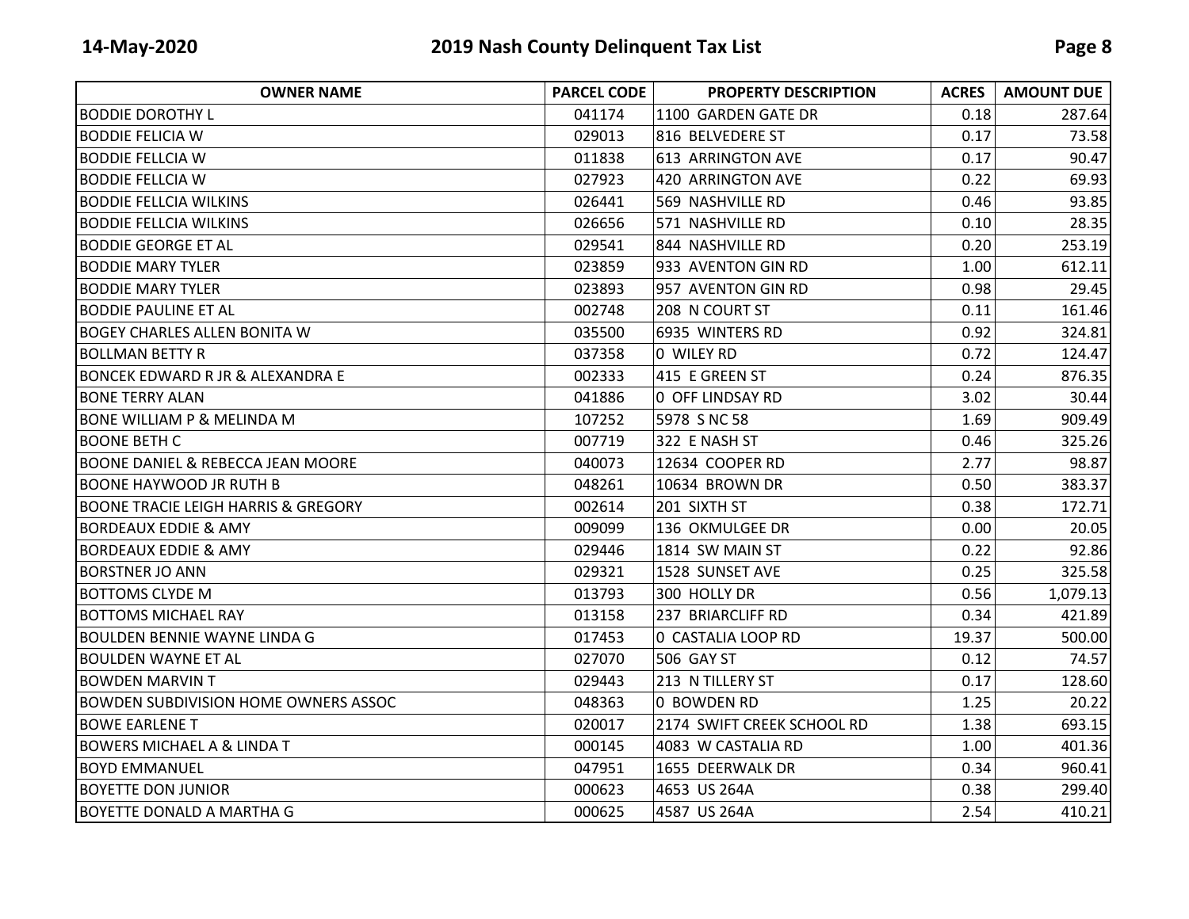| OWNER NAME | PARCEL CODE | PROPERTY DESCRIPTION | ACRES | AMOUNT DUE |
|---|---|---|---|---|
| BODDIE DOROTHY L | 041174 | 1100 GARDEN GATE DR | 0.18 | 287.64 |
| BODDIE FELICIA W | 029013 | 816 BELVEDERE ST | 0.17 | 73.58 |
| BODDIE FELLCIA W | 011838 | 613 ARRINGTON AVE | 0.17 | 90.47 |
| BODDIE FELLCIA W | 027923 | 420 ARRINGTON AVE | 0.22 | 69.93 |
| BODDIE FELLCIA WILKINS | 026441 | 569 NASHVILLE RD | 0.46 | 93.85 |
| BODDIE FELLCIA WILKINS | 026656 | 571 NASHVILLE RD | 0.10 | 28.35 |
| BODDIE GEORGE ET AL | 029541 | 844 NASHVILLE RD | 0.20 | 253.19 |
| BODDIE MARY TYLER | 023859 | 933 AVENTON GIN RD | 1.00 | 612.11 |
| BODDIE MARY TYLER | 023893 | 957 AVENTON GIN RD | 0.98 | 29.45 |
| BODDIE PAULINE ET AL | 002748 | 208 N COURT ST | 0.11 | 161.46 |
| BOGEY CHARLES ALLEN BONITA W | 035500 | 6935 WINTERS RD | 0.92 | 324.81 |
| BOLLMAN BETTY R | 037358 | 0 WILEY RD | 0.72 | 124.47 |
| BONCEK EDWARD R JR & ALEXANDRA E | 002333 | 415 E GREEN ST | 0.24 | 876.35 |
| BONE TERRY ALAN | 041886 | 0 OFF LINDSAY RD | 3.02 | 30.44 |
| BONE WILLIAM P & MELINDA M | 107252 | 5978 S NC 58 | 1.69 | 909.49 |
| BOONE BETH C | 007719 | 322 E NASH ST | 0.46 | 325.26 |
| BOONE DANIEL & REBECCA JEAN MOORE | 040073 | 12634 COOPER RD | 2.77 | 98.87 |
| BOONE HAYWOOD JR RUTH B | 048261 | 10634 BROWN DR | 0.50 | 383.37 |
| BOONE TRACIE LEIGH HARRIS & GREGORY | 002614 | 201 SIXTH ST | 0.38 | 172.71 |
| BORDEAUX EDDIE & AMY | 009099 | 136 OKMULGEE DR | 0.00 | 20.05 |
| BORDEAUX EDDIE & AMY | 029446 | 1814 SW MAIN ST | 0.22 | 92.86 |
| BORSTNER JO ANN | 029321 | 1528 SUNSET AVE | 0.25 | 325.58 |
| BOTTOMS CLYDE M | 013793 | 300 HOLLY DR | 0.56 | 1,079.13 |
| BOTTOMS MICHAEL RAY | 013158 | 237 BRIARCLIFF RD | 0.34 | 421.89 |
| BOULDEN BENNIE WAYNE LINDA G | 017453 | 0 CASTALIA LOOP RD | 19.37 | 500.00 |
| BOULDEN WAYNE ET AL | 027070 | 506 GAY ST | 0.12 | 74.57 |
| BOWDEN MARVIN T | 029443 | 213 N TILLERY ST | 0.17 | 128.60 |
| BOWDEN SUBDIVISION HOME OWNERS ASSOC | 048363 | 0 BOWDEN RD | 1.25 | 20.22 |
| BOWE EARLENE T | 020017 | 2174 SWIFT CREEK SCHOOL RD | 1.38 | 693.15 |
| BOWERS MICHAEL A & LINDA T | 000145 | 4083 W CASTALIA RD | 1.00 | 401.36 |
| BOYD EMMANUEL | 047951 | 1655 DEERWALK DR | 0.34 | 960.41 |
| BOYETTE DON JUNIOR | 000623 | 4653 US 264A | 0.38 | 299.40 |
| BOYETTE DONALD A MARTHA G | 000625 | 4587 US 264A | 2.54 | 410.21 |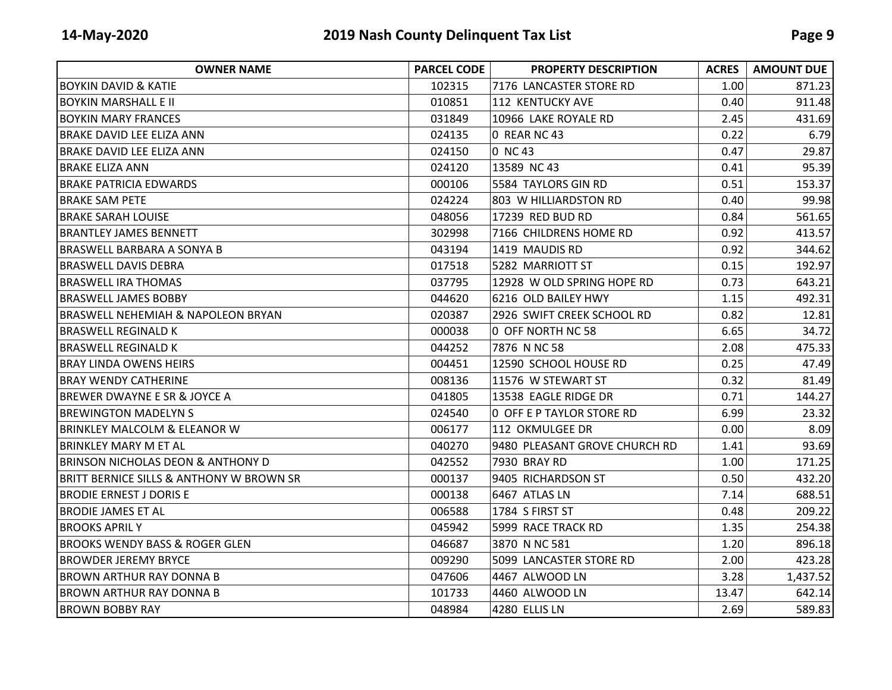| OWNER NAME | PARCEL CODE | PROPERTY DESCRIPTION | ACRES | AMOUNT DUE |
|---|---|---|---|---|
| BOYKIN DAVID & KATIE | 102315 | 7176 LANCASTER STORE RD | 1.00 | 871.23 |
| BOYKIN MARSHALL E II | 010851 | 112 KENTUCKY AVE | 0.40 | 911.48 |
| BOYKIN MARY FRANCES | 031849 | 10966 LAKE ROYALE RD | 2.45 | 431.69 |
| BRAKE DAVID LEE ELIZA ANN | 024135 | 0 REAR NC 43 | 0.22 | 6.79 |
| BRAKE DAVID LEE ELIZA ANN | 024150 | 0 NC 43 | 0.47 | 29.87 |
| BRAKE ELIZA ANN | 024120 | 13589 NC 43 | 0.41 | 95.39 |
| BRAKE PATRICIA EDWARDS | 000106 | 5584 TAYLORS GIN RD | 0.51 | 153.37 |
| BRAKE SAM PETE | 024224 | 803 W HILLIARDSTON RD | 0.40 | 99.98 |
| BRAKE SARAH LOUISE | 048056 | 17239 RED BUD RD | 0.84 | 561.65 |
| BRANTLEY JAMES BENNETT | 302998 | 7166 CHILDRENS HOME RD | 0.92 | 413.57 |
| BRASWELL BARBARA A SONYA B | 043194 | 1419 MAUDIS RD | 0.92 | 344.62 |
| BRASWELL DAVIS DEBRA | 017518 | 5282 MARRIOTT ST | 0.15 | 192.97 |
| BRASWELL IRA THOMAS | 037795 | 12928 W OLD SPRING HOPE RD | 0.73 | 643.21 |
| BRASWELL JAMES BOBBY | 044620 | 6216 OLD BAILEY HWY | 1.15 | 492.31 |
| BRASWELL NEHEMIAH & NAPOLEON BRYAN | 020387 | 2926 SWIFT CREEK SCHOOL RD | 0.82 | 12.81 |
| BRASWELL REGINALD K | 000038 | 0 OFF NORTH NC 58 | 6.65 | 34.72 |
| BRASWELL REGINALD K | 044252 | 7876 N NC 58 | 2.08 | 475.33 |
| BRAY LINDA OWENS HEIRS | 004451 | 12590 SCHOOL HOUSE RD | 0.25 | 47.49 |
| BRAY WENDY CATHERINE | 008136 | 11576 W STEWART ST | 0.32 | 81.49 |
| BREWER DWAYNE E SR & JOYCE A | 041805 | 13538 EAGLE RIDGE DR | 0.71 | 144.27 |
| BREWINGTON MADELYN S | 024540 | 0 OFF E P TAYLOR STORE RD | 6.99 | 23.32 |
| BRINKLEY MALCOLM & ELEANOR W | 006177 | 112 OKMULGEE DR | 0.00 | 8.09 |
| BRINKLEY MARY M ET AL | 040270 | 9480 PLEASANT GROVE CHURCH RD | 1.41 | 93.69 |
| BRINSON NICHOLAS DEON & ANTHONY D | 042552 | 7930 BRAY RD | 1.00 | 171.25 |
| BRITT BERNICE SILLS & ANTHONY W BROWN SR | 000137 | 9405 RICHARDSON ST | 0.50 | 432.20 |
| BRODIE ERNEST J DORIS E | 000138 | 6467 ATLAS LN | 7.14 | 688.51 |
| BRODIE JAMES ET AL | 006588 | 1784 S FIRST ST | 0.48 | 209.22 |
| BROOKS APRIL Y | 045942 | 5999 RACE TRACK RD | 1.35 | 254.38 |
| BROOKS WENDY BASS & ROGER GLEN | 046687 | 3870 N NC 581 | 1.20 | 896.18 |
| BROWDER JEREMY BRYCE | 009290 | 5099 LANCASTER STORE RD | 2.00 | 423.28 |
| BROWN ARTHUR RAY DONNA B | 047606 | 4467 ALWOOD LN | 3.28 | 1,437.52 |
| BROWN ARTHUR RAY DONNA B | 101733 | 4460 ALWOOD LN | 13.47 | 642.14 |
| BROWN BOBBY RAY | 048984 | 4280 ELLIS LN | 2.69 | 589.83 |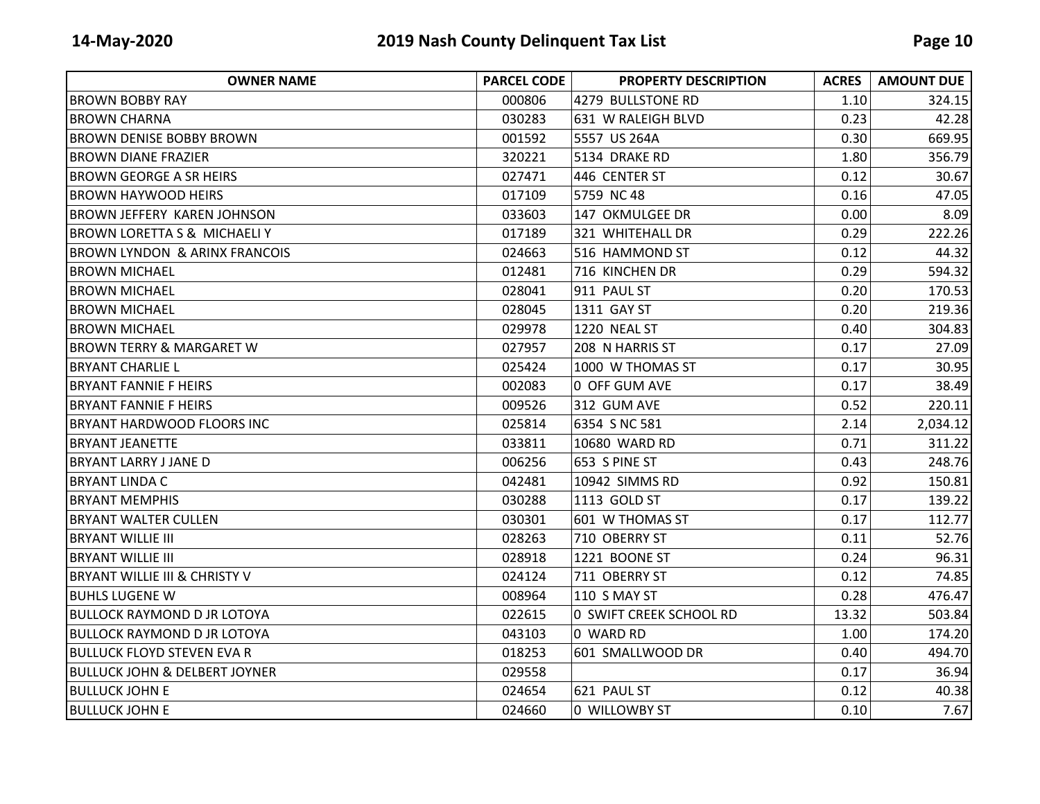| OWNER NAME | PARCEL CODE | PROPERTY DESCRIPTION | ACRES | AMOUNT DUE |
|---|---|---|---|---|
| BROWN BOBBY RAY | 000806 | 4279 BULLSTONE RD | 1.10 | 324.15 |
| BROWN CHARNA | 030283 | 631 W RALEIGH BLVD | 0.23 | 42.28 |
| BROWN DENISE BOBBY BROWN | 001592 | 5557 US 264A | 0.30 | 669.95 |
| BROWN DIANE FRAZIER | 320221 | 5134 DRAKE RD | 1.80 | 356.79 |
| BROWN GEORGE A SR HEIRS | 027471 | 446 CENTER ST | 0.12 | 30.67 |
| BROWN HAYWOOD HEIRS | 017109 | 5759 NC 48 | 0.16 | 47.05 |
| BROWN JEFFERY KAREN JOHNSON | 033603 | 147 OKMULGEE DR | 0.00 | 8.09 |
| BROWN LORETTA S & MICHAELI Y | 017189 | 321 WHITEHALL DR | 0.29 | 222.26 |
| BROWN LYNDON & ARINX FRANCOIS | 024663 | 516 HAMMOND ST | 0.12 | 44.32 |
| BROWN MICHAEL | 012481 | 716 KINCHEN DR | 0.29 | 594.32 |
| BROWN MICHAEL | 028041 | 911 PAUL ST | 0.20 | 170.53 |
| BROWN MICHAEL | 028045 | 1311 GAY ST | 0.20 | 219.36 |
| BROWN MICHAEL | 029978 | 1220 NEAL ST | 0.40 | 304.83 |
| BROWN TERRY & MARGARET W | 027957 | 208 N HARRIS ST | 0.17 | 27.09 |
| BRYANT CHARLIE L | 025424 | 1000 W THOMAS ST | 0.17 | 30.95 |
| BRYANT FANNIE F HEIRS | 002083 | 0 OFF GUM AVE | 0.17 | 38.49 |
| BRYANT FANNIE F HEIRS | 009526 | 312 GUM AVE | 0.52 | 220.11 |
| BRYANT HARDWOOD FLOORS INC | 025814 | 6354 S NC 581 | 2.14 | 2,034.12 |
| BRYANT JEANETTE | 033811 | 10680 WARD RD | 0.71 | 311.22 |
| BRYANT LARRY J JANE D | 006256 | 653 S PINE ST | 0.43 | 248.76 |
| BRYANT LINDA C | 042481 | 10942 SIMMS RD | 0.92 | 150.81 |
| BRYANT MEMPHIS | 030288 | 1113 GOLD ST | 0.17 | 139.22 |
| BRYANT WALTER CULLEN | 030301 | 601 W THOMAS ST | 0.17 | 112.77 |
| BRYANT WILLIE III | 028263 | 710 OBERRY ST | 0.11 | 52.76 |
| BRYANT WILLIE III | 028918 | 1221 BOONE ST | 0.24 | 96.31 |
| BRYANT WILLIE III & CHRISTY V | 024124 | 711 OBERRY ST | 0.12 | 74.85 |
| BUHLS LUGENE W | 008964 | 110 S MAY ST | 0.28 | 476.47 |
| BULLOCK RAYMOND D JR LOTOYA | 022615 | 0 SWIFT CREEK SCHOOL RD | 13.32 | 503.84 |
| BULLOCK RAYMOND D JR LOTOYA | 043103 | 0 WARD RD | 1.00 | 174.20 |
| BULLUCK FLOYD STEVEN EVA R | 018253 | 601 SMALLWOOD DR | 0.40 | 494.70 |
| BULLUCK JOHN & DELBERT JOYNER | 029558 | | 0.17 | 36.94 |
| BULLUCK JOHN E | 024654 | 621 PAUL ST | 0.12 | 40.38 |
| BULLUCK JOHN E | 024660 | 0 WILLOWBY ST | 0.10 | 7.67 |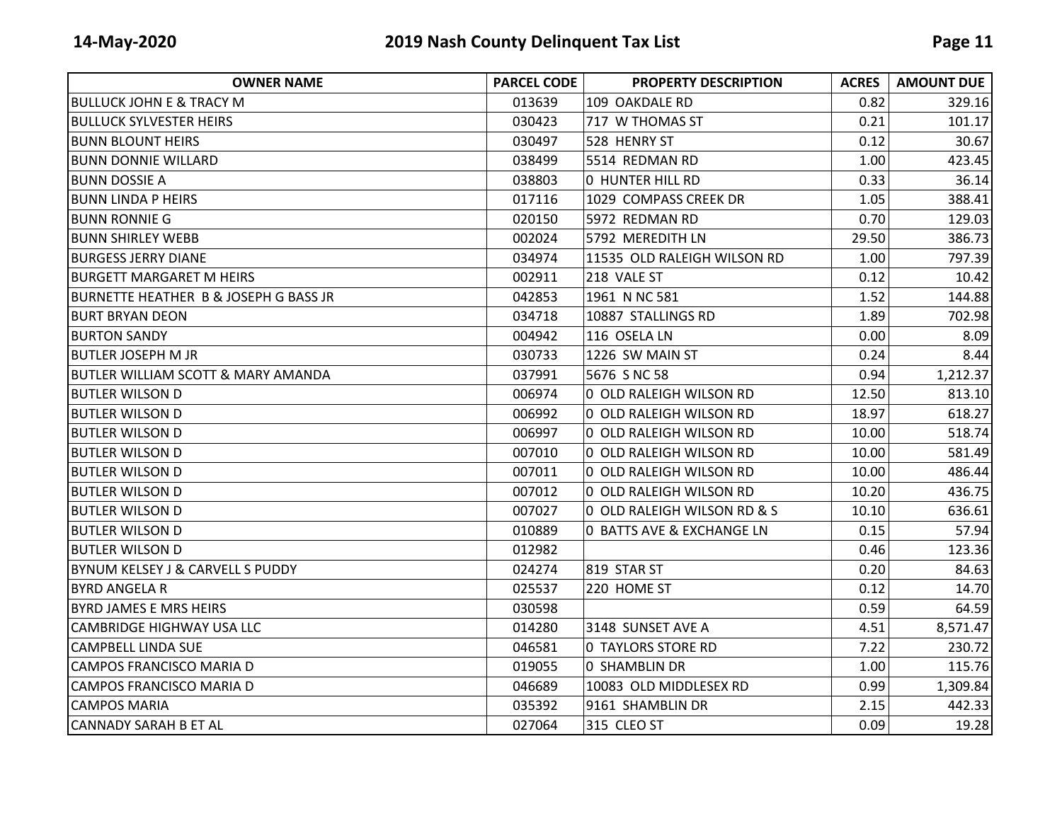| OWNER NAME | PARCEL CODE | PROPERTY DESCRIPTION | ACRES | AMOUNT DUE |
|---|---|---|---|---|
| BULLUCK JOHN E & TRACY M | 013639 | 109 OAKDALE RD | 0.82 | 329.16 |
| BULLUCK SYLVESTER HEIRS | 030423 | 717 W THOMAS ST | 0.21 | 101.17 |
| BUNN BLOUNT HEIRS | 030497 | 528 HENRY ST | 0.12 | 30.67 |
| BUNN DONNIE WILLARD | 038499 | 5514 REDMAN RD | 1.00 | 423.45 |
| BUNN DOSSIE A | 038803 | 0 HUNTER HILL RD | 0.33 | 36.14 |
| BUNN LINDA P HEIRS | 017116 | 1029 COMPASS CREEK DR | 1.05 | 388.41 |
| BUNN RONNIE G | 020150 | 5972 REDMAN RD | 0.70 | 129.03 |
| BUNN SHIRLEY WEBB | 002024 | 5792 MEREDITH LN | 29.50 | 386.73 |
| BURGESS JERRY DIANE | 034974 | 11535 OLD RALEIGH WILSON RD | 1.00 | 797.39 |
| BURGETT MARGARET M HEIRS | 002911 | 218 VALE ST | 0.12 | 10.42 |
| BURNETTE HEATHER B & JOSEPH G BASS JR | 042853 | 1961 N NC 581 | 1.52 | 144.88 |
| BURT BRYAN DEON | 034718 | 10887 STALLINGS RD | 1.89 | 702.98 |
| BURTON SANDY | 004942 | 116 OSELA LN | 0.00 | 8.09 |
| BUTLER JOSEPH M JR | 030733 | 1226 SW MAIN ST | 0.24 | 8.44 |
| BUTLER WILLIAM SCOTT & MARY AMANDA | 037991 | 5676 S NC 58 | 0.94 | 1,212.37 |
| BUTLER WILSON D | 006974 | 0 OLD RALEIGH WILSON RD | 12.50 | 813.10 |
| BUTLER WILSON D | 006992 | 0 OLD RALEIGH WILSON RD | 18.97 | 618.27 |
| BUTLER WILSON D | 006997 | 0 OLD RALEIGH WILSON RD | 10.00 | 518.74 |
| BUTLER WILSON D | 007010 | 0 OLD RALEIGH WILSON RD | 10.00 | 581.49 |
| BUTLER WILSON D | 007011 | 0 OLD RALEIGH WILSON RD | 10.00 | 486.44 |
| BUTLER WILSON D | 007012 | 0 OLD RALEIGH WILSON RD | 10.20 | 436.75 |
| BUTLER WILSON D | 007027 | 0 OLD RALEIGH WILSON RD & S | 10.10 | 636.61 |
| BUTLER WILSON D | 010889 | 0 BATTS AVE & EXCHANGE LN | 0.15 | 57.94 |
| BUTLER WILSON D | 012982 | | 0.46 | 123.36 |
| BYNUM KELSEY J & CARVELL S PUDDY | 024274 | 819 STAR ST | 0.20 | 84.63 |
| BYRD ANGELA R | 025537 | 220 HOME ST | 0.12 | 14.70 |
| BYRD JAMES E MRS HEIRS | 030598 | | 0.59 | 64.59 |
| CAMBRIDGE HIGHWAY USA LLC | 014280 | 3148 SUNSET AVE A | 4.51 | 8,571.47 |
| CAMPBELL LINDA SUE | 046581 | 0 TAYLORS STORE RD | 7.22 | 230.72 |
| CAMPOS FRANCISCO MARIA D | 019055 | 0 SHAMBLIN DR | 1.00 | 115.76 |
| CAMPOS FRANCISCO MARIA D | 046689 | 10083 OLD MIDDLESEX RD | 0.99 | 1,309.84 |
| CAMPOS MARIA | 035392 | 9161 SHAMBLIN DR | 2.15 | 442.33 |
| CANNADY SARAH B ET AL | 027064 | 315 CLEO ST | 0.09 | 19.28 |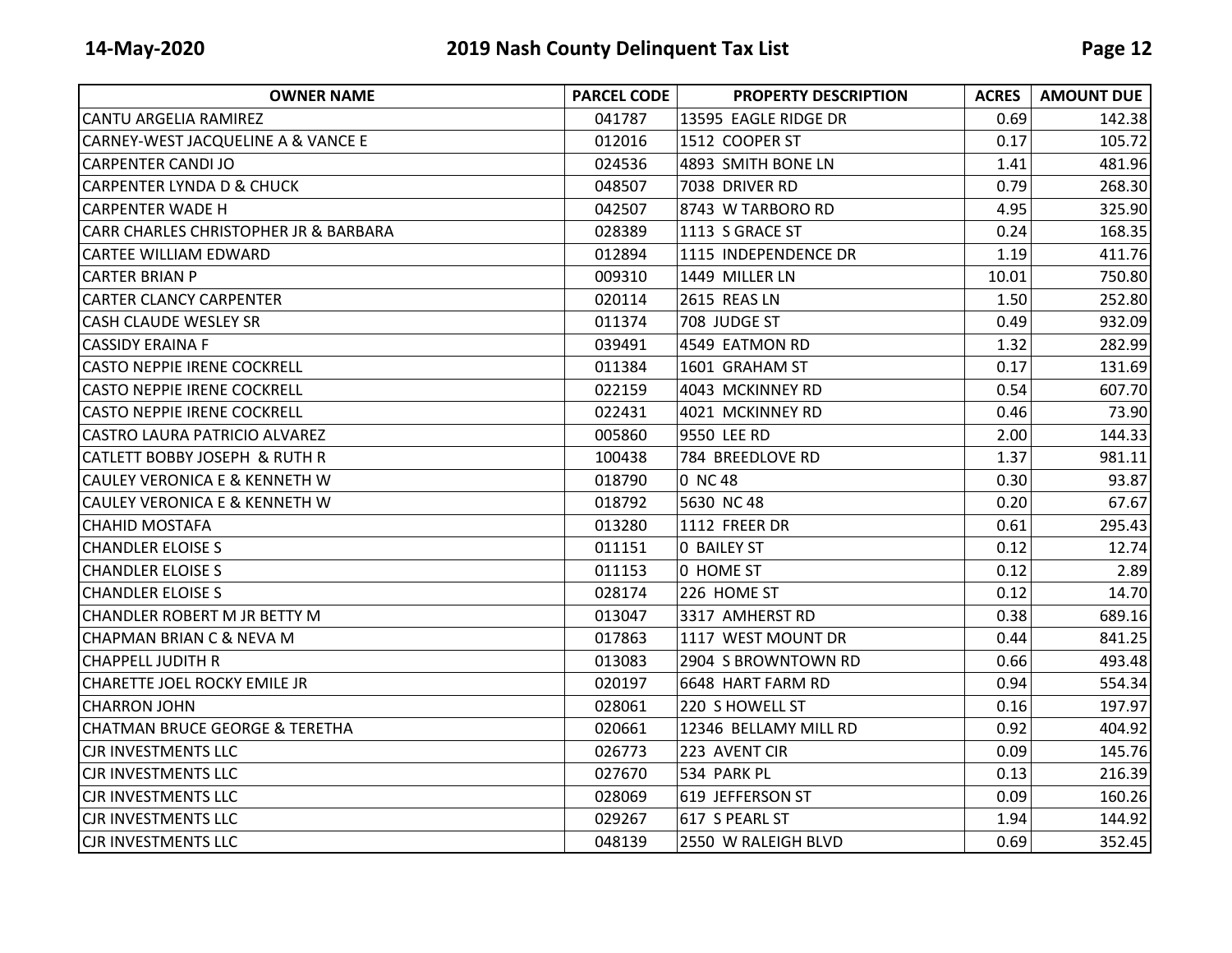| OWNER NAME | PARCEL CODE | PROPERTY DESCRIPTION | ACRES | AMOUNT DUE |
|---|---|---|---|---|
| CANTU ARGELIA RAMIREZ | 041787 | 13595 EAGLE RIDGE DR | 0.69 | 142.38 |
| CARNEY-WEST JACQUELINE A & VANCE E | 012016 | 1512 COOPER ST | 0.17 | 105.72 |
| CARPENTER CANDI JO | 024536 | 4893 SMITH BONE LN | 1.41 | 481.96 |
| CARPENTER LYNDA D & CHUCK | 048507 | 7038 DRIVER RD | 0.79 | 268.30 |
| CARPENTER WADE H | 042507 | 8743 W TARBORO RD | 4.95 | 325.90 |
| CARR CHARLES CHRISTOPHER JR & BARBARA | 028389 | 1113 S GRACE ST | 0.24 | 168.35 |
| CARTEE WILLIAM EDWARD | 012894 | 1115 INDEPENDENCE DR | 1.19 | 411.76 |
| CARTER BRIAN P | 009310 | 1449 MILLER LN | 10.01 | 750.80 |
| CARTER CLANCY CARPENTER | 020114 | 2615 REAS LN | 1.50 | 252.80 |
| CASH CLAUDE WESLEY SR | 011374 | 708 JUDGE ST | 0.49 | 932.09 |
| CASSIDY ERAINA F | 039491 | 4549 EATMON RD | 1.32 | 282.99 |
| CASTO NEPPIE IRENE COCKRELL | 011384 | 1601 GRAHAM ST | 0.17 | 131.69 |
| CASTO NEPPIE IRENE COCKRELL | 022159 | 4043 MCKINNEY RD | 0.54 | 607.70 |
| CASTO NEPPIE IRENE COCKRELL | 022431 | 4021 MCKINNEY RD | 0.46 | 73.90 |
| CASTRO LAURA PATRICIO ALVAREZ | 005860 | 9550 LEE RD | 2.00 | 144.33 |
| CATLETT BOBBY JOSEPH & RUTH R | 100438 | 784 BREEDLOVE RD | 1.37 | 981.11 |
| CAULEY VERONICA E & KENNETH W | 018790 | 0 NC 48 | 0.30 | 93.87 |
| CAULEY VERONICA E & KENNETH W | 018792 | 5630 NC 48 | 0.20 | 67.67 |
| CHAHID MOSTAFA | 013280 | 1112 FREER DR | 0.61 | 295.43 |
| CHANDLER ELOISE S | 011151 | 0 BAILEY ST | 0.12 | 12.74 |
| CHANDLER ELOISE S | 011153 | 0 HOME ST | 0.12 | 2.89 |
| CHANDLER ELOISE S | 028174 | 226 HOME ST | 0.12 | 14.70 |
| CHANDLER ROBERT M JR BETTY M | 013047 | 3317 AMHERST RD | 0.38 | 689.16 |
| CHAPMAN BRIAN C & NEVA M | 017863 | 1117 WEST MOUNT DR | 0.44 | 841.25 |
| CHAPPELL JUDITH R | 013083 | 2904 S BROWNTOWN RD | 0.66 | 493.48 |
| CHARETTE JOEL ROCKY EMILE JR | 020197 | 6648 HART FARM RD | 0.94 | 554.34 |
| CHARRON JOHN | 028061 | 220 S HOWELL ST | 0.16 | 197.97 |
| CHATMAN BRUCE GEORGE & TERETHA | 020661 | 12346 BELLAMY MILL RD | 0.92 | 404.92 |
| CJR INVESTMENTS LLC | 026773 | 223 AVENT CIR | 0.09 | 145.76 |
| CJR INVESTMENTS LLC | 027670 | 534 PARK PL | 0.13 | 216.39 |
| CJR INVESTMENTS LLC | 028069 | 619 JEFFERSON ST | 0.09 | 160.26 |
| CJR INVESTMENTS LLC | 029267 | 617 S PEARL ST | 1.94 | 144.92 |
| CJR INVESTMENTS LLC | 048139 | 2550 W RALEIGH BLVD | 0.69 | 352.45 |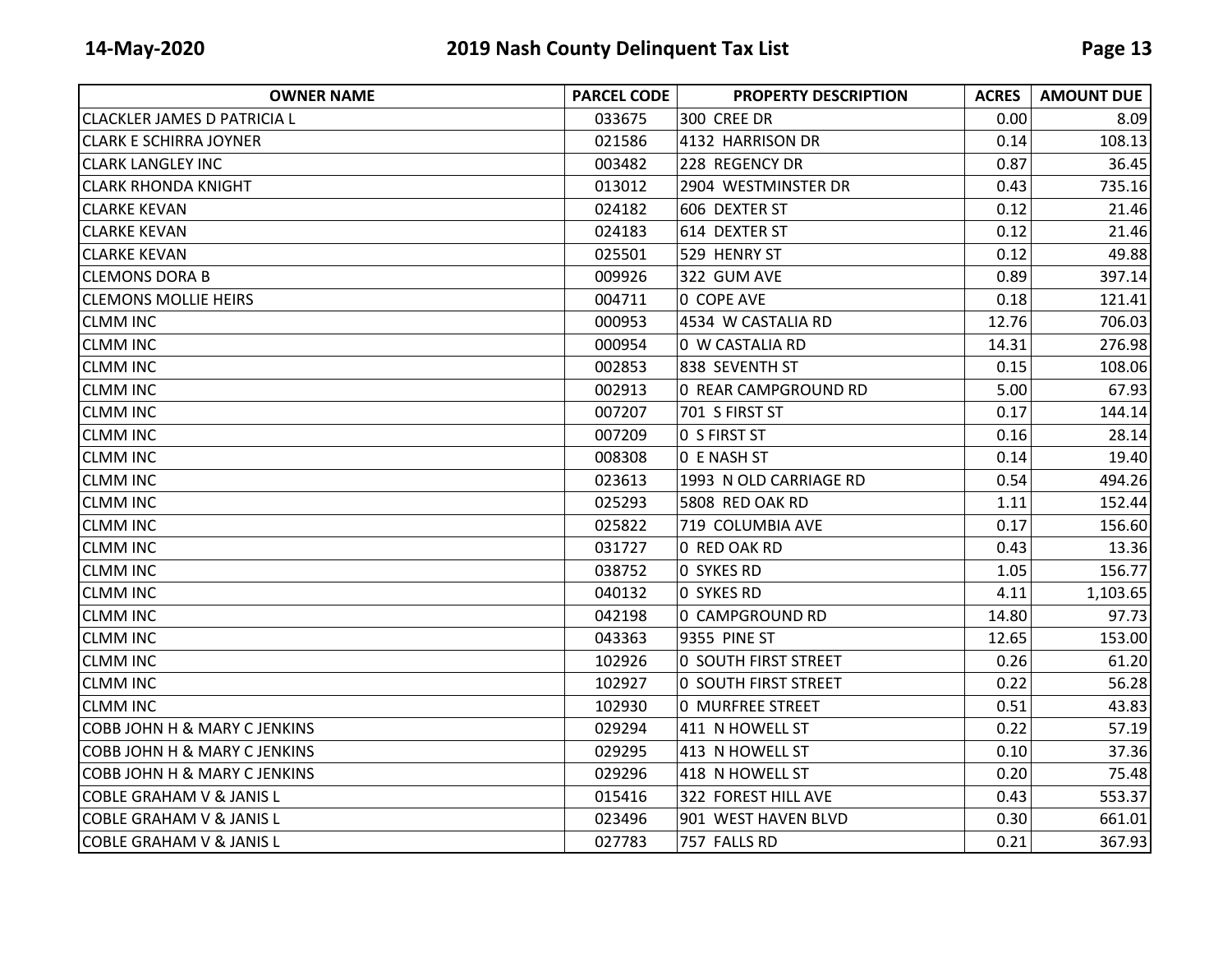| OWNER NAME | PARCEL CODE | PROPERTY DESCRIPTION | ACRES | AMOUNT DUE |
|---|---|---|---|---|
| CLACKLER JAMES D PATRICIA L | 033675 | 300 CREE DR | 0.00 | 8.09 |
| CLARK E SCHIRRA JOYNER | 021586 | 4132 HARRISON DR | 0.14 | 108.13 |
| CLARK LANGLEY INC | 003482 | 228 REGENCY DR | 0.87 | 36.45 |
| CLARK RHONDA KNIGHT | 013012 | 2904 WESTMINSTER DR | 0.43 | 735.16 |
| CLARKE KEVAN | 024182 | 606 DEXTER ST | 0.12 | 21.46 |
| CLARKE KEVAN | 024183 | 614 DEXTER ST | 0.12 | 21.46 |
| CLARKE KEVAN | 025501 | 529 HENRY ST | 0.12 | 49.88 |
| CLEMONS DORA B | 009926 | 322 GUM AVE | 0.89 | 397.14 |
| CLEMONS MOLLIE HEIRS | 004711 | 0 COPE AVE | 0.18 | 121.41 |
| CLMM INC | 000953 | 4534 W CASTALIA RD | 12.76 | 706.03 |
| CLMM INC | 000954 | 0 W CASTALIA RD | 14.31 | 276.98 |
| CLMM INC | 002853 | 838 SEVENTH ST | 0.15 | 108.06 |
| CLMM INC | 002913 | 0 REAR CAMPGROUND RD | 5.00 | 67.93 |
| CLMM INC | 007207 | 701 S FIRST ST | 0.17 | 144.14 |
| CLMM INC | 007209 | 0 S FIRST ST | 0.16 | 28.14 |
| CLMM INC | 008308 | 0 E NASH ST | 0.14 | 19.40 |
| CLMM INC | 023613 | 1993 N OLD CARRIAGE RD | 0.54 | 494.26 |
| CLMM INC | 025293 | 5808 RED OAK RD | 1.11 | 152.44 |
| CLMM INC | 025822 | 719 COLUMBIA AVE | 0.17 | 156.60 |
| CLMM INC | 031727 | 0 RED OAK RD | 0.43 | 13.36 |
| CLMM INC | 038752 | 0 SYKES RD | 1.05 | 156.77 |
| CLMM INC | 040132 | 0 SYKES RD | 4.11 | 1,103.65 |
| CLMM INC | 042198 | 0 CAMPGROUND RD | 14.80 | 97.73 |
| CLMM INC | 043363 | 9355 PINE ST | 12.65 | 153.00 |
| CLMM INC | 102926 | 0 SOUTH FIRST STREET | 0.26 | 61.20 |
| CLMM INC | 102927 | 0 SOUTH FIRST STREET | 0.22 | 56.28 |
| CLMM INC | 102930 | 0 MURFREE STREET | 0.51 | 43.83 |
| COBB JOHN H & MARY C JENKINS | 029294 | 411 N HOWELL ST | 0.22 | 57.19 |
| COBB JOHN H & MARY C JENKINS | 029295 | 413 N HOWELL ST | 0.10 | 37.36 |
| COBB JOHN H & MARY C JENKINS | 029296 | 418 N HOWELL ST | 0.20 | 75.48 |
| COBLE GRAHAM V & JANIS L | 015416 | 322 FOREST HILL AVE | 0.43 | 553.37 |
| COBLE GRAHAM V & JANIS L | 023496 | 901 WEST HAVEN BLVD | 0.30 | 661.01 |
| COBLE GRAHAM V & JANIS L | 027783 | 757 FALLS RD | 0.21 | 367.93 |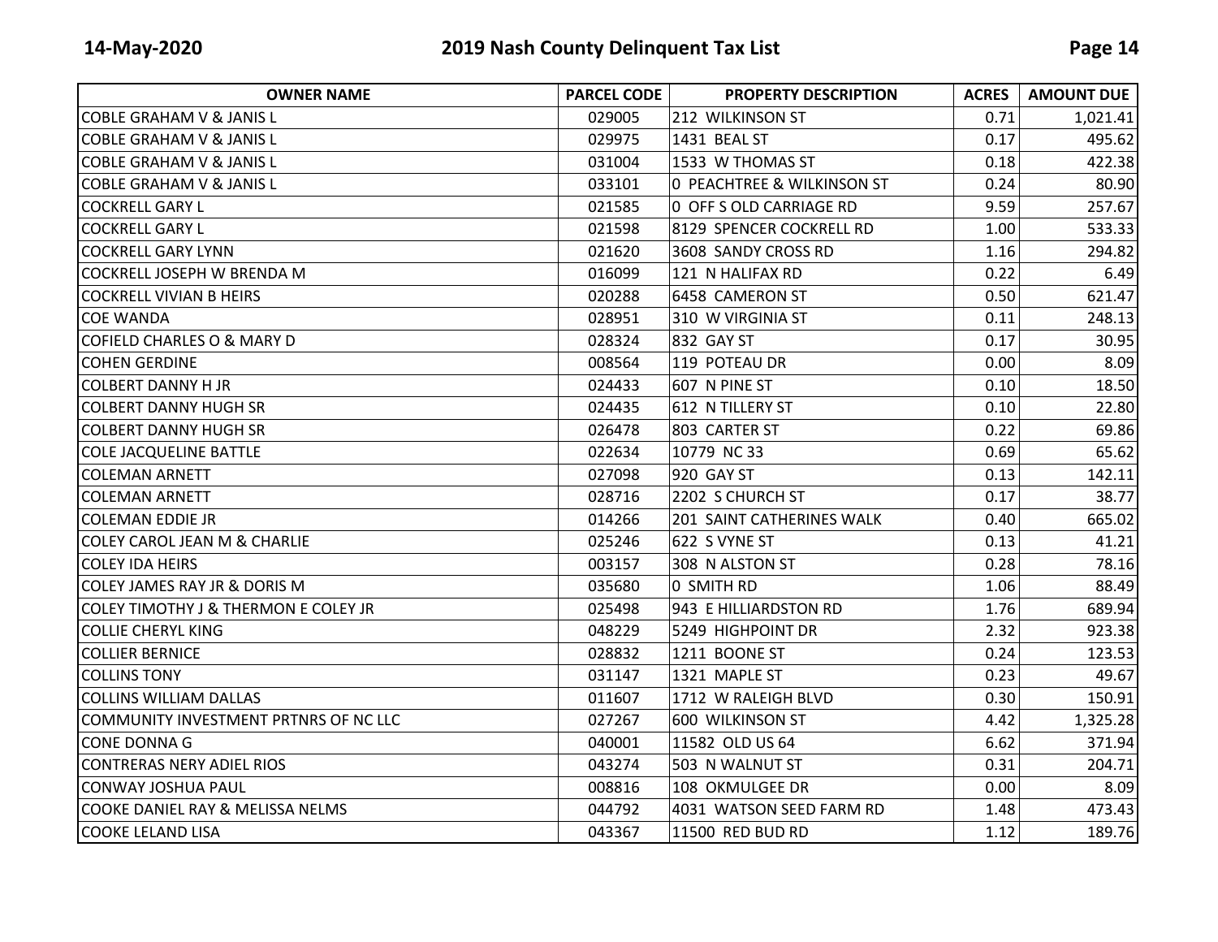| OWNER NAME | PARCEL CODE | PROPERTY DESCRIPTION | ACRES | AMOUNT DUE |
|---|---|---|---|---|
| COBLE GRAHAM V & JANIS L | 029005 | 212 WILKINSON ST | 0.71 | 1,021.41 |
| COBLE GRAHAM V & JANIS L | 029975 | 1431 BEAL ST | 0.17 | 495.62 |
| COBLE GRAHAM V & JANIS L | 031004 | 1533 W THOMAS ST | 0.18 | 422.38 |
| COBLE GRAHAM V & JANIS L | 033101 | 0 PEACHTREE & WILKINSON ST | 0.24 | 80.90 |
| COCKRELL GARY L | 021585 | 0 OFF S OLD CARRIAGE RD | 9.59 | 257.67 |
| COCKRELL GARY L | 021598 | 8129 SPENCER COCKRELL RD | 1.00 | 533.33 |
| COCKRELL GARY LYNN | 021620 | 3608 SANDY CROSS RD | 1.16 | 294.82 |
| COCKRELL JOSEPH W BRENDA M | 016099 | 121 N HALIFAX RD | 0.22 | 6.49 |
| COCKRELL VIVIAN B HEIRS | 020288 | 6458 CAMERON ST | 0.50 | 621.47 |
| COE WANDA | 028951 | 310 W VIRGINIA ST | 0.11 | 248.13 |
| COFIELD CHARLES O & MARY D | 028324 | 832 GAY ST | 0.17 | 30.95 |
| COHEN GERDINE | 008564 | 119 POTEAU DR | 0.00 | 8.09 |
| COLBERT DANNY H JR | 024433 | 607 N PINE ST | 0.10 | 18.50 |
| COLBERT DANNY HUGH SR | 024435 | 612 N TILLERY ST | 0.10 | 22.80 |
| COLBERT DANNY HUGH SR | 026478 | 803 CARTER ST | 0.22 | 69.86 |
| COLE JACQUELINE BATTLE | 022634 | 10779 NC 33 | 0.69 | 65.62 |
| COLEMAN ARNETT | 027098 | 920 GAY ST | 0.13 | 142.11 |
| COLEMAN ARNETT | 028716 | 2202 S CHURCH ST | 0.17 | 38.77 |
| COLEMAN EDDIE JR | 014266 | 201 SAINT CATHERINES WALK | 0.40 | 665.02 |
| COLEY CAROL JEAN M & CHARLIE | 025246 | 622 S VYNE ST | 0.13 | 41.21 |
| COLEY IDA HEIRS | 003157 | 308 N ALSTON ST | 0.28 | 78.16 |
| COLEY JAMES RAY JR & DORIS M | 035680 | 0 SMITH RD | 1.06 | 88.49 |
| COLEY TIMOTHY J & THERMON E COLEY JR | 025498 | 943 E HILLIARDSTON RD | 1.76 | 689.94 |
| COLLIE CHERYL KING | 048229 | 5249 HIGHPOINT DR | 2.32 | 923.38 |
| COLLIER BERNICE | 028832 | 1211 BOONE ST | 0.24 | 123.53 |
| COLLINS TONY | 031147 | 1321 MAPLE ST | 0.23 | 49.67 |
| COLLINS WILLIAM DALLAS | 011607 | 1712 W RALEIGH BLVD | 0.30 | 150.91 |
| COMMUNITY INVESTMENT PRTNRS OF NC LLC | 027267 | 600 WILKINSON ST | 4.42 | 1,325.28 |
| CONE DONNA G | 040001 | 11582 OLD US 64 | 6.62 | 371.94 |
| CONTRERAS NERY ADIEL RIOS | 043274 | 503 N WALNUT ST | 0.31 | 204.71 |
| CONWAY JOSHUA PAUL | 008816 | 108 OKMULGEE DR | 0.00 | 8.09 |
| COOKE DANIEL RAY & MELISSA NELMS | 044792 | 4031 WATSON SEED FARM RD | 1.48 | 473.43 |
| COOKE LELAND LISA | 043367 | 11500 RED BUD RD | 1.12 | 189.76 |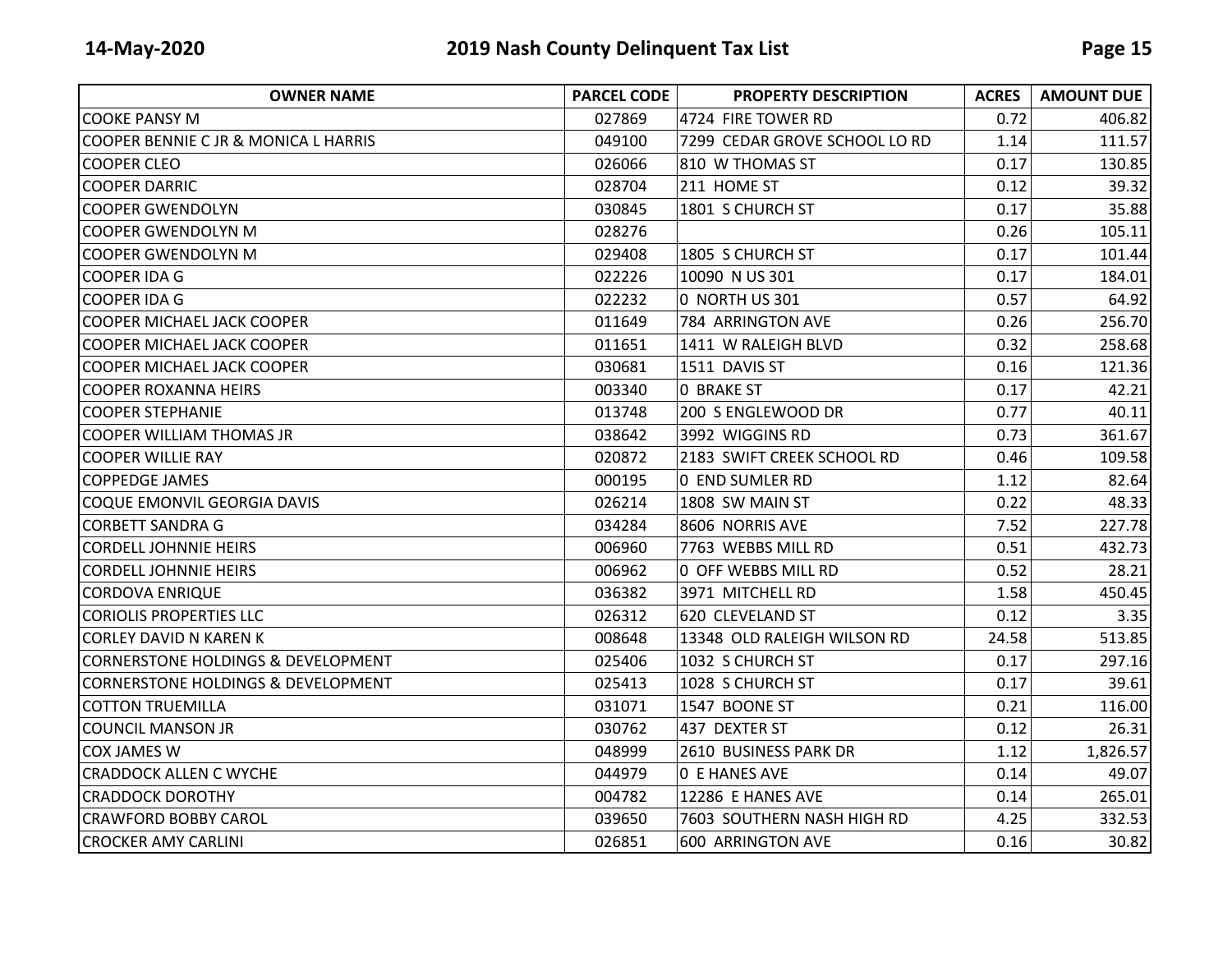| OWNER NAME | PARCEL CODE | PROPERTY DESCRIPTION | ACRES | AMOUNT DUE |
|---|---|---|---|---|
| COOKE PANSY M | 027869 | 4724 FIRE TOWER RD | 0.72 | 406.82 |
| COOPER BENNIE C JR & MONICA L HARRIS | 049100 | 7299 CEDAR GROVE SCHOOL LO RD | 1.14 | 111.57 |
| COOPER CLEO | 026066 | 810 W THOMAS ST | 0.17 | 130.85 |
| COOPER DARRIC | 028704 | 211 HOME ST | 0.12 | 39.32 |
| COOPER GWENDOLYN | 030845 | 1801 S CHURCH ST | 0.17 | 35.88 |
| COOPER GWENDOLYN M | 028276 | | 0.26 | 105.11 |
| COOPER GWENDOLYN M | 029408 | 1805 S CHURCH ST | 0.17 | 101.44 |
| COOPER IDA G | 022226 | 10090 N US 301 | 0.17 | 184.01 |
| COOPER IDA G | 022232 | 0 NORTH US 301 | 0.57 | 64.92 |
| COOPER MICHAEL JACK COOPER | 011649 | 784 ARRINGTON AVE | 0.26 | 256.70 |
| COOPER MICHAEL JACK COOPER | 011651 | 1411 W RALEIGH BLVD | 0.32 | 258.68 |
| COOPER MICHAEL JACK COOPER | 030681 | 1511 DAVIS ST | 0.16 | 121.36 |
| COOPER ROXANNA HEIRS | 003340 | 0 BRAKE ST | 0.17 | 42.21 |
| COOPER STEPHANIE | 013748 | 200 S ENGLEWOOD DR | 0.77 | 40.11 |
| COOPER WILLIAM THOMAS JR | 038642 | 3992 WIGGINS RD | 0.73 | 361.67 |
| COOPER WILLIE RAY | 020872 | 2183 SWIFT CREEK SCHOOL RD | 0.46 | 109.58 |
| COPPEDGE JAMES | 000195 | 0 END SUMLER RD | 1.12 | 82.64 |
| COQUE EMONVIL GEORGIA DAVIS | 026214 | 1808 SW MAIN ST | 0.22 | 48.33 |
| CORBETT SANDRA G | 034284 | 8606 NORRIS AVE | 7.52 | 227.78 |
| CORDELL JOHNNIE HEIRS | 006960 | 7763 WEBBS MILL RD | 0.51 | 432.73 |
| CORDELL JOHNNIE HEIRS | 006962 | 0 OFF WEBBS MILL RD | 0.52 | 28.21 |
| CORDOVA ENRIQUE | 036382 | 3971 MITCHELL RD | 1.58 | 450.45 |
| CORIOLIS PROPERTIES LLC | 026312 | 620 CLEVELAND ST | 0.12 | 3.35 |
| CORLEY DAVID N KAREN K | 008648 | 13348 OLD RALEIGH WILSON RD | 24.58 | 513.85 |
| CORNERSTONE HOLDINGS & DEVELOPMENT | 025406 | 1032 S CHURCH ST | 0.17 | 297.16 |
| CORNERSTONE HOLDINGS & DEVELOPMENT | 025413 | 1028 S CHURCH ST | 0.17 | 39.61 |
| COTTON TRUEMILLA | 031071 | 1547 BOONE ST | 0.21 | 116.00 |
| COUNCIL MANSON JR | 030762 | 437 DEXTER ST | 0.12 | 26.31 |
| COX JAMES W | 048999 | 2610 BUSINESS PARK DR | 1.12 | 1,826.57 |
| CRADDOCK ALLEN C WYCHE | 044979 | 0 E HANES AVE | 0.14 | 49.07 |
| CRADDOCK DOROTHY | 004782 | 12286 E HANES AVE | 0.14 | 265.01 |
| CRAWFORD BOBBY CAROL | 039650 | 7603 SOUTHERN NASH HIGH RD | 4.25 | 332.53 |
| CROCKER AMY CARLINI | 026851 | 600 ARRINGTON AVE | 0.16 | 30.82 |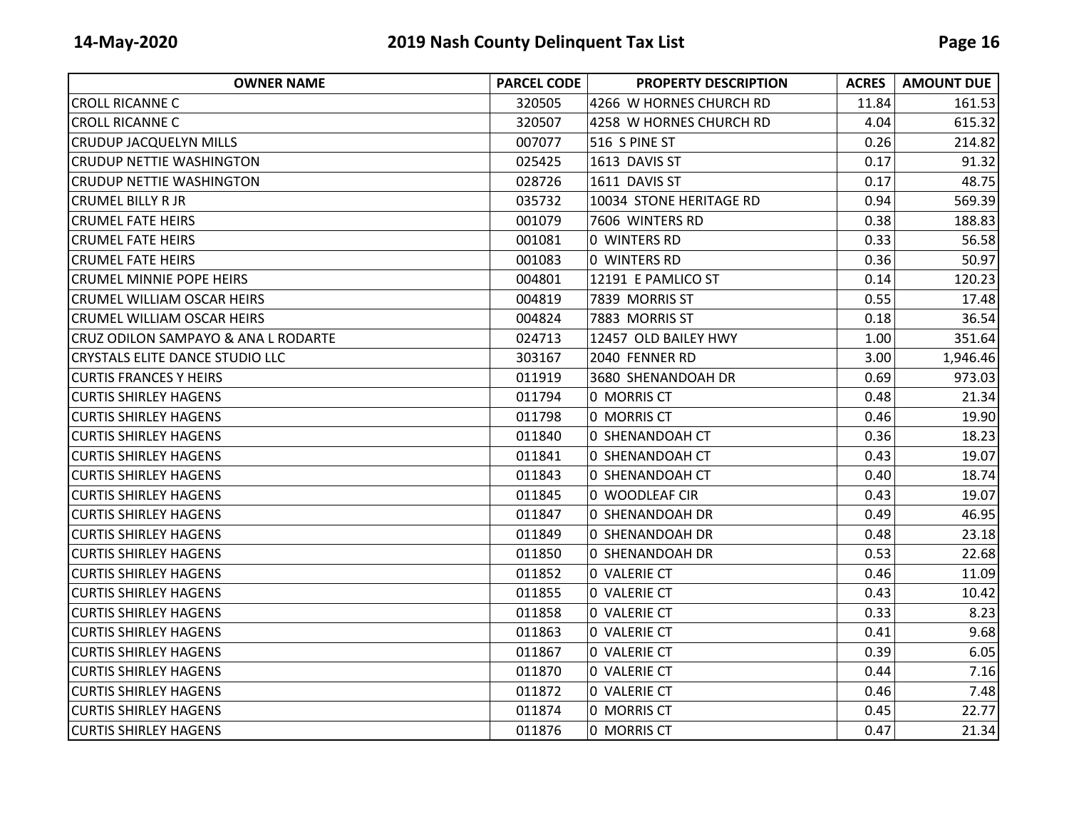| OWNER NAME | PARCEL CODE | PROPERTY DESCRIPTION | ACRES | AMOUNT DUE |
|---|---|---|---|---|
| CROLL RICANNE C | 320505 | 4266 W HORNES CHURCH RD | 11.84 | 161.53 |
| CROLL RICANNE C | 320507 | 4258 W HORNES CHURCH RD | 4.04 | 615.32 |
| CRUDUP JACQUELYN MILLS | 007077 | 516 S PINE ST | 0.26 | 214.82 |
| CRUDUP NETTIE WASHINGTON | 025425 | 1613 DAVIS ST | 0.17 | 91.32 |
| CRUDUP NETTIE WASHINGTON | 028726 | 1611 DAVIS ST | 0.17 | 48.75 |
| CRUMEL BILLY R JR | 035732 | 10034 STONE HERITAGE RD | 0.94 | 569.39 |
| CRUMEL FATE HEIRS | 001079 | 7606 WINTERS RD | 0.38 | 188.83 |
| CRUMEL FATE HEIRS | 001081 | 0 WINTERS RD | 0.33 | 56.58 |
| CRUMEL FATE HEIRS | 001083 | 0 WINTERS RD | 0.36 | 50.97 |
| CRUMEL MINNIE POPE HEIRS | 004801 | 12191 E PAMLICO ST | 0.14 | 120.23 |
| CRUMEL WILLIAM OSCAR HEIRS | 004819 | 7839 MORRIS ST | 0.55 | 17.48 |
| CRUMEL WILLIAM OSCAR HEIRS | 004824 | 7883 MORRIS ST | 0.18 | 36.54 |
| CRUZ ODILON SAMPAYO & ANA L RODARTE | 024713 | 12457 OLD BAILEY HWY | 1.00 | 351.64 |
| CRYSTALS ELITE DANCE STUDIO LLC | 303167 | 2040 FENNER RD | 3.00 | 1,946.46 |
| CURTIS FRANCES Y HEIRS | 011919 | 3680 SHENANDOAH DR | 0.69 | 973.03 |
| CURTIS SHIRLEY HAGENS | 011794 | 0 MORRIS CT | 0.48 | 21.34 |
| CURTIS SHIRLEY HAGENS | 011798 | 0 MORRIS CT | 0.46 | 19.90 |
| CURTIS SHIRLEY HAGENS | 011840 | 0 SHENANDOAH CT | 0.36 | 18.23 |
| CURTIS SHIRLEY HAGENS | 011841 | 0 SHENANDOAH CT | 0.43 | 19.07 |
| CURTIS SHIRLEY HAGENS | 011843 | 0 SHENANDOAH CT | 0.40 | 18.74 |
| CURTIS SHIRLEY HAGENS | 011845 | 0 WOODLEAF CIR | 0.43 | 19.07 |
| CURTIS SHIRLEY HAGENS | 011847 | 0 SHENANDOAH DR | 0.49 | 46.95 |
| CURTIS SHIRLEY HAGENS | 011849 | 0 SHENANDOAH DR | 0.48 | 23.18 |
| CURTIS SHIRLEY HAGENS | 011850 | 0 SHENANDOAH DR | 0.53 | 22.68 |
| CURTIS SHIRLEY HAGENS | 011852 | 0 VALERIE CT | 0.46 | 11.09 |
| CURTIS SHIRLEY HAGENS | 011855 | 0 VALERIE CT | 0.43 | 10.42 |
| CURTIS SHIRLEY HAGENS | 011858 | 0 VALERIE CT | 0.33 | 8.23 |
| CURTIS SHIRLEY HAGENS | 011863 | 0 VALERIE CT | 0.41 | 9.68 |
| CURTIS SHIRLEY HAGENS | 011867 | 0 VALERIE CT | 0.39 | 6.05 |
| CURTIS SHIRLEY HAGENS | 011870 | 0 VALERIE CT | 0.44 | 7.16 |
| CURTIS SHIRLEY HAGENS | 011872 | 0 VALERIE CT | 0.46 | 7.48 |
| CURTIS SHIRLEY HAGENS | 011874 | 0 MORRIS CT | 0.45 | 22.77 |
| CURTIS SHIRLEY HAGENS | 011876 | 0 MORRIS CT | 0.47 | 21.34 |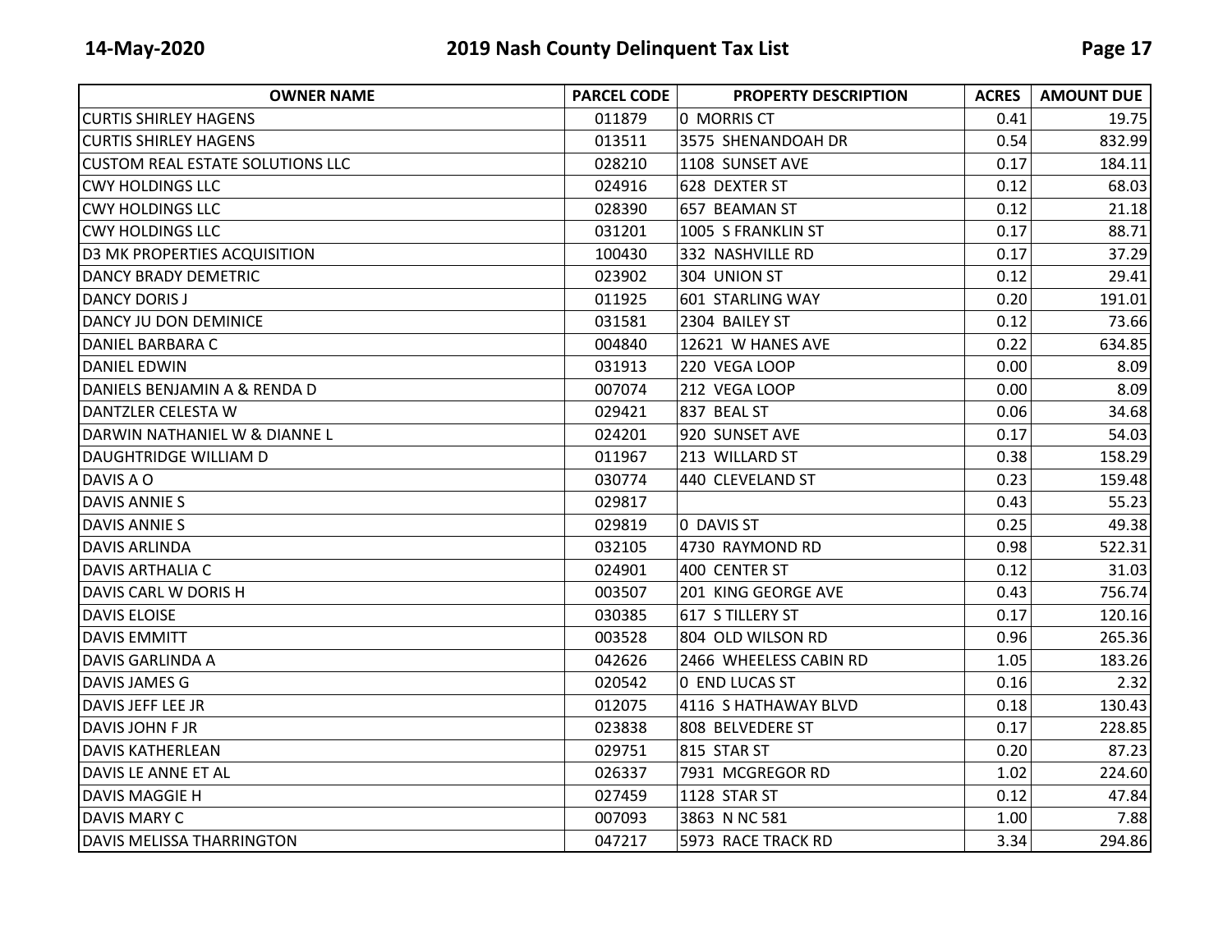| OWNER NAME | PARCEL CODE | PROPERTY DESCRIPTION | ACRES | AMOUNT DUE |
|---|---|---|---|---|
| CURTIS SHIRLEY HAGENS | 011879 | 0 MORRIS CT | 0.41 | 19.75 |
| CURTIS SHIRLEY HAGENS | 013511 | 3575 SHENANDOAH DR | 0.54 | 832.99 |
| CUSTOM REAL ESTATE SOLUTIONS LLC | 028210 | 1108 SUNSET AVE | 0.17 | 184.11 |
| CWY HOLDINGS LLC | 024916 | 628 DEXTER ST | 0.12 | 68.03 |
| CWY HOLDINGS LLC | 028390 | 657 BEAMAN ST | 0.12 | 21.18 |
| CWY HOLDINGS LLC | 031201 | 1005 S FRANKLIN ST | 0.17 | 88.71 |
| D3 MK PROPERTIES ACQUISITION | 100430 | 332 NASHVILLE RD | 0.17 | 37.29 |
| DANCY BRADY DEMETRIC | 023902 | 304 UNION ST | 0.12 | 29.41 |
| DANCY DORIS J | 011925 | 601 STARLING WAY | 0.20 | 191.01 |
| DANCY JU DON DEMINICE | 031581 | 2304 BAILEY ST | 0.12 | 73.66 |
| DANIEL BARBARA C | 004840 | 12621 W HANES AVE | 0.22 | 634.85 |
| DANIEL EDWIN | 031913 | 220 VEGA LOOP | 0.00 | 8.09 |
| DANIELS BENJAMIN A & RENDA D | 007074 | 212 VEGA LOOP | 0.00 | 8.09 |
| DANTZLER CELESTA W | 029421 | 837 BEAL ST | 0.06 | 34.68 |
| DARWIN NATHANIEL W & DIANNE L | 024201 | 920 SUNSET AVE | 0.17 | 54.03 |
| DAUGHTRIDGE WILLIAM D | 011967 | 213 WILLARD ST | 0.38 | 158.29 |
| DAVIS A O | 030774 | 440 CLEVELAND ST | 0.23 | 159.48 |
| DAVIS ANNIE S | 029817 | | 0.43 | 55.23 |
| DAVIS ANNIE S | 029819 | 0 DAVIS ST | 0.25 | 49.38 |
| DAVIS ARLINDA | 032105 | 4730 RAYMOND RD | 0.98 | 522.31 |
| DAVIS ARTHALIA C | 024901 | 400 CENTER ST | 0.12 | 31.03 |
| DAVIS CARL W DORIS H | 003507 | 201 KING GEORGE AVE | 0.43 | 756.74 |
| DAVIS ELOISE | 030385 | 617 S TILLERY ST | 0.17 | 120.16 |
| DAVIS EMMITT | 003528 | 804 OLD WILSON RD | 0.96 | 265.36 |
| DAVIS GARLINDA A | 042626 | 2466 WHEELESS CABIN RD | 1.05 | 183.26 |
| DAVIS JAMES G | 020542 | 0 END LUCAS ST | 0.16 | 2.32 |
| DAVIS JEFF LEE JR | 012075 | 4116 S HATHAWAY BLVD | 0.18 | 130.43 |
| DAVIS JOHN F JR | 023838 | 808 BELVEDERE ST | 0.17 | 228.85 |
| DAVIS KATHERLEAN | 029751 | 815 STAR ST | 0.20 | 87.23 |
| DAVIS LE ANNE ET AL | 026337 | 7931 MCGREGOR RD | 1.02 | 224.60 |
| DAVIS MAGGIE H | 027459 | 1128 STAR ST | 0.12 | 47.84 |
| DAVIS MARY C | 007093 | 3863 N NC 581 | 1.00 | 7.88 |
| DAVIS MELISSA THARRINGTON | 047217 | 5973 RACE TRACK RD | 3.34 | 294.86 |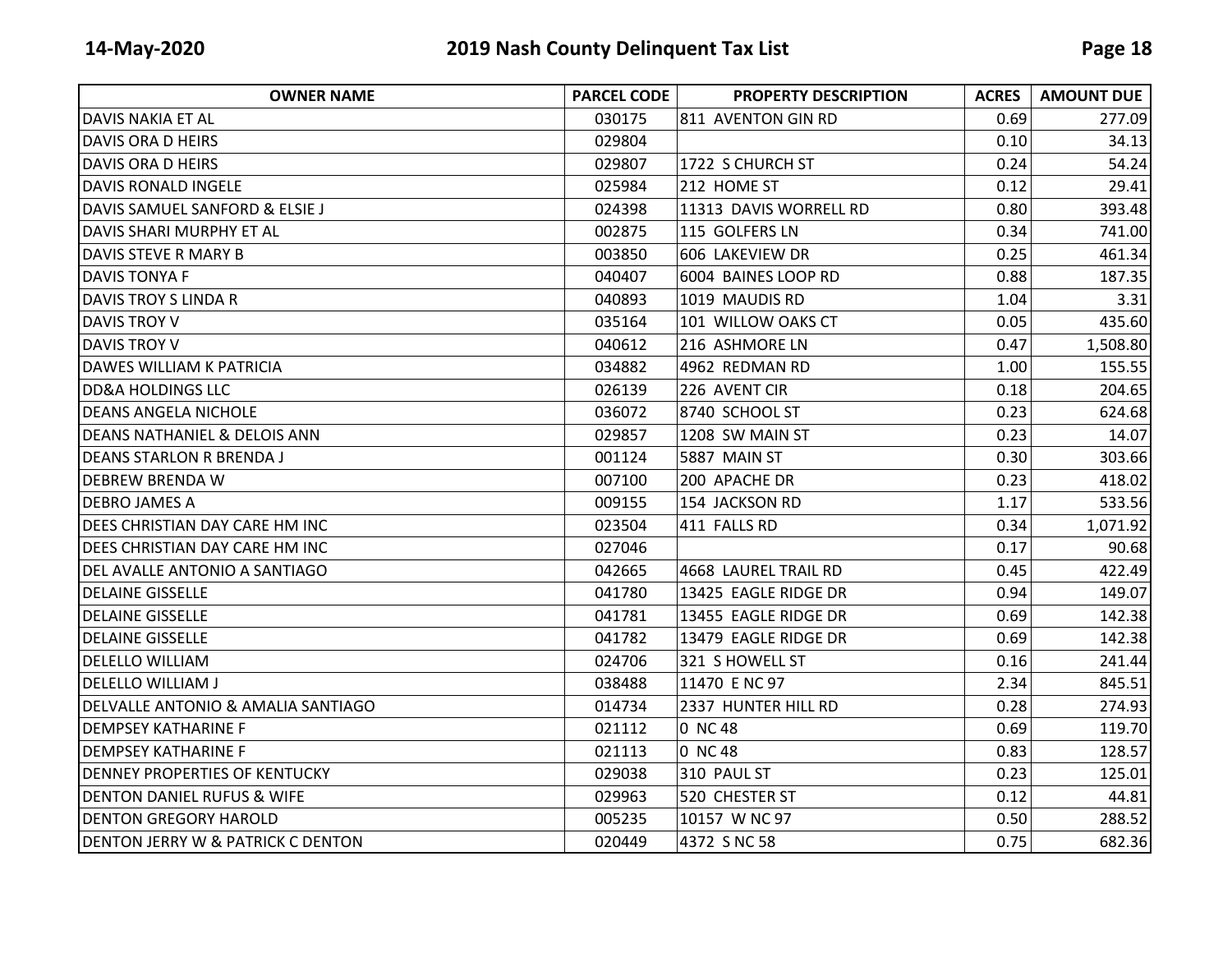| OWNER NAME | PARCEL CODE | PROPERTY DESCRIPTION | ACRES | AMOUNT DUE |
|---|---|---|---|---|
| DAVIS NAKIA ET AL | 030175 | 811 AVENTON GIN RD | 0.69 | 277.09 |
| DAVIS ORA D HEIRS | 029804 | | 0.10 | 34.13 |
| DAVIS ORA D HEIRS | 029807 | 1722 S CHURCH ST | 0.24 | 54.24 |
| DAVIS RONALD INGELE | 025984 | 212 HOME ST | 0.12 | 29.41 |
| DAVIS SAMUEL SANFORD & ELSIE J | 024398 | 11313 DAVIS WORRELL RD | 0.80 | 393.48 |
| DAVIS SHARI MURPHY ET AL | 002875 | 115 GOLFERS LN | 0.34 | 741.00 |
| DAVIS STEVE R MARY B | 003850 | 606 LAKEVIEW DR | 0.25 | 461.34 |
| DAVIS TONYA F | 040407 | 6004 BAINES LOOP RD | 0.88 | 187.35 |
| DAVIS TROY S LINDA R | 040893 | 1019 MAUDIS RD | 1.04 | 3.31 |
| DAVIS TROY V | 035164 | 101 WILLOW OAKS CT | 0.05 | 435.60 |
| DAVIS TROY V | 040612 | 216 ASHMORE LN | 0.47 | 1,508.80 |
| DAWES WILLIAM K PATRICIA | 034882 | 4962 REDMAN RD | 1.00 | 155.55 |
| DD&A HOLDINGS LLC | 026139 | 226 AVENT CIR | 0.18 | 204.65 |
| DEANS ANGELA NICHOLE | 036072 | 8740 SCHOOL ST | 0.23 | 624.68 |
| DEANS NATHANIEL & DELOIS ANN | 029857 | 1208 SW MAIN ST | 0.23 | 14.07 |
| DEANS STARLON R BRENDA J | 001124 | 5887 MAIN ST | 0.30 | 303.66 |
| DEBREW BRENDA W | 007100 | 200 APACHE DR | 0.23 | 418.02 |
| DEBRO JAMES A | 009155 | 154 JACKSON RD | 1.17 | 533.56 |
| DEES CHRISTIAN DAY CARE HM INC | 023504 | 411 FALLS RD | 0.34 | 1,071.92 |
| DEES CHRISTIAN DAY CARE HM INC | 027046 | | 0.17 | 90.68 |
| DEL AVALLE ANTONIO A SANTIAGO | 042665 | 4668 LAUREL TRAIL RD | 0.45 | 422.49 |
| DELAINE GISSELLE | 041780 | 13425 EAGLE RIDGE DR | 0.94 | 149.07 |
| DELAINE GISSELLE | 041781 | 13455 EAGLE RIDGE DR | 0.69 | 142.38 |
| DELAINE GISSELLE | 041782 | 13479 EAGLE RIDGE DR | 0.69 | 142.38 |
| DELELLO WILLIAM | 024706 | 321 S HOWELL ST | 0.16 | 241.44 |
| DELELLO WILLIAM J | 038488 | 11470 E NC 97 | 2.34 | 845.51 |
| DELVALLE ANTONIO & AMALIA SANTIAGO | 014734 | 2337 HUNTER HILL RD | 0.28 | 274.93 |
| DEMPSEY KATHARINE F | 021112 | 0 NC 48 | 0.69 | 119.70 |
| DEMPSEY KATHARINE F | 021113 | 0 NC 48 | 0.83 | 128.57 |
| DENNEY PROPERTIES OF KENTUCKY | 029038 | 310 PAUL ST | 0.23 | 125.01 |
| DENTON DANIEL RUFUS & WIFE | 029963 | 520 CHESTER ST | 0.12 | 44.81 |
| DENTON GREGORY HAROLD | 005235 | 10157 W NC 97 | 0.50 | 288.52 |
| DENTON JERRY W & PATRICK C DENTON | 020449 | 4372 S NC 58 | 0.75 | 682.36 |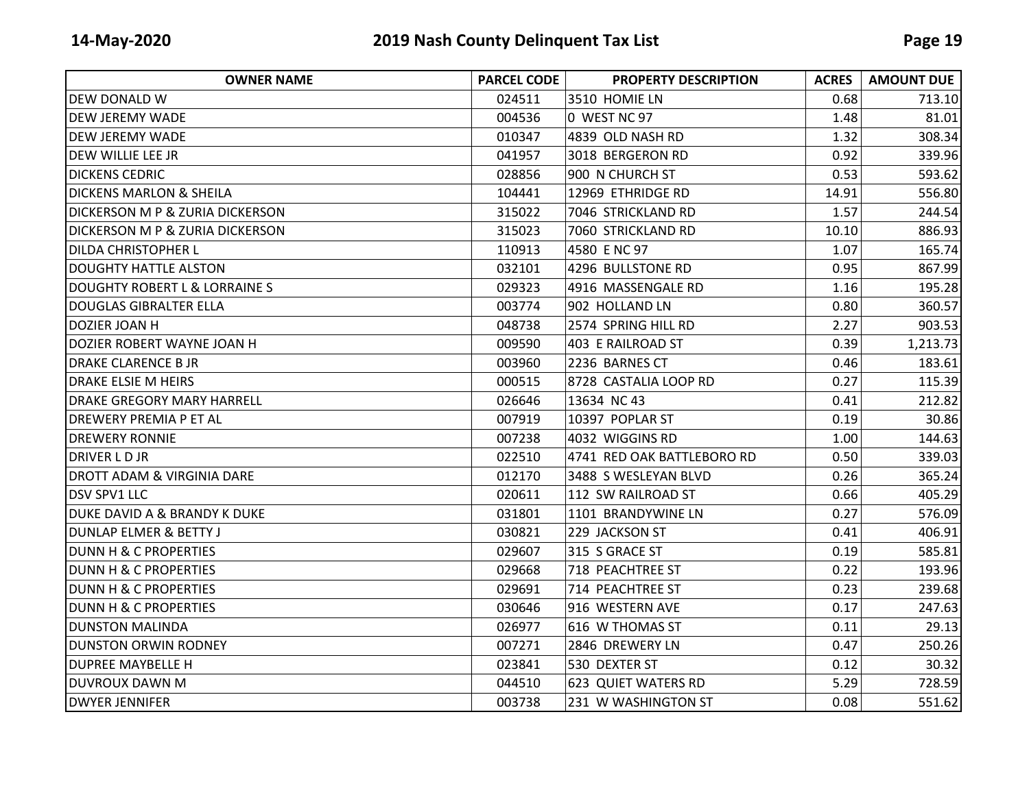| OWNER NAME | PARCEL CODE | PROPERTY DESCRIPTION | ACRES | AMOUNT DUE |
|---|---|---|---|---|
| DEW DONALD W | 024511 | 3510 HOMIE LN | 0.68 | 713.10 |
| DEW JEREMY WADE | 004536 | 0 WEST NC 97 | 1.48 | 81.01 |
| DEW JEREMY WADE | 010347 | 4839 OLD NASH RD | 1.32 | 308.34 |
| DEW WILLIE LEE JR | 041957 | 3018 BERGERON RD | 0.92 | 339.96 |
| DICKENS CEDRIC | 028856 | 900 N CHURCH ST | 0.53 | 593.62 |
| DICKENS MARLON & SHEILA | 104441 | 12969 ETHRIDGE RD | 14.91 | 556.80 |
| DICKERSON M P & ZURIA DICKERSON | 315022 | 7046 STRICKLAND RD | 1.57 | 244.54 |
| DICKERSON M P & ZURIA DICKERSON | 315023 | 7060 STRICKLAND RD | 10.10 | 886.93 |
| DILDA CHRISTOPHER L | 110913 | 4580 E NC 97 | 1.07 | 165.74 |
| DOUGHTY HATTLE ALSTON | 032101 | 4296 BULLSTONE RD | 0.95 | 867.99 |
| DOUGHTY ROBERT L & LORRAINE S | 029323 | 4916 MASSENGALE RD | 1.16 | 195.28 |
| DOUGLAS GIBRALTER ELLA | 003774 | 902 HOLLAND LN | 0.80 | 360.57 |
| DOZIER JOAN H | 048738 | 2574 SPRING HILL RD | 2.27 | 903.53 |
| DOZIER ROBERT WAYNE JOAN H | 009590 | 403 E RAILROAD ST | 0.39 | 1,213.73 |
| DRAKE CLARENCE B JR | 003960 | 2236 BARNES CT | 0.46 | 183.61 |
| DRAKE ELSIE M HEIRS | 000515 | 8728 CASTALIA LOOP RD | 0.27 | 115.39 |
| DRAKE GREGORY MARY HARRELL | 026646 | 13634 NC 43 | 0.41 | 212.82 |
| DREWERY PREMIA P ET AL | 007919 | 10397 POPLAR ST | 0.19 | 30.86 |
| DREWERY RONNIE | 007238 | 4032 WIGGINS RD | 1.00 | 144.63 |
| DRIVER L D JR | 022510 | 4741 RED OAK BATTLEBORO RD | 0.50 | 339.03 |
| DROTT ADAM & VIRGINIA DARE | 012170 | 3488 S WESLEYAN BLVD | 0.26 | 365.24 |
| DSV SPV1 LLC | 020611 | 112 SW RAILROAD ST | 0.66 | 405.29 |
| DUKE DAVID A & BRANDY K DUKE | 031801 | 1101 BRANDYWINE LN | 0.27 | 576.09 |
| DUNLAP ELMER & BETTY J | 030821 | 229 JACKSON ST | 0.41 | 406.91 |
| DUNN H & C PROPERTIES | 029607 | 315 S GRACE ST | 0.19 | 585.81 |
| DUNN H & C PROPERTIES | 029668 | 718 PEACHTREE ST | 0.22 | 193.96 |
| DUNN H & C PROPERTIES | 029691 | 714 PEACHTREE ST | 0.23 | 239.68 |
| DUNN H & C PROPERTIES | 030646 | 916 WESTERN AVE | 0.17 | 247.63 |
| DUNSTON MALINDA | 026977 | 616 W THOMAS ST | 0.11 | 29.13 |
| DUNSTON ORWIN RODNEY | 007271 | 2846 DREWERY LN | 0.47 | 250.26 |
| DUPREE MAYBELLE H | 023841 | 530 DEXTER ST | 0.12 | 30.32 |
| DUVROUX DAWN M | 044510 | 623 QUIET WATERS RD | 5.29 | 728.59 |
| DWYER JENNIFER | 003738 | 231 W WASHINGTON ST | 0.08 | 551.62 |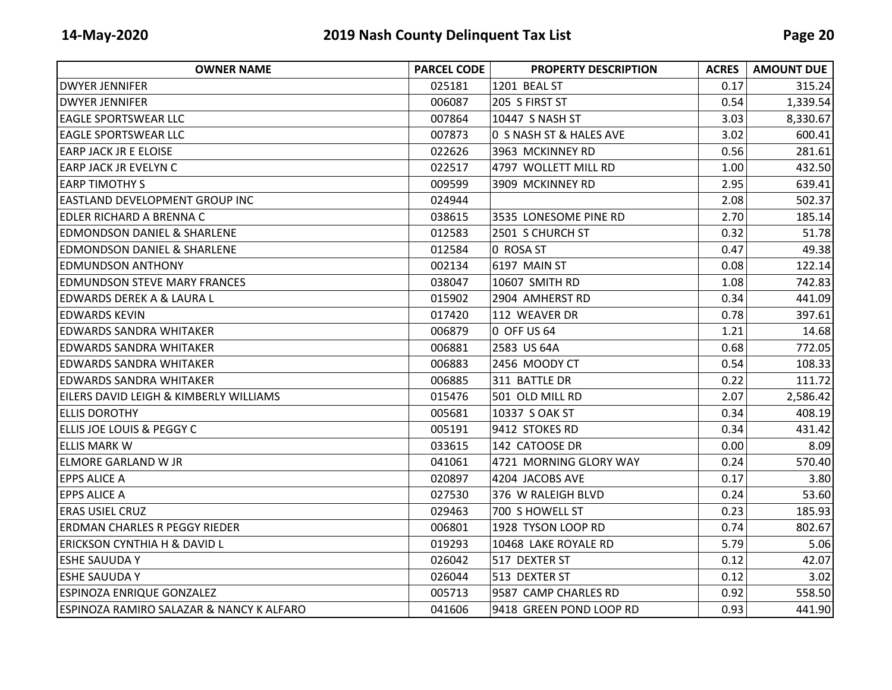| OWNER NAME | PARCEL CODE | PROPERTY DESCRIPTION | ACRES | AMOUNT DUE |
| --- | --- | --- | --- | --- |
| DWYER JENNIFER | 025181 | 1201 BEAL ST | 0.17 | 315.24 |
| DWYER JENNIFER | 006087 | 205 S FIRST ST | 0.54 | 1,339.54 |
| EAGLE SPORTSWEAR LLC | 007864 | 10447 S NASH ST | 3.03 | 8,330.67 |
| EAGLE SPORTSWEAR LLC | 007873 | 0 S NASH ST & HALES AVE | 3.02 | 600.41 |
| EARP JACK JR E ELOISE | 022626 | 3963 MCKINNEY RD | 0.56 | 281.61 |
| EARP JACK JR EVELYN C | 022517 | 4797 WOLLETT MILL RD | 1.00 | 432.50 |
| EARP TIMOTHY S | 009599 | 3909 MCKINNEY RD | 2.95 | 639.41 |
| EASTLAND DEVELOPMENT GROUP INC | 024944 | | 2.08 | 502.37 |
| EDLER RICHARD A BRENNA C | 038615 | 3535 LONESOME PINE RD | 2.70 | 185.14 |
| EDMONDSON DANIEL & SHARLENE | 012583 | 2501 S CHURCH ST | 0.32 | 51.78 |
| EDMONDSON DANIEL & SHARLENE | 012584 | 0 ROSA ST | 0.47 | 49.38 |
| EDMUNDSON ANTHONY | 002134 | 6197 MAIN ST | 0.08 | 122.14 |
| EDMUNDSON STEVE MARY FRANCES | 038047 | 10607 SMITH RD | 1.08 | 742.83 |
| EDWARDS DEREK A & LAURA L | 015902 | 2904 AMHERST RD | 0.34 | 441.09 |
| EDWARDS KEVIN | 017420 | 112 WEAVER DR | 0.78 | 397.61 |
| EDWARDS SANDRA WHITAKER | 006879 | 0 OFF US 64 | 1.21 | 14.68 |
| EDWARDS SANDRA WHITAKER | 006881 | 2583 US 64A | 0.68 | 772.05 |
| EDWARDS SANDRA WHITAKER | 006883 | 2456 MOODY CT | 0.54 | 108.33 |
| EDWARDS SANDRA WHITAKER | 006885 | 311 BATTLE DR | 0.22 | 111.72 |
| EILERS DAVID LEIGH & KIMBERLY WILLIAMS | 015476 | 501 OLD MILL RD | 2.07 | 2,586.42 |
| ELLIS DOROTHY | 005681 | 10337 S OAK ST | 0.34 | 408.19 |
| ELLIS JOE LOUIS & PEGGY C | 005191 | 9412 STOKES RD | 0.34 | 431.42 |
| ELLIS MARK W | 033615 | 142 CATOOSE DR | 0.00 | 8.09 |
| ELMORE GARLAND W JR | 041061 | 4721 MORNING GLORY WAY | 0.24 | 570.40 |
| EPPS ALICE A | 020897 | 4204 JACOBS AVE | 0.17 | 3.80 |
| EPPS ALICE A | 027530 | 376 W RALEIGH BLVD | 0.24 | 53.60 |
| ERAS USIEL CRUZ | 029463 | 700 S HOWELL ST | 0.23 | 185.93 |
| ERDMAN CHARLES R PEGGY RIEDER | 006801 | 1928 TYSON LOOP RD | 0.74 | 802.67 |
| ERICKSON CYNTHIA H & DAVID L | 019293 | 10468 LAKE ROYALE RD | 5.79 | 5.06 |
| ESHE SAUUDA Y | 026042 | 517 DEXTER ST | 0.12 | 42.07 |
| ESHE SAUUDA Y | 026044 | 513 DEXTER ST | 0.12 | 3.02 |
| ESPINOZA ENRIQUE GONZALEZ | 005713 | 9587 CAMP CHARLES RD | 0.92 | 558.50 |
| ESPINOZA RAMIRO SALAZAR & NANCY K ALFARO | 041606 | 9418 GREEN POND LOOP RD | 0.93 | 441.90 |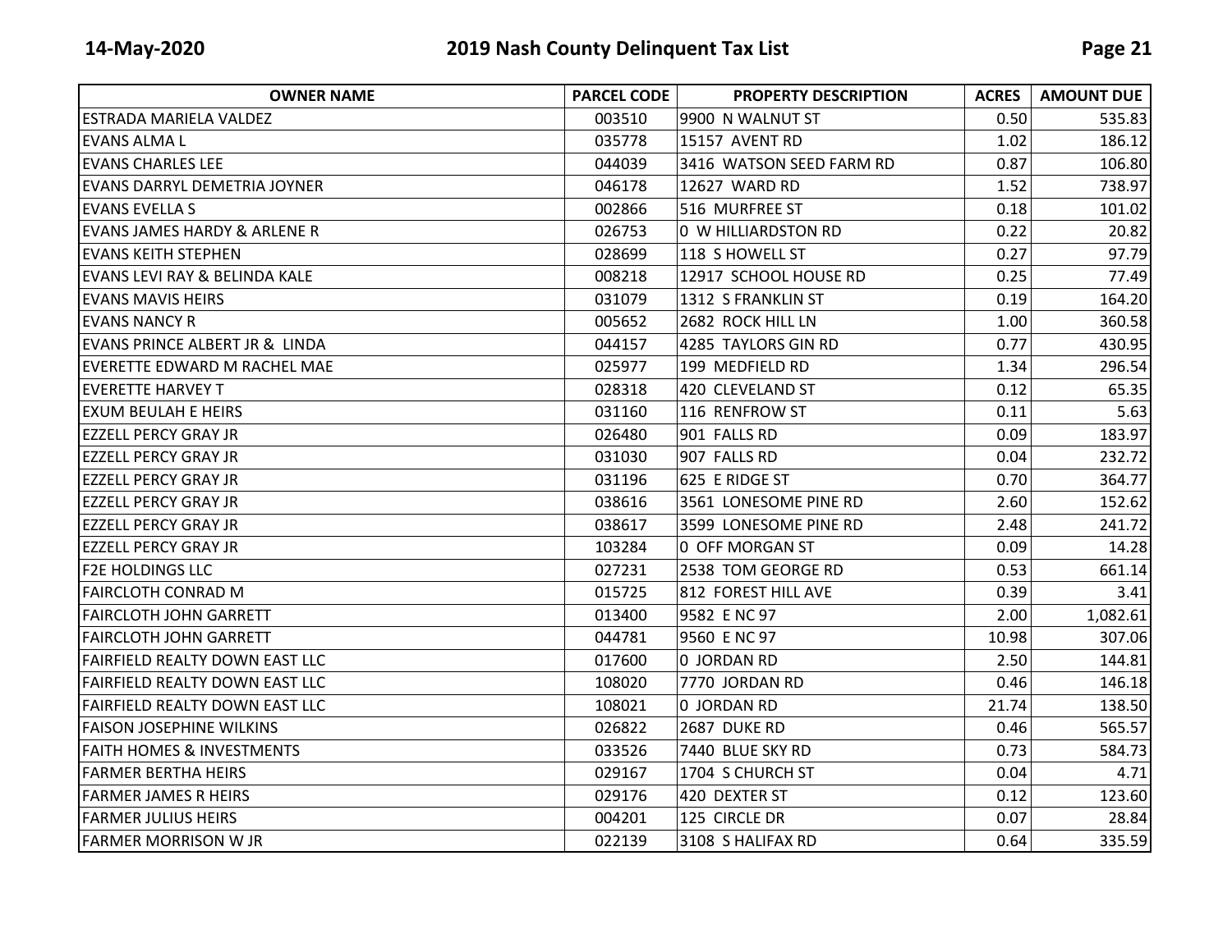| OWNER NAME | PARCEL CODE | PROPERTY DESCRIPTION | ACRES | AMOUNT DUE |
|---|---|---|---|---|
| ESTRADA MARIELA VALDEZ | 003510 | 9900 N WALNUT ST | 0.50 | 535.83 |
| EVANS ALMA L | 035778 | 15157 AVENT RD | 1.02 | 186.12 |
| EVANS CHARLES LEE | 044039 | 3416 WATSON SEED FARM RD | 0.87 | 106.80 |
| EVANS DARRYL DEMETRIA JOYNER | 046178 | 12627 WARD RD | 1.52 | 738.97 |
| EVANS EVELLA S | 002866 | 516 MURFREE ST | 0.18 | 101.02 |
| EVANS JAMES HARDY & ARLENE R | 026753 | 0 W HILLIARDSTON RD | 0.22 | 20.82 |
| EVANS KEITH STEPHEN | 028699 | 118 S HOWELL ST | 0.27 | 97.79 |
| EVANS LEVI RAY & BELINDA KALE | 008218 | 12917 SCHOOL HOUSE RD | 0.25 | 77.49 |
| EVANS MAVIS HEIRS | 031079 | 1312 S FRANKLIN ST | 0.19 | 164.20 |
| EVANS NANCY R | 005652 | 2682 ROCK HILL LN | 1.00 | 360.58 |
| EVANS PRINCE ALBERT JR & LINDA | 044157 | 4285 TAYLORS GIN RD | 0.77 | 430.95 |
| EVERETTE EDWARD M RACHEL MAE | 025977 | 199 MEDFIELD RD | 1.34 | 296.54 |
| EVERETTE HARVEY T | 028318 | 420 CLEVELAND ST | 0.12 | 65.35 |
| EXUM BEULAH E HEIRS | 031160 | 116 RENFROW ST | 0.11 | 5.63 |
| EZZELL PERCY GRAY JR | 026480 | 901 FALLS RD | 0.09 | 183.97 |
| EZZELL PERCY GRAY JR | 031030 | 907 FALLS RD | 0.04 | 232.72 |
| EZZELL PERCY GRAY JR | 031196 | 625 E RIDGE ST | 0.70 | 364.77 |
| EZZELL PERCY GRAY JR | 038616 | 3561 LONESOME PINE RD | 2.60 | 152.62 |
| EZZELL PERCY GRAY JR | 038617 | 3599 LONESOME PINE RD | 2.48 | 241.72 |
| EZZELL PERCY GRAY JR | 103284 | 0 OFF MORGAN ST | 0.09 | 14.28 |
| F2E HOLDINGS LLC | 027231 | 2538 TOM GEORGE RD | 0.53 | 661.14 |
| FAIRCLOTH CONRAD M | 015725 | 812 FOREST HILL AVE | 0.39 | 3.41 |
| FAIRCLOTH JOHN GARRETT | 013400 | 9582 E NC 97 | 2.00 | 1,082.61 |
| FAIRCLOTH JOHN GARRETT | 044781 | 9560 E NC 97 | 10.98 | 307.06 |
| FAIRFIELD REALTY DOWN EAST LLC | 017600 | 0 JORDAN RD | 2.50 | 144.81 |
| FAIRFIELD REALTY DOWN EAST LLC | 108020 | 7770 JORDAN RD | 0.46 | 146.18 |
| FAIRFIELD REALTY DOWN EAST LLC | 108021 | 0 JORDAN RD | 21.74 | 138.50 |
| FAISON JOSEPHINE WILKINS | 026822 | 2687 DUKE RD | 0.46 | 565.57 |
| FAITH HOMES & INVESTMENTS | 033526 | 7440 BLUE SKY RD | 0.73 | 584.73 |
| FARMER BERTHA HEIRS | 029167 | 1704 S CHURCH ST | 0.04 | 4.71 |
| FARMER JAMES R HEIRS | 029176 | 420 DEXTER ST | 0.12 | 123.60 |
| FARMER JULIUS HEIRS | 004201 | 125 CIRCLE DR | 0.07 | 28.84 |
| FARMER MORRISON W JR | 022139 | 3108 S HALIFAX RD | 0.64 | 335.59 |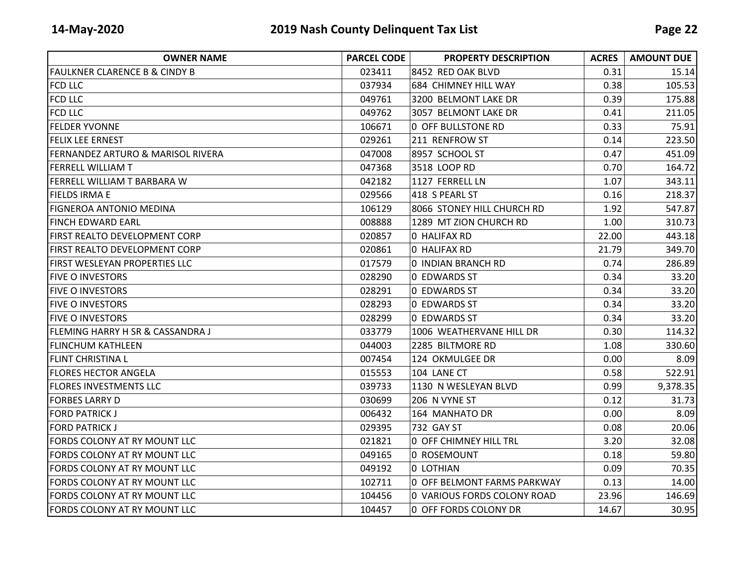| OWNER NAME | PARCEL CODE | PROPERTY DESCRIPTION | ACRES | AMOUNT DUE |
|---|---|---|---|---|
| FAULKNER CLARENCE B & CINDY B | 023411 | 8452 RED OAK BLVD | 0.31 | 15.14 |
| FCD LLC | 037934 | 684 CHIMNEY HILL WAY | 0.38 | 105.53 |
| FCD LLC | 049761 | 3200 BELMONT LAKE DR | 0.39 | 175.88 |
| FCD LLC | 049762 | 3057 BELMONT LAKE DR | 0.41 | 211.05 |
| FELDER YVONNE | 106671 | 0 OFF BULLSTONE RD | 0.33 | 75.91 |
| FELIX LEE ERNEST | 029261 | 211 RENFROW ST | 0.14 | 223.50 |
| FERNANDEZ ARTURO & MARISOL RIVERA | 047008 | 8957 SCHOOL ST | 0.47 | 451.09 |
| FERRELL WILLIAM T | 047368 | 3518 LOOP RD | 0.70 | 164.72 |
| FERRELL WILLIAM T BARBARA W | 042182 | 1127 FERRELL LN | 1.07 | 343.11 |
| FIELDS IRMA E | 029566 | 418 S PEARL ST | 0.16 | 218.37 |
| FIGNEROA ANTONIO MEDINA | 106129 | 8066 STONEY HILL CHURCH RD | 1.92 | 547.87 |
| FINCH EDWARD EARL | 008888 | 1289 MT ZION CHURCH RD | 1.00 | 310.73 |
| FIRST REALTO DEVELOPMENT CORP | 020857 | 0 HALIFAX RD | 22.00 | 443.18 |
| FIRST REALTO DEVELOPMENT CORP | 020861 | 0 HALIFAX RD | 21.79 | 349.70 |
| FIRST WESLEYAN PROPERTIES LLC | 017579 | 0 INDIAN BRANCH RD | 0.74 | 286.89 |
| FIVE O INVESTORS | 028290 | 0 EDWARDS ST | 0.34 | 33.20 |
| FIVE O INVESTORS | 028291 | 0 EDWARDS ST | 0.34 | 33.20 |
| FIVE O INVESTORS | 028293 | 0 EDWARDS ST | 0.34 | 33.20 |
| FIVE O INVESTORS | 028299 | 0 EDWARDS ST | 0.34 | 33.20 |
| FLEMING HARRY H SR & CASSANDRA J | 033779 | 1006 WEATHERVANE HILL DR | 0.30 | 114.32 |
| FLINCHUM KATHLEEN | 044003 | 2285 BILTMORE RD | 1.08 | 330.60 |
| FLINT CHRISTINA L | 007454 | 124 OKMULGEE DR | 0.00 | 8.09 |
| FLORES HECTOR ANGELA | 015553 | 104 LANE CT | 0.58 | 522.91 |
| FLORES INVESTMENTS LLC | 039733 | 1130 N WESLEYAN BLVD | 0.99 | 9,378.35 |
| FORBES LARRY D | 030699 | 206 N VYNE ST | 0.12 | 31.73 |
| FORD PATRICK J | 006432 | 164 MANHATO DR | 0.00 | 8.09 |
| FORD PATRICK J | 029395 | 732 GAY ST | 0.08 | 20.06 |
| FORDS COLONY AT RY MOUNT LLC | 021821 | 0 OFF CHIMNEY HILL TRL | 3.20 | 32.08 |
| FORDS COLONY AT RY MOUNT LLC | 049165 | 0 ROSEMOUNT | 0.18 | 59.80 |
| FORDS COLONY AT RY MOUNT LLC | 049192 | 0 LOTHIAN | 0.09 | 70.35 |
| FORDS COLONY AT RY MOUNT LLC | 102711 | 0 OFF BELMONT FARMS PARKWAY | 0.13 | 14.00 |
| FORDS COLONY AT RY MOUNT LLC | 104456 | 0 VARIOUS FORDS COLONY ROAD | 23.96 | 146.69 |
| FORDS COLONY AT RY MOUNT LLC | 104457 | 0 OFF FORDS COLONY DR | 14.67 | 30.95 |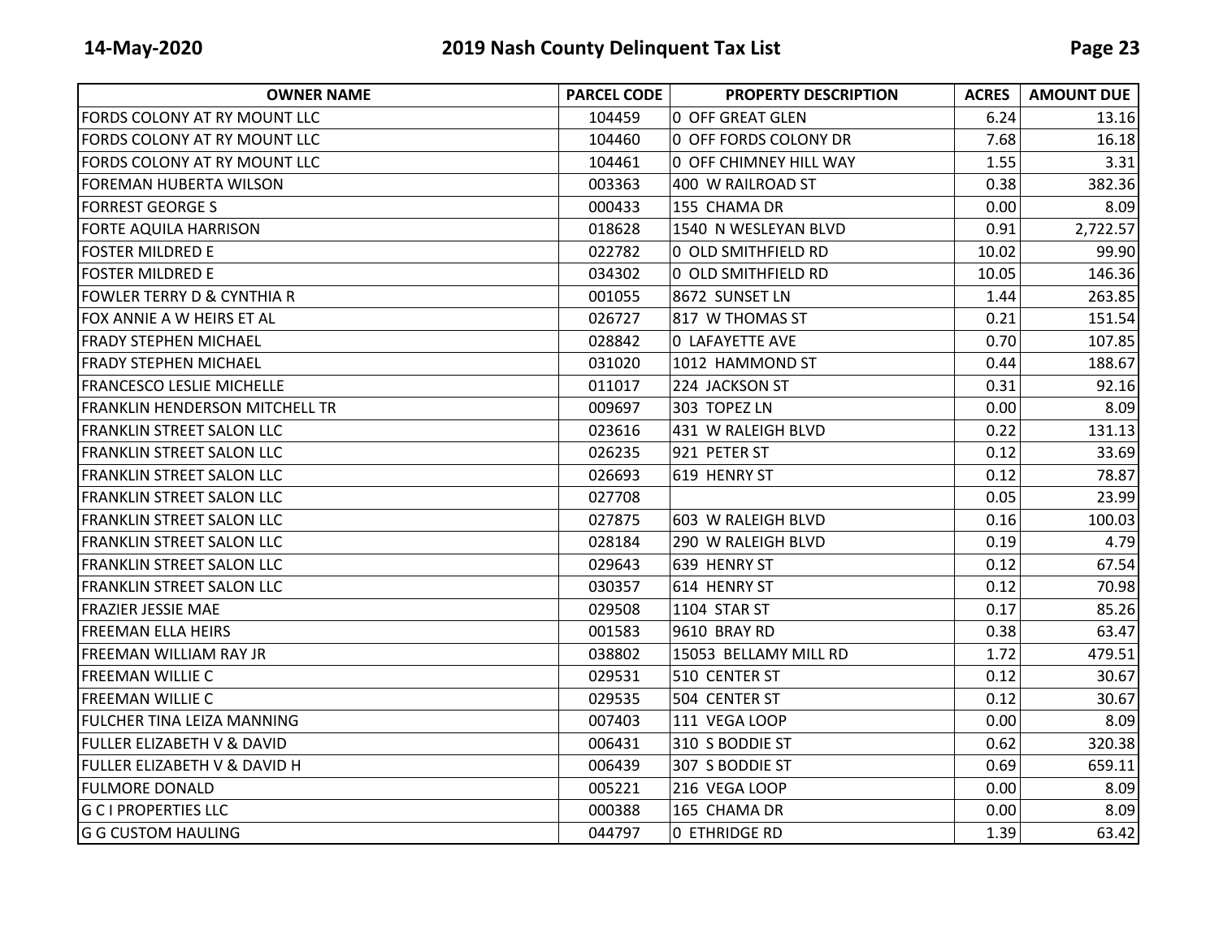| OWNER NAME | PARCEL CODE | PROPERTY DESCRIPTION | ACRES | AMOUNT DUE |
|---|---|---|---|---|
| FORDS COLONY AT RY MOUNT LLC | 104459 | 0 OFF GREAT GLEN | 6.24 | 13.16 |
| FORDS COLONY AT RY MOUNT LLC | 104460 | 0 OFF FORDS COLONY DR | 7.68 | 16.18 |
| FORDS COLONY AT RY MOUNT LLC | 104461 | 0 OFF CHIMNEY HILL WAY | 1.55 | 3.31 |
| FOREMAN HUBERTA WILSON | 003363 | 400 W RAILROAD ST | 0.38 | 382.36 |
| FORREST GEORGE S | 000433 | 155 CHAMA DR | 0.00 | 8.09 |
| FORTE AQUILA HARRISON | 018628 | 1540 N WESLEYAN BLVD | 0.91 | 2,722.57 |
| FOSTER MILDRED E | 022782 | 0 OLD SMITHFIELD RD | 10.02 | 99.90 |
| FOSTER MILDRED E | 034302 | 0 OLD SMITHFIELD RD | 10.05 | 146.36 |
| FOWLER TERRY D & CYNTHIA R | 001055 | 8672 SUNSET LN | 1.44 | 263.85 |
| FOX ANNIE A W HEIRS ET AL | 026727 | 817 W THOMAS ST | 0.21 | 151.54 |
| FRADY STEPHEN MICHAEL | 028842 | 0 LAFAYETTE AVE | 0.70 | 107.85 |
| FRADY STEPHEN MICHAEL | 031020 | 1012 HAMMOND ST | 0.44 | 188.67 |
| FRANCESCO LESLIE MICHELLE | 011017 | 224 JACKSON ST | 0.31 | 92.16 |
| FRANKLIN HENDERSON MITCHELL TR | 009697 | 303 TOPEZ LN | 0.00 | 8.09 |
| FRANKLIN STREET SALON LLC | 023616 | 431 W RALEIGH BLVD | 0.22 | 131.13 |
| FRANKLIN STREET SALON LLC | 026235 | 921 PETER ST | 0.12 | 33.69 |
| FRANKLIN STREET SALON LLC | 026693 | 619 HENRY ST | 0.12 | 78.87 |
| FRANKLIN STREET SALON LLC | 027708 | | 0.05 | 23.99 |
| FRANKLIN STREET SALON LLC | 027875 | 603 W RALEIGH BLVD | 0.16 | 100.03 |
| FRANKLIN STREET SALON LLC | 028184 | 290 W RALEIGH BLVD | 0.19 | 4.79 |
| FRANKLIN STREET SALON LLC | 029643 | 639 HENRY ST | 0.12 | 67.54 |
| FRANKLIN STREET SALON LLC | 030357 | 614 HENRY ST | 0.12 | 70.98 |
| FRAZIER JESSIE MAE | 029508 | 1104 STAR ST | 0.17 | 85.26 |
| FREEMAN ELLA HEIRS | 001583 | 9610 BRAY RD | 0.38 | 63.47 |
| FREEMAN WILLIAM RAY JR | 038802 | 15053 BELLAMY MILL RD | 1.72 | 479.51 |
| FREEMAN WILLIE C | 029531 | 510 CENTER ST | 0.12 | 30.67 |
| FREEMAN WILLIE C | 029535 | 504 CENTER ST | 0.12 | 30.67 |
| FULCHER TINA LEIZA MANNING | 007403 | 111 VEGA LOOP | 0.00 | 8.09 |
| FULLER ELIZABETH V & DAVID | 006431 | 310 S BODDIE ST | 0.62 | 320.38 |
| FULLER ELIZABETH V & DAVID H | 006439 | 307 S BODDIE ST | 0.69 | 659.11 |
| FULMORE DONALD | 005221 | 216 VEGA LOOP | 0.00 | 8.09 |
| G C I PROPERTIES LLC | 000388 | 165 CHAMA DR | 0.00 | 8.09 |
| G G CUSTOM HAULING | 044797 | 0 ETHRIDGE RD | 1.39 | 63.42 |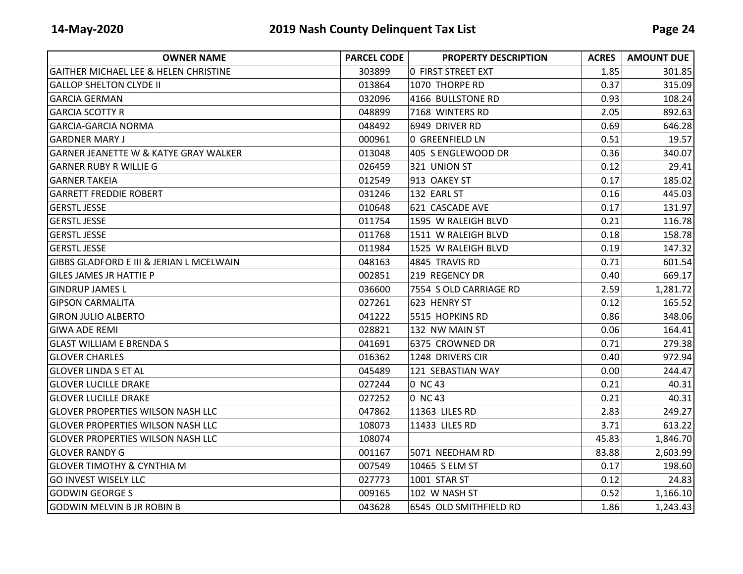| OWNER NAME | PARCEL CODE | PROPERTY DESCRIPTION | ACRES | AMOUNT DUE |
|---|---|---|---|---|
| GAITHER MICHAEL LEE & HELEN CHRISTINE | 303899 | 0 FIRST STREET EXT | 1.85 | 301.85 |
| GALLOP SHELTON CLYDE II | 013864 | 1070 THORPE RD | 0.37 | 315.09 |
| GARCIA GERMAN | 032096 | 4166 BULLSTONE RD | 0.93 | 108.24 |
| GARCIA SCOTTY R | 048899 | 7168 WINTERS RD | 2.05 | 892.63 |
| GARCIA-GARCIA NORMA | 048492 | 6949 DRIVER RD | 0.69 | 646.28 |
| GARDNER MARY J | 000961 | 0 GREENFIELD LN | 0.51 | 19.57 |
| GARNER JEANETTE W & KATYE GRAY WALKER | 013048 | 405 S ENGLEWOOD DR | 0.36 | 340.07 |
| GARNER RUBY R WILLIE G | 026459 | 321 UNION ST | 0.12 | 29.41 |
| GARNER TAKEIA | 012549 | 913 OAKEY ST | 0.17 | 185.02 |
| GARRETT FREDDIE ROBERT | 031246 | 132 EARL ST | 0.16 | 445.03 |
| GERSTL JESSE | 010648 | 621 CASCADE AVE | 0.17 | 131.97 |
| GERSTL JESSE | 011754 | 1595 W RALEIGH BLVD | 0.21 | 116.78 |
| GERSTL JESSE | 011768 | 1511 W RALEIGH BLVD | 0.18 | 158.78 |
| GERSTL JESSE | 011984 | 1525 W RALEIGH BLVD | 0.19 | 147.32 |
| GIBBS GLADFORD E III & JERIAN L MCELWAIN | 048163 | 4845 TRAVIS RD | 0.71 | 601.54 |
| GILES JAMES JR HATTIE P | 002851 | 219 REGENCY DR | 0.40 | 669.17 |
| GINDRUP JAMES L | 036600 | 7554 S OLD CARRIAGE RD | 2.59 | 1,281.72 |
| GIPSON CARMALITA | 027261 | 623 HENRY ST | 0.12 | 165.52 |
| GIRON JULIO ALBERTO | 041222 | 5515 HOPKINS RD | 0.86 | 348.06 |
| GIWA ADE REMI | 028821 | 132 NW MAIN ST | 0.06 | 164.41 |
| GLAST WILLIAM E BRENDA S | 041691 | 6375 CROWNED DR | 0.71 | 279.38 |
| GLOVER CHARLES | 016362 | 1248 DRIVERS CIR | 0.40 | 972.94 |
| GLOVER LINDA S ET AL | 045489 | 121 SEBASTIAN WAY | 0.00 | 244.47 |
| GLOVER LUCILLE DRAKE | 027244 | 0 NC 43 | 0.21 | 40.31 |
| GLOVER LUCILLE DRAKE | 027252 | 0 NC 43 | 0.21 | 40.31 |
| GLOVER PROPERTIES WILSON NASH LLC | 047862 | 11363 LILES RD | 2.83 | 249.27 |
| GLOVER PROPERTIES WILSON NASH LLC | 108073 | 11433 LILES RD | 3.71 | 613.22 |
| GLOVER PROPERTIES WILSON NASH LLC | 108074 | | 45.83 | 1,846.70 |
| GLOVER RANDY G | 001167 | 5071 NEEDHAM RD | 83.88 | 2,603.99 |
| GLOVER TIMOTHY & CYNTHIA M | 007549 | 10465 S ELM ST | 0.17 | 198.60 |
| GO INVEST WISELY LLC | 027773 | 1001 STAR ST | 0.12 | 24.83 |
| GODWIN GEORGE S | 009165 | 102 W NASH ST | 0.52 | 1,166.10 |
| GODWIN MELVIN B JR ROBIN B | 043628 | 6545 OLD SMITHFIELD RD | 1.86 | 1,243.43 |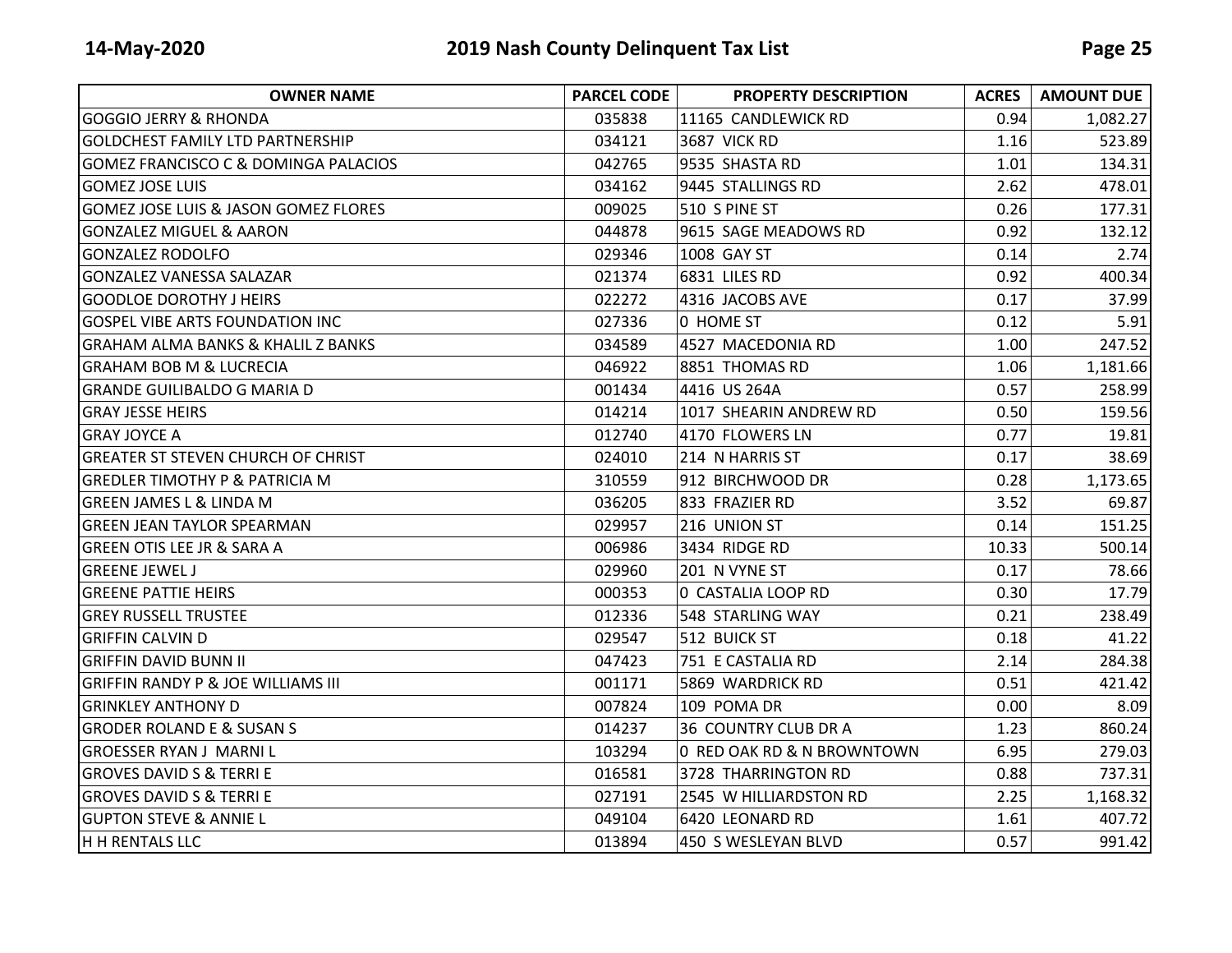| OWNER NAME | PARCEL CODE | PROPERTY DESCRIPTION | ACRES | AMOUNT DUE |
|---|---|---|---|---|
| GOGGIO JERRY & RHONDA | 035838 | 11165 CANDLEWICK RD | 0.94 | 1,082.27 |
| GOLDCHEST FAMILY LTD PARTNERSHIP | 034121 | 3687 VICK RD | 1.16 | 523.89 |
| GOMEZ FRANCISCO C & DOMINGA PALACIOS | 042765 | 9535 SHASTA RD | 1.01 | 134.31 |
| GOMEZ JOSE LUIS | 034162 | 9445 STALLINGS RD | 2.62 | 478.01 |
| GOMEZ JOSE LUIS & JASON GOMEZ FLORES | 009025 | 510 S PINE ST | 0.26 | 177.31 |
| GONZALEZ MIGUEL & AARON | 044878 | 9615 SAGE MEADOWS RD | 0.92 | 132.12 |
| GONZALEZ RODOLFO | 029346 | 1008 GAY ST | 0.14 | 2.74 |
| GONZALEZ VANESSA SALAZAR | 021374 | 6831 LILES RD | 0.92 | 400.34 |
| GOODLOE DOROTHY J HEIRS | 022272 | 4316 JACOBS AVE | 0.17 | 37.99 |
| GOSPEL VIBE ARTS FOUNDATION INC | 027336 | 0 HOME ST | 0.12 | 5.91 |
| GRAHAM ALMA BANKS & KHALIL Z BANKS | 034589 | 4527 MACEDONIA RD | 1.00 | 247.52 |
| GRAHAM BOB M & LUCRECIA | 046922 | 8851 THOMAS RD | 1.06 | 1,181.66 |
| GRANDE GUILIBALDO G MARIA D | 001434 | 4416 US 264A | 0.57 | 258.99 |
| GRAY JESSE HEIRS | 014214 | 1017 SHEARIN ANDREW RD | 0.50 | 159.56 |
| GRAY JOYCE A | 012740 | 4170 FLOWERS LN | 0.77 | 19.81 |
| GREATER ST STEVEN CHURCH OF CHRIST | 024010 | 214 N HARRIS ST | 0.17 | 38.69 |
| GREDLER TIMOTHY P & PATRICIA M | 310559 | 912 BIRCHWOOD DR | 0.28 | 1,173.65 |
| GREEN JAMES L & LINDA M | 036205 | 833 FRAZIER RD | 3.52 | 69.87 |
| GREEN JEAN TAYLOR SPEARMAN | 029957 | 216 UNION ST | 0.14 | 151.25 |
| GREEN OTIS LEE JR & SARA A | 006986 | 3434 RIDGE RD | 10.33 | 500.14 |
| GREENE JEWEL J | 029960 | 201 N VYNE ST | 0.17 | 78.66 |
| GREENE PATTIE HEIRS | 000353 | 0 CASTALIA LOOP RD | 0.30 | 17.79 |
| GREY RUSSELL TRUSTEE | 012336 | 548 STARLING WAY | 0.21 | 238.49 |
| GRIFFIN CALVIN D | 029547 | 512 BUICK ST | 0.18 | 41.22 |
| GRIFFIN DAVID BUNN II | 047423 | 751 E CASTALIA RD | 2.14 | 284.38 |
| GRIFFIN RANDY P & JOE WILLIAMS III | 001171 | 5869 WARDRICK RD | 0.51 | 421.42 |
| GRINKLEY ANTHONY D | 007824 | 109 POMA DR | 0.00 | 8.09 |
| GRODER ROLAND E & SUSAN S | 014237 | 36 COUNTRY CLUB DR A | 1.23 | 860.24 |
| GROESSER RYAN J MARNI L | 103294 | 0 RED OAK RD & N BROWNTOWN | 6.95 | 279.03 |
| GROVES DAVID S & TERRI E | 016581 | 3728 THARRINGTON RD | 0.88 | 737.31 |
| GROVES DAVID S & TERRI E | 027191 | 2545 W HILLIARDSTON RD | 2.25 | 1,168.32 |
| GUPTON STEVE & ANNIE L | 049104 | 6420 LEONARD RD | 1.61 | 407.72 |
| H H RENTALS LLC | 013894 | 450 S WESLEYAN BLVD | 0.57 | 991.42 |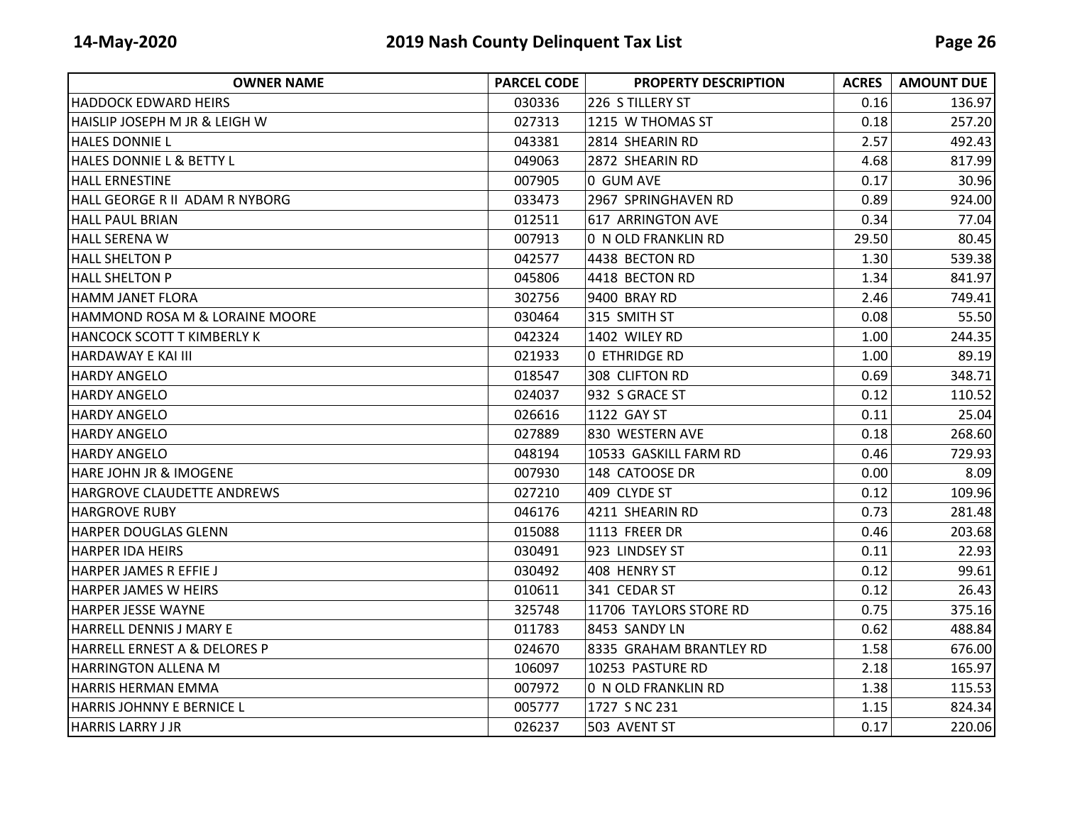| OWNER NAME | PARCEL CODE | PROPERTY DESCRIPTION | ACRES | AMOUNT DUE |
|---|---|---|---|---|
| HADDOCK EDWARD HEIRS | 030336 | 226 S TILLERY ST | 0.16 | 136.97 |
| HAISLIP JOSEPH M JR & LEIGH W | 027313 | 1215 W THOMAS ST | 0.18 | 257.20 |
| HALES DONNIE L | 043381 | 2814 SHEARIN RD | 2.57 | 492.43 |
| HALES DONNIE L & BETTY L | 049063 | 2872 SHEARIN RD | 4.68 | 817.99 |
| HALL ERNESTINE | 007905 | 0 GUM AVE | 0.17 | 30.96 |
| HALL GEORGE R II ADAM R NYBORG | 033473 | 2967 SPRINGHAVEN RD | 0.89 | 924.00 |
| HALL PAUL BRIAN | 012511 | 617 ARRINGTON AVE | 0.34 | 77.04 |
| HALL SERENA W | 007913 | 0 N OLD FRANKLIN RD | 29.50 | 80.45 |
| HALL SHELTON P | 042577 | 4438 BECTON RD | 1.30 | 539.38 |
| HALL SHELTON P | 045806 | 4418 BECTON RD | 1.34 | 841.97 |
| HAMM JANET FLORA | 302756 | 9400 BRAY RD | 2.46 | 749.41 |
| HAMMOND ROSA M & LORAINE MOORE | 030464 | 315 SMITH ST | 0.08 | 55.50 |
| HANCOCK SCOTT T KIMBERLY K | 042324 | 1402 WILEY RD | 1.00 | 244.35 |
| HARDAWAY E KAI III | 021933 | 0 ETHRIDGE RD | 1.00 | 89.19 |
| HARDY ANGELO | 018547 | 308 CLIFTON RD | 0.69 | 348.71 |
| HARDY ANGELO | 024037 | 932 S GRACE ST | 0.12 | 110.52 |
| HARDY ANGELO | 026616 | 1122 GAY ST | 0.11 | 25.04 |
| HARDY ANGELO | 027889 | 830 WESTERN AVE | 0.18 | 268.60 |
| HARDY ANGELO | 048194 | 10533 GASKILL FARM RD | 0.46 | 729.93 |
| HARE JOHN JR & IMOGENE | 007930 | 148 CATOOSE DR | 0.00 | 8.09 |
| HARGROVE CLAUDETTE ANDREWS | 027210 | 409 CLYDE ST | 0.12 | 109.96 |
| HARGROVE RUBY | 046176 | 4211 SHEARIN RD | 0.73 | 281.48 |
| HARPER DOUGLAS GLENN | 015088 | 1113 FREER DR | 0.46 | 203.68 |
| HARPER IDA HEIRS | 030491 | 923 LINDSEY ST | 0.11 | 22.93 |
| HARPER JAMES R EFFIE J | 030492 | 408 HENRY ST | 0.12 | 99.61 |
| HARPER JAMES W HEIRS | 010611 | 341 CEDAR ST | 0.12 | 26.43 |
| HARPER JESSE WAYNE | 325748 | 11706 TAYLORS STORE RD | 0.75 | 375.16 |
| HARRELL DENNIS J MARY E | 011783 | 8453 SANDY LN | 0.62 | 488.84 |
| HARRELL ERNEST A & DELORES P | 024670 | 8335 GRAHAM BRANTLEY RD | 1.58 | 676.00 |
| HARRINGTON ALLENA M | 106097 | 10253 PASTURE RD | 2.18 | 165.97 |
| HARRIS HERMAN EMMA | 007972 | 0 N OLD FRANKLIN RD | 1.38 | 115.53 |
| HARRIS JOHNNY E BERNICE L | 005777 | 1727 S NC 231 | 1.15 | 824.34 |
| HARRIS LARRY J JR | 026237 | 503 AVENT ST | 0.17 | 220.06 |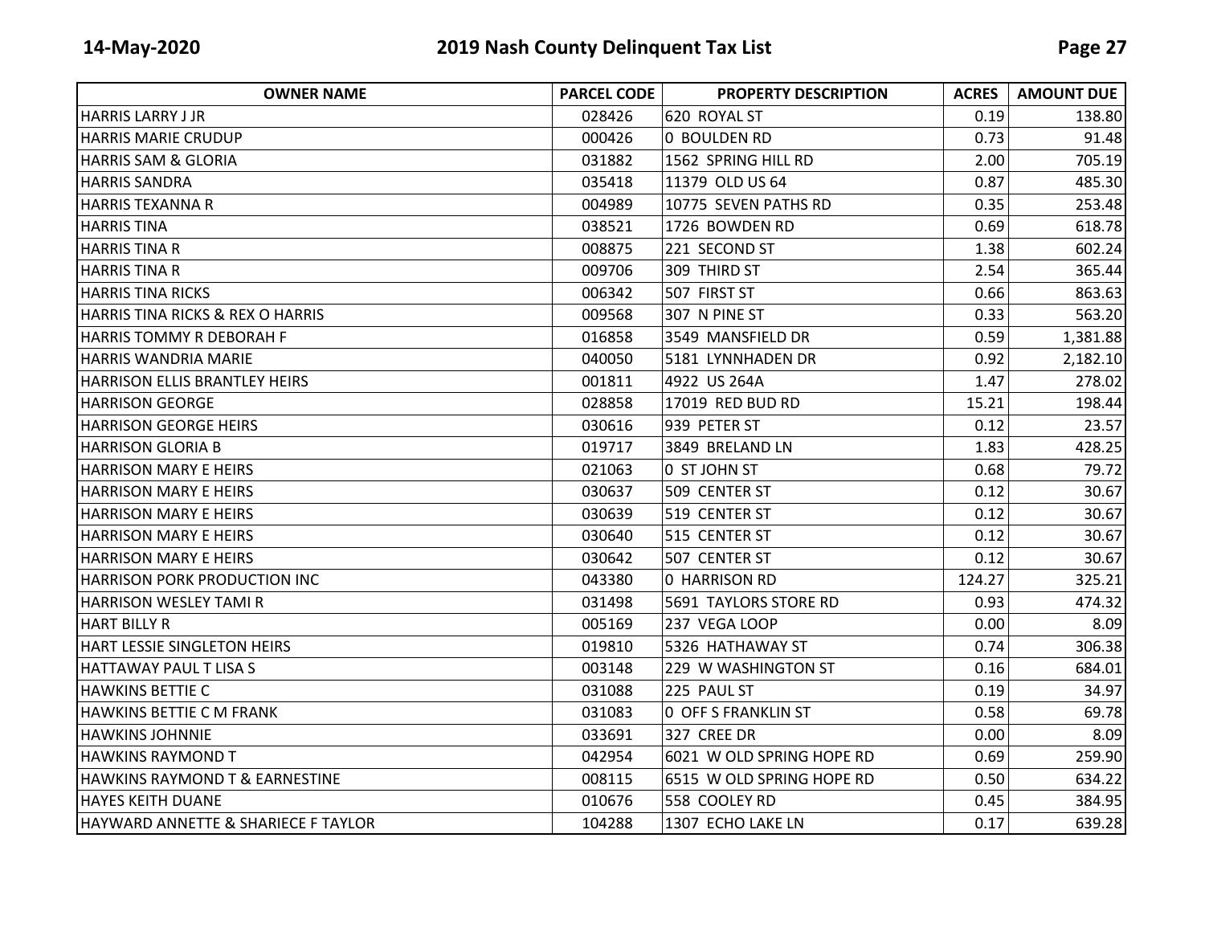| OWNER NAME | PARCEL CODE | PROPERTY DESCRIPTION | ACRES | AMOUNT DUE |
|---|---|---|---|---|
| HARRIS LARRY J JR | 028426 | 620 ROYAL ST | 0.19 | 138.80 |
| HARRIS MARIE CRUDUP | 000426 | 0 BOULDEN RD | 0.73 | 91.48 |
| HARRIS SAM & GLORIA | 031882 | 1562 SPRING HILL RD | 2.00 | 705.19 |
| HARRIS SANDRA | 035418 | 11379 OLD US 64 | 0.87 | 485.30 |
| HARRIS TEXANNA R | 004989 | 10775 SEVEN PATHS RD | 0.35 | 253.48 |
| HARRIS TINA | 038521 | 1726 BOWDEN RD | 0.69 | 618.78 |
| HARRIS TINA R | 008875 | 221 SECOND ST | 1.38 | 602.24 |
| HARRIS TINA R | 009706 | 309 THIRD ST | 2.54 | 365.44 |
| HARRIS TINA RICKS | 006342 | 507 FIRST ST | 0.66 | 863.63 |
| HARRIS TINA RICKS & REX O HARRIS | 009568 | 307 N PINE ST | 0.33 | 563.20 |
| HARRIS TOMMY R DEBORAH F | 016858 | 3549 MANSFIELD DR | 0.59 | 1,381.88 |
| HARRIS WANDRIA MARIE | 040050 | 5181 LYNNHADEN DR | 0.92 | 2,182.10 |
| HARRISON ELLIS BRANTLEY HEIRS | 001811 | 4922 US 264A | 1.47 | 278.02 |
| HARRISON GEORGE | 028858 | 17019 RED BUD RD | 15.21 | 198.44 |
| HARRISON GEORGE HEIRS | 030616 | 939 PETER ST | 0.12 | 23.57 |
| HARRISON GLORIA B | 019717 | 3849 BRELAND LN | 1.83 | 428.25 |
| HARRISON MARY E HEIRS | 021063 | 0 ST JOHN ST | 0.68 | 79.72 |
| HARRISON MARY E HEIRS | 030637 | 509 CENTER ST | 0.12 | 30.67 |
| HARRISON MARY E HEIRS | 030639 | 519 CENTER ST | 0.12 | 30.67 |
| HARRISON MARY E HEIRS | 030640 | 515 CENTER ST | 0.12 | 30.67 |
| HARRISON MARY E HEIRS | 030642 | 507 CENTER ST | 0.12 | 30.67 |
| HARRISON PORK PRODUCTION INC | 043380 | 0 HARRISON RD | 124.27 | 325.21 |
| HARRISON WESLEY TAMI R | 031498 | 5691 TAYLORS STORE RD | 0.93 | 474.32 |
| HART BILLY R | 005169 | 237 VEGA LOOP | 0.00 | 8.09 |
| HART LESSIE SINGLETON HEIRS | 019810 | 5326 HATHAWAY ST | 0.74 | 306.38 |
| HATTAWAY PAUL T LISA S | 003148 | 229 W WASHINGTON ST | 0.16 | 684.01 |
| HAWKINS BETTIE C | 031088 | 225 PAUL ST | 0.19 | 34.97 |
| HAWKINS BETTIE C M FRANK | 031083 | 0 OFF S FRANKLIN ST | 0.58 | 69.78 |
| HAWKINS JOHNNIE | 033691 | 327 CREE DR | 0.00 | 8.09 |
| HAWKINS RAYMOND T | 042954 | 6021 W OLD SPRING HOPE RD | 0.69 | 259.90 |
| HAWKINS RAYMOND T & EARNESTINE | 008115 | 6515 W OLD SPRING HOPE RD | 0.50 | 634.22 |
| HAYES KEITH DUANE | 010676 | 558 COOLEY RD | 0.45 | 384.95 |
| HAYWARD ANNETTE & SHARIECE F TAYLOR | 104288 | 1307 ECHO LAKE LN | 0.17 | 639.28 |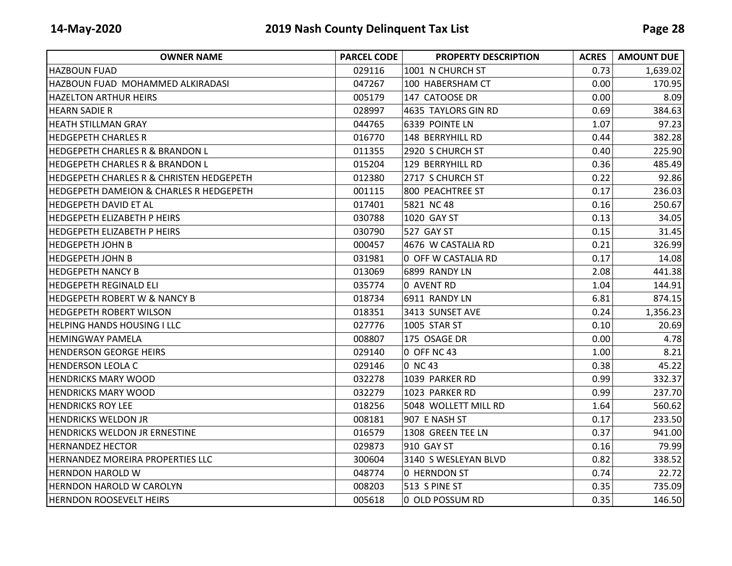| OWNER NAME | PARCEL CODE | PROPERTY DESCRIPTION | ACRES | AMOUNT DUE |
|---|---|---|---|---|
| HAZBOUN FUAD | 029116 | 1001 N CHURCH ST | 0.73 | 1,639.02 |
| HAZBOUN FUAD MOHAMMED ALKIRADASI | 047267 | 100 HABERSHAM CT | 0.00 | 170.95 |
| HAZELTON ARTHUR HEIRS | 005179 | 147 CATOOSE DR | 0.00 | 8.09 |
| HEARN SADIE R | 028997 | 4635 TAYLORS GIN RD | 0.69 | 384.63 |
| HEATH STILLMAN GRAY | 044765 | 6339 POINTE LN | 1.07 | 97.23 |
| HEDGEPETH CHARLES R | 016770 | 148 BERRYHILL RD | 0.44 | 382.28 |
| HEDGEPETH CHARLES R & BRANDON L | 011355 | 2920 S CHURCH ST | 0.40 | 225.90 |
| HEDGEPETH CHARLES R & BRANDON L | 015204 | 129 BERRYHILL RD | 0.36 | 485.49 |
| HEDGEPETH CHARLES R & CHRISTEN HEDGEPETH | 012380 | 2717 S CHURCH ST | 0.22 | 92.86 |
| HEDGEPETH DAMEION & CHARLES R HEDGEPETH | 001115 | 800 PEACHTREE ST | 0.17 | 236.03 |
| HEDGEPETH DAVID ET AL | 017401 | 5821 NC 48 | 0.16 | 250.67 |
| HEDGEPETH ELIZABETH P HEIRS | 030788 | 1020 GAY ST | 0.13 | 34.05 |
| HEDGEPETH ELIZABETH P HEIRS | 030790 | 527 GAY ST | 0.15 | 31.45 |
| HEDGEPETH JOHN B | 000457 | 4676 W CASTALIA RD | 0.21 | 326.99 |
| HEDGEPETH JOHN B | 031981 | 0 OFF W CASTALIA RD | 0.17 | 14.08 |
| HEDGEPETH NANCY B | 013069 | 6899 RANDY LN | 2.08 | 441.38 |
| HEDGEPETH REGINALD ELI | 035774 | 0 AVENT RD | 1.04 | 144.91 |
| HEDGEPETH ROBERT W & NANCY B | 018734 | 6911 RANDY LN | 6.81 | 874.15 |
| HEDGEPETH ROBERT WILSON | 018351 | 3413 SUNSET AVE | 0.24 | 1,356.23 |
| HELPING HANDS HOUSING I LLC | 027776 | 1005 STAR ST | 0.10 | 20.69 |
| HEMINGWAY PAMELA | 008807 | 175 OSAGE DR | 0.00 | 4.78 |
| HENDERSON GEORGE HEIRS | 029140 | 0 OFF NC 43 | 1.00 | 8.21 |
| HENDERSON LEOLA C | 029146 | 0 NC 43 | 0.38 | 45.22 |
| HENDRICKS MARY WOOD | 032278 | 1039 PARKER RD | 0.99 | 332.37 |
| HENDRICKS MARY WOOD | 032279 | 1023 PARKER RD | 0.99 | 237.70 |
| HENDRICKS ROY LEE | 018256 | 5048 WOLLETT MILL RD | 1.64 | 560.62 |
| HENDRICKS WELDON JR | 008181 | 907 E NASH ST | 0.17 | 233.50 |
| HENDRICKS WELDON JR ERNESTINE | 016579 | 1308 GREEN TEE LN | 0.37 | 941.00 |
| HERNANDEZ HECTOR | 029873 | 910 GAY ST | 0.16 | 79.99 |
| HERNANDEZ MOREIRA PROPERTIES LLC | 300604 | 3140 S WESLEYAN BLVD | 0.82 | 338.52 |
| HERNDON HAROLD W | 048774 | 0 HERNDON ST | 0.74 | 22.72 |
| HERNDON HAROLD W CAROLYN | 008203 | 513 S PINE ST | 0.35 | 735.09 |
| HERNDON ROOSEVELT HEIRS | 005618 | 0 OLD POSSUM RD | 0.35 | 146.50 |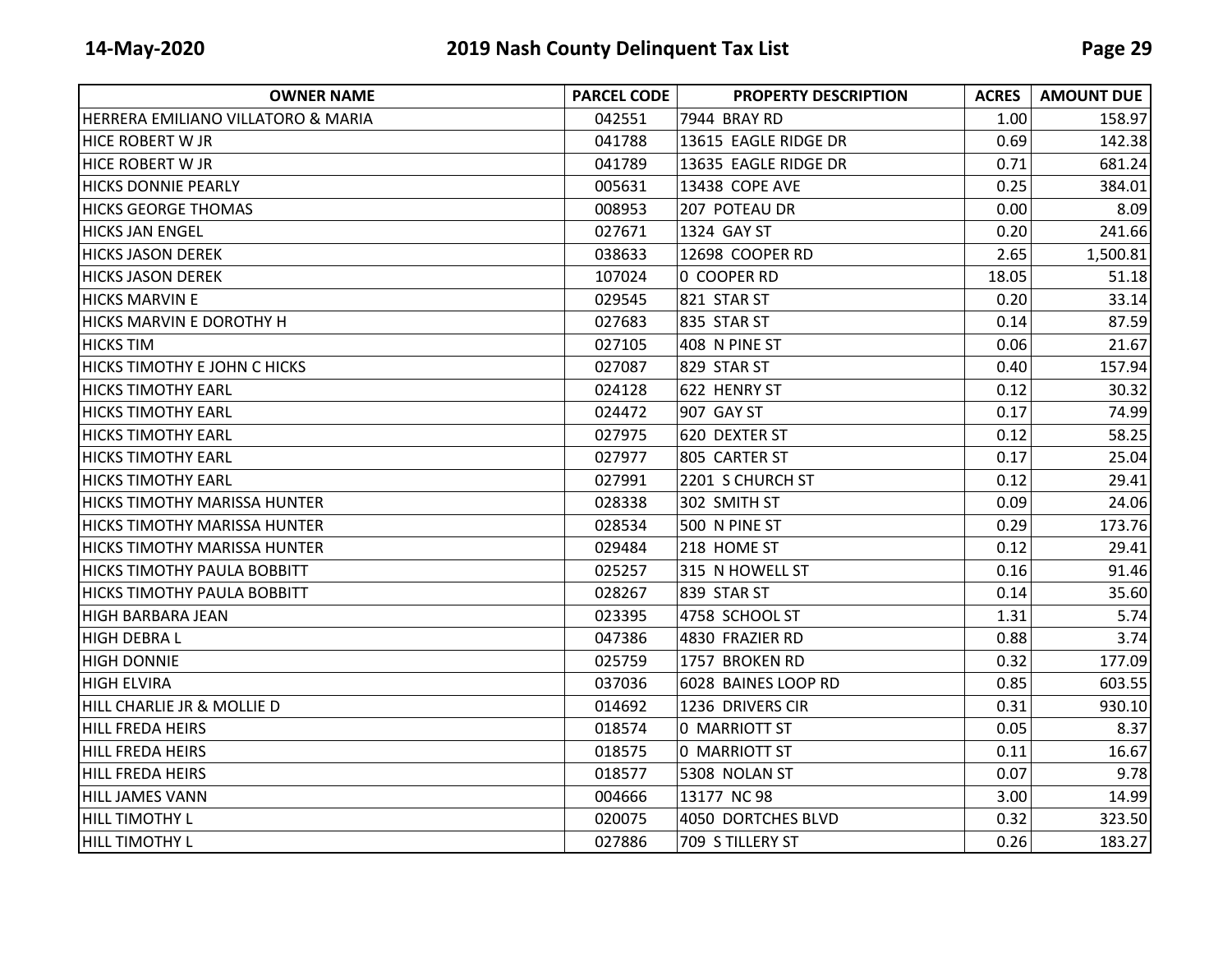| OWNER NAME | PARCEL CODE | PROPERTY DESCRIPTION | ACRES | AMOUNT DUE |
|---|---|---|---|---|
| HERRERA EMILIANO VILLATORO & MARIA | 042551 | 7944 BRAY RD | 1.00 | 158.97 |
| HICE ROBERT W JR | 041788 | 13615 EAGLE RIDGE DR | 0.69 | 142.38 |
| HICE ROBERT W JR | 041789 | 13635 EAGLE RIDGE DR | 0.71 | 681.24 |
| HICKS DONNIE PEARLY | 005631 | 13438 COPE AVE | 0.25 | 384.01 |
| HICKS GEORGE THOMAS | 008953 | 207 POTEAU DR | 0.00 | 8.09 |
| HICKS JAN ENGEL | 027671 | 1324 GAY ST | 0.20 | 241.66 |
| HICKS JASON DEREK | 038633 | 12698 COOPER RD | 2.65 | 1,500.81 |
| HICKS JASON DEREK | 107024 | 0 COOPER RD | 18.05 | 51.18 |
| HICKS MARVIN E | 029545 | 821 STAR ST | 0.20 | 33.14 |
| HICKS MARVIN E DOROTHY H | 027683 | 835 STAR ST | 0.14 | 87.59 |
| HICKS TIM | 027105 | 408 N PINE ST | 0.06 | 21.67 |
| HICKS TIMOTHY E JOHN C HICKS | 027087 | 829 STAR ST | 0.40 | 157.94 |
| HICKS TIMOTHY EARL | 024128 | 622 HENRY ST | 0.12 | 30.32 |
| HICKS TIMOTHY EARL | 024472 | 907 GAY ST | 0.17 | 74.99 |
| HICKS TIMOTHY EARL | 027975 | 620 DEXTER ST | 0.12 | 58.25 |
| HICKS TIMOTHY EARL | 027977 | 805 CARTER ST | 0.17 | 25.04 |
| HICKS TIMOTHY EARL | 027991 | 2201 S CHURCH ST | 0.12 | 29.41 |
| HICKS TIMOTHY MARISSA HUNTER | 028338 | 302 SMITH ST | 0.09 | 24.06 |
| HICKS TIMOTHY MARISSA HUNTER | 028534 | 500 N PINE ST | 0.29 | 173.76 |
| HICKS TIMOTHY MARISSA HUNTER | 029484 | 218 HOME ST | 0.12 | 29.41 |
| HICKS TIMOTHY PAULA BOBBITT | 025257 | 315 N HOWELL ST | 0.16 | 91.46 |
| HICKS TIMOTHY PAULA BOBBITT | 028267 | 839 STAR ST | 0.14 | 35.60 |
| HIGH BARBARA JEAN | 023395 | 4758 SCHOOL ST | 1.31 | 5.74 |
| HIGH DEBRA L | 047386 | 4830 FRAZIER RD | 0.88 | 3.74 |
| HIGH DONNIE | 025759 | 1757 BROKEN RD | 0.32 | 177.09 |
| HIGH ELVIRA | 037036 | 6028 BAINES LOOP RD | 0.85 | 603.55 |
| HILL CHARLIE JR & MOLLIE D | 014692 | 1236 DRIVERS CIR | 0.31 | 930.10 |
| HILL FREDA HEIRS | 018574 | 0 MARRIOTT ST | 0.05 | 8.37 |
| HILL FREDA HEIRS | 018575 | 0 MARRIOTT ST | 0.11 | 16.67 |
| HILL FREDA HEIRS | 018577 | 5308 NOLAN ST | 0.07 | 9.78 |
| HILL JAMES VANN | 004666 | 13177 NC 98 | 3.00 | 14.99 |
| HILL TIMOTHY L | 020075 | 4050 DORTCHES BLVD | 0.32 | 323.50 |
| HILL TIMOTHY L | 027886 | 709 S TILLERY ST | 0.26 | 183.27 |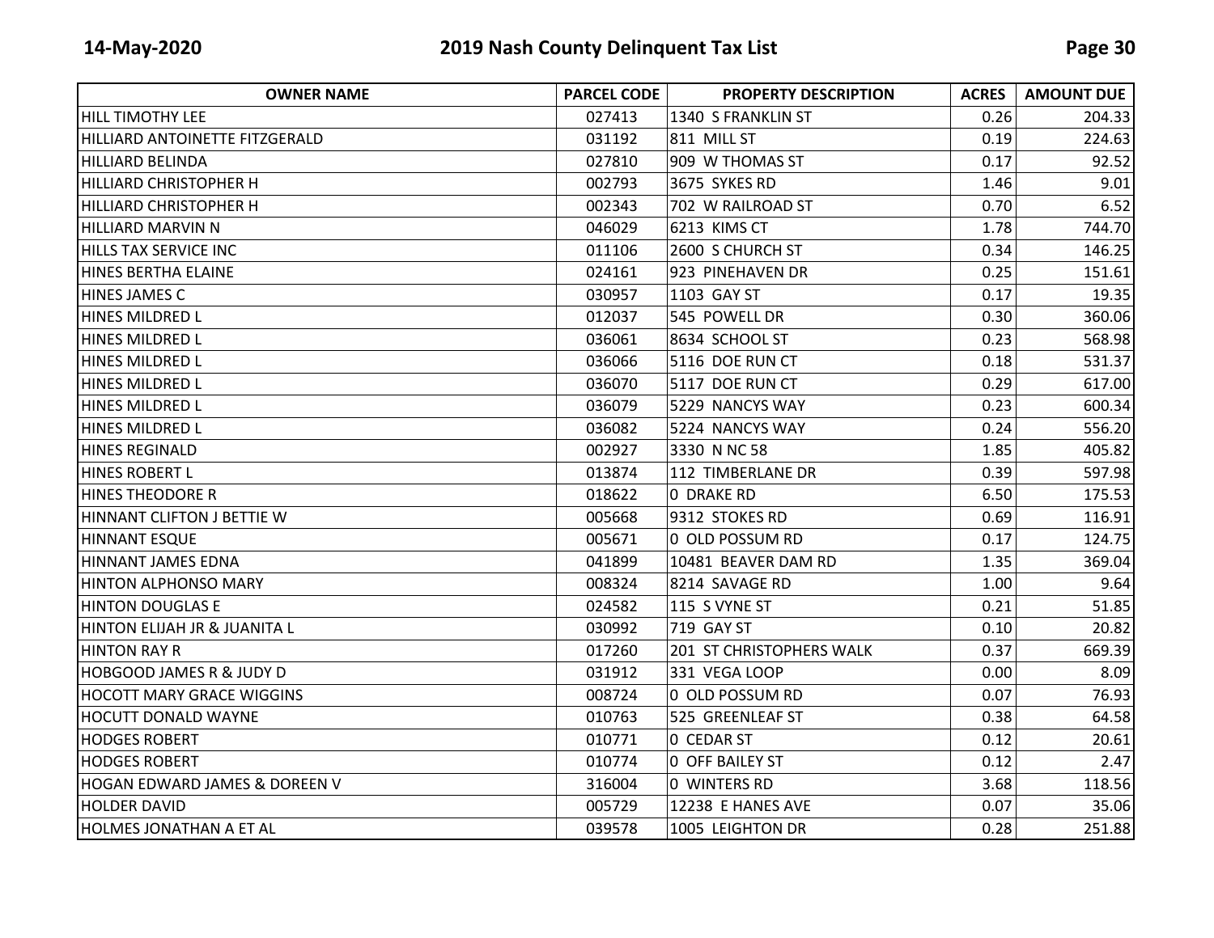| OWNER NAME | PARCEL CODE | PROPERTY DESCRIPTION | ACRES | AMOUNT DUE |
|---|---|---|---|---|
| HILL TIMOTHY LEE | 027413 | 1340 S FRANKLIN ST | 0.26 | 204.33 |
| HILLIARD ANTOINETTE FITZGERALD | 031192 | 811 MILL ST | 0.19 | 224.63 |
| HILLIARD BELINDA | 027810 | 909 W THOMAS ST | 0.17 | 92.52 |
| HILLIARD CHRISTOPHER H | 002793 | 3675 SYKES RD | 1.46 | 9.01 |
| HILLIARD CHRISTOPHER H | 002343 | 702 W RAILROAD ST | 0.70 | 6.52 |
| HILLIARD MARVIN N | 046029 | 6213 KIMS CT | 1.78 | 744.70 |
| HILLS TAX SERVICE INC | 011106 | 2600 S CHURCH ST | 0.34 | 146.25 |
| HINES BERTHA ELAINE | 024161 | 923 PINEHAVEN DR | 0.25 | 151.61 |
| HINES JAMES C | 030957 | 1103 GAY ST | 0.17 | 19.35 |
| HINES MILDRED L | 012037 | 545 POWELL DR | 0.30 | 360.06 |
| HINES MILDRED L | 036061 | 8634 SCHOOL ST | 0.23 | 568.98 |
| HINES MILDRED L | 036066 | 5116 DOE RUN CT | 0.18 | 531.37 |
| HINES MILDRED L | 036070 | 5117 DOE RUN CT | 0.29 | 617.00 |
| HINES MILDRED L | 036079 | 5229 NANCYS WAY | 0.23 | 600.34 |
| HINES MILDRED L | 036082 | 5224 NANCYS WAY | 0.24 | 556.20 |
| HINES REGINALD | 002927 | 3330 N NC 58 | 1.85 | 405.82 |
| HINES ROBERT L | 013874 | 112 TIMBERLANE DR | 0.39 | 597.98 |
| HINES THEODORE R | 018622 | 0 DRAKE RD | 6.50 | 175.53 |
| HINNANT CLIFTON J BETTIE W | 005668 | 9312 STOKES RD | 0.69 | 116.91 |
| HINNANT ESQUE | 005671 | 0 OLD POSSUM RD | 0.17 | 124.75 |
| HINNANT JAMES EDNA | 041899 | 10481 BEAVER DAM RD | 1.35 | 369.04 |
| HINTON ALPHONSO MARY | 008324 | 8214 SAVAGE RD | 1.00 | 9.64 |
| HINTON DOUGLAS E | 024582 | 115 S VYNE ST | 0.21 | 51.85 |
| HINTON ELIJAH JR & JUANITA L | 030992 | 719 GAY ST | 0.10 | 20.82 |
| HINTON RAY R | 017260 | 201 ST CHRISTOPHERS WALK | 0.37 | 669.39 |
| HOBGOOD JAMES R & JUDY D | 031912 | 331 VEGA LOOP | 0.00 | 8.09 |
| HOCOTT MARY GRACE WIGGINS | 008724 | 0 OLD POSSUM RD | 0.07 | 76.93 |
| HOCUTT DONALD WAYNE | 010763 | 525 GREENLEAF ST | 0.38 | 64.58 |
| HODGES ROBERT | 010771 | 0 CEDAR ST | 0.12 | 20.61 |
| HODGES ROBERT | 010774 | 0 OFF BAILEY ST | 0.12 | 2.47 |
| HOGAN EDWARD JAMES & DOREEN V | 316004 | 0 WINTERS RD | 3.68 | 118.56 |
| HOLDER DAVID | 005729 | 12238 E HANES AVE | 0.07 | 35.06 |
| HOLMES JONATHAN A ET AL | 039578 | 1005 LEIGHTON DR | 0.28 | 251.88 |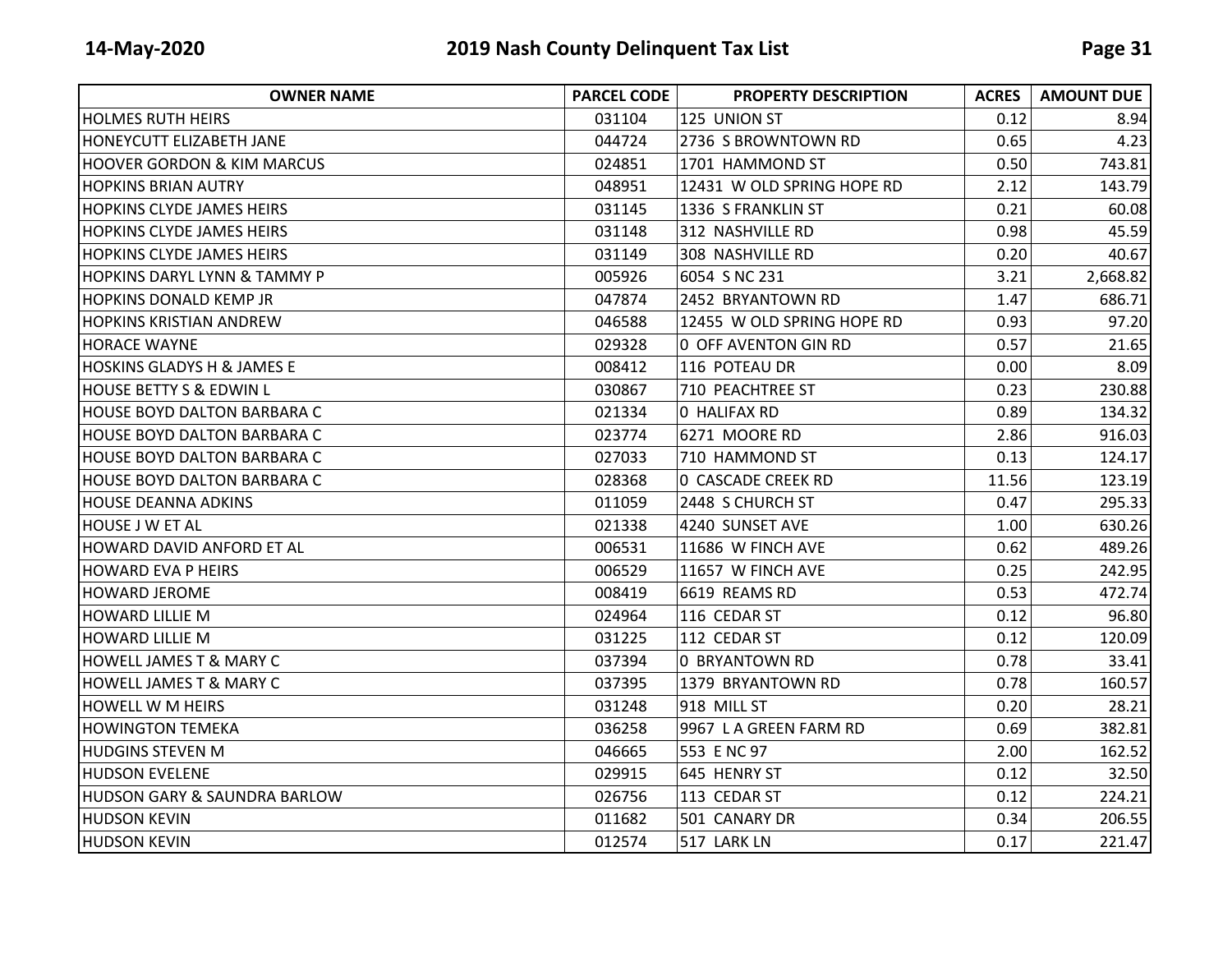| OWNER NAME | PARCEL CODE | PROPERTY DESCRIPTION | ACRES | AMOUNT DUE |
|---|---|---|---|---|
| HOLMES RUTH HEIRS | 031104 | 125 UNION ST | 0.12 | 8.94 |
| HONEYCUTT ELIZABETH JANE | 044724 | 2736 S BROWNTOWN RD | 0.65 | 4.23 |
| HOOVER GORDON & KIM MARCUS | 024851 | 1701 HAMMOND ST | 0.50 | 743.81 |
| HOPKINS BRIAN AUTRY | 048951 | 12431 W OLD SPRING HOPE RD | 2.12 | 143.79 |
| HOPKINS CLYDE JAMES HEIRS | 031145 | 1336 S FRANKLIN ST | 0.21 | 60.08 |
| HOPKINS CLYDE JAMES HEIRS | 031148 | 312 NASHVILLE RD | 0.98 | 45.59 |
| HOPKINS CLYDE JAMES HEIRS | 031149 | 308 NASHVILLE RD | 0.20 | 40.67 |
| HOPKINS DARYL LYNN & TAMMY P | 005926 | 6054 S NC 231 | 3.21 | 2,668.82 |
| HOPKINS DONALD KEMP JR | 047874 | 2452 BRYANTOWN RD | 1.47 | 686.71 |
| HOPKINS KRISTIAN ANDREW | 046588 | 12455 W OLD SPRING HOPE RD | 0.93 | 97.20 |
| HORACE WAYNE | 029328 | 0 OFF AVENTON GIN RD | 0.57 | 21.65 |
| HOSKINS GLADYS H & JAMES E | 008412 | 116 POTEAU DR | 0.00 | 8.09 |
| HOUSE BETTY S & EDWIN L | 030867 | 710 PEACHTREE ST | 0.23 | 230.88 |
| HOUSE BOYD DALTON BARBARA C | 021334 | 0 HALIFAX RD | 0.89 | 134.32 |
| HOUSE BOYD DALTON BARBARA C | 023774 | 6271 MOORE RD | 2.86 | 916.03 |
| HOUSE BOYD DALTON BARBARA C | 027033 | 710 HAMMOND ST | 0.13 | 124.17 |
| HOUSE BOYD DALTON BARBARA C | 028368 | 0 CASCADE CREEK RD | 11.56 | 123.19 |
| HOUSE DEANNA ADKINS | 011059 | 2448 S CHURCH ST | 0.47 | 295.33 |
| HOUSE J W ET AL | 021338 | 4240 SUNSET AVE | 1.00 | 630.26 |
| HOWARD DAVID ANFORD ET AL | 006531 | 11686 W FINCH AVE | 0.62 | 489.26 |
| HOWARD EVA P HEIRS | 006529 | 11657 W FINCH AVE | 0.25 | 242.95 |
| HOWARD JEROME | 008419 | 6619 REAMS RD | 0.53 | 472.74 |
| HOWARD LILLIE M | 024964 | 116 CEDAR ST | 0.12 | 96.80 |
| HOWARD LILLIE M | 031225 | 112 CEDAR ST | 0.12 | 120.09 |
| HOWELL JAMES T & MARY C | 037394 | 0 BRYANTOWN RD | 0.78 | 33.41 |
| HOWELL JAMES T & MARY C | 037395 | 1379 BRYANTOWN RD | 0.78 | 160.57 |
| HOWELL W M HEIRS | 031248 | 918 MILL ST | 0.20 | 28.21 |
| HOWINGTON TEMEKA | 036258 | 9967 L A GREEN FARM RD | 0.69 | 382.81 |
| HUDGINS STEVEN M | 046665 | 553 E NC 97 | 2.00 | 162.52 |
| HUDSON EVELENE | 029915 | 645 HENRY ST | 0.12 | 32.50 |
| HUDSON GARY & SAUNDRA BARLOW | 026756 | 113 CEDAR ST | 0.12 | 224.21 |
| HUDSON KEVIN | 011682 | 501 CANARY DR | 0.34 | 206.55 |
| HUDSON KEVIN | 012574 | 517 LARK LN | 0.17 | 221.47 |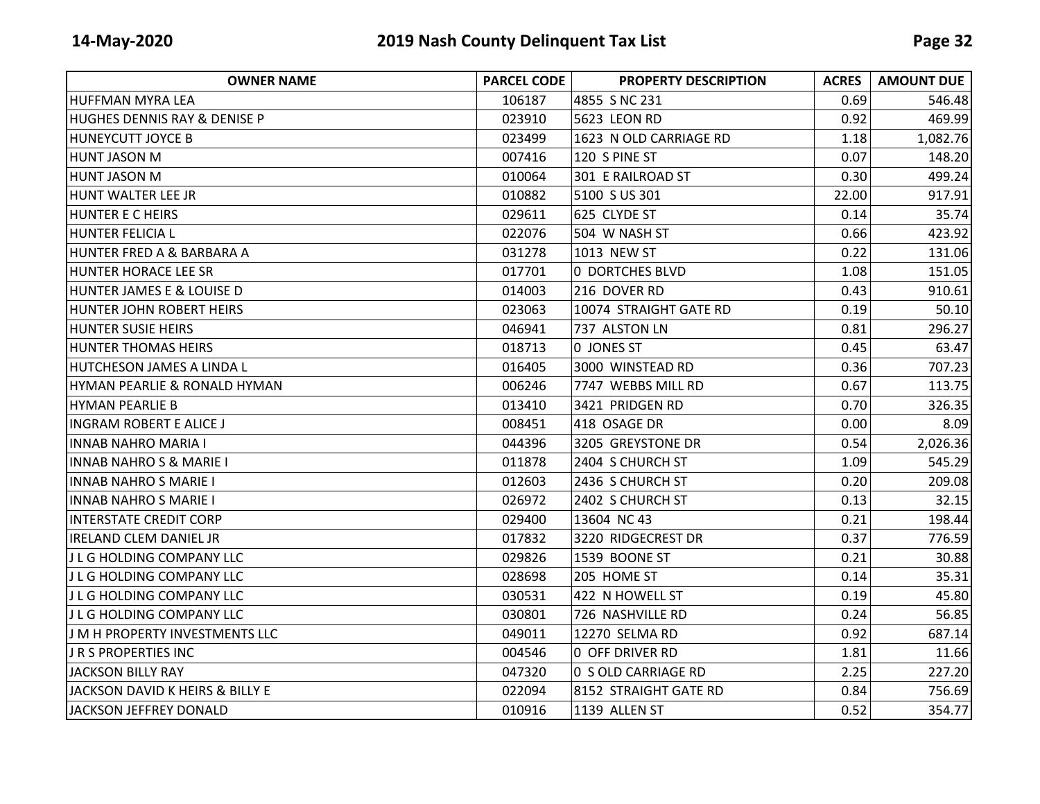| OWNER NAME | PARCEL CODE | PROPERTY DESCRIPTION | ACRES | AMOUNT DUE |
|---|---|---|---|---|
| HUFFMAN MYRA LEA | 106187 | 4855 S NC 231 | 0.69 | 546.48 |
| HUGHES DENNIS RAY & DENISE P | 023910 | 5623 LEON RD | 0.92 | 469.99 |
| HUNEYCUTT JOYCE B | 023499 | 1623 N OLD CARRIAGE RD | 1.18 | 1,082.76 |
| HUNT JASON M | 007416 | 120 S PINE ST | 0.07 | 148.20 |
| HUNT JASON M | 010064 | 301 E RAILROAD ST | 0.30 | 499.24 |
| HUNT WALTER LEE JR | 010882 | 5100 S US 301 | 22.00 | 917.91 |
| HUNTER E C HEIRS | 029611 | 625 CLYDE ST | 0.14 | 35.74 |
| HUNTER FELICIA L | 022076 | 504 W NASH ST | 0.66 | 423.92 |
| HUNTER FRED A & BARBARA A | 031278 | 1013 NEW ST | 0.22 | 131.06 |
| HUNTER HORACE LEE SR | 017701 | 0 DORTCHES BLVD | 1.08 | 151.05 |
| HUNTER JAMES E & LOUISE D | 014003 | 216 DOVER RD | 0.43 | 910.61 |
| HUNTER JOHN ROBERT HEIRS | 023063 | 10074 STRAIGHT GATE RD | 0.19 | 50.10 |
| HUNTER SUSIE HEIRS | 046941 | 737 ALSTON LN | 0.81 | 296.27 |
| HUNTER THOMAS HEIRS | 018713 | 0 JONES ST | 0.45 | 63.47 |
| HUTCHESON JAMES A LINDA L | 016405 | 3000 WINSTEAD RD | 0.36 | 707.23 |
| HYMAN PEARLIE & RONALD HYMAN | 006246 | 7747 WEBBS MILL RD | 0.67 | 113.75 |
| HYMAN PEARLIE B | 013410 | 3421 PRIDGEN RD | 0.70 | 326.35 |
| INGRAM ROBERT E ALICE J | 008451 | 418 OSAGE DR | 0.00 | 8.09 |
| INNAB NAHRO MARIA I | 044396 | 3205 GREYSTONE DR | 0.54 | 2,026.36 |
| INNAB NAHRO S & MARIE I | 011878 | 2404 S CHURCH ST | 1.09 | 545.29 |
| INNAB NAHRO S MARIE I | 012603 | 2436 S CHURCH ST | 0.20 | 209.08 |
| INNAB NAHRO S MARIE I | 026972 | 2402 S CHURCH ST | 0.13 | 32.15 |
| INTERSTATE CREDIT CORP | 029400 | 13604 NC 43 | 0.21 | 198.44 |
| IRELAND CLEM DANIEL JR | 017832 | 3220 RIDGECREST DR | 0.37 | 776.59 |
| J L G HOLDING COMPANY LLC | 029826 | 1539 BOONE ST | 0.21 | 30.88 |
| J L G HOLDING COMPANY LLC | 028698 | 205 HOME ST | 0.14 | 35.31 |
| J L G HOLDING COMPANY LLC | 030531 | 422 N HOWELL ST | 0.19 | 45.80 |
| J L G HOLDING COMPANY LLC | 030801 | 726 NASHVILLE RD | 0.24 | 56.85 |
| J M H PROPERTY INVESTMENTS LLC | 049011 | 12270 SELMA RD | 0.92 | 687.14 |
| J R S PROPERTIES INC | 004546 | 0 OFF DRIVER RD | 1.81 | 11.66 |
| JACKSON BILLY RAY | 047320 | 0 S OLD CARRIAGE RD | 2.25 | 227.20 |
| JACKSON DAVID K HEIRS & BILLY E | 022094 | 8152 STRAIGHT GATE RD | 0.84 | 756.69 |
| JACKSON JEFFREY DONALD | 010916 | 1139 ALLEN ST | 0.52 | 354.77 |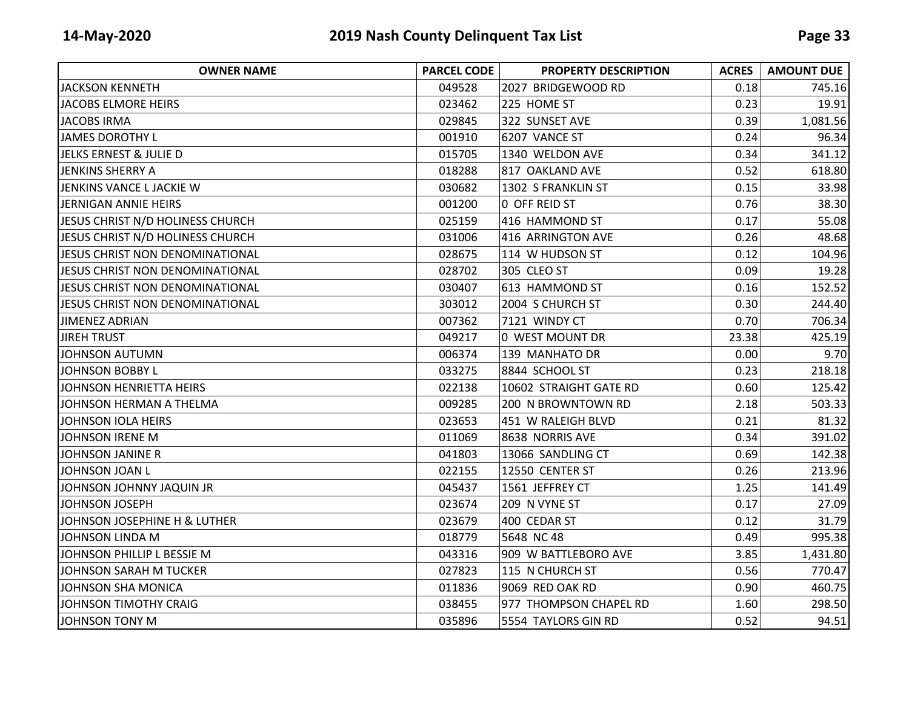| OWNER NAME | PARCEL CODE | PROPERTY DESCRIPTION | ACRES | AMOUNT DUE |
|---|---|---|---|---|
| JACKSON KENNETH | 049528 | 2027 BRIDGEWOOD RD | 0.18 | 745.16 |
| JACOBS ELMORE HEIRS | 023462 | 225 HOME ST | 0.23 | 19.91 |
| JACOBS IRMA | 029845 | 322 SUNSET AVE | 0.39 | 1,081.56 |
| JAMES DOROTHY L | 001910 | 6207 VANCE ST | 0.24 | 96.34 |
| JELKS ERNEST & JULIE D | 015705 | 1340 WELDON AVE | 0.34 | 341.12 |
| JENKINS SHERRY A | 018288 | 817 OAKLAND AVE | 0.52 | 618.80 |
| JENKINS VANCE L JACKIE W | 030682 | 1302 S FRANKLIN ST | 0.15 | 33.98 |
| JERNIGAN ANNIE HEIRS | 001200 | 0 OFF REID ST | 0.76 | 38.30 |
| JESUS CHRIST N/D HOLINESS CHURCH | 025159 | 416 HAMMOND ST | 0.17 | 55.08 |
| JESUS CHRIST N/D HOLINESS CHURCH | 031006 | 416 ARRINGTON AVE | 0.26 | 48.68 |
| JESUS CHRIST NON DENOMINATIONAL | 028675 | 114 W HUDSON ST | 0.12 | 104.96 |
| JESUS CHRIST NON DENOMINATIONAL | 028702 | 305 CLEO ST | 0.09 | 19.28 |
| JESUS CHRIST NON DENOMINATIONAL | 030407 | 613 HAMMOND ST | 0.16 | 152.52 |
| JESUS CHRIST NON DENOMINATIONAL | 303012 | 2004 S CHURCH ST | 0.30 | 244.40 |
| JIMENEZ ADRIAN | 007362 | 7121 WINDY CT | 0.70 | 706.34 |
| JIREH TRUST | 049217 | 0 WEST MOUNT DR | 23.38 | 425.19 |
| JOHNSON AUTUMN | 006374 | 139 MANHATO DR | 0.00 | 9.70 |
| JOHNSON BOBBY L | 033275 | 8844 SCHOOL ST | 0.23 | 218.18 |
| JOHNSON HENRIETTA HEIRS | 022138 | 10602 STRAIGHT GATE RD | 0.60 | 125.42 |
| JOHNSON HERMAN A THELMA | 009285 | 200 N BROWNTOWN RD | 2.18 | 503.33 |
| JOHNSON IOLA HEIRS | 023653 | 451 W RALEIGH BLVD | 0.21 | 81.32 |
| JOHNSON IRENE M | 011069 | 8638 NORRIS AVE | 0.34 | 391.02 |
| JOHNSON JANINE R | 041803 | 13066 SANDLING CT | 0.69 | 142.38 |
| JOHNSON JOAN L | 022155 | 12550 CENTER ST | 0.26 | 213.96 |
| JOHNSON JOHNNY JAQUIN JR | 045437 | 1561 JEFFREY CT | 1.25 | 141.49 |
| JOHNSON JOSEPH | 023674 | 209 N VYNE ST | 0.17 | 27.09 |
| JOHNSON JOSEPHINE H & LUTHER | 023679 | 400 CEDAR ST | 0.12 | 31.79 |
| JOHNSON LINDA M | 018779 | 5648 NC 48 | 0.49 | 995.38 |
| JOHNSON PHILLIP L BESSIE M | 043316 | 909 W BATTLEBORO AVE | 3.85 | 1,431.80 |
| JOHNSON SARAH M TUCKER | 027823 | 115 N CHURCH ST | 0.56 | 770.47 |
| JOHNSON SHA MONICA | 011836 | 9069 RED OAK RD | 0.90 | 460.75 |
| JOHNSON TIMOTHY CRAIG | 038455 | 977 THOMPSON CHAPEL RD | 1.60 | 298.50 |
| JOHNSON TONY M | 035896 | 5554 TAYLORS GIN RD | 0.52 | 94.51 |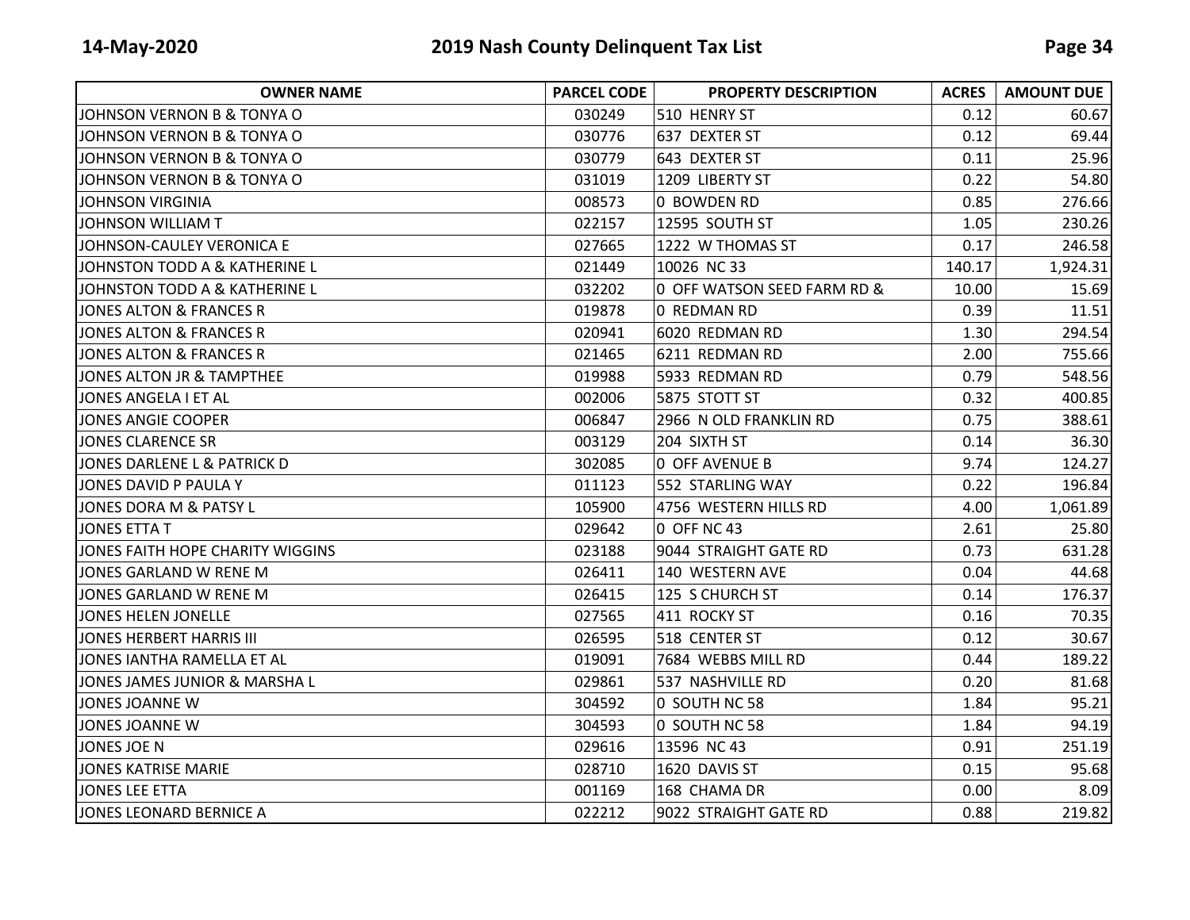| OWNER NAME | PARCEL CODE | PROPERTY DESCRIPTION | ACRES | AMOUNT DUE |
|---|---|---|---|---|
| JOHNSON VERNON B & TONYA O | 030249 | 510 HENRY ST | 0.12 | 60.67 |
| JOHNSON VERNON B & TONYA O | 030776 | 637 DEXTER ST | 0.12 | 69.44 |
| JOHNSON VERNON B & TONYA O | 030779 | 643 DEXTER ST | 0.11 | 25.96 |
| JOHNSON VERNON B & TONYA O | 031019 | 1209 LIBERTY ST | 0.22 | 54.80 |
| JOHNSON VIRGINIA | 008573 | 0 BOWDEN RD | 0.85 | 276.66 |
| JOHNSON WILLIAM T | 022157 | 12595 SOUTH ST | 1.05 | 230.26 |
| JOHNSON-CAULEY VERONICA E | 027665 | 1222 W THOMAS ST | 0.17 | 246.58 |
| JOHNSTON TODD A & KATHERINE L | 021449 | 10026 NC 33 | 140.17 | 1,924.31 |
| JOHNSTON TODD A & KATHERINE L | 032202 | 0 OFF WATSON SEED FARM RD & | 10.00 | 15.69 |
| JONES ALTON & FRANCES R | 019878 | 0 REDMAN RD | 0.39 | 11.51 |
| JONES ALTON & FRANCES R | 020941 | 6020 REDMAN RD | 1.30 | 294.54 |
| JONES ALTON & FRANCES R | 021465 | 6211 REDMAN RD | 2.00 | 755.66 |
| JONES ALTON JR & TAMPTHEE | 019988 | 5933 REDMAN RD | 0.79 | 548.56 |
| JONES ANGELA I ET AL | 002006 | 5875 STOTT ST | 0.32 | 400.85 |
| JONES ANGIE COOPER | 006847 | 2966 N OLD FRANKLIN RD | 0.75 | 388.61 |
| JONES CLARENCE SR | 003129 | 204 SIXTH ST | 0.14 | 36.30 |
| JONES DARLENE L & PATRICK D | 302085 | 0 OFF AVENUE B | 9.74 | 124.27 |
| JONES DAVID P PAULA Y | 011123 | 552 STARLING WAY | 0.22 | 196.84 |
| JONES DORA M & PATSY L | 105900 | 4756 WESTERN HILLS RD | 4.00 | 1,061.89 |
| JONES ETTA T | 029642 | 0 OFF NC 43 | 2.61 | 25.80 |
| JONES FAITH HOPE CHARITY WIGGINS | 023188 | 9044 STRAIGHT GATE RD | 0.73 | 631.28 |
| JONES GARLAND W RENE M | 026411 | 140 WESTERN AVE | 0.04 | 44.68 |
| JONES GARLAND W RENE M | 026415 | 125 S CHURCH ST | 0.14 | 176.37 |
| JONES HELEN JONELLE | 027565 | 411 ROCKY ST | 0.16 | 70.35 |
| JONES HERBERT HARRIS III | 026595 | 518 CENTER ST | 0.12 | 30.67 |
| JONES IANTHA RAMELLA ET AL | 019091 | 7684 WEBBS MILL RD | 0.44 | 189.22 |
| JONES JAMES JUNIOR & MARSHA L | 029861 | 537 NASHVILLE RD | 0.20 | 81.68 |
| JONES JOANNE W | 304592 | 0 SOUTH NC 58 | 1.84 | 95.21 |
| JONES JOANNE W | 304593 | 0 SOUTH NC 58 | 1.84 | 94.19 |
| JONES JOE N | 029616 | 13596 NC 43 | 0.91 | 251.19 |
| JONES KATRISE MARIE | 028710 | 1620 DAVIS ST | 0.15 | 95.68 |
| JONES LEE ETTA | 001169 | 168 CHAMA DR | 0.00 | 8.09 |
| JONES LEONARD BERNICE A | 022212 | 9022 STRAIGHT GATE RD | 0.88 | 219.82 |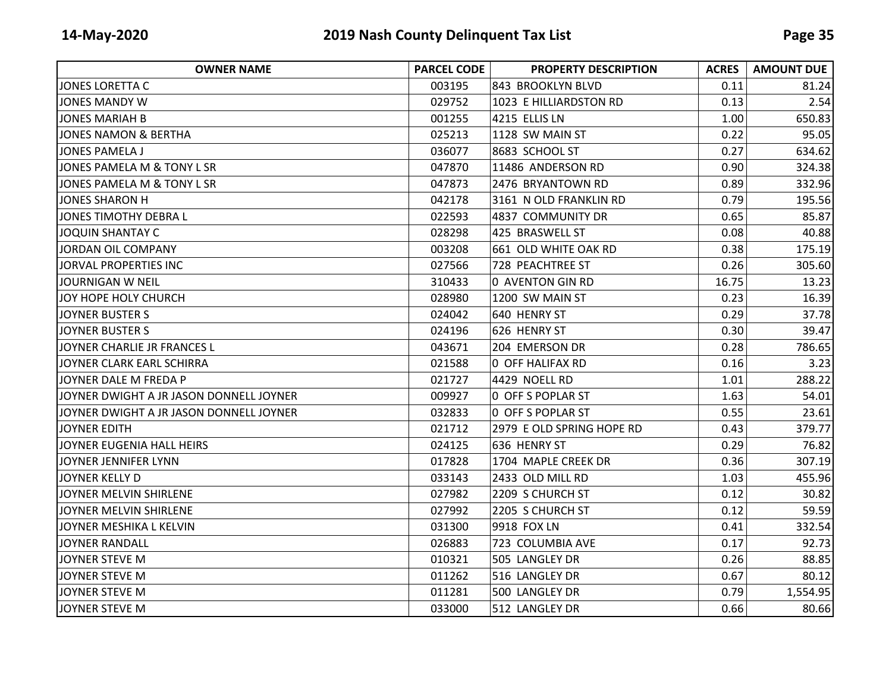| OWNER NAME | PARCEL CODE | PROPERTY DESCRIPTION | ACRES | AMOUNT DUE |
|---|---|---|---|---|
| JONES LORETTA C | 003195 | 843 BROOKLYN BLVD | 0.11 | 81.24 |
| JONES MANDY W | 029752 | 1023 E HILLIARDSTON RD | 0.13 | 2.54 |
| JONES MARIAH B | 001255 | 4215 ELLIS LN | 1.00 | 650.83 |
| JONES NAMON & BERTHA | 025213 | 1128 SW MAIN ST | 0.22 | 95.05 |
| JONES PAMELA J | 036077 | 8683 SCHOOL ST | 0.27 | 634.62 |
| JONES PAMELA M & TONY L SR | 047870 | 11486 ANDERSON RD | 0.90 | 324.38 |
| JONES PAMELA M & TONY L SR | 047873 | 2476 BRYANTOWN RD | 0.89 | 332.96 |
| JONES SHARON H | 042178 | 3161 N OLD FRANKLIN RD | 0.79 | 195.56 |
| JONES TIMOTHY DEBRA L | 022593 | 4837 COMMUNITY DR | 0.65 | 85.87 |
| JOQUIN SHANTAY C | 028298 | 425 BRASWELL ST | 0.08 | 40.88 |
| JORDAN OIL COMPANY | 003208 | 661 OLD WHITE OAK RD | 0.38 | 175.19 |
| JORVAL PROPERTIES INC | 027566 | 728 PEACHTREE ST | 0.26 | 305.60 |
| JOURNIGAN W NEIL | 310433 | 0 AVENTON GIN RD | 16.75 | 13.23 |
| JOY HOPE HOLY CHURCH | 028980 | 1200 SW MAIN ST | 0.23 | 16.39 |
| JOYNER BUSTER S | 024042 | 640 HENRY ST | 0.29 | 37.78 |
| JOYNER BUSTER S | 024196 | 626 HENRY ST | 0.30 | 39.47 |
| JOYNER CHARLIE JR FRANCES L | 043671 | 204 EMERSON DR | 0.28 | 786.65 |
| JOYNER CLARK EARL SCHIRRA | 021588 | 0 OFF HALIFAX RD | 0.16 | 3.23 |
| JOYNER DALE M FREDA P | 021727 | 4429 NOELL RD | 1.01 | 288.22 |
| JOYNER DWIGHT A JR JASON DONNELL JOYNER | 009927 | 0 OFF S POPLAR ST | 1.63 | 54.01 |
| JOYNER DWIGHT A JR JASON DONNELL JOYNER | 032833 | 0 OFF S POPLAR ST | 0.55 | 23.61 |
| JOYNER EDITH | 021712 | 2979 E OLD SPRING HOPE RD | 0.43 | 379.77 |
| JOYNER EUGENIA HALL HEIRS | 024125 | 636 HENRY ST | 0.29 | 76.82 |
| JOYNER JENNIFER LYNN | 017828 | 1704 MAPLE CREEK DR | 0.36 | 307.19 |
| JOYNER KELLY D | 033143 | 2433 OLD MILL RD | 1.03 | 455.96 |
| JOYNER MELVIN SHIRLENE | 027982 | 2209 S CHURCH ST | 0.12 | 30.82 |
| JOYNER MELVIN SHIRLENE | 027992 | 2205 S CHURCH ST | 0.12 | 59.59 |
| JOYNER MESHIKA L KELVIN | 031300 | 9918 FOX LN | 0.41 | 332.54 |
| JOYNER RANDALL | 026883 | 723 COLUMBIA AVE | 0.17 | 92.73 |
| JOYNER STEVE M | 010321 | 505 LANGLEY DR | 0.26 | 88.85 |
| JOYNER STEVE M | 011262 | 516 LANGLEY DR | 0.67 | 80.12 |
| JOYNER STEVE M | 011281 | 500 LANGLEY DR | 0.79 | 1,554.95 |
| JOYNER STEVE M | 033000 | 512 LANGLEY DR | 0.66 | 80.66 |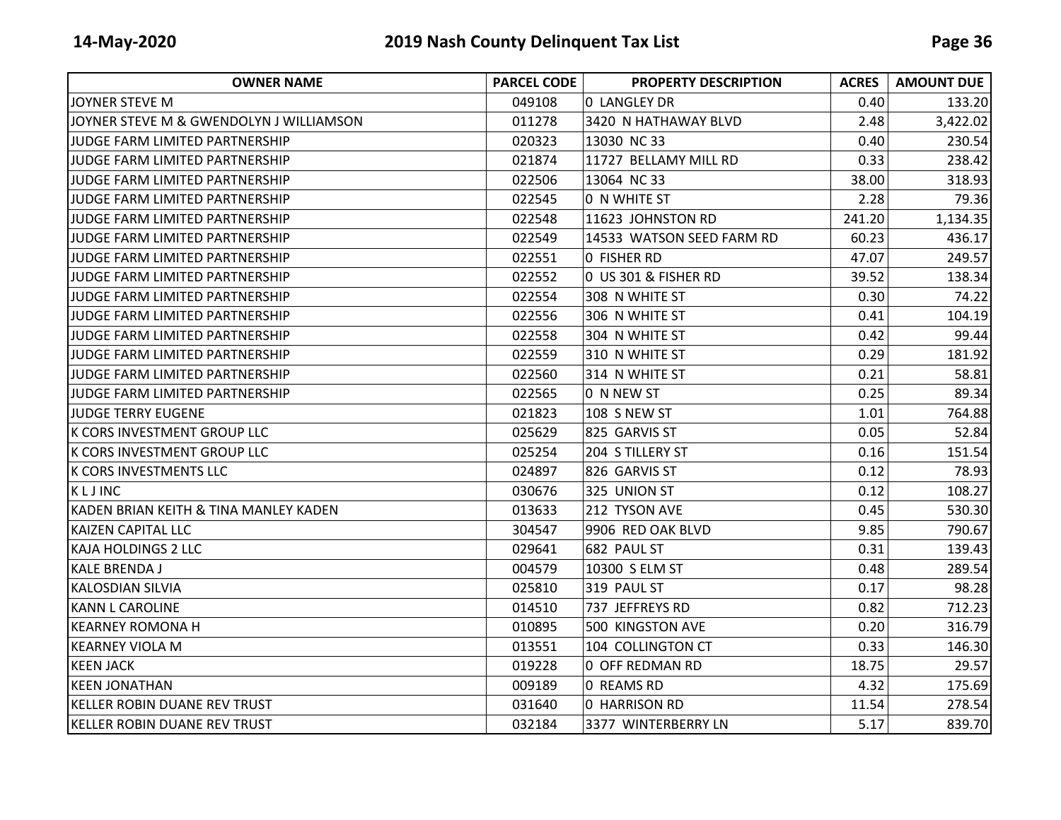| OWNER NAME | PARCEL CODE | PROPERTY DESCRIPTION | ACRES | AMOUNT DUE |
|---|---|---|---|---|
| JOYNER STEVE M | 049108 | 0 LANGLEY DR | 0.40 | 133.20 |
| JOYNER STEVE M & GWENDOLYN J WILLIAMSON | 011278 | 3420 N HATHAWAY BLVD | 2.48 | 3,422.02 |
| JUDGE FARM LIMITED PARTNERSHIP | 020323 | 13030 NC 33 | 0.40 | 230.54 |
| JUDGE FARM LIMITED PARTNERSHIP | 021874 | 11727 BELLAMY MILL RD | 0.33 | 238.42 |
| JUDGE FARM LIMITED PARTNERSHIP | 022506 | 13064 NC 33 | 38.00 | 318.93 |
| JUDGE FARM LIMITED PARTNERSHIP | 022545 | 0 N WHITE ST | 2.28 | 79.36 |
| JUDGE FARM LIMITED PARTNERSHIP | 022548 | 11623 JOHNSTON RD | 241.20 | 1,134.35 |
| JUDGE FARM LIMITED PARTNERSHIP | 022549 | 14533 WATSON SEED FARM RD | 60.23 | 436.17 |
| JUDGE FARM LIMITED PARTNERSHIP | 022551 | 0 FISHER RD | 47.07 | 249.57 |
| JUDGE FARM LIMITED PARTNERSHIP | 022552 | 0 US 301 & FISHER RD | 39.52 | 138.34 |
| JUDGE FARM LIMITED PARTNERSHIP | 022554 | 308 N WHITE ST | 0.30 | 74.22 |
| JUDGE FARM LIMITED PARTNERSHIP | 022556 | 306 N WHITE ST | 0.41 | 104.19 |
| JUDGE FARM LIMITED PARTNERSHIP | 022558 | 304 N WHITE ST | 0.42 | 99.44 |
| JUDGE FARM LIMITED PARTNERSHIP | 022559 | 310 N WHITE ST | 0.29 | 181.92 |
| JUDGE FARM LIMITED PARTNERSHIP | 022560 | 314 N WHITE ST | 0.21 | 58.81 |
| JUDGE FARM LIMITED PARTNERSHIP | 022565 | 0 N NEW ST | 0.25 | 89.34 |
| JUDGE TERRY EUGENE | 021823 | 108 S NEW ST | 1.01 | 764.88 |
| K CORS INVESTMENT GROUP LLC | 025629 | 825 GARVIS ST | 0.05 | 52.84 |
| K CORS INVESTMENT GROUP LLC | 025254 | 204 S TILLERY ST | 0.16 | 151.54 |
| K CORS INVESTMENTS LLC | 024897 | 826 GARVIS ST | 0.12 | 78.93 |
| K L J INC | 030676 | 325 UNION ST | 0.12 | 108.27 |
| KADEN BRIAN KEITH & TINA MANLEY KADEN | 013633 | 212 TYSON AVE | 0.45 | 530.30 |
| KAIZEN CAPITAL LLC | 304547 | 9906 RED OAK BLVD | 9.85 | 790.67 |
| KAJA HOLDINGS 2 LLC | 029641 | 682 PAUL ST | 0.31 | 139.43 |
| KALE BRENDA J | 004579 | 10300 S ELM ST | 0.48 | 289.54 |
| KALOSDIAN SILVIA | 025810 | 319 PAUL ST | 0.17 | 98.28 |
| KANN L CAROLINE | 014510 | 737 JEFFREYS RD | 0.82 | 712.23 |
| KEARNEY ROMONA H | 010895 | 500 KINGSTON AVE | 0.20 | 316.79 |
| KEARNEY VIOLA M | 013551 | 104 COLLINGTON CT | 0.33 | 146.30 |
| KEEN JACK | 019228 | 0 OFF REDMAN RD | 18.75 | 29.57 |
| KEEN JONATHAN | 009189 | 0 REAMS RD | 4.32 | 175.69 |
| KELLER ROBIN DUANE REV TRUST | 031640 | 0 HARRISON RD | 11.54 | 278.54 |
| KELLER ROBIN DUANE REV TRUST | 032184 | 3377 WINTERBERRY LN | 5.17 | 839.70 |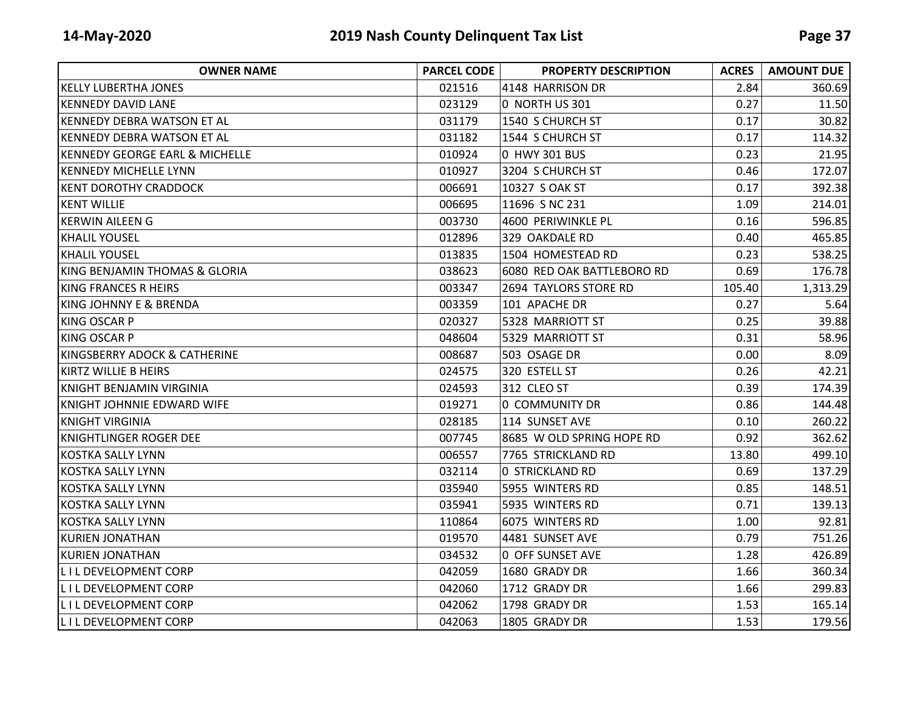| OWNER NAME | PARCEL CODE | PROPERTY DESCRIPTION | ACRES | AMOUNT DUE |
|---|---|---|---|---|
| KELLY LUBERTHA JONES | 021516 | 4148 HARRISON DR | 2.84 | 360.69 |
| KENNEDY DAVID LANE | 023129 | 0 NORTH US 301 | 0.27 | 11.50 |
| KENNEDY DEBRA WATSON ET AL | 031179 | 1540 S CHURCH ST | 0.17 | 30.82 |
| KENNEDY DEBRA WATSON ET AL | 031182 | 1544 S CHURCH ST | 0.17 | 114.32 |
| KENNEDY GEORGE EARL & MICHELLE | 010924 | 0 HWY 301 BUS | 0.23 | 21.95 |
| KENNEDY MICHELLE LYNN | 010927 | 3204 S CHURCH ST | 0.46 | 172.07 |
| KENT DOROTHY CRADDOCK | 006691 | 10327 S OAK ST | 0.17 | 392.38 |
| KENT WILLIE | 006695 | 11696 S NC 231 | 1.09 | 214.01 |
| KERWIN AILEEN G | 003730 | 4600 PERIWINKLE PL | 0.16 | 596.85 |
| KHALIL YOUSEL | 012896 | 329 OAKDALE RD | 0.40 | 465.85 |
| KHALIL YOUSEL | 013835 | 1504 HOMESTEAD RD | 0.23 | 538.25 |
| KING BENJAMIN THOMAS & GLORIA | 038623 | 6080 RED OAK BATTLEBORO RD | 0.69 | 176.78 |
| KING FRANCES R HEIRS | 003347 | 2694 TAYLORS STORE RD | 105.40 | 1,313.29 |
| KING JOHNNY E & BRENDA | 003359 | 101 APACHE DR | 0.27 | 5.64 |
| KING OSCAR P | 020327 | 5328 MARRIOTT ST | 0.25 | 39.88 |
| KING OSCAR P | 048604 | 5329 MARRIOTT ST | 0.31 | 58.96 |
| KINGSBERRY ADOCK & CATHERINE | 008687 | 503 OSAGE DR | 0.00 | 8.09 |
| KIRTZ WILLIE B HEIRS | 024575 | 320 ESTELL ST | 0.26 | 42.21 |
| KNIGHT BENJAMIN VIRGINIA | 024593 | 312 CLEO ST | 0.39 | 174.39 |
| KNIGHT JOHNNIE EDWARD WIFE | 019271 | 0 COMMUNITY DR | 0.86 | 144.48 |
| KNIGHT VIRGINIA | 028185 | 114 SUNSET AVE | 0.10 | 260.22 |
| KNIGHTLINGER ROGER DEE | 007745 | 8685 W OLD SPRING HOPE RD | 0.92 | 362.62 |
| KOSTKA SALLY LYNN | 006557 | 7765 STRICKLAND RD | 13.80 | 499.10 |
| KOSTKA SALLY LYNN | 032114 | 0 STRICKLAND RD | 0.69 | 137.29 |
| KOSTKA SALLY LYNN | 035940 | 5955 WINTERS RD | 0.85 | 148.51 |
| KOSTKA SALLY LYNN | 035941 | 5935 WINTERS RD | 0.71 | 139.13 |
| KOSTKA SALLY LYNN | 110864 | 6075 WINTERS RD | 1.00 | 92.81 |
| KURIEN JONATHAN | 019570 | 4481 SUNSET AVE | 0.79 | 751.26 |
| KURIEN JONATHAN | 034532 | 0 OFF SUNSET AVE | 1.28 | 426.89 |
| L I L DEVELOPMENT CORP | 042059 | 1680 GRADY DR | 1.66 | 360.34 |
| L I L DEVELOPMENT CORP | 042060 | 1712 GRADY DR | 1.66 | 299.83 |
| L I L DEVELOPMENT CORP | 042062 | 1798 GRADY DR | 1.53 | 165.14 |
| L I L DEVELOPMENT CORP | 042063 | 1805 GRADY DR | 1.53 | 179.56 |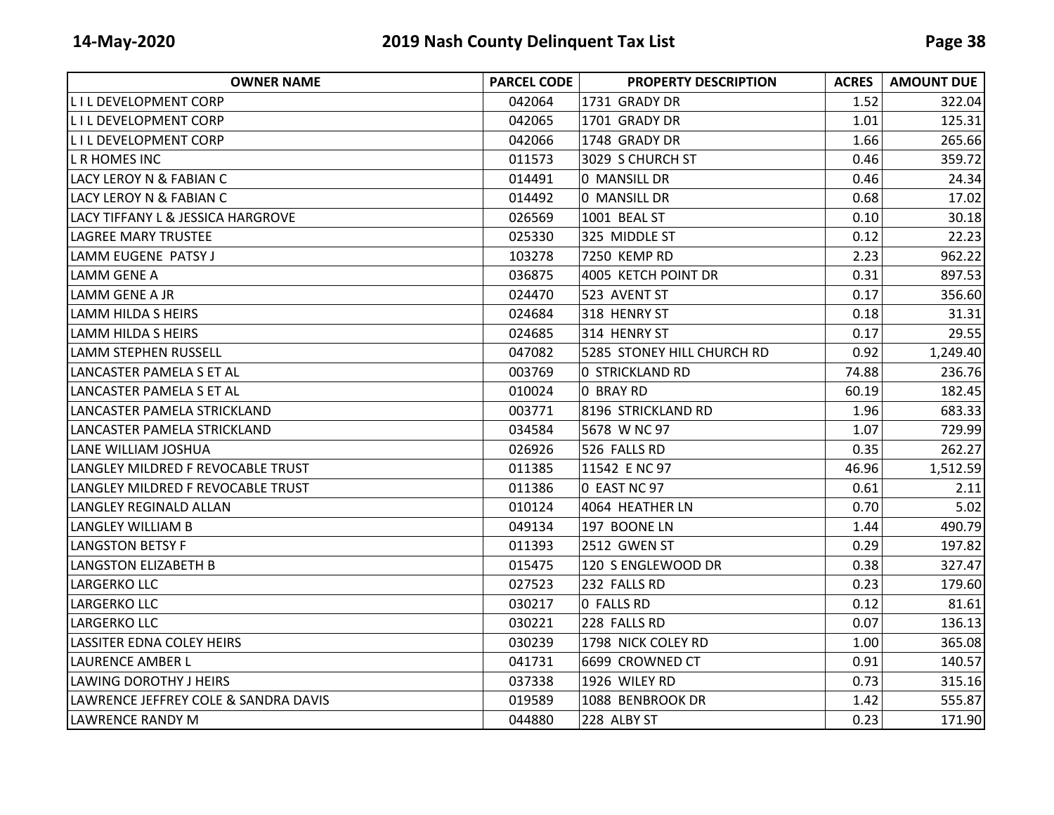| OWNER NAME | PARCEL CODE | PROPERTY DESCRIPTION | ACRES | AMOUNT DUE |
|---|---|---|---|---|
| L I L DEVELOPMENT CORP | 042064 | 1731 GRADY DR | 1.52 | 322.04 |
| L I L DEVELOPMENT CORP | 042065 | 1701 GRADY DR | 1.01 | 125.31 |
| L I L DEVELOPMENT CORP | 042066 | 1748 GRADY DR | 1.66 | 265.66 |
| L R HOMES INC | 011573 | 3029 S CHURCH ST | 0.46 | 359.72 |
| LACY LEROY N & FABIAN C | 014491 | 0 MANSILL DR | 0.46 | 24.34 |
| LACY LEROY N & FABIAN C | 014492 | 0 MANSILL DR | 0.68 | 17.02 |
| LACY TIFFANY L & JESSICA HARGROVE | 026569 | 1001 BEAL ST | 0.10 | 30.18 |
| LAGREE MARY TRUSTEE | 025330 | 325 MIDDLE ST | 0.12 | 22.23 |
| LAMM EUGENE PATSY J | 103278 | 7250 KEMP RD | 2.23 | 962.22 |
| LAMM GENE A | 036875 | 4005 KETCH POINT DR | 0.31 | 897.53 |
| LAMM GENE A JR | 024470 | 523 AVENT ST | 0.17 | 356.60 |
| LAMM HILDA S HEIRS | 024684 | 318 HENRY ST | 0.18 | 31.31 |
| LAMM HILDA S HEIRS | 024685 | 314 HENRY ST | 0.17 | 29.55 |
| LAMM STEPHEN RUSSELL | 047082 | 5285 STONEY HILL CHURCH RD | 0.92 | 1,249.40 |
| LANCASTER PAMELA S ET AL | 003769 | 0 STRICKLAND RD | 74.88 | 236.76 |
| LANCASTER PAMELA S ET AL | 010024 | 0 BRAY RD | 60.19 | 182.45 |
| LANCASTER PAMELA STRICKLAND | 003771 | 8196 STRICKLAND RD | 1.96 | 683.33 |
| LANCASTER PAMELA STRICKLAND | 034584 | 5678 W NC 97 | 1.07 | 729.99 |
| LANE WILLIAM JOSHUA | 026926 | 526 FALLS RD | 0.35 | 262.27 |
| LANGLEY MILDRED F REVOCABLE TRUST | 011385 | 11542 E NC 97 | 46.96 | 1,512.59 |
| LANGLEY MILDRED F REVOCABLE TRUST | 011386 | 0 EAST NC 97 | 0.61 | 2.11 |
| LANGLEY REGINALD ALLAN | 010124 | 4064 HEATHER LN | 0.70 | 5.02 |
| LANGLEY WILLIAM B | 049134 | 197 BOONE LN | 1.44 | 490.79 |
| LANGSTON BETSY F | 011393 | 2512 GWEN ST | 0.29 | 197.82 |
| LANGSTON ELIZABETH B | 015475 | 120 S ENGLEWOOD DR | 0.38 | 327.47 |
| LARGERKO LLC | 027523 | 232 FALLS RD | 0.23 | 179.60 |
| LARGERKO LLC | 030217 | 0 FALLS RD | 0.12 | 81.61 |
| LARGERKO LLC | 030221 | 228 FALLS RD | 0.07 | 136.13 |
| LASSITER EDNA COLEY HEIRS | 030239 | 1798 NICK COLEY RD | 1.00 | 365.08 |
| LAURENCE AMBER L | 041731 | 6699 CROWNED CT | 0.91 | 140.57 |
| LAWING DOROTHY J HEIRS | 037338 | 1926 WILEY RD | 0.73 | 315.16 |
| LAWRENCE JEFFREY COLE & SANDRA DAVIS | 019589 | 1088 BENBROOK DR | 1.42 | 555.87 |
| LAWRENCE RANDY M | 044880 | 228 ALBY ST | 0.23 | 171.90 |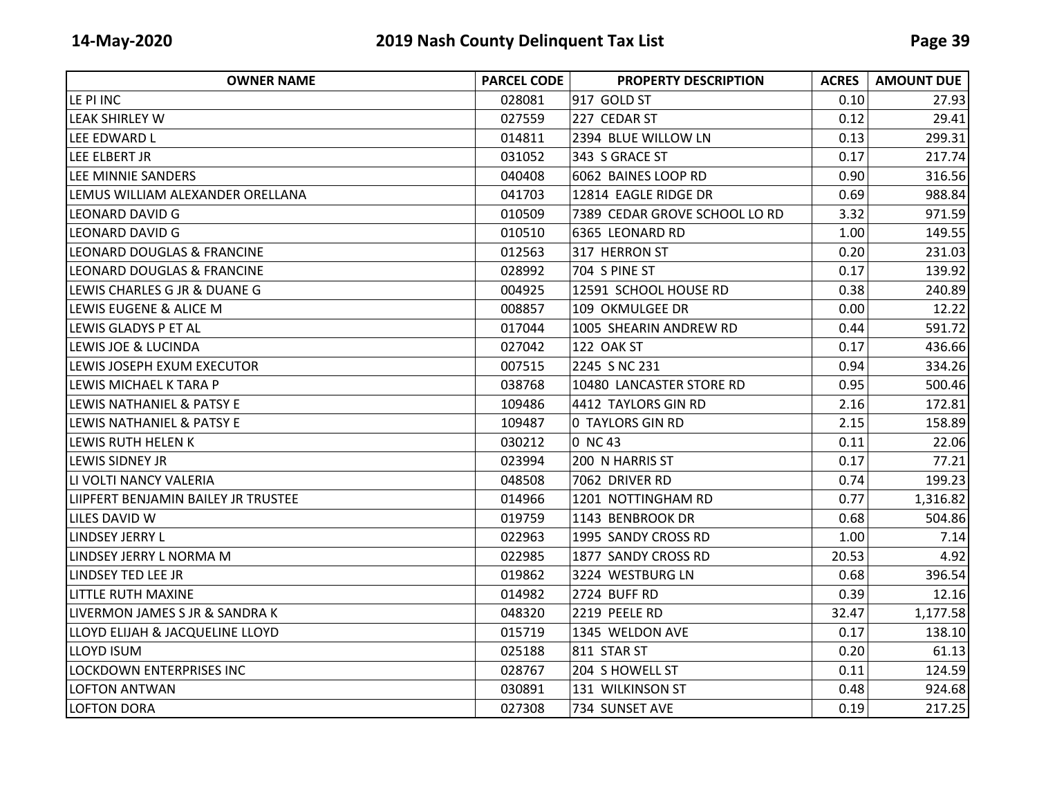| OWNER NAME | PARCEL CODE | PROPERTY DESCRIPTION | ACRES | AMOUNT DUE |
|---|---|---|---|---|
| LE PI INC | 028081 | 917 GOLD ST | 0.10 | 27.93 |
| LEAK SHIRLEY W | 027559 | 227 CEDAR ST | 0.12 | 29.41 |
| LEE EDWARD L | 014811 | 2394 BLUE WILLOW LN | 0.13 | 299.31 |
| LEE ELBERT JR | 031052 | 343 S GRACE ST | 0.17 | 217.74 |
| LEE MINNIE SANDERS | 040408 | 6062 BAINES LOOP RD | 0.90 | 316.56 |
| LEMUS WILLIAM ALEXANDER ORELLANA | 041703 | 12814 EAGLE RIDGE DR | 0.69 | 988.84 |
| LEONARD DAVID G | 010509 | 7389 CEDAR GROVE SCHOOL LO RD | 3.32 | 971.59 |
| LEONARD DAVID G | 010510 | 6365 LEONARD RD | 1.00 | 149.55 |
| LEONARD DOUGLAS & FRANCINE | 012563 | 317 HERRON ST | 0.20 | 231.03 |
| LEONARD DOUGLAS & FRANCINE | 028992 | 704 S PINE ST | 0.17 | 139.92 |
| LEWIS CHARLES G JR & DUANE G | 004925 | 12591 SCHOOL HOUSE RD | 0.38 | 240.89 |
| LEWIS EUGENE & ALICE M | 008857 | 109 OKMULGEE DR | 0.00 | 12.22 |
| LEWIS GLADYS P ET AL | 017044 | 1005 SHEARIN ANDREW RD | 0.44 | 591.72 |
| LEWIS JOE & LUCINDA | 027042 | 122 OAK ST | 0.17 | 436.66 |
| LEWIS JOSEPH EXUM EXECUTOR | 007515 | 2245 S NC 231 | 0.94 | 334.26 |
| LEWIS MICHAEL K TARA P | 038768 | 10480 LANCASTER STORE RD | 0.95 | 500.46 |
| LEWIS NATHANIEL & PATSY E | 109486 | 4412 TAYLORS GIN RD | 2.16 | 172.81 |
| LEWIS NATHANIEL & PATSY E | 109487 | 0 TAYLORS GIN RD | 2.15 | 158.89 |
| LEWIS RUTH HELEN K | 030212 | 0 NC 43 | 0.11 | 22.06 |
| LEWIS SIDNEY JR | 023994 | 200 N HARRIS ST | 0.17 | 77.21 |
| LI VOLTI NANCY VALERIA | 048508 | 7062 DRIVER RD | 0.74 | 199.23 |
| LIIPFERT BENJAMIN BAILEY JR TRUSTEE | 014966 | 1201 NOTTINGHAM RD | 0.77 | 1,316.82 |
| LILES DAVID W | 019759 | 1143 BENBROOK DR | 0.68 | 504.86 |
| LINDSEY JERRY L | 022963 | 1995 SANDY CROSS RD | 1.00 | 7.14 |
| LINDSEY JERRY L NORMA M | 022985 | 1877 SANDY CROSS RD | 20.53 | 4.92 |
| LINDSEY TED LEE JR | 019862 | 3224 WESTBURG LN | 0.68 | 396.54 |
| LITTLE RUTH MAXINE | 014982 | 2724 BUFF RD | 0.39 | 12.16 |
| LIVERMON JAMES S JR & SANDRA K | 048320 | 2219 PEELE RD | 32.47 | 1,177.58 |
| LLOYD ELIJAH & JACQUELINE LLOYD | 015719 | 1345 WELDON AVE | 0.17 | 138.10 |
| LLOYD ISUM | 025188 | 811 STAR ST | 0.20 | 61.13 |
| LOCKDOWN ENTERPRISES INC | 028767 | 204 S HOWELL ST | 0.11 | 124.59 |
| LOFTON ANTWAN | 030891 | 131 WILKINSON ST | 0.48 | 924.68 |
| LOFTON DORA | 027308 | 734 SUNSET AVE | 0.19 | 217.25 |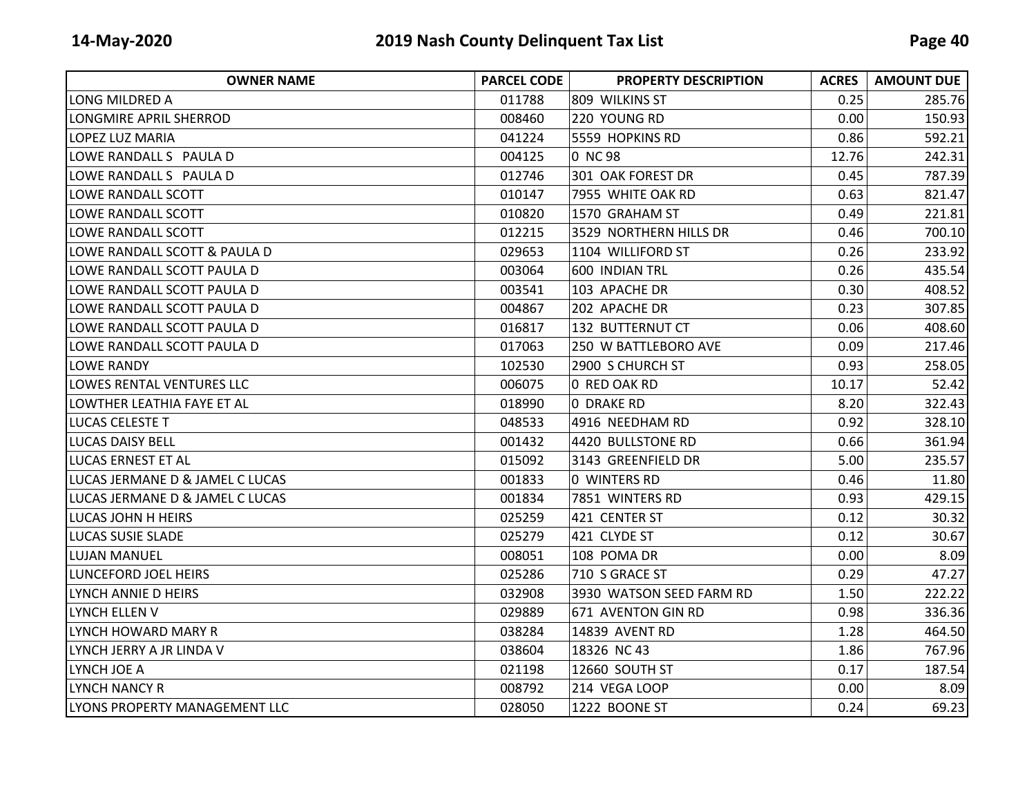| OWNER NAME | PARCEL CODE | PROPERTY DESCRIPTION | ACRES | AMOUNT DUE |
|---|---|---|---|---|
| LONG MILDRED A | 011788 | 809 WILKINS ST | 0.25 | 285.76 |
| LONGMIRE APRIL SHERROD | 008460 | 220 YOUNG RD | 0.00 | 150.93 |
| LOPEZ LUZ MARIA | 041224 | 5559 HOPKINS RD | 0.86 | 592.21 |
| LOWE RANDALL S PAULA D | 004125 | 0 NC 98 | 12.76 | 242.31 |
| LOWE RANDALL S PAULA D | 012746 | 301 OAK FOREST DR | 0.45 | 787.39 |
| LOWE RANDALL SCOTT | 010147 | 7955 WHITE OAK RD | 0.63 | 821.47 |
| LOWE RANDALL SCOTT | 010820 | 1570 GRAHAM ST | 0.49 | 221.81 |
| LOWE RANDALL SCOTT | 012215 | 3529 NORTHERN HILLS DR | 0.46 | 700.10 |
| LOWE RANDALL SCOTT & PAULA D | 029653 | 1104 WILLIFORD ST | 0.26 | 233.92 |
| LOWE RANDALL SCOTT PAULA D | 003064 | 600 INDIAN TRL | 0.26 | 435.54 |
| LOWE RANDALL SCOTT PAULA D | 003541 | 103 APACHE DR | 0.30 | 408.52 |
| LOWE RANDALL SCOTT PAULA D | 004867 | 202 APACHE DR | 0.23 | 307.85 |
| LOWE RANDALL SCOTT PAULA D | 016817 | 132 BUTTERNUT CT | 0.06 | 408.60 |
| LOWE RANDALL SCOTT PAULA D | 017063 | 250 W BATTLEBORO AVE | 0.09 | 217.46 |
| LOWE RANDY | 102530 | 2900 S CHURCH ST | 0.93 | 258.05 |
| LOWES RENTAL VENTURES LLC | 006075 | 0 RED OAK RD | 10.17 | 52.42 |
| LOWTHER LEATHIA FAYE ET AL | 018990 | 0 DRAKE RD | 8.20 | 322.43 |
| LUCAS CELESTE T | 048533 | 4916 NEEDHAM RD | 0.92 | 328.10 |
| LUCAS DAISY BELL | 001432 | 4420 BULLSTONE RD | 0.66 | 361.94 |
| LUCAS ERNEST ET AL | 015092 | 3143 GREENFIELD DR | 5.00 | 235.57 |
| LUCAS JERMANE D & JAMEL C LUCAS | 001833 | 0 WINTERS RD | 0.46 | 11.80 |
| LUCAS JERMANE D & JAMEL C LUCAS | 001834 | 7851 WINTERS RD | 0.93 | 429.15 |
| LUCAS JOHN H HEIRS | 025259 | 421 CENTER ST | 0.12 | 30.32 |
| LUCAS SUSIE SLADE | 025279 | 421 CLYDE ST | 0.12 | 30.67 |
| LUJAN MANUEL | 008051 | 108 POMA DR | 0.00 | 8.09 |
| LUNCEFORD JOEL HEIRS | 025286 | 710 S GRACE ST | 0.29 | 47.27 |
| LYNCH ANNIE D HEIRS | 032908 | 3930 WATSON SEED FARM RD | 1.50 | 222.22 |
| LYNCH ELLEN V | 029889 | 671 AVENTON GIN RD | 0.98 | 336.36 |
| LYNCH HOWARD MARY R | 038284 | 14839 AVENT RD | 1.28 | 464.50 |
| LYNCH JERRY A JR LINDA V | 038604 | 18326 NC 43 | 1.86 | 767.96 |
| LYNCH JOE A | 021198 | 12660 SOUTH ST | 0.17 | 187.54 |
| LYNCH NANCY R | 008792 | 214 VEGA LOOP | 0.00 | 8.09 |
| LYONS PROPERTY MANAGEMENT LLC | 028050 | 1222 BOONE ST | 0.24 | 69.23 |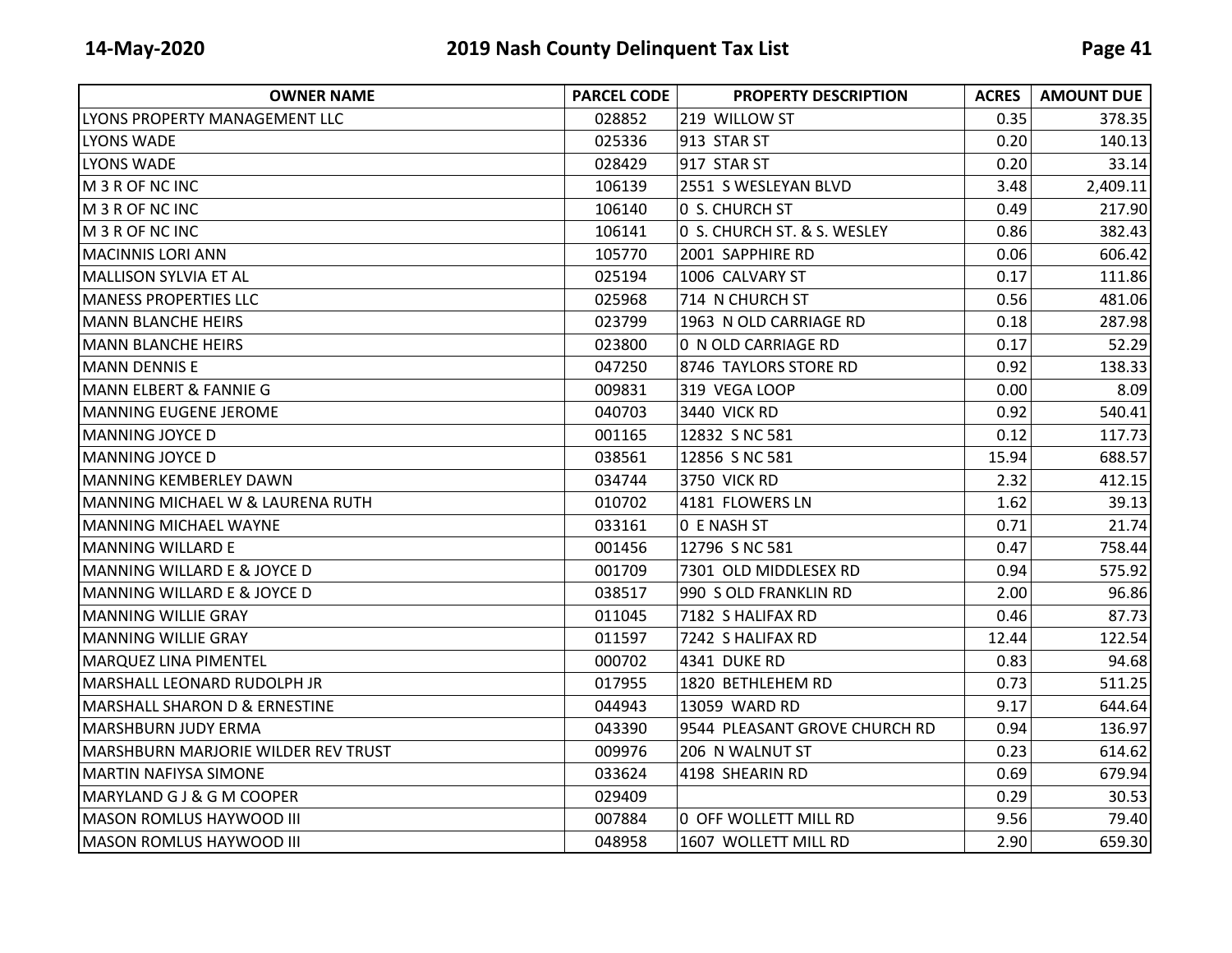| OWNER NAME | PARCEL CODE | PROPERTY DESCRIPTION | ACRES | AMOUNT DUE |
|---|---|---|---|---|
| LYONS PROPERTY MANAGEMENT LLC | 028852 | 219 WILLOW ST | 0.35 | 378.35 |
| LYONS WADE | 025336 | 913 STAR ST | 0.20 | 140.13 |
| LYONS WADE | 028429 | 917 STAR ST | 0.20 | 33.14 |
| M 3 R OF NC INC | 106139 | 2551 S WESLEYAN BLVD | 3.48 | 2,409.11 |
| M 3 R OF NC INC | 106140 | 0 S. CHURCH ST | 0.49 | 217.90 |
| M 3 R OF NC INC | 106141 | 0 S. CHURCH ST. & S. WESLEY | 0.86 | 382.43 |
| MACINNIS LORI ANN | 105770 | 2001 SAPPHIRE RD | 0.06 | 606.42 |
| MALLISON SYLVIA ET AL | 025194 | 1006 CALVARY ST | 0.17 | 111.86 |
| MANESS PROPERTIES LLC | 025968 | 714 N CHURCH ST | 0.56 | 481.06 |
| MANN BLANCHE HEIRS | 023799 | 1963 N OLD CARRIAGE RD | 0.18 | 287.98 |
| MANN BLANCHE HEIRS | 023800 | 0 N OLD CARRIAGE RD | 0.17 | 52.29 |
| MANN DENNIS E | 047250 | 8746 TAYLORS STORE RD | 0.92 | 138.33 |
| MANN ELBERT & FANNIE G | 009831 | 319 VEGA LOOP | 0.00 | 8.09 |
| MANNING EUGENE JEROME | 040703 | 3440 VICK RD | 0.92 | 540.41 |
| MANNING JOYCE D | 001165 | 12832 S NC 581 | 0.12 | 117.73 |
| MANNING JOYCE D | 038561 | 12856 S NC 581 | 15.94 | 688.57 |
| MANNING KEMBERLEY DAWN | 034744 | 3750 VICK RD | 2.32 | 412.15 |
| MANNING MICHAEL W & LAURENA RUTH | 010702 | 4181 FLOWERS LN | 1.62 | 39.13 |
| MANNING MICHAEL WAYNE | 033161 | 0 E NASH ST | 0.71 | 21.74 |
| MANNING WILLARD E | 001456 | 12796 S NC 581 | 0.47 | 758.44 |
| MANNING WILLARD E & JOYCE D | 001709 | 7301 OLD MIDDLESEX RD | 0.94 | 575.92 |
| MANNING WILLARD E & JOYCE D | 038517 | 990 S OLD FRANKLIN RD | 2.00 | 96.86 |
| MANNING WILLIE GRAY | 011045 | 7182 S HALIFAX RD | 0.46 | 87.73 |
| MANNING WILLIE GRAY | 011597 | 7242 S HALIFAX RD | 12.44 | 122.54 |
| MARQUEZ LINA PIMENTEL | 000702 | 4341 DUKE RD | 0.83 | 94.68 |
| MARSHALL LEONARD RUDOLPH JR | 017955 | 1820 BETHLEHEM RD | 0.73 | 511.25 |
| MARSHALL SHARON D & ERNESTINE | 044943 | 13059 WARD RD | 9.17 | 644.64 |
| MARSHBURN JUDY ERMA | 043390 | 9544 PLEASANT GROVE CHURCH RD | 0.94 | 136.97 |
| MARSHBURN MARJORIE WILDER REV TRUST | 009976 | 206 N WALNUT ST | 0.23 | 614.62 |
| MARTIN NAFIYSA SIMONE | 033624 | 4198 SHEARIN RD | 0.69 | 679.94 |
| MARYLAND G J & G M COOPER | 029409 | | 0.29 | 30.53 |
| MASON ROMLUS HAYWOOD III | 007884 | 0 OFF WOLLETT MILL RD | 9.56 | 79.40 |
| MASON ROMLUS HAYWOOD III | 048958 | 1607 WOLLETT MILL RD | 2.90 | 659.30 |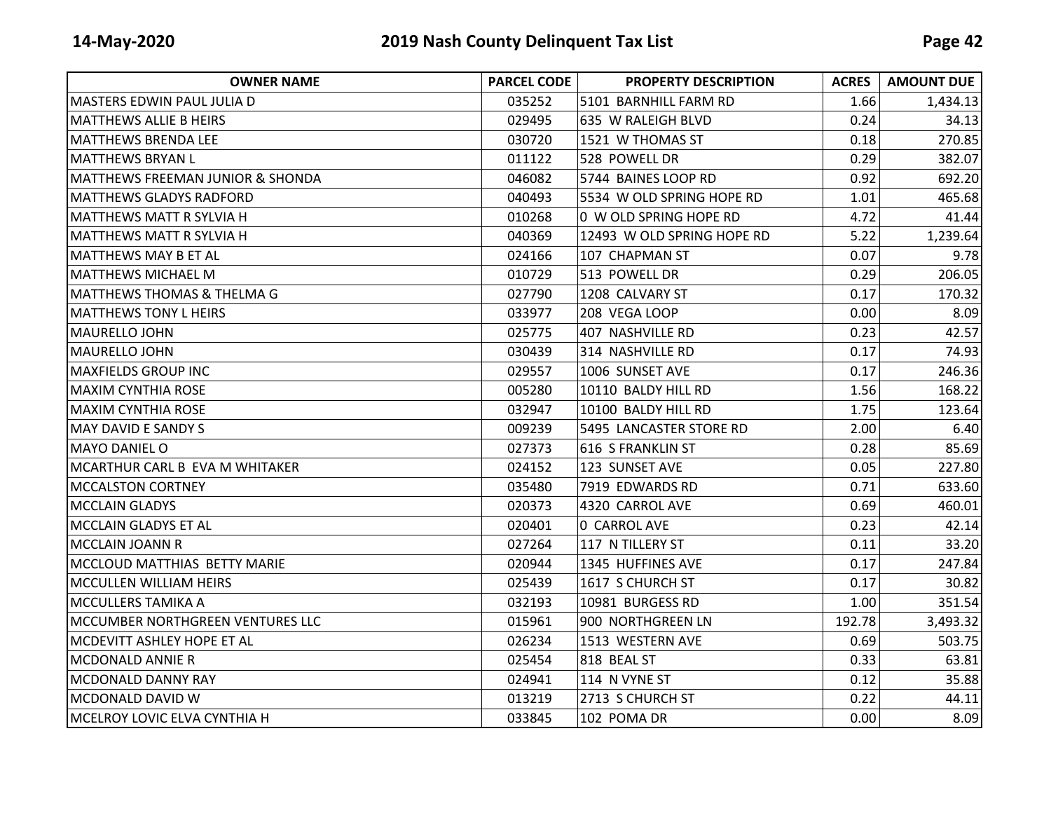| OWNER NAME | PARCEL CODE | PROPERTY DESCRIPTION | ACRES | AMOUNT DUE |
|---|---|---|---|---|
| MASTERS EDWIN PAUL JULIA D | 035252 | 5101 BARNHILL FARM RD | 1.66 | 1,434.13 |
| MATTHEWS ALLIE B HEIRS | 029495 | 635 W RALEIGH BLVD | 0.24 | 34.13 |
| MATTHEWS BRENDA LEE | 030720 | 1521 W THOMAS ST | 0.18 | 270.85 |
| MATTHEWS BRYAN L | 011122 | 528 POWELL DR | 0.29 | 382.07 |
| MATTHEWS FREEMAN JUNIOR & SHONDA | 046082 | 5744 BAINES LOOP RD | 0.92 | 692.20 |
| MATTHEWS GLADYS RADFORD | 040493 | 5534 W OLD SPRING HOPE RD | 1.01 | 465.68 |
| MATTHEWS MATT R SYLVIA H | 010268 | 0 W OLD SPRING HOPE RD | 4.72 | 41.44 |
| MATTHEWS MATT R SYLVIA H | 040369 | 12493 W OLD SPRING HOPE RD | 5.22 | 1,239.64 |
| MATTHEWS MAY B ET AL | 024166 | 107 CHAPMAN ST | 0.07 | 9.78 |
| MATTHEWS MICHAEL M | 010729 | 513 POWELL DR | 0.29 | 206.05 |
| MATTHEWS THOMAS & THELMA G | 027790 | 1208 CALVARY ST | 0.17 | 170.32 |
| MATTHEWS TONY L HEIRS | 033977 | 208 VEGA LOOP | 0.00 | 8.09 |
| MAURELLO JOHN | 025775 | 407 NASHVILLE RD | 0.23 | 42.57 |
| MAURELLO JOHN | 030439 | 314 NASHVILLE RD | 0.17 | 74.93 |
| MAXFIELDS GROUP INC | 029557 | 1006 SUNSET AVE | 0.17 | 246.36 |
| MAXIM CYNTHIA ROSE | 005280 | 10110 BALDY HILL RD | 1.56 | 168.22 |
| MAXIM CYNTHIA ROSE | 032947 | 10100 BALDY HILL RD | 1.75 | 123.64 |
| MAY DAVID E SANDY S | 009239 | 5495 LANCASTER STORE RD | 2.00 | 6.40 |
| MAYO DANIEL O | 027373 | 616 S FRANKLIN ST | 0.28 | 85.69 |
| MCARTHUR CARL B EVA M WHITAKER | 024152 | 123 SUNSET AVE | 0.05 | 227.80 |
| MCCALSTON CORTNEY | 035480 | 7919 EDWARDS RD | 0.71 | 633.60 |
| MCCLAIN GLADYS | 020373 | 4320 CARROL AVE | 0.69 | 460.01 |
| MCCLAIN GLADYS ET AL | 020401 | 0 CARROL AVE | 0.23 | 42.14 |
| MCCLAIN JOANN R | 027264 | 117 N TILLERY ST | 0.11 | 33.20 |
| MCCLOUD MATTHIAS BETTY MARIE | 020944 | 1345 HUFFINES AVE | 0.17 | 247.84 |
| MCCULLEN WILLIAM HEIRS | 025439 | 1617 S CHURCH ST | 0.17 | 30.82 |
| MCCULLERS TAMIKA A | 032193 | 10981 BURGESS RD | 1.00 | 351.54 |
| MCCUMBER NORTHGREEN VENTURES LLC | 015961 | 900 NORTHGREEN LN | 192.78 | 3,493.32 |
| MCDEVITT ASHLEY HOPE ET AL | 026234 | 1513 WESTERN AVE | 0.69 | 503.75 |
| MCDONALD ANNIE R | 025454 | 818 BEAL ST | 0.33 | 63.81 |
| MCDONALD DANNY RAY | 024941 | 114 N VYNE ST | 0.12 | 35.88 |
| MCDONALD DAVID W | 013219 | 2713 S CHURCH ST | 0.22 | 44.11 |
| MCELROY LOVIC ELVA CYNTHIA H | 033845 | 102 POMA DR | 0.00 | 8.09 |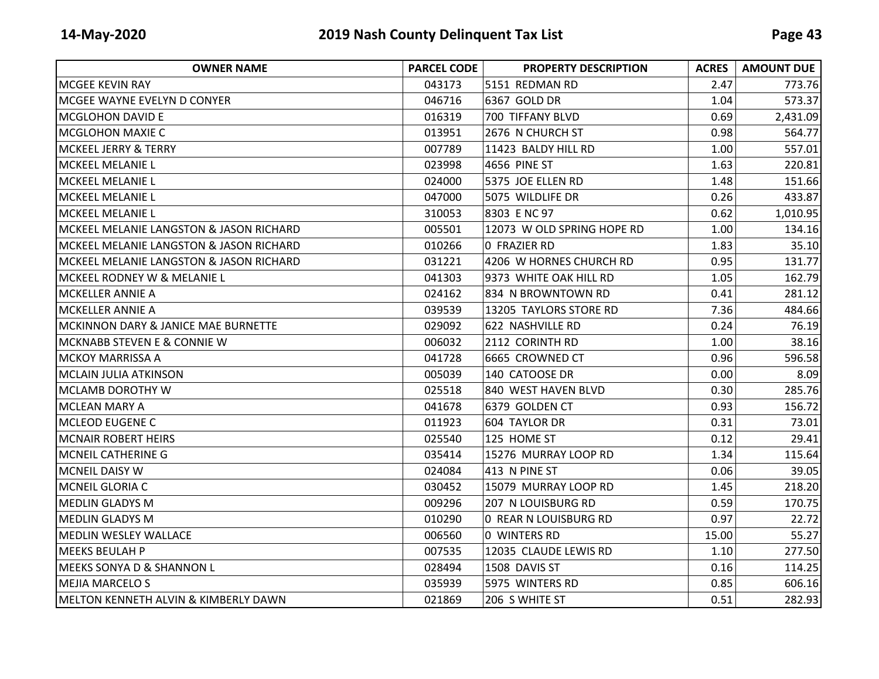| OWNER NAME | PARCEL CODE | PROPERTY DESCRIPTION | ACRES | AMOUNT DUE |
|---|---|---|---|---|
| MCGEE KEVIN RAY | 043173 | 5151 REDMAN RD | 2.47 | 773.76 |
| MCGEE WAYNE EVELYN D CONYER | 046716 | 6367 GOLD DR | 1.04 | 573.37 |
| MCGLOHON DAVID E | 016319 | 700 TIFFANY BLVD | 0.69 | 2,431.09 |
| MCGLOHON MAXIE C | 013951 | 2676 N CHURCH ST | 0.98 | 564.77 |
| MCKEEL JERRY & TERRY | 007789 | 11423 BALDY HILL RD | 1.00 | 557.01 |
| MCKEEL MELANIE L | 023998 | 4656 PINE ST | 1.63 | 220.81 |
| MCKEEL MELANIE L | 024000 | 5375 JOE ELLEN RD | 1.48 | 151.66 |
| MCKEEL MELANIE L | 047000 | 5075 WILDLIFE DR | 0.26 | 433.87 |
| MCKEEL MELANIE L | 310053 | 8303 E NC 97 | 0.62 | 1,010.95 |
| MCKEEL MELANIE LANGSTON & JASON RICHARD | 005501 | 12073 W OLD SPRING HOPE RD | 1.00 | 134.16 |
| MCKEEL MELANIE LANGSTON & JASON RICHARD | 010266 | 0 FRAZIER RD | 1.83 | 35.10 |
| MCKEEL MELANIE LANGSTON & JASON RICHARD | 031221 | 4206 W HORNES CHURCH RD | 0.95 | 131.77 |
| MCKEEL RODNEY W & MELANIE L | 041303 | 9373 WHITE OAK HILL RD | 1.05 | 162.79 |
| MCKELLER ANNIE A | 024162 | 834 N BROWNTOWN RD | 0.41 | 281.12 |
| MCKELLER ANNIE A | 039539 | 13205 TAYLORS STORE RD | 7.36 | 484.66 |
| MCKINNON DARY & JANICE MAE BURNETTE | 029092 | 622 NASHVILLE RD | 0.24 | 76.19 |
| MCKNABB STEVEN E & CONNIE W | 006032 | 2112 CORINTH RD | 1.00 | 38.16 |
| MCKOY MARRISSA A | 041728 | 6665 CROWNED CT | 0.96 | 596.58 |
| MCLAIN JULIA ATKINSON | 005039 | 140 CATOOSE DR | 0.00 | 8.09 |
| MCLAMB DOROTHY W | 025518 | 840 WEST HAVEN BLVD | 0.30 | 285.76 |
| MCLEAN MARY A | 041678 | 6379 GOLDEN CT | 0.93 | 156.72 |
| MCLEOD EUGENE C | 011923 | 604 TAYLOR DR | 0.31 | 73.01 |
| MCNAIR ROBERT HEIRS | 025540 | 125 HOME ST | 0.12 | 29.41 |
| MCNEIL CATHERINE G | 035414 | 15276 MURRAY LOOP RD | 1.34 | 115.64 |
| MCNEIL DAISY W | 024084 | 413 N PINE ST | 0.06 | 39.05 |
| MCNEIL GLORIA C | 030452 | 15079 MURRAY LOOP RD | 1.45 | 218.20 |
| MEDLIN GLADYS M | 009296 | 207 N LOUISBURG RD | 0.59 | 170.75 |
| MEDLIN GLADYS M | 010290 | 0 REAR N LOUISBURG RD | 0.97 | 22.72 |
| MEDLIN WESLEY WALLACE | 006560 | 0 WINTERS RD | 15.00 | 55.27 |
| MEEKS BEULAH P | 007535 | 12035 CLAUDE LEWIS RD | 1.10 | 277.50 |
| MEEKS SONYA D & SHANNON L | 028494 | 1508 DAVIS ST | 0.16 | 114.25 |
| MEJIA MARCELO S | 035939 | 5975 WINTERS RD | 0.85 | 606.16 |
| MELTON KENNETH ALVIN & KIMBERLY DAWN | 021869 | 206 S WHITE ST | 0.51 | 282.93 |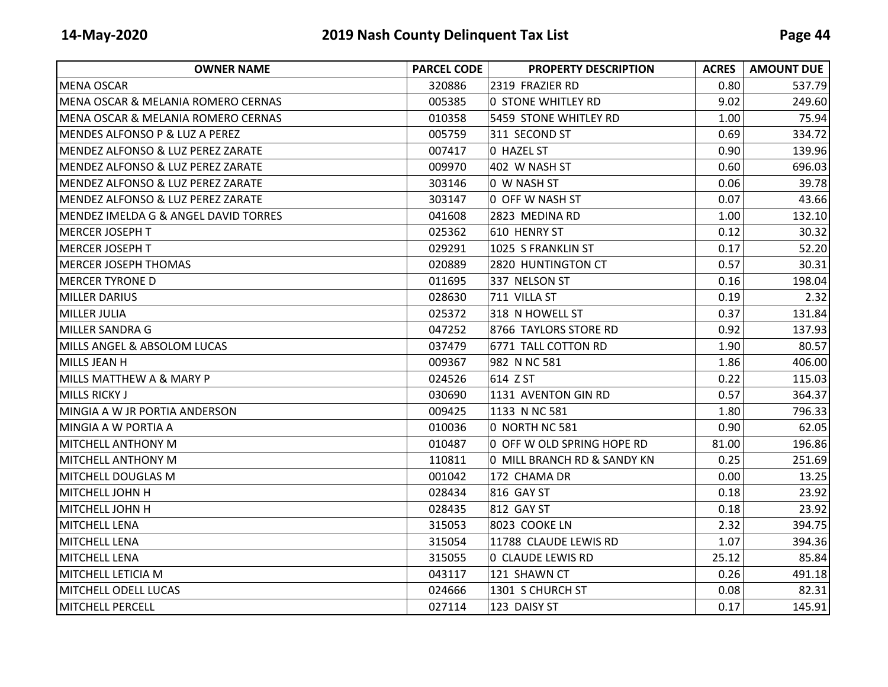| OWNER NAME | PARCEL CODE | PROPERTY DESCRIPTION | ACRES | AMOUNT DUE |
|---|---|---|---|---|
| MENA OSCAR | 320886 | 2319 FRAZIER RD | 0.80 | 537.79 |
| MENA OSCAR & MELANIA ROMERO CERNAS | 005385 | 0 STONE WHITLEY RD | 9.02 | 249.60 |
| MENA OSCAR & MELANIA ROMERO CERNAS | 010358 | 5459 STONE WHITLEY RD | 1.00 | 75.94 |
| MENDES ALFONSO P & LUZ A PEREZ | 005759 | 311 SECOND ST | 0.69 | 334.72 |
| MENDEZ ALFONSO & LUZ PEREZ ZARATE | 007417 | 0 HAZEL ST | 0.90 | 139.96 |
| MENDEZ ALFONSO & LUZ PEREZ ZARATE | 009970 | 402 W NASH ST | 0.60 | 696.03 |
| MENDEZ ALFONSO & LUZ PEREZ ZARATE | 303146 | 0 W NASH ST | 0.06 | 39.78 |
| MENDEZ ALFONSO & LUZ PEREZ ZARATE | 303147 | 0 OFF W NASH ST | 0.07 | 43.66 |
| MENDEZ IMELDA G & ANGEL DAVID TORRES | 041608 | 2823 MEDINA RD | 1.00 | 132.10 |
| MERCER JOSEPH T | 025362 | 610 HENRY ST | 0.12 | 30.32 |
| MERCER JOSEPH T | 029291 | 1025 S FRANKLIN ST | 0.17 | 52.20 |
| MERCER JOSEPH THOMAS | 020889 | 2820 HUNTINGTON CT | 0.57 | 30.31 |
| MERCER TYRONE D | 011695 | 337 NELSON ST | 0.16 | 198.04 |
| MILLER DARIUS | 028630 | 711 VILLA ST | 0.19 | 2.32 |
| MILLER JULIA | 025372 | 318 N HOWELL ST | 0.37 | 131.84 |
| MILLER SANDRA G | 047252 | 8766 TAYLORS STORE RD | 0.92 | 137.93 |
| MILLS ANGEL & ABSOLOM LUCAS | 037479 | 6771 TALL COTTON RD | 1.90 | 80.57 |
| MILLS JEAN H | 009367 | 982 N NC 581 | 1.86 | 406.00 |
| MILLS MATTHEW A & MARY P | 024526 | 614 Z ST | 0.22 | 115.03 |
| MILLS RICKY J | 030690 | 1131 AVENTON GIN RD | 0.57 | 364.37 |
| MINGIA A W JR PORTIA ANDERSON | 009425 | 1133 N NC 581 | 1.80 | 796.33 |
| MINGIA A W PORTIA A | 010036 | 0 NORTH NC 581 | 0.90 | 62.05 |
| MITCHELL ANTHONY M | 010487 | 0 OFF W OLD SPRING HOPE RD | 81.00 | 196.86 |
| MITCHELL ANTHONY M | 110811 | 0 MILL BRANCH RD & SANDY KN | 0.25 | 251.69 |
| MITCHELL DOUGLAS M | 001042 | 172 CHAMA DR | 0.00 | 13.25 |
| MITCHELL JOHN H | 028434 | 816 GAY ST | 0.18 | 23.92 |
| MITCHELL JOHN H | 028435 | 812 GAY ST | 0.18 | 23.92 |
| MITCHELL LENA | 315053 | 8023 COOKE LN | 2.32 | 394.75 |
| MITCHELL LENA | 315054 | 11788 CLAUDE LEWIS RD | 1.07 | 394.36 |
| MITCHELL LENA | 315055 | 0 CLAUDE LEWIS RD | 25.12 | 85.84 |
| MITCHELL LETICIA M | 043117 | 121 SHAWN CT | 0.26 | 491.18 |
| MITCHELL ODELL LUCAS | 024666 | 1301 S CHURCH ST | 0.08 | 82.31 |
| MITCHELL PERCELL | 027114 | 123 DAISY ST | 0.17 | 145.91 |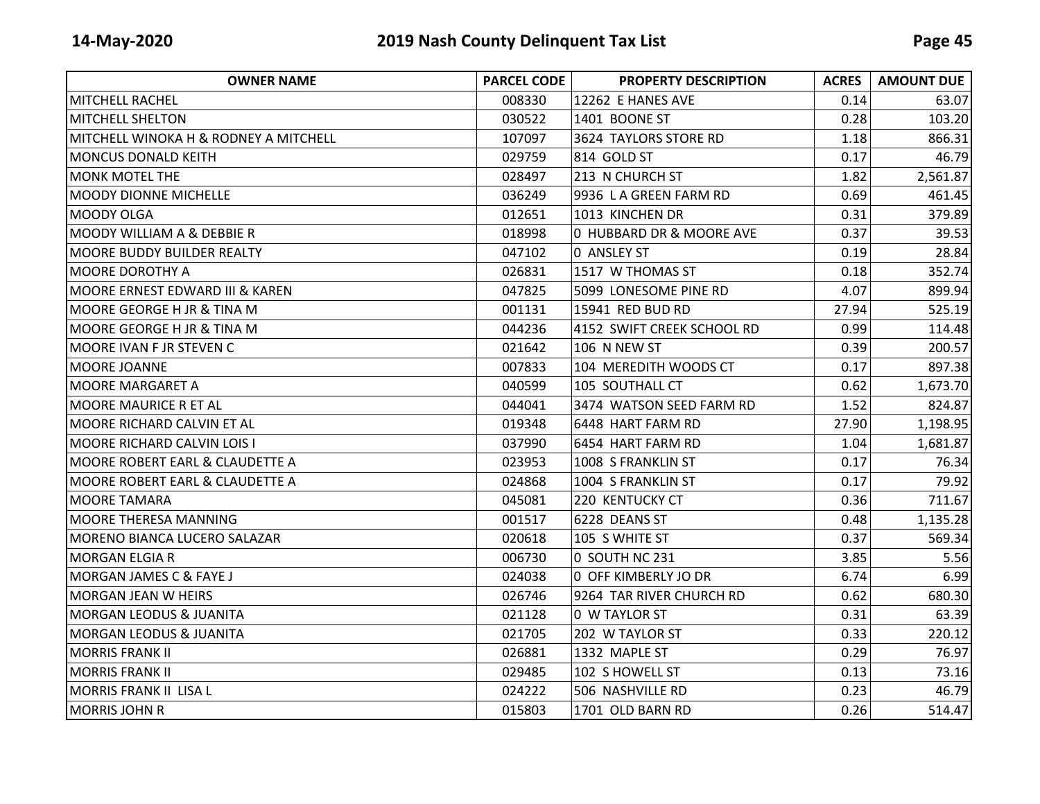| OWNER NAME | PARCEL CODE | PROPERTY DESCRIPTION | ACRES | AMOUNT DUE |
|---|---|---|---|---|
| MITCHELL RACHEL | 008330 | 12262 E HANES AVE | 0.14 | 63.07 |
| MITCHELL SHELTON | 030522 | 1401 BOONE ST | 0.28 | 103.20 |
| MITCHELL WINOKA H & RODNEY A MITCHELL | 107097 | 3624 TAYLORS STORE RD | 1.18 | 866.31 |
| MONCUS DONALD KEITH | 029759 | 814 GOLD ST | 0.17 | 46.79 |
| MONK MOTEL THE | 028497 | 213 N CHURCH ST | 1.82 | 2,561.87 |
| MOODY DIONNE MICHELLE | 036249 | 9936 L A GREEN FARM RD | 0.69 | 461.45 |
| MOODY OLGA | 012651 | 1013 KINCHEN DR | 0.31 | 379.89 |
| MOODY WILLIAM A & DEBBIE R | 018998 | 0 HUBBARD DR & MOORE AVE | 0.37 | 39.53 |
| MOORE BUDDY BUILDER REALTY | 047102 | 0 ANSLEY ST | 0.19 | 28.84 |
| MOORE DOROTHY A | 026831 | 1517 W THOMAS ST | 0.18 | 352.74 |
| MOORE ERNEST EDWARD III & KAREN | 047825 | 5099 LONESOME PINE RD | 4.07 | 899.94 |
| MOORE GEORGE H JR & TINA M | 001131 | 15941 RED BUD RD | 27.94 | 525.19 |
| MOORE GEORGE H JR & TINA M | 044236 | 4152 SWIFT CREEK SCHOOL RD | 0.99 | 114.48 |
| MOORE IVAN F JR STEVEN C | 021642 | 106 N NEW ST | 0.39 | 200.57 |
| MOORE JOANNE | 007833 | 104 MEREDITH WOODS CT | 0.17 | 897.38 |
| MOORE MARGARET A | 040599 | 105 SOUTHALL CT | 0.62 | 1,673.70 |
| MOORE MAURICE R ET AL | 044041 | 3474 WATSON SEED FARM RD | 1.52 | 824.87 |
| MOORE RICHARD CALVIN ET AL | 019348 | 6448 HART FARM RD | 27.90 | 1,198.95 |
| MOORE RICHARD CALVIN LOIS I | 037990 | 6454 HART FARM RD | 1.04 | 1,681.87 |
| MOORE ROBERT EARL & CLAUDETTE A | 023953 | 1008 S FRANKLIN ST | 0.17 | 76.34 |
| MOORE ROBERT EARL & CLAUDETTE A | 024868 | 1004 S FRANKLIN ST | 0.17 | 79.92 |
| MOORE TAMARA | 045081 | 220 KENTUCKY CT | 0.36 | 711.67 |
| MOORE THERESA MANNING | 001517 | 6228 DEANS ST | 0.48 | 1,135.28 |
| MORENO BIANCA LUCERO SALAZAR | 020618 | 105 S WHITE ST | 0.37 | 569.34 |
| MORGAN ELGIA R | 006730 | 0 SOUTH NC 231 | 3.85 | 5.56 |
| MORGAN JAMES C & FAYE J | 024038 | 0 OFF KIMBERLY JO DR | 6.74 | 6.99 |
| MORGAN JEAN W HEIRS | 026746 | 9264 TAR RIVER CHURCH RD | 0.62 | 680.30 |
| MORGAN LEODUS & JUANITA | 021128 | 0 W TAYLOR ST | 0.31 | 63.39 |
| MORGAN LEODUS & JUANITA | 021705 | 202 W TAYLOR ST | 0.33 | 220.12 |
| MORRIS FRANK II | 026881 | 1332 MAPLE ST | 0.29 | 76.97 |
| MORRIS FRANK II | 029485 | 102 S HOWELL ST | 0.13 | 73.16 |
| MORRIS FRANK II LISA L | 024222 | 506 NASHVILLE RD | 0.23 | 46.79 |
| MORRIS JOHN R | 015803 | 1701 OLD BARN RD | 0.26 | 514.47 |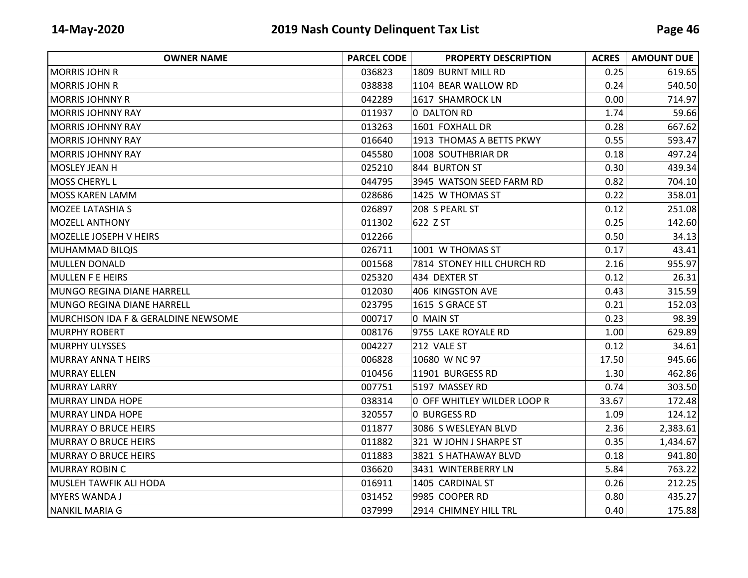| OWNER NAME | PARCEL CODE | PROPERTY DESCRIPTION | ACRES | AMOUNT DUE |
|---|---|---|---|---|
| MORRIS JOHN R | 036823 | 1809 BURNT MILL RD | 0.25 | 619.65 |
| MORRIS JOHN R | 038838 | 1104 BEAR WALLOW RD | 0.24 | 540.50 |
| MORRIS JOHNNY R | 042289 | 1617 SHAMROCK LN | 0.00 | 714.97 |
| MORRIS JOHNNY RAY | 011937 | 0 DALTON RD | 1.74 | 59.66 |
| MORRIS JOHNNY RAY | 013263 | 1601 FOXHALL DR | 0.28 | 667.62 |
| MORRIS JOHNNY RAY | 016640 | 1913 THOMAS A BETTS PKWY | 0.55 | 593.47 |
| MORRIS JOHNNY RAY | 045580 | 1008 SOUTHBRIAR DR | 0.18 | 497.24 |
| MOSLEY JEAN H | 025210 | 844 BURTON ST | 0.30 | 439.34 |
| MOSS CHERYL L | 044795 | 3945 WATSON SEED FARM RD | 0.82 | 704.10 |
| MOSS KAREN LAMM | 028686 | 1425 W THOMAS ST | 0.22 | 358.01 |
| MOZEE LATASHIA S | 026897 | 208 S PEARL ST | 0.12 | 251.08 |
| MOZELL ANTHONY | 011302 | 622 Z ST | 0.25 | 142.60 |
| MOZELLE JOSEPH V HEIRS | 012266 | | 0.50 | 34.13 |
| MUHAMMAD BILQIS | 026711 | 1001 W THOMAS ST | 0.17 | 43.41 |
| MULLEN DONALD | 001568 | 7814 STONEY HILL CHURCH RD | 2.16 | 955.97 |
| MULLEN F E HEIRS | 025320 | 434 DEXTER ST | 0.12 | 26.31 |
| MUNGO REGINA DIANE HARRELL | 012030 | 406 KINGSTON AVE | 0.43 | 315.59 |
| MUNGO REGINA DIANE HARRELL | 023795 | 1615 S GRACE ST | 0.21 | 152.03 |
| MURCHISON IDA F & GERALDINE NEWSOME | 000717 | 0 MAIN ST | 0.23 | 98.39 |
| MURPHY ROBERT | 008176 | 9755 LAKE ROYALE RD | 1.00 | 629.89 |
| MURPHY ULYSSES | 004227 | 212 VALE ST | 0.12 | 34.61 |
| MURRAY ANNA T HEIRS | 006828 | 10680 W NC 97 | 17.50 | 945.66 |
| MURRAY ELLEN | 010456 | 11901 BURGESS RD | 1.30 | 462.86 |
| MURRAY LARRY | 007751 | 5197 MASSEY RD | 0.74 | 303.50 |
| MURRAY LINDA HOPE | 038314 | 0 OFF WHITLEY WILDER LOOP R | 33.67 | 172.48 |
| MURRAY LINDA HOPE | 320557 | 0 BURGESS RD | 1.09 | 124.12 |
| MURRAY O BRUCE HEIRS | 011877 | 3086 S WESLEYAN BLVD | 2.36 | 2,383.61 |
| MURRAY O BRUCE HEIRS | 011882 | 321 W JOHN J SHARPE ST | 0.35 | 1,434.67 |
| MURRAY O BRUCE HEIRS | 011883 | 3821 S HATHAWAY BLVD | 0.18 | 941.80 |
| MURRAY ROBIN C | 036620 | 3431 WINTERBERRY LN | 5.84 | 763.22 |
| MUSLEH TAWFIK ALI HODA | 016911 | 1405 CARDINAL ST | 0.26 | 212.25 |
| MYERS WANDA J | 031452 | 9985 COOPER RD | 0.80 | 435.27 |
| NANKIL MARIA G | 037999 | 2914 CHIMNEY HILL TRL | 0.40 | 175.88 |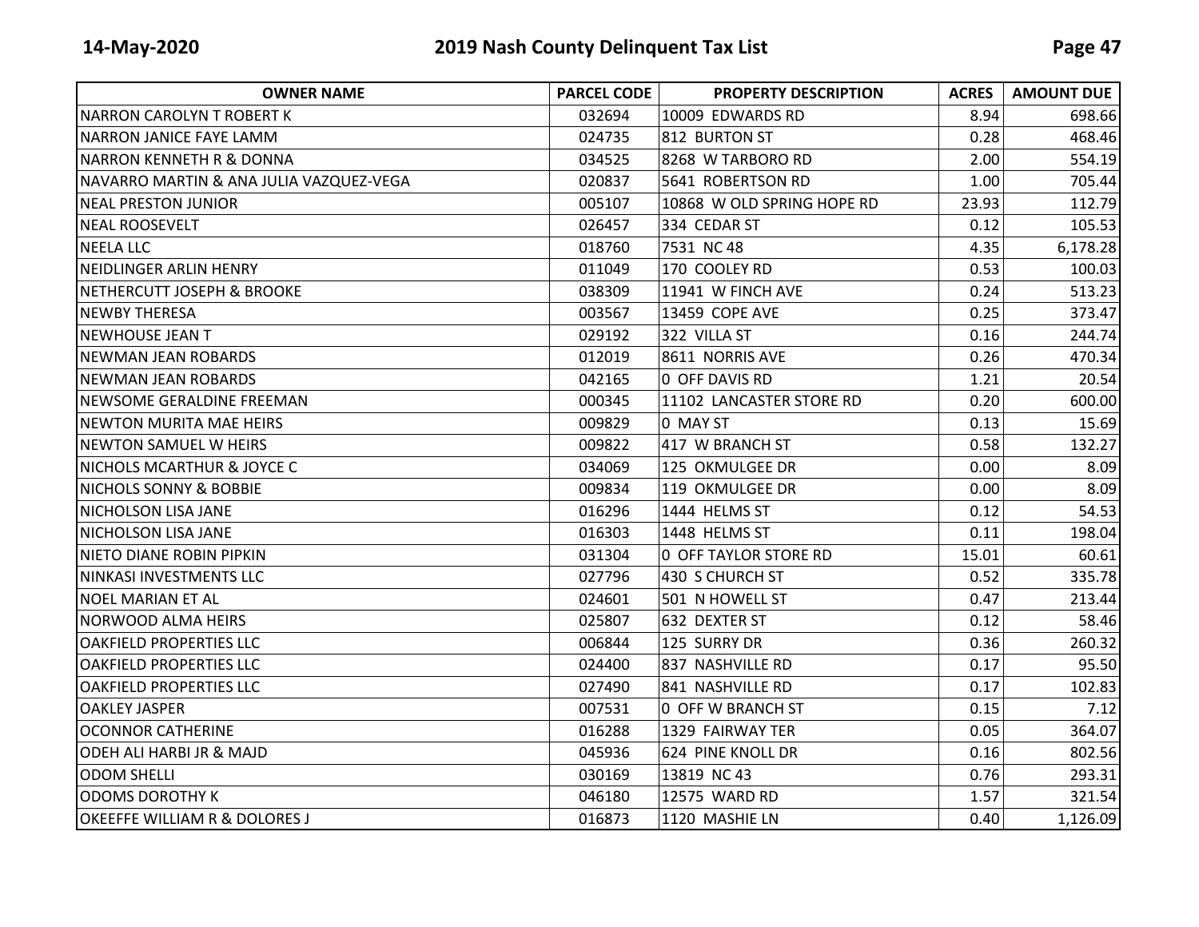| OWNER NAME | PARCEL CODE | PROPERTY DESCRIPTION | ACRES | AMOUNT DUE |
|---|---|---|---|---|
| NARRON CAROLYN T ROBERT K | 032694 | 10009 EDWARDS RD | 8.94 | 698.66 |
| NARRON JANICE FAYE LAMM | 024735 | 812 BURTON ST | 0.28 | 468.46 |
| NARRON KENNETH R & DONNA | 034525 | 8268 W TARBORO RD | 2.00 | 554.19 |
| NAVARRO MARTIN & ANA JULIA VAZQUEZ-VEGA | 020837 | 5641 ROBERTSON RD | 1.00 | 705.44 |
| NEAL PRESTON JUNIOR | 005107 | 10868 W OLD SPRING HOPE RD | 23.93 | 112.79 |
| NEAL ROOSEVELT | 026457 | 334 CEDAR ST | 0.12 | 105.53 |
| NEELA LLC | 018760 | 7531 NC 48 | 4.35 | 6,178.28 |
| NEIDLINGER ARLIN HENRY | 011049 | 170 COOLEY RD | 0.53 | 100.03 |
| NETHERCUTT JOSEPH & BROOKE | 038309 | 11941 W FINCH AVE | 0.24 | 513.23 |
| NEWBY THERESA | 003567 | 13459 COPE AVE | 0.25 | 373.47 |
| NEWHOUSE JEAN T | 029192 | 322 VILLA ST | 0.16 | 244.74 |
| NEWMAN JEAN ROBARDS | 012019 | 8611 NORRIS AVE | 0.26 | 470.34 |
| NEWMAN JEAN ROBARDS | 042165 | 0 OFF DAVIS RD | 1.21 | 20.54 |
| NEWSOME GERALDINE FREEMAN | 000345 | 11102 LANCASTER STORE RD | 0.20 | 600.00 |
| NEWTON MURITA MAE HEIRS | 009829 | 0 MAY ST | 0.13 | 15.69 |
| NEWTON SAMUEL W HEIRS | 009822 | 417 W BRANCH ST | 0.58 | 132.27 |
| NICHOLS MCARTHUR & JOYCE C | 034069 | 125 OKMULGEE DR | 0.00 | 8.09 |
| NICHOLS SONNY & BOBBIE | 009834 | 119 OKMULGEE DR | 0.00 | 8.09 |
| NICHOLSON LISA JANE | 016296 | 1444 HELMS ST | 0.12 | 54.53 |
| NICHOLSON LISA JANE | 016303 | 1448 HELMS ST | 0.11 | 198.04 |
| NIETO DIANE ROBIN PIPKIN | 031304 | 0 OFF TAYLOR STORE RD | 15.01 | 60.61 |
| NINKASI INVESTMENTS LLC | 027796 | 430 S CHURCH ST | 0.52 | 335.78 |
| NOEL MARIAN ET AL | 024601 | 501 N HOWELL ST | 0.47 | 213.44 |
| NORWOOD ALMA HEIRS | 025807 | 632 DEXTER ST | 0.12 | 58.46 |
| OAKFIELD PROPERTIES LLC | 006844 | 125 SURRY DR | 0.36 | 260.32 |
| OAKFIELD PROPERTIES LLC | 024400 | 837 NASHVILLE RD | 0.17 | 95.50 |
| OAKFIELD PROPERTIES LLC | 027490 | 841 NASHVILLE RD | 0.17 | 102.83 |
| OAKLEY JASPER | 007531 | 0 OFF W BRANCH ST | 0.15 | 7.12 |
| OCONNOR CATHERINE | 016288 | 1329 FAIRWAY TER | 0.05 | 364.07 |
| ODEH ALI HARBI JR & MAJD | 045936 | 624 PINE KNOLL DR | 0.16 | 802.56 |
| ODOM SHELLI | 030169 | 13819 NC 43 | 0.76 | 293.31 |
| ODOMS DOROTHY K | 046180 | 12575 WARD RD | 1.57 | 321.54 |
| OKEEFFE WILLIAM R & DOLORES J | 016873 | 1120 MASHIE LN | 0.40 | 1,126.09 |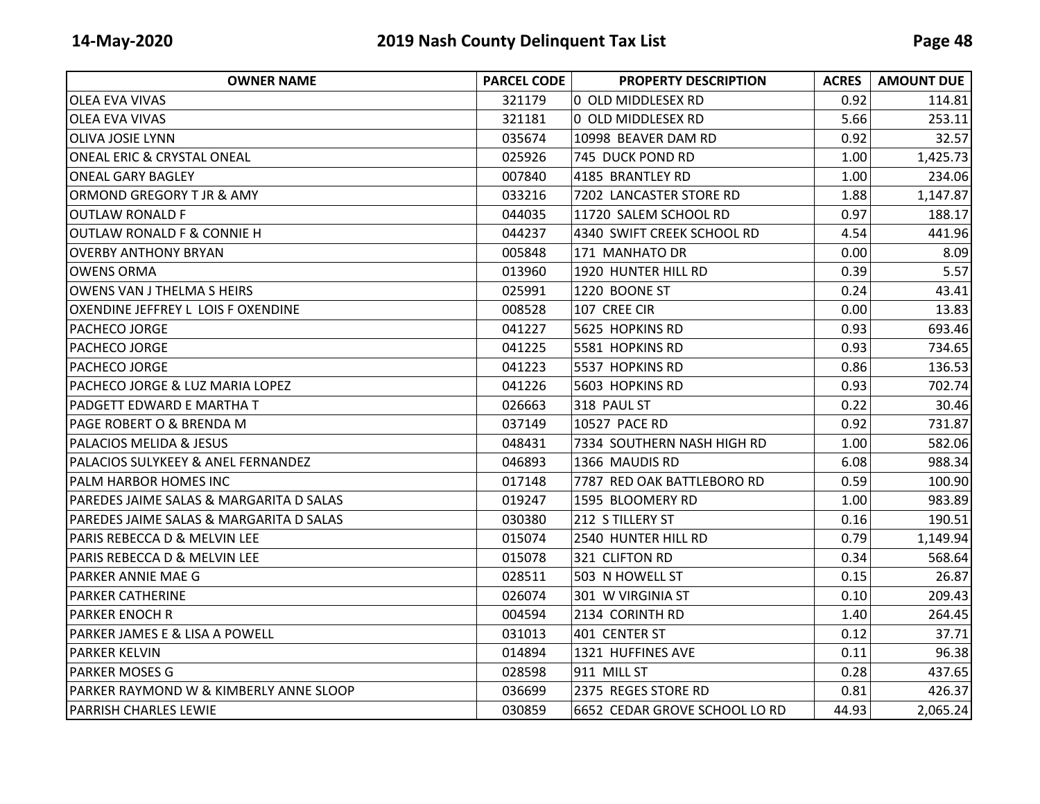| OWNER NAME | PARCEL CODE | PROPERTY DESCRIPTION | ACRES | AMOUNT DUE |
|---|---|---|---|---|
| OLEA EVA VIVAS | 321179 | 0 OLD MIDDLESEX RD | 0.92 | 114.81 |
| OLEA EVA VIVAS | 321181 | 0 OLD MIDDLESEX RD | 5.66 | 253.11 |
| OLIVA JOSIE LYNN | 035674 | 10998 BEAVER DAM RD | 0.92 | 32.57 |
| ONEAL ERIC & CRYSTAL ONEAL | 025926 | 745 DUCK POND RD | 1.00 | 1,425.73 |
| ONEAL GARY BAGLEY | 007840 | 4185 BRANTLEY RD | 1.00 | 234.06 |
| ORMOND GREGORY T JR & AMY | 033216 | 7202 LANCASTER STORE RD | 1.88 | 1,147.87 |
| OUTLAW RONALD F | 044035 | 11720 SALEM SCHOOL RD | 0.97 | 188.17 |
| OUTLAW RONALD F & CONNIE H | 044237 | 4340 SWIFT CREEK SCHOOL RD | 4.54 | 441.96 |
| OVERBY ANTHONY BRYAN | 005848 | 171 MANHATO DR | 0.00 | 8.09 |
| OWENS ORMA | 013960 | 1920 HUNTER HILL RD | 0.39 | 5.57 |
| OWENS VAN J THELMA S HEIRS | 025991 | 1220 BOONE ST | 0.24 | 43.41 |
| OXENDINE JEFFREY L LOIS F OXENDINE | 008528 | 107 CREE CIR | 0.00 | 13.83 |
| PACHECO JORGE | 041227 | 5625 HOPKINS RD | 0.93 | 693.46 |
| PACHECO JORGE | 041225 | 5581 HOPKINS RD | 0.93 | 734.65 |
| PACHECO JORGE | 041223 | 5537 HOPKINS RD | 0.86 | 136.53 |
| PACHECO JORGE & LUZ MARIA LOPEZ | 041226 | 5603 HOPKINS RD | 0.93 | 702.74 |
| PADGETT EDWARD E MARTHA T | 026663 | 318 PAUL ST | 0.22 | 30.46 |
| PAGE ROBERT O & BRENDA M | 037149 | 10527 PACE RD | 0.92 | 731.87 |
| PALACIOS MELIDA & JESUS | 048431 | 7334 SOUTHERN NASH HIGH RD | 1.00 | 582.06 |
| PALACIOS SULYKEEY & ANEL FERNANDEZ | 046893 | 1366 MAUDIS RD | 6.08 | 988.34 |
| PALM HARBOR HOMES INC | 017148 | 7787 RED OAK BATTLEBORO RD | 0.59 | 100.90 |
| PAREDES JAIME SALAS & MARGARITA D SALAS | 019247 | 1595 BLOOMERY RD | 1.00 | 983.89 |
| PAREDES JAIME SALAS & MARGARITA D SALAS | 030380 | 212 S TILLERY ST | 0.16 | 190.51 |
| PARIS REBECCA D & MELVIN LEE | 015074 | 2540 HUNTER HILL RD | 0.79 | 1,149.94 |
| PARIS REBECCA D & MELVIN LEE | 015078 | 321 CLIFTON RD | 0.34 | 568.64 |
| PARKER ANNIE MAE G | 028511 | 503 N HOWELL ST | 0.15 | 26.87 |
| PARKER CATHERINE | 026074 | 301 W VIRGINIA ST | 0.10 | 209.43 |
| PARKER ENOCH R | 004594 | 2134 CORINTH RD | 1.40 | 264.45 |
| PARKER JAMES E & LISA A POWELL | 031013 | 401 CENTER ST | 0.12 | 37.71 |
| PARKER KELVIN | 014894 | 1321 HUFFINES AVE | 0.11 | 96.38 |
| PARKER MOSES G | 028598 | 911 MILL ST | 0.28 | 437.65 |
| PARKER RAYMOND W & KIMBERLY ANNE SLOOP | 036699 | 2375 REGES STORE RD | 0.81 | 426.37 |
| PARRISH CHARLES LEWIE | 030859 | 6652 CEDAR GROVE SCHOOL LO RD | 44.93 | 2,065.24 |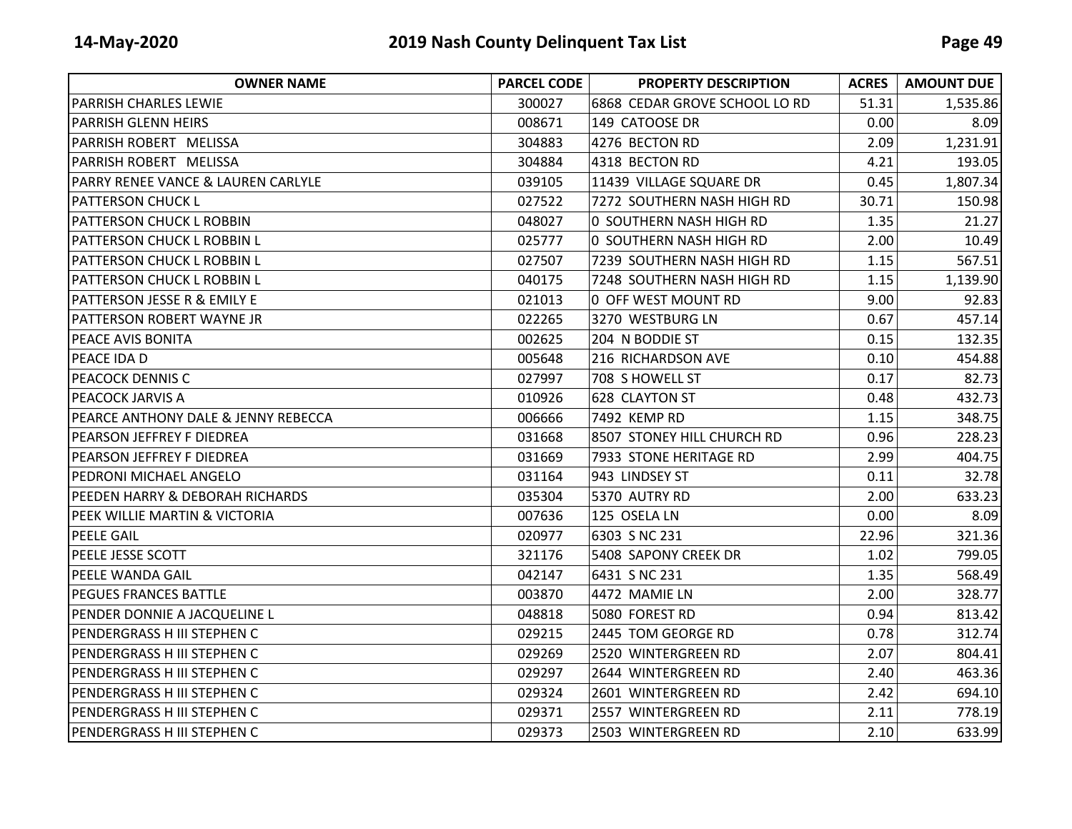| OWNER NAME | PARCEL CODE | PROPERTY DESCRIPTION | ACRES | AMOUNT DUE |
|---|---|---|---|---|
| PARRISH CHARLES LEWIE | 300027 | 6868 CEDAR GROVE SCHOOL LO RD | 51.31 | 1,535.86 |
| PARRISH GLENN HEIRS | 008671 | 149 CATOOSE DR | 0.00 | 8.09 |
| PARRISH ROBERT MELISSA | 304883 | 4276 BECTON RD | 2.09 | 1,231.91 |
| PARRISH ROBERT MELISSA | 304884 | 4318 BECTON RD | 4.21 | 193.05 |
| PARRY RENEE VANCE & LAUREN CARLYLE | 039105 | 11439 VILLAGE SQUARE DR | 0.45 | 1,807.34 |
| PATTERSON CHUCK L | 027522 | 7272 SOUTHERN NASH HIGH RD | 30.71 | 150.98 |
| PATTERSON CHUCK L ROBBIN | 048027 | 0 SOUTHERN NASH HIGH RD | 1.35 | 21.27 |
| PATTERSON CHUCK L ROBBIN L | 025777 | 0 SOUTHERN NASH HIGH RD | 2.00 | 10.49 |
| PATTERSON CHUCK L ROBBIN L | 027507 | 7239 SOUTHERN NASH HIGH RD | 1.15 | 567.51 |
| PATTERSON CHUCK L ROBBIN L | 040175 | 7248 SOUTHERN NASH HIGH RD | 1.15 | 1,139.90 |
| PATTERSON JESSE R & EMILY E | 021013 | 0 OFF WEST MOUNT RD | 9.00 | 92.83 |
| PATTERSON ROBERT WAYNE JR | 022265 | 3270 WESTBURG LN | 0.67 | 457.14 |
| PEACE AVIS BONITA | 002625 | 204 N BODDIE ST | 0.15 | 132.35 |
| PEACE IDA D | 005648 | 216 RICHARDSON AVE | 0.10 | 454.88 |
| PEACOCK DENNIS C | 027997 | 708 S HOWELL ST | 0.17 | 82.73 |
| PEACOCK JARVIS A | 010926 | 628 CLAYTON ST | 0.48 | 432.73 |
| PEARCE ANTHONY DALE & JENNY REBECCA | 006666 | 7492 KEMP RD | 1.15 | 348.75 |
| PEARSON JEFFREY F DIEDREA | 031668 | 8507 STONEY HILL CHURCH RD | 0.96 | 228.23 |
| PEARSON JEFFREY F DIEDREA | 031669 | 7933 STONE HERITAGE RD | 2.99 | 404.75 |
| PEDRONI MICHAEL ANGELO | 031164 | 943 LINDSEY ST | 0.11 | 32.78 |
| PEEDEN HARRY & DEBORAH RICHARDS | 035304 | 5370 AUTRY RD | 2.00 | 633.23 |
| PEEK WILLIE MARTIN & VICTORIA | 007636 | 125 OSELA LN | 0.00 | 8.09 |
| PEELE GAIL | 020977 | 6303 S NC 231 | 22.96 | 321.36 |
| PEELE JESSE SCOTT | 321176 | 5408 SAPONY CREEK DR | 1.02 | 799.05 |
| PEELE WANDA GAIL | 042147 | 6431 S NC 231 | 1.35 | 568.49 |
| PEGUES FRANCES BATTLE | 003870 | 4472 MAMIE LN | 2.00 | 328.77 |
| PENDER DONNIE A JACQUELINE L | 048818 | 5080 FOREST RD | 0.94 | 813.42 |
| PENDERGRASS H III STEPHEN C | 029215 | 2445 TOM GEORGE RD | 0.78 | 312.74 |
| PENDERGRASS H III STEPHEN C | 029269 | 2520 WINTERGREEN RD | 2.07 | 804.41 |
| PENDERGRASS H III STEPHEN C | 029297 | 2644 WINTERGREEN RD | 2.40 | 463.36 |
| PENDERGRASS H III STEPHEN C | 029324 | 2601 WINTERGREEN RD | 2.42 | 694.10 |
| PENDERGRASS H III STEPHEN C | 029371 | 2557 WINTERGREEN RD | 2.11 | 778.19 |
| PENDERGRASS H III STEPHEN C | 029373 | 2503 WINTERGREEN RD | 2.10 | 633.99 |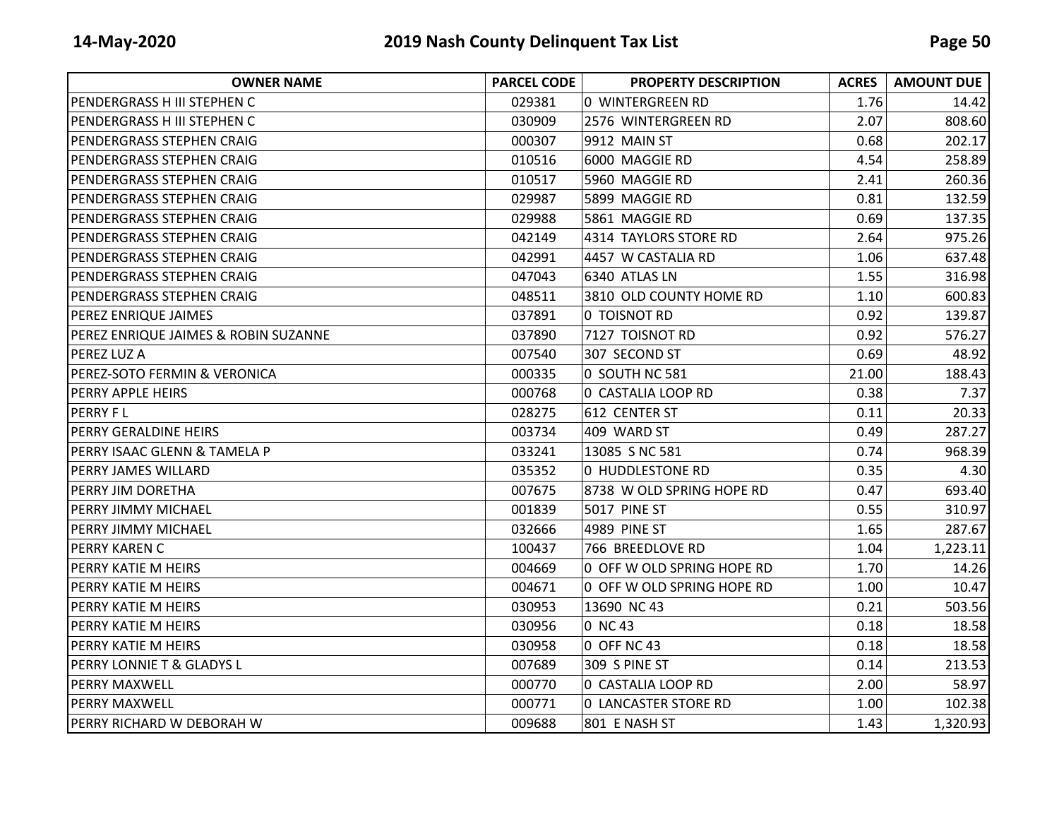| OWNER NAME | PARCEL CODE | PROPERTY DESCRIPTION | ACRES | AMOUNT DUE |
|---|---|---|---|---|
| PENDERGRASS H III STEPHEN C | 029381 | 0 WINTERGREEN RD | 1.76 | 14.42 |
| PENDERGRASS H III STEPHEN C | 030909 | 2576 WINTERGREEN RD | 2.07 | 808.60 |
| PENDERGRASS STEPHEN CRAIG | 000307 | 9912 MAIN ST | 0.68 | 202.17 |
| PENDERGRASS STEPHEN CRAIG | 010516 | 6000 MAGGIE RD | 4.54 | 258.89 |
| PENDERGRASS STEPHEN CRAIG | 010517 | 5960 MAGGIE RD | 2.41 | 260.36 |
| PENDERGRASS STEPHEN CRAIG | 029987 | 5899 MAGGIE RD | 0.81 | 132.59 |
| PENDERGRASS STEPHEN CRAIG | 029988 | 5861 MAGGIE RD | 0.69 | 137.35 |
| PENDERGRASS STEPHEN CRAIG | 042149 | 4314 TAYLORS STORE RD | 2.64 | 975.26 |
| PENDERGRASS STEPHEN CRAIG | 042991 | 4457 W CASTALIA RD | 1.06 | 637.48 |
| PENDERGRASS STEPHEN CRAIG | 047043 | 6340 ATLAS LN | 1.55 | 316.98 |
| PENDERGRASS STEPHEN CRAIG | 048511 | 3810 OLD COUNTY HOME RD | 1.10 | 600.83 |
| PEREZ ENRIQUE JAIMES | 037891 | 0 TOISNOT RD | 0.92 | 139.87 |
| PEREZ ENRIQUE JAIMES & ROBIN SUZANNE | 037890 | 7127 TOISNOT RD | 0.92 | 576.27 |
| PEREZ LUZ A | 007540 | 307 SECOND ST | 0.69 | 48.92 |
| PEREZ-SOTO FERMIN & VERONICA | 000335 | 0 SOUTH NC 581 | 21.00 | 188.43 |
| PERRY APPLE HEIRS | 000768 | 0 CASTALIA LOOP RD | 0.38 | 7.37 |
| PERRY F L | 028275 | 612 CENTER ST | 0.11 | 20.33 |
| PERRY GERALDINE HEIRS | 003734 | 409 WARD ST | 0.49 | 287.27 |
| PERRY ISAAC GLENN & TAMELA P | 033241 | 13085 S NC 581 | 0.74 | 968.39 |
| PERRY JAMES WILLARD | 035352 | 0 HUDDLESTONE RD | 0.35 | 4.30 |
| PERRY JIM DORETHA | 007675 | 8738 W OLD SPRING HOPE RD | 0.47 | 693.40 |
| PERRY JIMMY MICHAEL | 001839 | 5017 PINE ST | 0.55 | 310.97 |
| PERRY JIMMY MICHAEL | 032666 | 4989 PINE ST | 1.65 | 287.67 |
| PERRY KAREN C | 100437 | 766 BREEDLOVE RD | 1.04 | 1,223.11 |
| PERRY KATIE M HEIRS | 004669 | 0 OFF W OLD SPRING HOPE RD | 1.70 | 14.26 |
| PERRY KATIE M HEIRS | 004671 | 0 OFF W OLD SPRING HOPE RD | 1.00 | 10.47 |
| PERRY KATIE M HEIRS | 030953 | 13690 NC 43 | 0.21 | 503.56 |
| PERRY KATIE M HEIRS | 030956 | 0 NC 43 | 0.18 | 18.58 |
| PERRY KATIE M HEIRS | 030958 | 0 OFF NC 43 | 0.18 | 18.58 |
| PERRY LONNIE T & GLADYS L | 007689 | 309 S PINE ST | 0.14 | 213.53 |
| PERRY MAXWELL | 000770 | 0 CASTALIA LOOP RD | 2.00 | 58.97 |
| PERRY MAXWELL | 000771 | 0 LANCASTER STORE RD | 1.00 | 102.38 |
| PERRY RICHARD W DEBORAH W | 009688 | 801 E NASH ST | 1.43 | 1,320.93 |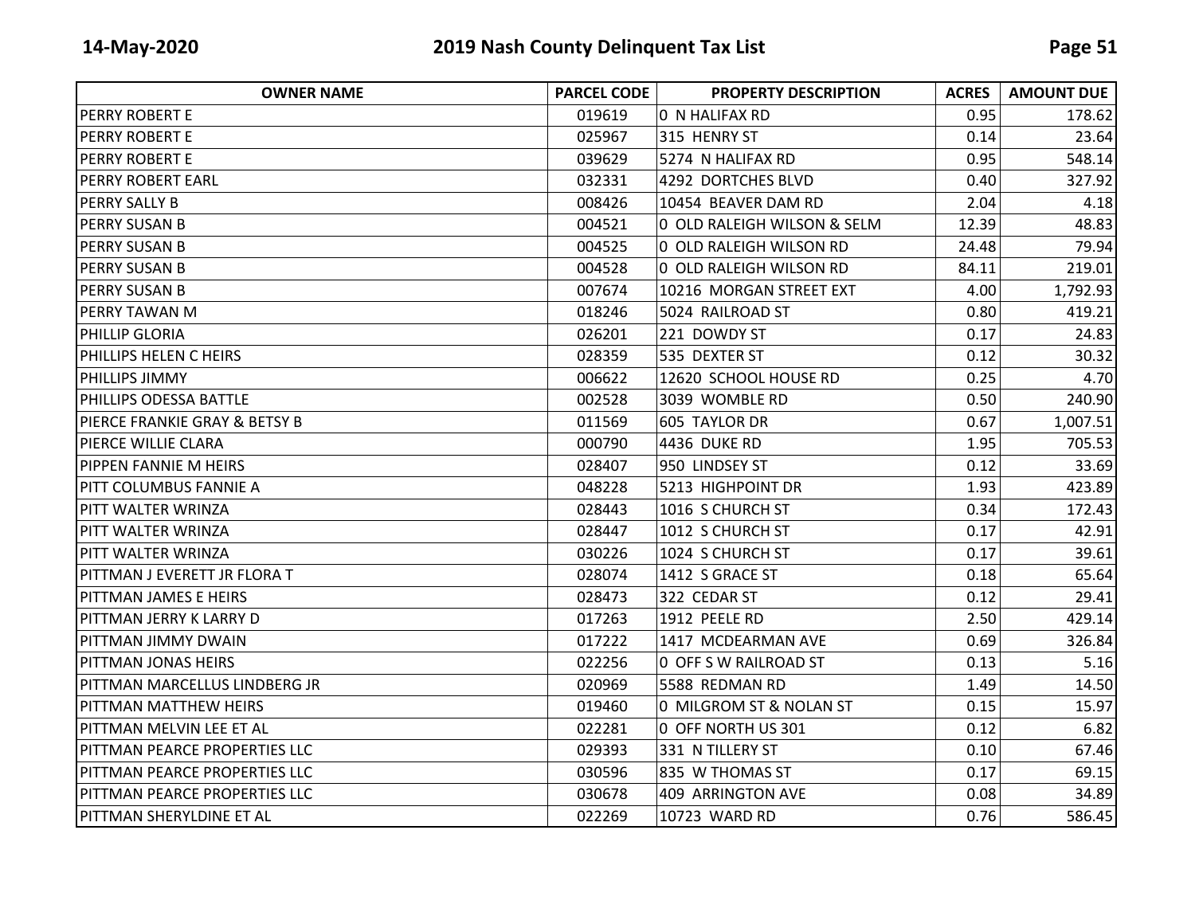| OWNER NAME | PARCEL CODE | PROPERTY DESCRIPTION | ACRES | AMOUNT DUE |
|---|---|---|---|---|
| PERRY ROBERT E | 019619 | 0 N HALIFAX RD | 0.95 | 178.62 |
| PERRY ROBERT E | 025967 | 315 HENRY ST | 0.14 | 23.64 |
| PERRY ROBERT E | 039629 | 5274 N HALIFAX RD | 0.95 | 548.14 |
| PERRY ROBERT EARL | 032331 | 4292 DORTCHES BLVD | 0.40 | 327.92 |
| PERRY SALLY B | 008426 | 10454 BEAVER DAM RD | 2.04 | 4.18 |
| PERRY SUSAN B | 004521 | 0 OLD RALEIGH WILSON & SELM | 12.39 | 48.83 |
| PERRY SUSAN B | 004525 | 0 OLD RALEIGH WILSON RD | 24.48 | 79.94 |
| PERRY SUSAN B | 004528 | 0 OLD RALEIGH WILSON RD | 84.11 | 219.01 |
| PERRY SUSAN B | 007674 | 10216 MORGAN STREET EXT | 4.00 | 1,792.93 |
| PERRY TAWAN M | 018246 | 5024 RAILROAD ST | 0.80 | 419.21 |
| PHILLIP GLORIA | 026201 | 221 DOWDY ST | 0.17 | 24.83 |
| PHILLIPS HELEN C HEIRS | 028359 | 535 DEXTER ST | 0.12 | 30.32 |
| PHILLIPS JIMMY | 006622 | 12620 SCHOOL HOUSE RD | 0.25 | 4.70 |
| PHILLIPS ODESSA BATTLE | 002528 | 3039 WOMBLE RD | 0.50 | 240.90 |
| PIERCE FRANKIE GRAY & BETSY B | 011569 | 605 TAYLOR DR | 0.67 | 1,007.51 |
| PIERCE WILLIE CLARA | 000790 | 4436 DUKE RD | 1.95 | 705.53 |
| PIPPEN FANNIE M HEIRS | 028407 | 950 LINDSEY ST | 0.12 | 33.69 |
| PITT COLUMBUS FANNIE A | 048228 | 5213 HIGHPOINT DR | 1.93 | 423.89 |
| PITT WALTER WRINZA | 028443 | 1016 S CHURCH ST | 0.34 | 172.43 |
| PITT WALTER WRINZA | 028447 | 1012 S CHURCH ST | 0.17 | 42.91 |
| PITT WALTER WRINZA | 030226 | 1024 S CHURCH ST | 0.17 | 39.61 |
| PITTMAN J EVERETT JR FLORA T | 028074 | 1412 S GRACE ST | 0.18 | 65.64 |
| PITTMAN JAMES E HEIRS | 028473 | 322 CEDAR ST | 0.12 | 29.41 |
| PITTMAN JERRY K LARRY D | 017263 | 1912 PEELE RD | 2.50 | 429.14 |
| PITTMAN JIMMY DWAIN | 017222 | 1417 MCDEARMAN AVE | 0.69 | 326.84 |
| PITTMAN JONAS HEIRS | 022256 | 0 OFF S W RAILROAD ST | 0.13 | 5.16 |
| PITTMAN MARCELLUS LINDBERG JR | 020969 | 5588 REDMAN RD | 1.49 | 14.50 |
| PITTMAN MATTHEW HEIRS | 019460 | 0 MILGROM ST & NOLAN ST | 0.15 | 15.97 |
| PITTMAN MELVIN LEE ET AL | 022281 | 0 OFF NORTH US 301 | 0.12 | 6.82 |
| PITTMAN PEARCE PROPERTIES LLC | 029393 | 331 N TILLERY ST | 0.10 | 67.46 |
| PITTMAN PEARCE PROPERTIES LLC | 030596 | 835 W THOMAS ST | 0.17 | 69.15 |
| PITTMAN PEARCE PROPERTIES LLC | 030678 | 409 ARRINGTON AVE | 0.08 | 34.89 |
| PITTMAN SHERYLDINE ET AL | 022269 | 10723 WARD RD | 0.76 | 586.45 |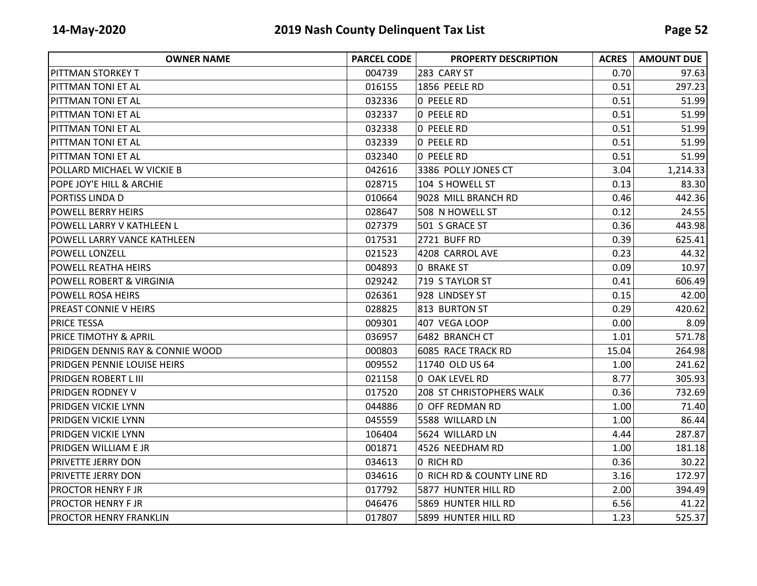| OWNER NAME | PARCEL CODE | PROPERTY DESCRIPTION | ACRES | AMOUNT DUE |
|---|---|---|---|---|
| PITTMAN STORKEY T | 004739 | 283 CARY ST | 0.70 | 97.63 |
| PITTMAN TONI ET AL | 016155 | 1856 PEELE RD | 0.51 | 297.23 |
| PITTMAN TONI ET AL | 032336 | 0 PEELE RD | 0.51 | 51.99 |
| PITTMAN TONI ET AL | 032337 | 0 PEELE RD | 0.51 | 51.99 |
| PITTMAN TONI ET AL | 032338 | 0 PEELE RD | 0.51 | 51.99 |
| PITTMAN TONI ET AL | 032339 | 0 PEELE RD | 0.51 | 51.99 |
| PITTMAN TONI ET AL | 032340 | 0 PEELE RD | 0.51 | 51.99 |
| POLLARD MICHAEL W VICKIE B | 042616 | 3386 POLLY JONES CT | 3.04 | 1,214.33 |
| POPE JOY'E HILL & ARCHIE | 028715 | 104 S HOWELL ST | 0.13 | 83.30 |
| PORTISS LINDA D | 010664 | 9028 MILL BRANCH RD | 0.46 | 442.36 |
| POWELL BERRY HEIRS | 028647 | 508 N HOWELL ST | 0.12 | 24.55 |
| POWELL LARRY V KATHLEEN L | 027379 | 501 S GRACE ST | 0.36 | 443.98 |
| POWELL LARRY VANCE KATHLEEN | 017531 | 2721 BUFF RD | 0.39 | 625.41 |
| POWELL LONZELL | 021523 | 4208 CARROL AVE | 0.23 | 44.32 |
| POWELL REATHA HEIRS | 004893 | 0 BRAKE ST | 0.09 | 10.97 |
| POWELL ROBERT & VIRGINIA | 029242 | 719 S TAYLOR ST | 0.41 | 606.49 |
| POWELL ROSA HEIRS | 026361 | 928 LINDSEY ST | 0.15 | 42.00 |
| PREAST CONNIE V HEIRS | 028825 | 813 BURTON ST | 0.29 | 420.62 |
| PRICE TESSA | 009301 | 407 VEGA LOOP | 0.00 | 8.09 |
| PRICE TIMOTHY & APRIL | 036957 | 6482 BRANCH CT | 1.01 | 571.78 |
| PRIDGEN DENNIS RAY & CONNIE WOOD | 000803 | 6085 RACE TRACK RD | 15.04 | 264.98 |
| PRIDGEN PENNIE LOUISE HEIRS | 009552 | 11740 OLD US 64 | 1.00 | 241.62 |
| PRIDGEN ROBERT L III | 021158 | 0 OAK LEVEL RD | 8.77 | 305.93 |
| PRIDGEN RODNEY V | 017520 | 208 ST CHRISTOPHERS WALK | 0.36 | 732.69 |
| PRIDGEN VICKIE LYNN | 044886 | 0 OFF REDMAN RD | 1.00 | 71.40 |
| PRIDGEN VICKIE LYNN | 045559 | 5588 WILLARD LN | 1.00 | 86.44 |
| PRIDGEN VICKIE LYNN | 106404 | 5624 WILLARD LN | 4.44 | 287.87 |
| PRIDGEN WILLIAM E JR | 001871 | 4526 NEEDHAM RD | 1.00 | 181.18 |
| PRIVETTE JERRY DON | 034613 | 0 RICH RD | 0.36 | 30.22 |
| PRIVETTE JERRY DON | 034616 | 0 RICH RD & COUNTY LINE RD | 3.16 | 172.97 |
| PROCTOR HENRY F JR | 017792 | 5877 HUNTER HILL RD | 2.00 | 394.49 |
| PROCTOR HENRY F JR | 046476 | 5869 HUNTER HILL RD | 6.56 | 41.22 |
| PROCTOR HENRY FRANKLIN | 017807 | 5899 HUNTER HILL RD | 1.23 | 525.37 |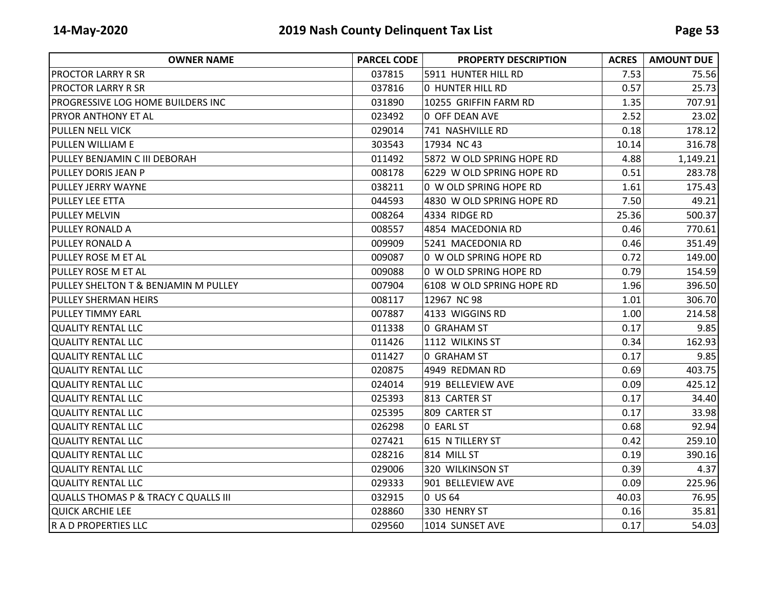| OWNER NAME | PARCEL CODE | PROPERTY DESCRIPTION | ACRES | AMOUNT DUE |
|---|---|---|---|---|
| PROCTOR LARRY R SR | 037815 | 5911 HUNTER HILL RD | 7.53 | 75.56 |
| PROCTOR LARRY R SR | 037816 | 0 HUNTER HILL RD | 0.57 | 25.73 |
| PROGRESSIVE LOG HOME BUILDERS INC | 031890 | 10255 GRIFFIN FARM RD | 1.35 | 707.91 |
| PRYOR ANTHONY ET AL | 023492 | 0 OFF DEAN AVE | 2.52 | 23.02 |
| PULLEN NELL VICK | 029014 | 741 NASHVILLE RD | 0.18 | 178.12 |
| PULLEN WILLIAM E | 303543 | 17934 NC 43 | 10.14 | 316.78 |
| PULLEY BENJAMIN C III DEBORAH | 011492 | 5872 W OLD SPRING HOPE RD | 4.88 | 1,149.21 |
| PULLEY DORIS JEAN P | 008178 | 6229 W OLD SPRING HOPE RD | 0.51 | 283.78 |
| PULLEY JERRY WAYNE | 038211 | 0 W OLD SPRING HOPE RD | 1.61 | 175.43 |
| PULLEY LEE ETTA | 044593 | 4830 W OLD SPRING HOPE RD | 7.50 | 49.21 |
| PULLEY MELVIN | 008264 | 4334 RIDGE RD | 25.36 | 500.37 |
| PULLEY RONALD A | 008557 | 4854 MACEDONIA RD | 0.46 | 770.61 |
| PULLEY RONALD A | 009909 | 5241 MACEDONIA RD | 0.46 | 351.49 |
| PULLEY ROSE M ET AL | 009087 | 0 W OLD SPRING HOPE RD | 0.72 | 149.00 |
| PULLEY ROSE M ET AL | 009088 | 0 W OLD SPRING HOPE RD | 0.79 | 154.59 |
| PULLEY SHELTON T & BENJAMIN M PULLEY | 007904 | 6108 W OLD SPRING HOPE RD | 1.96 | 396.50 |
| PULLEY SHERMAN HEIRS | 008117 | 12967 NC 98 | 1.01 | 306.70 |
| PULLEY TIMMY EARL | 007887 | 4133 WIGGINS RD | 1.00 | 214.58 |
| QUALITY RENTAL LLC | 011338 | 0 GRAHAM ST | 0.17 | 9.85 |
| QUALITY RENTAL LLC | 011426 | 1112 WILKINS ST | 0.34 | 162.93 |
| QUALITY RENTAL LLC | 011427 | 0 GRAHAM ST | 0.17 | 9.85 |
| QUALITY RENTAL LLC | 020875 | 4949 REDMAN RD | 0.69 | 403.75 |
| QUALITY RENTAL LLC | 024014 | 919 BELLEVIEW AVE | 0.09 | 425.12 |
| QUALITY RENTAL LLC | 025393 | 813 CARTER ST | 0.17 | 34.40 |
| QUALITY RENTAL LLC | 025395 | 809 CARTER ST | 0.17 | 33.98 |
| QUALITY RENTAL LLC | 026298 | 0 EARL ST | 0.68 | 92.94 |
| QUALITY RENTAL LLC | 027421 | 615 N TILLERY ST | 0.42 | 259.10 |
| QUALITY RENTAL LLC | 028216 | 814 MILL ST | 0.19 | 390.16 |
| QUALITY RENTAL LLC | 029006 | 320 WILKINSON ST | 0.39 | 4.37 |
| QUALITY RENTAL LLC | 029333 | 901 BELLEVIEW AVE | 0.09 | 225.96 |
| QUALLS THOMAS P & TRACY C QUALLS III | 032915 | 0 US 64 | 40.03 | 76.95 |
| QUICK ARCHIE LEE | 028860 | 330 HENRY ST | 0.16 | 35.81 |
| R A D PROPERTIES LLC | 029560 | 1014 SUNSET AVE | 0.17 | 54.03 |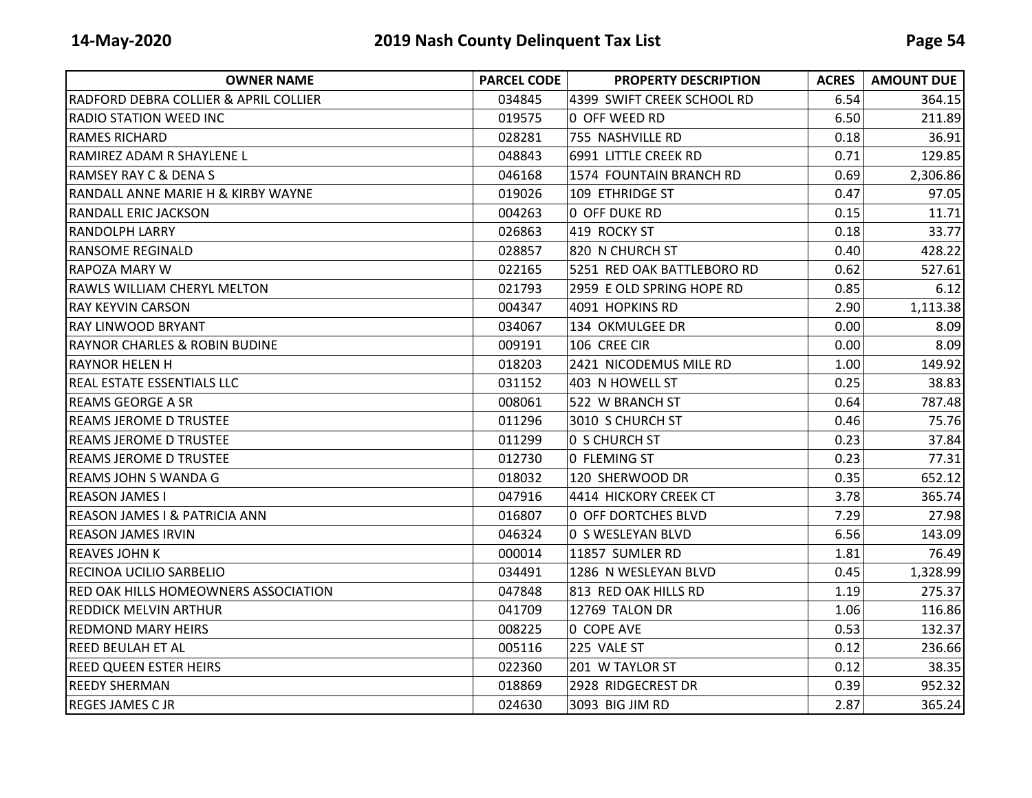| OWNER NAME | PARCEL CODE | PROPERTY DESCRIPTION | ACRES | AMOUNT DUE |
|---|---|---|---|---|
| RADFORD DEBRA COLLIER & APRIL COLLIER | 034845 | 4399 SWIFT CREEK SCHOOL RD | 6.54 | 364.15 |
| RADIO STATION WEED INC | 019575 | 0 OFF WEED RD | 6.50 | 211.89 |
| RAMES RICHARD | 028281 | 755 NASHVILLE RD | 0.18 | 36.91 |
| RAMIREZ ADAM R SHAYLENE L | 048843 | 6991 LITTLE CREEK RD | 0.71 | 129.85 |
| RAMSEY RAY C & DENA S | 046168 | 1574 FOUNTAIN BRANCH RD | 0.69 | 2,306.86 |
| RANDALL ANNE MARIE H & KIRBY WAYNE | 019026 | 109 ETHRIDGE ST | 0.47 | 97.05 |
| RANDALL ERIC JACKSON | 004263 | 0 OFF DUKE RD | 0.15 | 11.71 |
| RANDOLPH LARRY | 026863 | 419 ROCKY ST | 0.18 | 33.77 |
| RANSOME REGINALD | 028857 | 820 N CHURCH ST | 0.40 | 428.22 |
| RAPOZA MARY W | 022165 | 5251 RED OAK BATTLEBORO RD | 0.62 | 527.61 |
| RAWLS WILLIAM CHERYL MELTON | 021793 | 2959 E OLD SPRING HOPE RD | 0.85 | 6.12 |
| RAY KEYVIN CARSON | 004347 | 4091 HOPKINS RD | 2.90 | 1,113.38 |
| RAY LINWOOD BRYANT | 034067 | 134 OKMULGEE DR | 0.00 | 8.09 |
| RAYNOR CHARLES & ROBIN BUDINE | 009191 | 106 CREE CIR | 0.00 | 8.09 |
| RAYNOR HELEN H | 018203 | 2421 NICODEMUS MILE RD | 1.00 | 149.92 |
| REAL ESTATE ESSENTIALS LLC | 031152 | 403 N HOWELL ST | 0.25 | 38.83 |
| REAMS GEORGE A SR | 008061 | 522 W BRANCH ST | 0.64 | 787.48 |
| REAMS JEROME D TRUSTEE | 011296 | 3010 S CHURCH ST | 0.46 | 75.76 |
| REAMS JEROME D TRUSTEE | 011299 | 0 S CHURCH ST | 0.23 | 37.84 |
| REAMS JEROME D TRUSTEE | 012730 | 0 FLEMING ST | 0.23 | 77.31 |
| REAMS JOHN S WANDA G | 018032 | 120 SHERWOOD DR | 0.35 | 652.12 |
| REASON JAMES I | 047916 | 4414 HICKORY CREEK CT | 3.78 | 365.74 |
| REASON JAMES I & PATRICIA ANN | 016807 | 0 OFF DORTCHES BLVD | 7.29 | 27.98 |
| REASON JAMES IRVIN | 046324 | 0 S WESLEYAN BLVD | 6.56 | 143.09 |
| REAVES JOHN K | 000014 | 11857 SUMLER RD | 1.81 | 76.49 |
| RECINOA UCILIO SARBELIO | 034491 | 1286 N WESLEYAN BLVD | 0.45 | 1,328.99 |
| RED OAK HILLS HOMEOWNERS ASSOCIATION | 047848 | 813 RED OAK HILLS RD | 1.19 | 275.37 |
| REDDICK MELVIN ARTHUR | 041709 | 12769 TALON DR | 1.06 | 116.86 |
| REDMOND MARY HEIRS | 008225 | 0 COPE AVE | 0.53 | 132.37 |
| REED BEULAH ET AL | 005116 | 225 VALE ST | 0.12 | 236.66 |
| REED QUEEN ESTER HEIRS | 022360 | 201 W TAYLOR ST | 0.12 | 38.35 |
| REEDY SHERMAN | 018869 | 2928 RIDGECREST DR | 0.39 | 952.32 |
| REGES JAMES C JR | 024630 | 3093 BIG JIM RD | 2.87 | 365.24 |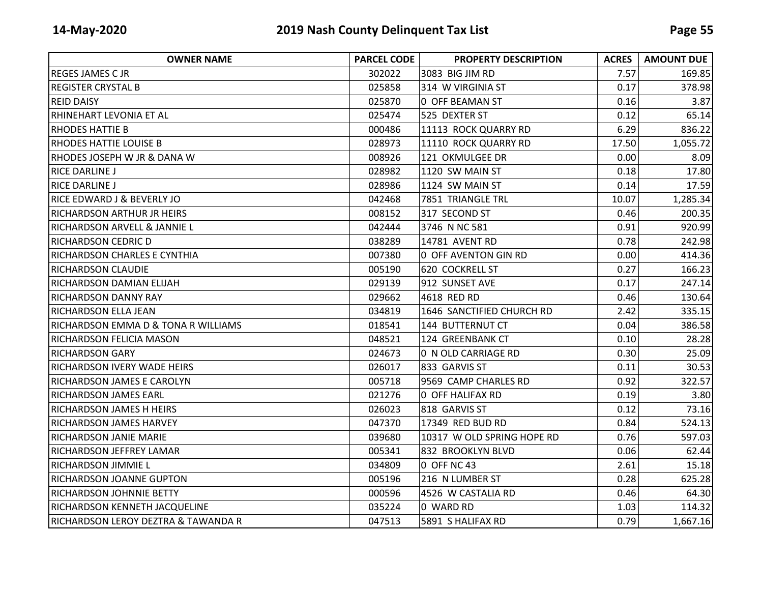| OWNER NAME | PARCEL CODE | PROPERTY DESCRIPTION | ACRES | AMOUNT DUE |
|---|---|---|---|---|
| REGES JAMES C JR | 302022 | 3083 BIG JIM RD | 7.57 | 169.85 |
| REGISTER CRYSTAL B | 025858 | 314 W VIRGINIA ST | 0.17 | 378.98 |
| REID DAISY | 025870 | 0 OFF BEAMAN ST | 0.16 | 3.87 |
| RHINEHART LEVONIA ET AL | 025474 | 525 DEXTER ST | 0.12 | 65.14 |
| RHODES HATTIE B | 000486 | 11113 ROCK QUARRY RD | 6.29 | 836.22 |
| RHODES HATTIE LOUISE B | 028973 | 11110 ROCK QUARRY RD | 17.50 | 1,055.72 |
| RHODES JOSEPH W JR & DANA W | 008926 | 121 OKMULGEE DR | 0.00 | 8.09 |
| RICE DARLINE J | 028982 | 1120 SW MAIN ST | 0.18 | 17.80 |
| RICE DARLINE J | 028986 | 1124 SW MAIN ST | 0.14 | 17.59 |
| RICE EDWARD J & BEVERLY JO | 042468 | 7851 TRIANGLE TRL | 10.07 | 1,285.34 |
| RICHARDSON ARTHUR JR HEIRS | 008152 | 317 SECOND ST | 0.46 | 200.35 |
| RICHARDSON ARVELL & JANNIE L | 042444 | 3746 N NC 581 | 0.91 | 920.99 |
| RICHARDSON CEDRIC D | 038289 | 14781 AVENT RD | 0.78 | 242.98 |
| RICHARDSON CHARLES E CYNTHIA | 007380 | 0 OFF AVENTON GIN RD | 0.00 | 414.36 |
| RICHARDSON CLAUDIE | 005190 | 620 COCKRELL ST | 0.27 | 166.23 |
| RICHARDSON DAMIAN ELIJAH | 029139 | 912 SUNSET AVE | 0.17 | 247.14 |
| RICHARDSON DANNY RAY | 029662 | 4618 RED RD | 0.46 | 130.64 |
| RICHARDSON ELLA JEAN | 034819 | 1646 SANCTIFIED CHURCH RD | 2.42 | 335.15 |
| RICHARDSON EMMA D & TONA R WILLIAMS | 018541 | 144 BUTTERNUT CT | 0.04 | 386.58 |
| RICHARDSON FELICIA MASON | 048521 | 124 GREENBANK CT | 0.10 | 28.28 |
| RICHARDSON GARY | 024673 | 0 N OLD CARRIAGE RD | 0.30 | 25.09 |
| RICHARDSON IVERY WADE HEIRS | 026017 | 833 GARVIS ST | 0.11 | 30.53 |
| RICHARDSON JAMES E CAROLYN | 005718 | 9569 CAMP CHARLES RD | 0.92 | 322.57 |
| RICHARDSON JAMES EARL | 021276 | 0 OFF HALIFAX RD | 0.19 | 3.80 |
| RICHARDSON JAMES H HEIRS | 026023 | 818 GARVIS ST | 0.12 | 73.16 |
| RICHARDSON JAMES HARVEY | 047370 | 17349 RED BUD RD | 0.84 | 524.13 |
| RICHARDSON JANIE MARIE | 039680 | 10317 W OLD SPRING HOPE RD | 0.76 | 597.03 |
| RICHARDSON JEFFREY LAMAR | 005341 | 832 BROOKLYN BLVD | 0.06 | 62.44 |
| RICHARDSON JIMMIE L | 034809 | 0 OFF NC 43 | 2.61 | 15.18 |
| RICHARDSON JOANNE GUPTON | 005196 | 216 N LUMBER ST | 0.28 | 625.28 |
| RICHARDSON JOHNNIE BETTY | 000596 | 4526 W CASTALIA RD | 0.46 | 64.30 |
| RICHARDSON KENNETH JACQUELINE | 035224 | 0 WARD RD | 1.03 | 114.32 |
| RICHARDSON LEROY DEZTRA & TAWANDA R | 047513 | 5891 S HALIFAX RD | 0.79 | 1,667.16 |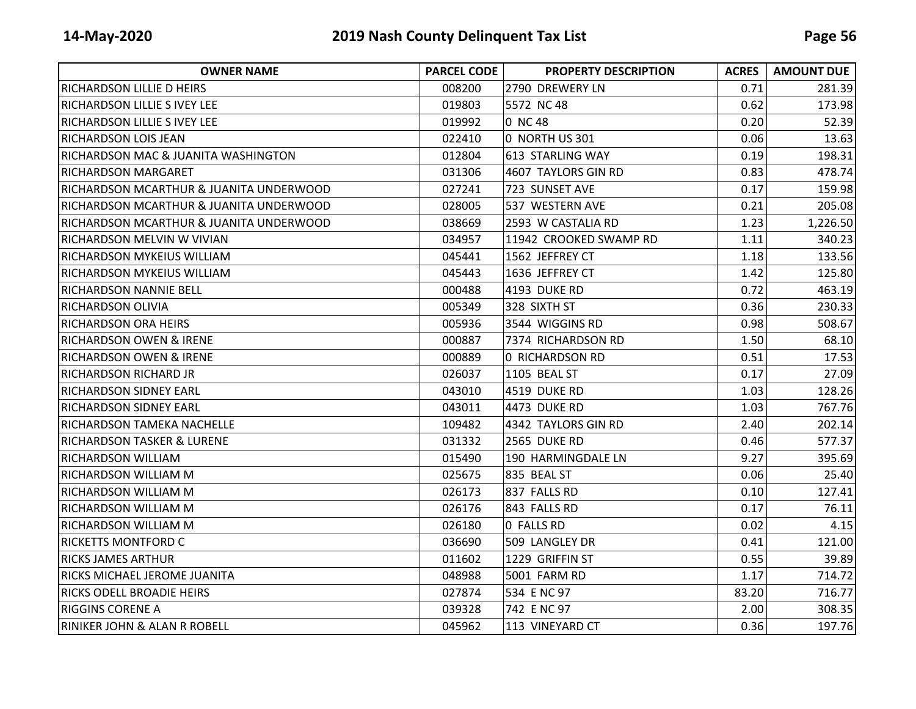| OWNER NAME | PARCEL CODE | PROPERTY DESCRIPTION | ACRES | AMOUNT DUE |
|---|---|---|---|---|
| RICHARDSON LILLIE D HEIRS | 008200 | 2790 DREWERY LN | 0.71 | 281.39 |
| RICHARDSON LILLIE S IVEY LEE | 019803 | 5572 NC 48 | 0.62 | 173.98 |
| RICHARDSON LILLIE S IVEY LEE | 019992 | 0 NC 48 | 0.20 | 52.39 |
| RICHARDSON LOIS JEAN | 022410 | 0 NORTH US 301 | 0.06 | 13.63 |
| RICHARDSON MAC & JUANITA WASHINGTON | 012804 | 613 STARLING WAY | 0.19 | 198.31 |
| RICHARDSON MARGARET | 031306 | 4607 TAYLORS GIN RD | 0.83 | 478.74 |
| RICHARDSON MCARTHUR & JUANITA UNDERWOOD | 027241 | 723 SUNSET AVE | 0.17 | 159.98 |
| RICHARDSON MCARTHUR & JUANITA UNDERWOOD | 028005 | 537 WESTERN AVE | 0.21 | 205.08 |
| RICHARDSON MCARTHUR & JUANITA UNDERWOOD | 038669 | 2593 W CASTALIA RD | 1.23 | 1,226.50 |
| RICHARDSON MELVIN W VIVIAN | 034957 | 11942 CROOKED SWAMP RD | 1.11 | 340.23 |
| RICHARDSON MYKEIUS WILLIAM | 045441 | 1562 JEFFREY CT | 1.18 | 133.56 |
| RICHARDSON MYKEIUS WILLIAM | 045443 | 1636 JEFFREY CT | 1.42 | 125.80 |
| RICHARDSON NANNIE BELL | 000488 | 4193 DUKE RD | 0.72 | 463.19 |
| RICHARDSON OLIVIA | 005349 | 328 SIXTH ST | 0.36 | 230.33 |
| RICHARDSON ORA HEIRS | 005936 | 3544 WIGGINS RD | 0.98 | 508.67 |
| RICHARDSON OWEN & IRENE | 000887 | 7374 RICHARDSON RD | 1.50 | 68.10 |
| RICHARDSON OWEN & IRENE | 000889 | 0 RICHARDSON RD | 0.51 | 17.53 |
| RICHARDSON RICHARD JR | 026037 | 1105 BEAL ST | 0.17 | 27.09 |
| RICHARDSON SIDNEY EARL | 043010 | 4519 DUKE RD | 1.03 | 128.26 |
| RICHARDSON SIDNEY EARL | 043011 | 4473 DUKE RD | 1.03 | 767.76 |
| RICHARDSON TAMEKA NACHELLE | 109482 | 4342 TAYLORS GIN RD | 2.40 | 202.14 |
| RICHARDSON TASKER & LURENE | 031332 | 2565 DUKE RD | 0.46 | 577.37 |
| RICHARDSON WILLIAM | 015490 | 190 HARMINGDALE LN | 9.27 | 395.69 |
| RICHARDSON WILLIAM M | 025675 | 835 BEAL ST | 0.06 | 25.40 |
| RICHARDSON WILLIAM M | 026173 | 837 FALLS RD | 0.10 | 127.41 |
| RICHARDSON WILLIAM M | 026176 | 843 FALLS RD | 0.17 | 76.11 |
| RICHARDSON WILLIAM M | 026180 | 0 FALLS RD | 0.02 | 4.15 |
| RICKETTS MONTFORD C | 036690 | 509 LANGLEY DR | 0.41 | 121.00 |
| RICKS JAMES ARTHUR | 011602 | 1229 GRIFFIN ST | 0.55 | 39.89 |
| RICKS MICHAEL JEROME JUANITA | 048988 | 5001 FARM RD | 1.17 | 714.72 |
| RICKS ODELL BROADIE HEIRS | 027874 | 534 E NC 97 | 83.20 | 716.77 |
| RIGGINS CORENE A | 039328 | 742 E NC 97 | 2.00 | 308.35 |
| RINIKER JOHN & ALAN R ROBELL | 045962 | 113 VINEYARD CT | 0.36 | 197.76 |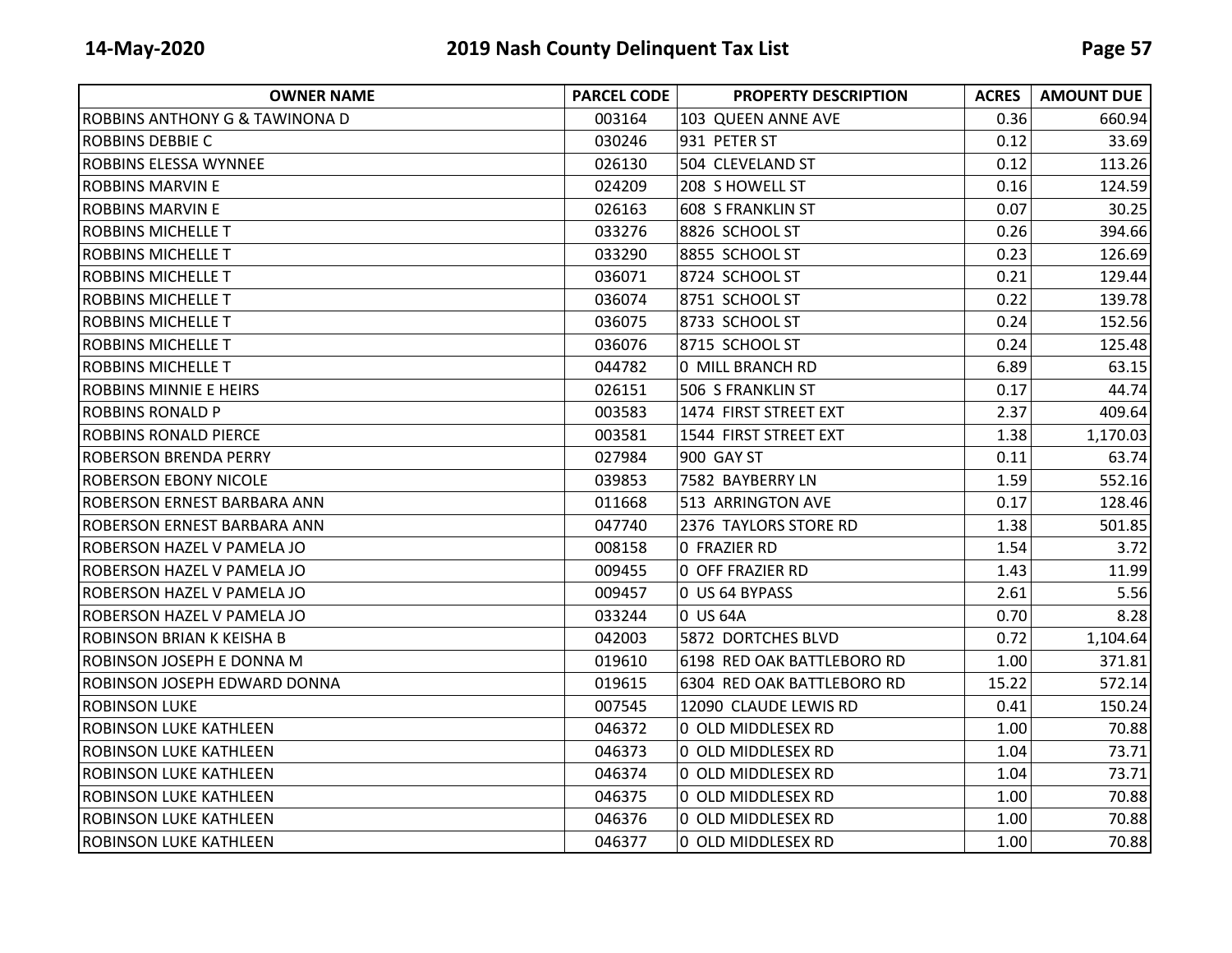| OWNER NAME | PARCEL CODE | PROPERTY DESCRIPTION | ACRES | AMOUNT DUE |
|---|---|---|---|---|
| ROBBINS ANTHONY G & TAWINONA D | 003164 | 103 QUEEN ANNE AVE | 0.36 | 660.94 |
| ROBBINS DEBBIE C | 030246 | 931 PETER ST | 0.12 | 33.69 |
| ROBBINS ELESSA WYNNEE | 026130 | 504 CLEVELAND ST | 0.12 | 113.26 |
| ROBBINS MARVIN E | 024209 | 208 S HOWELL ST | 0.16 | 124.59 |
| ROBBINS MARVIN E | 026163 | 608 S FRANKLIN ST | 0.07 | 30.25 |
| ROBBINS MICHELLE T | 033276 | 8826 SCHOOL ST | 0.26 | 394.66 |
| ROBBINS MICHELLE T | 033290 | 8855 SCHOOL ST | 0.23 | 126.69 |
| ROBBINS MICHELLE T | 036071 | 8724 SCHOOL ST | 0.21 | 129.44 |
| ROBBINS MICHELLE T | 036074 | 8751 SCHOOL ST | 0.22 | 139.78 |
| ROBBINS MICHELLE T | 036075 | 8733 SCHOOL ST | 0.24 | 152.56 |
| ROBBINS MICHELLE T | 036076 | 8715 SCHOOL ST | 0.24 | 125.48 |
| ROBBINS MICHELLE T | 044782 | 0 MILL BRANCH RD | 6.89 | 63.15 |
| ROBBINS MINNIE E HEIRS | 026151 | 506 S FRANKLIN ST | 0.17 | 44.74 |
| ROBBINS RONALD P | 003583 | 1474 FIRST STREET EXT | 2.37 | 409.64 |
| ROBBINS RONALD PIERCE | 003581 | 1544 FIRST STREET EXT | 1.38 | 1,170.03 |
| ROBERSON BRENDA PERRY | 027984 | 900 GAY ST | 0.11 | 63.74 |
| ROBERSON EBONY NICOLE | 039853 | 7582 BAYBERRY LN | 1.59 | 552.16 |
| ROBERSON ERNEST BARBARA ANN | 011668 | 513 ARRINGTON AVE | 0.17 | 128.46 |
| ROBERSON ERNEST BARBARA ANN | 047740 | 2376 TAYLORS STORE RD | 1.38 | 501.85 |
| ROBERSON HAZEL V PAMELA JO | 008158 | 0 FRAZIER RD | 1.54 | 3.72 |
| ROBERSON HAZEL V PAMELA JO | 009455 | 0 OFF FRAZIER RD | 1.43 | 11.99 |
| ROBERSON HAZEL V PAMELA JO | 009457 | 0 US 64 BYPASS | 2.61 | 5.56 |
| ROBERSON HAZEL V PAMELA JO | 033244 | 0 US 64A | 0.70 | 8.28 |
| ROBINSON BRIAN K KEISHA B | 042003 | 5872 DORTCHES BLVD | 0.72 | 1,104.64 |
| ROBINSON JOSEPH E DONNA M | 019610 | 6198 RED OAK BATTLEBORO RD | 1.00 | 371.81 |
| ROBINSON JOSEPH EDWARD DONNA | 019615 | 6304 RED OAK BATTLEBORO RD | 15.22 | 572.14 |
| ROBINSON LUKE | 007545 | 12090 CLAUDE LEWIS RD | 0.41 | 150.24 |
| ROBINSON LUKE KATHLEEN | 046372 | 0 OLD MIDDLESEX RD | 1.00 | 70.88 |
| ROBINSON LUKE KATHLEEN | 046373 | 0 OLD MIDDLESEX RD | 1.04 | 73.71 |
| ROBINSON LUKE KATHLEEN | 046374 | 0 OLD MIDDLESEX RD | 1.04 | 73.71 |
| ROBINSON LUKE KATHLEEN | 046375 | 0 OLD MIDDLESEX RD | 1.00 | 70.88 |
| ROBINSON LUKE KATHLEEN | 046376 | 0 OLD MIDDLESEX RD | 1.00 | 70.88 |
| ROBINSON LUKE KATHLEEN | 046377 | 0 OLD MIDDLESEX RD | 1.00 | 70.88 |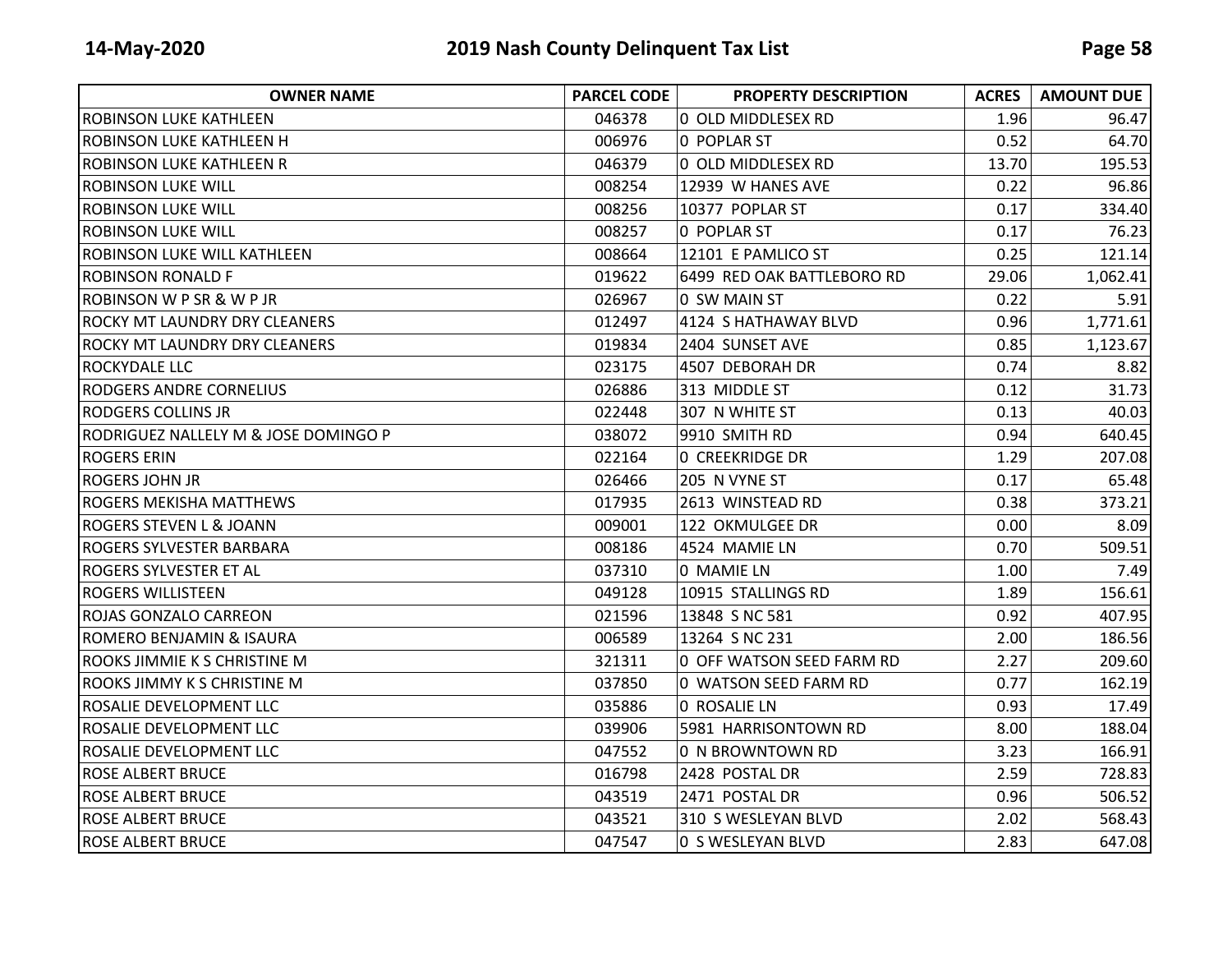| OWNER NAME | PARCEL CODE | PROPERTY DESCRIPTION | ACRES | AMOUNT DUE |
|---|---|---|---|---|
| ROBINSON LUKE KATHLEEN | 046378 | 0 OLD MIDDLESEX RD | 1.96 | 96.47 |
| ROBINSON LUKE KATHLEEN H | 006976 | 0 POPLAR ST | 0.52 | 64.70 |
| ROBINSON LUKE KATHLEEN R | 046379 | 0 OLD MIDDLESEX RD | 13.70 | 195.53 |
| ROBINSON LUKE WILL | 008254 | 12939 W HANES AVE | 0.22 | 96.86 |
| ROBINSON LUKE WILL | 008256 | 10377 POPLAR ST | 0.17 | 334.40 |
| ROBINSON LUKE WILL | 008257 | 0 POPLAR ST | 0.17 | 76.23 |
| ROBINSON LUKE WILL KATHLEEN | 008664 | 12101 E PAMLICO ST | 0.25 | 121.14 |
| ROBINSON RONALD F | 019622 | 6499 RED OAK BATTLEBORO RD | 29.06 | 1,062.41 |
| ROBINSON W P SR & W P JR | 026967 | 0 SW MAIN ST | 0.22 | 5.91 |
| ROCKY MT LAUNDRY DRY CLEANERS | 012497 | 4124 S HATHAWAY BLVD | 0.96 | 1,771.61 |
| ROCKY MT LAUNDRY DRY CLEANERS | 019834 | 2404 SUNSET AVE | 0.85 | 1,123.67 |
| ROCKYDALE LLC | 023175 | 4507 DEBORAH DR | 0.74 | 8.82 |
| RODGERS ANDRE CORNELIUS | 026886 | 313 MIDDLE ST | 0.12 | 31.73 |
| RODGERS COLLINS JR | 022448 | 307 N WHITE ST | 0.13 | 40.03 |
| RODRIGUEZ NALLELY M & JOSE DOMINGO P | 038072 | 9910 SMITH RD | 0.94 | 640.45 |
| ROGERS ERIN | 022164 | 0 CREEKRIDGE DR | 1.29 | 207.08 |
| ROGERS JOHN JR | 026466 | 205 N VYNE ST | 0.17 | 65.48 |
| ROGERS MEKISHA MATTHEWS | 017935 | 2613 WINSTEAD RD | 0.38 | 373.21 |
| ROGERS STEVEN L & JOANN | 009001 | 122 OKMULGEE DR | 0.00 | 8.09 |
| ROGERS SYLVESTER BARBARA | 008186 | 4524 MAMIE LN | 0.70 | 509.51 |
| ROGERS SYLVESTER ET AL | 037310 | 0 MAMIE LN | 1.00 | 7.49 |
| ROGERS WILLISTEEN | 049128 | 10915 STALLINGS RD | 1.89 | 156.61 |
| ROJAS GONZALO CARREON | 021596 | 13848 S NC 581 | 0.92 | 407.95 |
| ROMERO BENJAMIN & ISAURA | 006589 | 13264 S NC 231 | 2.00 | 186.56 |
| ROOKS JIMMIE K S CHRISTINE M | 321311 | 0 OFF WATSON SEED FARM RD | 2.27 | 209.60 |
| ROOKS JIMMY K S CHRISTINE M | 037850 | 0 WATSON SEED FARM RD | 0.77 | 162.19 |
| ROSALIE DEVELOPMENT LLC | 035886 | 0 ROSALIE LN | 0.93 | 17.49 |
| ROSALIE DEVELOPMENT LLC | 039906 | 5981 HARRISONTOWN RD | 8.00 | 188.04 |
| ROSALIE DEVELOPMENT LLC | 047552 | 0 N BROWNTOWN RD | 3.23 | 166.91 |
| ROSE ALBERT BRUCE | 016798 | 2428 POSTAL DR | 2.59 | 728.83 |
| ROSE ALBERT BRUCE | 043519 | 2471 POSTAL DR | 0.96 | 506.52 |
| ROSE ALBERT BRUCE | 043521 | 310 S WESLEYAN BLVD | 2.02 | 568.43 |
| ROSE ALBERT BRUCE | 047547 | 0 S WESLEYAN BLVD | 2.83 | 647.08 |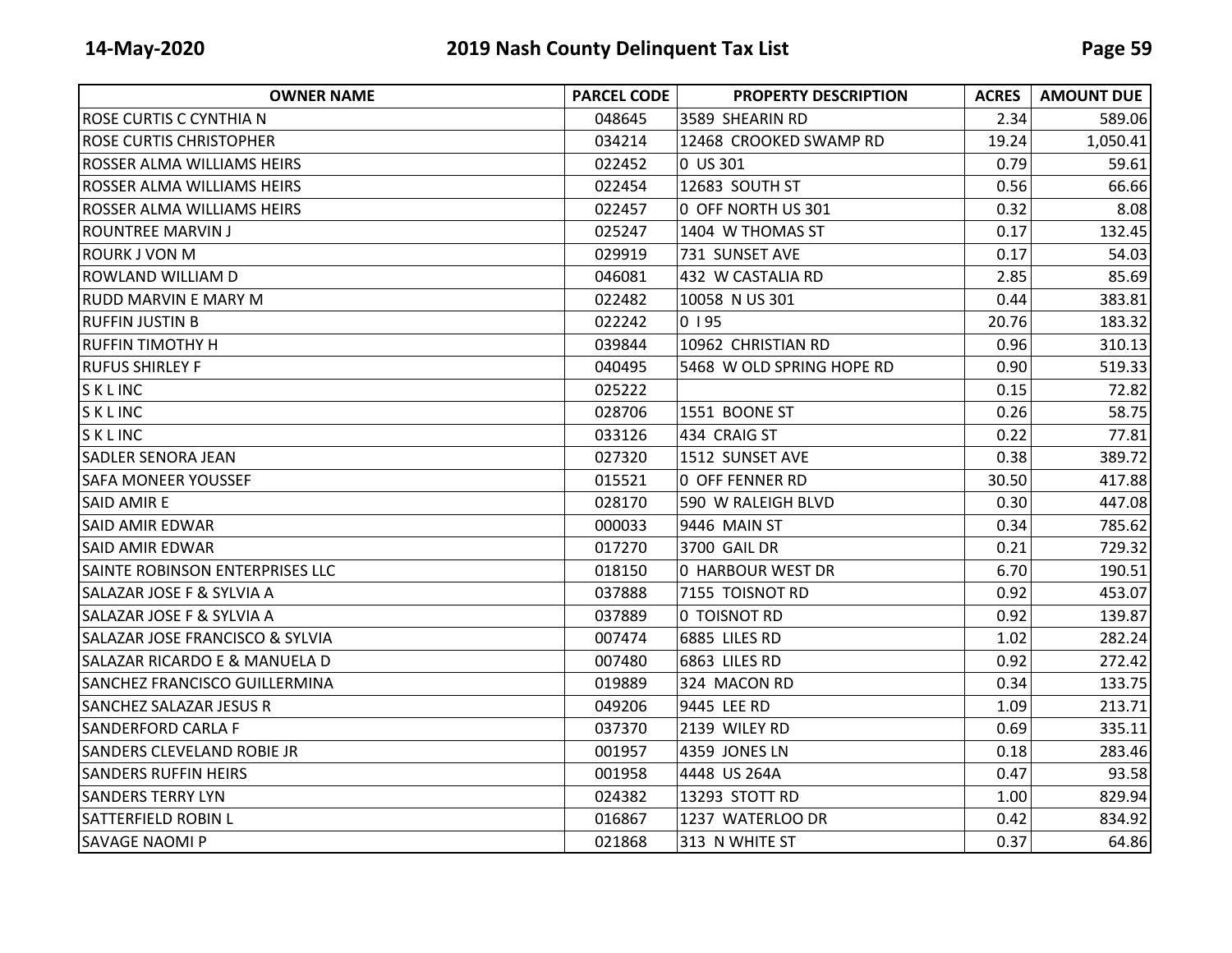| OWNER NAME | PARCEL CODE | PROPERTY DESCRIPTION | ACRES | AMOUNT DUE |
|---|---|---|---|---|
| ROSE CURTIS C CYNTHIA N | 048645 | 3589 SHEARIN RD | 2.34 | 589.06 |
| ROSE CURTIS CHRISTOPHER | 034214 | 12468 CROOKED SWAMP RD | 19.24 | 1,050.41 |
| ROSSER ALMA WILLIAMS HEIRS | 022452 | 0 US 301 | 0.79 | 59.61 |
| ROSSER ALMA WILLIAMS HEIRS | 022454 | 12683 SOUTH ST | 0.56 | 66.66 |
| ROSSER ALMA WILLIAMS HEIRS | 022457 | 0 OFF NORTH US 301 | 0.32 | 8.08 |
| ROUNTREE MARVIN J | 025247 | 1404 W THOMAS ST | 0.17 | 132.45 |
| ROURK J VON M | 029919 | 731 SUNSET AVE | 0.17 | 54.03 |
| ROWLAND WILLIAM D | 046081 | 432 W CASTALIA RD | 2.85 | 85.69 |
| RUDD MARVIN E MARY M | 022482 | 10058 N US 301 | 0.44 | 383.81 |
| RUFFIN JUSTIN B | 022242 | 0 I 95 | 20.76 | 183.32 |
| RUFFIN TIMOTHY H | 039844 | 10962 CHRISTIAN RD | 0.96 | 310.13 |
| RUFUS SHIRLEY F | 040495 | 5468 W OLD SPRING HOPE RD | 0.90 | 519.33 |
| S K L INC | 025222 | | 0.15 | 72.82 |
| S K L INC | 028706 | 1551 BOONE ST | 0.26 | 58.75 |
| S K L INC | 033126 | 434 CRAIG ST | 0.22 | 77.81 |
| SADLER SENORA JEAN | 027320 | 1512 SUNSET AVE | 0.38 | 389.72 |
| SAFA MONEER YOUSSEF | 015521 | 0 OFF FENNER RD | 30.50 | 417.88 |
| SAID AMIR E | 028170 | 590 W RALEIGH BLVD | 0.30 | 447.08 |
| SAID AMIR EDWAR | 000033 | 9446 MAIN ST | 0.34 | 785.62 |
| SAID AMIR EDWAR | 017270 | 3700 GAIL DR | 0.21 | 729.32 |
| SAINTE ROBINSON ENTERPRISES LLC | 018150 | 0 HARBOUR WEST DR | 6.70 | 190.51 |
| SALAZAR JOSE F & SYLVIA A | 037888 | 7155 TOISNOT RD | 0.92 | 453.07 |
| SALAZAR JOSE F & SYLVIA A | 037889 | 0 TOISNOT RD | 0.92 | 139.87 |
| SALAZAR JOSE FRANCISCO & SYLVIA | 007474 | 6885 LILES RD | 1.02 | 282.24 |
| SALAZAR RICARDO E & MANUELA D | 007480 | 6863 LILES RD | 0.92 | 272.42 |
| SANCHEZ FRANCISCO GUILLERMINA | 019889 | 324 MACON RD | 0.34 | 133.75 |
| SANCHEZ SALAZAR JESUS R | 049206 | 9445 LEE RD | 1.09 | 213.71 |
| SANDERFORD CARLA F | 037370 | 2139 WILEY RD | 0.69 | 335.11 |
| SANDERS CLEVELAND ROBIE JR | 001957 | 4359 JONES LN | 0.18 | 283.46 |
| SANDERS RUFFIN HEIRS | 001958 | 4448 US 264A | 0.47 | 93.58 |
| SANDERS TERRY LYN | 024382 | 13293 STOTT RD | 1.00 | 829.94 |
| SATTERFIELD ROBIN L | 016867 | 1237 WATERLOO DR | 0.42 | 834.92 |
| SAVAGE NAOMI P | 021868 | 313 N WHITE ST | 0.37 | 64.86 |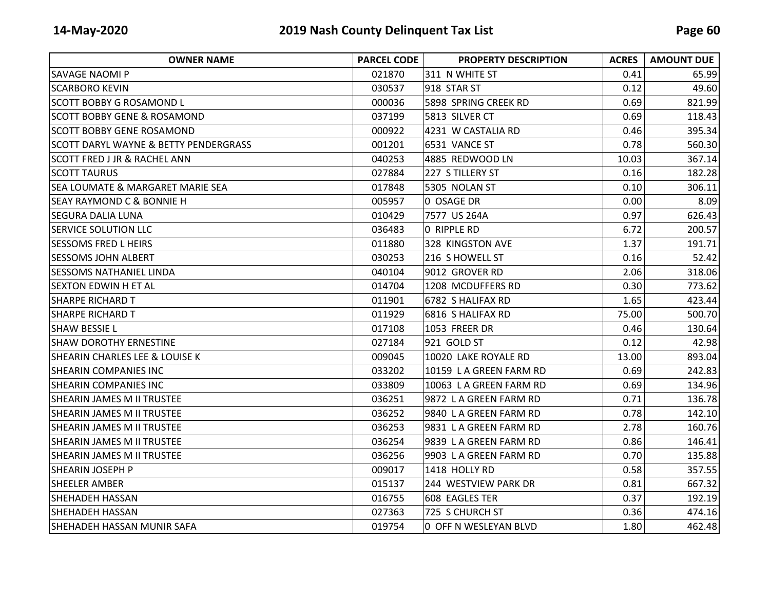| OWNER NAME | PARCEL CODE | PROPERTY DESCRIPTION | ACRES | AMOUNT DUE |
|---|---|---|---|---|
| SAVAGE NAOMI P | 021870 | 311 N WHITE ST | 0.41 | 65.99 |
| SCARBORO KEVIN | 030537 | 918 STAR ST | 0.12 | 49.60 |
| SCOTT BOBBY G ROSAMOND L | 000036 | 5898 SPRING CREEK RD | 0.69 | 821.99 |
| SCOTT BOBBY GENE & ROSAMOND | 037199 | 5813 SILVER CT | 0.69 | 118.43 |
| SCOTT BOBBY GENE ROSAMOND | 000922 | 4231 W CASTALIA RD | 0.46 | 395.34 |
| SCOTT DARYL WAYNE & BETTY PENDERGRASS | 001201 | 6531 VANCE ST | 0.78 | 560.30 |
| SCOTT FRED J JR & RACHEL ANN | 040253 | 4885 REDWOOD LN | 10.03 | 367.14 |
| SCOTT TAURUS | 027884 | 227 S TILLERY ST | 0.16 | 182.28 |
| SEA LOUMATE & MARGARET MARIE SEA | 017848 | 5305 NOLAN ST | 0.10 | 306.11 |
| SEAY RAYMOND C & BONNIE H | 005957 | 0 OSAGE DR | 0.00 | 8.09 |
| SEGURA DALIA LUNA | 010429 | 7577 US 264A | 0.97 | 626.43 |
| SERVICE SOLUTION LLC | 036483 | 0 RIPPLE RD | 6.72 | 200.57 |
| SESSOMS FRED L HEIRS | 011880 | 328 KINGSTON AVE | 1.37 | 191.71 |
| SESSOMS JOHN ALBERT | 030253 | 216 S HOWELL ST | 0.16 | 52.42 |
| SESSOMS NATHANIEL LINDA | 040104 | 9012 GROVER RD | 2.06 | 318.06 |
| SEXTON EDWIN H ET AL | 014704 | 1208 MCDUFFERS RD | 0.30 | 773.62 |
| SHARPE RICHARD T | 011901 | 6782 S HALIFAX RD | 1.65 | 423.44 |
| SHARPE RICHARD T | 011929 | 6816 S HALIFAX RD | 75.00 | 500.70 |
| SHAW BESSIE L | 017108 | 1053 FREER DR | 0.46 | 130.64 |
| SHAW DOROTHY ERNESTINE | 027184 | 921 GOLD ST | 0.12 | 42.98 |
| SHEARIN CHARLES LEE & LOUISE K | 009045 | 10020 LAKE ROYALE RD | 13.00 | 893.04 |
| SHEARIN COMPANIES INC | 033202 | 10159 L A GREEN FARM RD | 0.69 | 242.83 |
| SHEARIN COMPANIES INC | 033809 | 10063 L A GREEN FARM RD | 0.69 | 134.96 |
| SHEARIN JAMES M II TRUSTEE | 036251 | 9872 L A GREEN FARM RD | 0.71 | 136.78 |
| SHEARIN JAMES M II TRUSTEE | 036252 | 9840 L A GREEN FARM RD | 0.78 | 142.10 |
| SHEARIN JAMES M II TRUSTEE | 036253 | 9831 L A GREEN FARM RD | 2.78 | 160.76 |
| SHEARIN JAMES M II TRUSTEE | 036254 | 9839 L A GREEN FARM RD | 0.86 | 146.41 |
| SHEARIN JAMES M II TRUSTEE | 036256 | 9903 L A GREEN FARM RD | 0.70 | 135.88 |
| SHEARIN JOSEPH P | 009017 | 1418 HOLLY RD | 0.58 | 357.55 |
| SHEELER AMBER | 015137 | 244 WESTVIEW PARK DR | 0.81 | 667.32 |
| SHEHADEH HASSAN | 016755 | 608 EAGLES TER | 0.37 | 192.19 |
| SHEHADEH HASSAN | 027363 | 725 S CHURCH ST | 0.36 | 474.16 |
| SHEHADEH HASSAN MUNIR SAFA | 019754 | 0 OFF N WESLEYAN BLVD | 1.80 | 462.48 |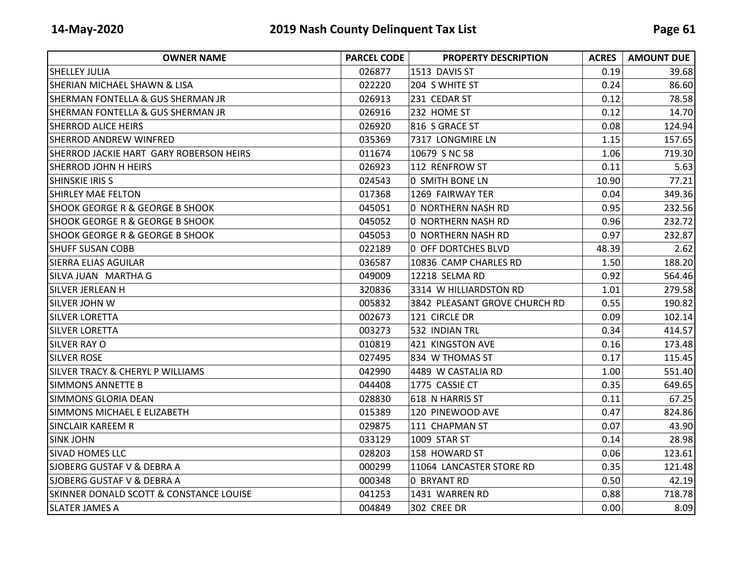| OWNER NAME | PARCEL CODE | PROPERTY DESCRIPTION | ACRES | AMOUNT DUE |
|---|---|---|---|---|
| SHELLEY JULIA | 026877 | 1513 DAVIS ST | 0.19 | 39.68 |
| SHERIAN MICHAEL SHAWN & LISA | 022220 | 204 S WHITE ST | 0.24 | 86.60 |
| SHERMAN FONTELLA & GUS SHERMAN JR | 026913 | 231 CEDAR ST | 0.12 | 78.58 |
| SHERMAN FONTELLA & GUS SHERMAN JR | 026916 | 232 HOME ST | 0.12 | 14.70 |
| SHERROD ALICE HEIRS | 026920 | 816 S GRACE ST | 0.08 | 124.94 |
| SHERROD ANDREW WINFRED | 035369 | 7317 LONGMIRE LN | 1.15 | 157.65 |
| SHERROD JACKIE HART GARY ROBERSON HEIRS | 011674 | 10679 S NC 58 | 1.06 | 719.30 |
| SHERROD JOHN H HEIRS | 026923 | 112 RENFROW ST | 0.11 | 5.63 |
| SHINSKIE IRIS S | 024543 | 0 SMITH BONE LN | 10.90 | 77.21 |
| SHIRLEY MAE FELTON | 017368 | 1269 FAIRWAY TER | 0.04 | 349.36 |
| SHOOK GEORGE R & GEORGE B SHOOK | 045051 | 0 NORTHERN NASH RD | 0.95 | 232.56 |
| SHOOK GEORGE R & GEORGE B SHOOK | 045052 | 0 NORTHERN NASH RD | 0.96 | 232.72 |
| SHOOK GEORGE R & GEORGE B SHOOK | 045053 | 0 NORTHERN NASH RD | 0.97 | 232.87 |
| SHUFF SUSAN COBB | 022189 | 0 OFF DORTCHES BLVD | 48.39 | 2.62 |
| SIERRA ELIAS AGUILAR | 036587 | 10836 CAMP CHARLES RD | 1.50 | 188.20 |
| SILVA JUAN MARTHA G | 049009 | 12218 SELMA RD | 0.92 | 564.46 |
| SILVER JERLEAN H | 320836 | 3314 W HILLIARDSTON RD | 1.01 | 279.58 |
| SILVER JOHN W | 005832 | 3842 PLEASANT GROVE CHURCH RD | 0.55 | 190.82 |
| SILVER LORETTA | 002673 | 121 CIRCLE DR | 0.09 | 102.14 |
| SILVER LORETTA | 003273 | 532 INDIAN TRL | 0.34 | 414.57 |
| SILVER RAY O | 010819 | 421 KINGSTON AVE | 0.16 | 173.48 |
| SILVER ROSE | 027495 | 834 W THOMAS ST | 0.17 | 115.45 |
| SILVER TRACY & CHERYL P WILLIAMS | 042990 | 4489 W CASTALIA RD | 1.00 | 551.40 |
| SIMMONS ANNETTE B | 044408 | 1775 CASSIE CT | 0.35 | 649.65 |
| SIMMONS GLORIA DEAN | 028830 | 618 N HARRIS ST | 0.11 | 67.25 |
| SIMMONS MICHAEL E ELIZABETH | 015389 | 120 PINEWOOD AVE | 0.47 | 824.86 |
| SINCLAIR KAREEM R | 029875 | 111 CHAPMAN ST | 0.07 | 43.90 |
| SINK JOHN | 033129 | 1009 STAR ST | 0.14 | 28.98 |
| SIVAD HOMES LLC | 028203 | 158 HOWARD ST | 0.06 | 123.61 |
| SJOBERG GUSTAF V & DEBRA A | 000299 | 11064 LANCASTER STORE RD | 0.35 | 121.48 |
| SJOBERG GUSTAF V & DEBRA A | 000348 | 0 BRYANT RD | 0.50 | 42.19 |
| SKINNER DONALD SCOTT & CONSTANCE LOUISE | 041253 | 1431 WARREN RD | 0.88 | 718.78 |
| SLATER JAMES A | 004849 | 302 CREE DR | 0.00 | 8.09 |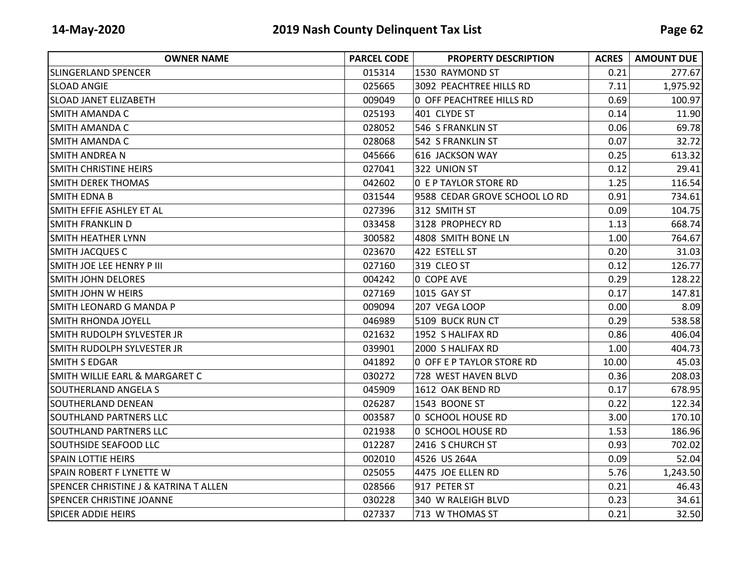| OWNER NAME | PARCEL CODE | PROPERTY DESCRIPTION | ACRES | AMOUNT DUE |
|---|---|---|---|---|
| SLINGERLAND SPENCER | 015314 | 1530 RAYMOND ST | 0.21 | 277.67 |
| SLOAD ANGIE | 025665 | 3092 PEACHTREE HILLS RD | 7.11 | 1,975.92 |
| SLOAD JANET ELIZABETH | 009049 | 0 OFF PEACHTREE HILLS RD | 0.69 | 100.97 |
| SMITH AMANDA C | 025193 | 401 CLYDE ST | 0.14 | 11.90 |
| SMITH AMANDA C | 028052 | 546 S FRANKLIN ST | 0.06 | 69.78 |
| SMITH AMANDA C | 028068 | 542 S FRANKLIN ST | 0.07 | 32.72 |
| SMITH ANDREA N | 045666 | 616 JACKSON WAY | 0.25 | 613.32 |
| SMITH CHRISTINE HEIRS | 027041 | 322 UNION ST | 0.12 | 29.41 |
| SMITH DEREK THOMAS | 042602 | 0 E P TAYLOR STORE RD | 1.25 | 116.54 |
| SMITH EDNA B | 031544 | 9588 CEDAR GROVE SCHOOL LO RD | 0.91 | 734.61 |
| SMITH EFFIE ASHLEY ET AL | 027396 | 312 SMITH ST | 0.09 | 104.75 |
| SMITH FRANKLIN D | 033458 | 3128 PROPHECY RD | 1.13 | 668.74 |
| SMITH HEATHER LYNN | 300582 | 4808 SMITH BONE LN | 1.00 | 764.67 |
| SMITH JACQUES C | 023670 | 422 ESTELL ST | 0.20 | 31.03 |
| SMITH JOE LEE HENRY P III | 027160 | 319 CLEO ST | 0.12 | 126.77 |
| SMITH JOHN DELORES | 004242 | 0 COPE AVE | 0.29 | 128.22 |
| SMITH JOHN W HEIRS | 027169 | 1015 GAY ST | 0.17 | 147.81 |
| SMITH LEONARD G MANDA P | 009094 | 207 VEGA LOOP | 0.00 | 8.09 |
| SMITH RHONDA JOYELL | 046989 | 5109 BUCK RUN CT | 0.29 | 538.58 |
| SMITH RUDOLPH SYLVESTER JR | 021632 | 1952 S HALIFAX RD | 0.86 | 406.04 |
| SMITH RUDOLPH SYLVESTER JR | 039901 | 2000 S HALIFAX RD | 1.00 | 404.73 |
| SMITH S EDGAR | 041892 | 0 OFF E P TAYLOR STORE RD | 10.00 | 45.03 |
| SMITH WILLIE EARL & MARGARET C | 030272 | 728 WEST HAVEN BLVD | 0.36 | 208.03 |
| SOUTHERLAND ANGELA S | 045909 | 1612 OAK BEND RD | 0.17 | 678.95 |
| SOUTHERLAND DENEAN | 026287 | 1543 BOONE ST | 0.22 | 122.34 |
| SOUTHLAND PARTNERS LLC | 003587 | 0 SCHOOL HOUSE RD | 3.00 | 170.10 |
| SOUTHLAND PARTNERS LLC | 021938 | 0 SCHOOL HOUSE RD | 1.53 | 186.96 |
| SOUTHSIDE SEAFOOD LLC | 012287 | 2416 S CHURCH ST | 0.93 | 702.02 |
| SPAIN LOTTIE HEIRS | 002010 | 4526 US 264A | 0.09 | 52.04 |
| SPAIN ROBERT F LYNETTE W | 025055 | 4475 JOE ELLEN RD | 5.76 | 1,243.50 |
| SPENCER CHRISTINE J & KATRINA T ALLEN | 028566 | 917 PETER ST | 0.21 | 46.43 |
| SPENCER CHRISTINE JOANNE | 030228 | 340 W RALEIGH BLVD | 0.23 | 34.61 |
| SPICER ADDIE HEIRS | 027337 | 713 W THOMAS ST | 0.21 | 32.50 |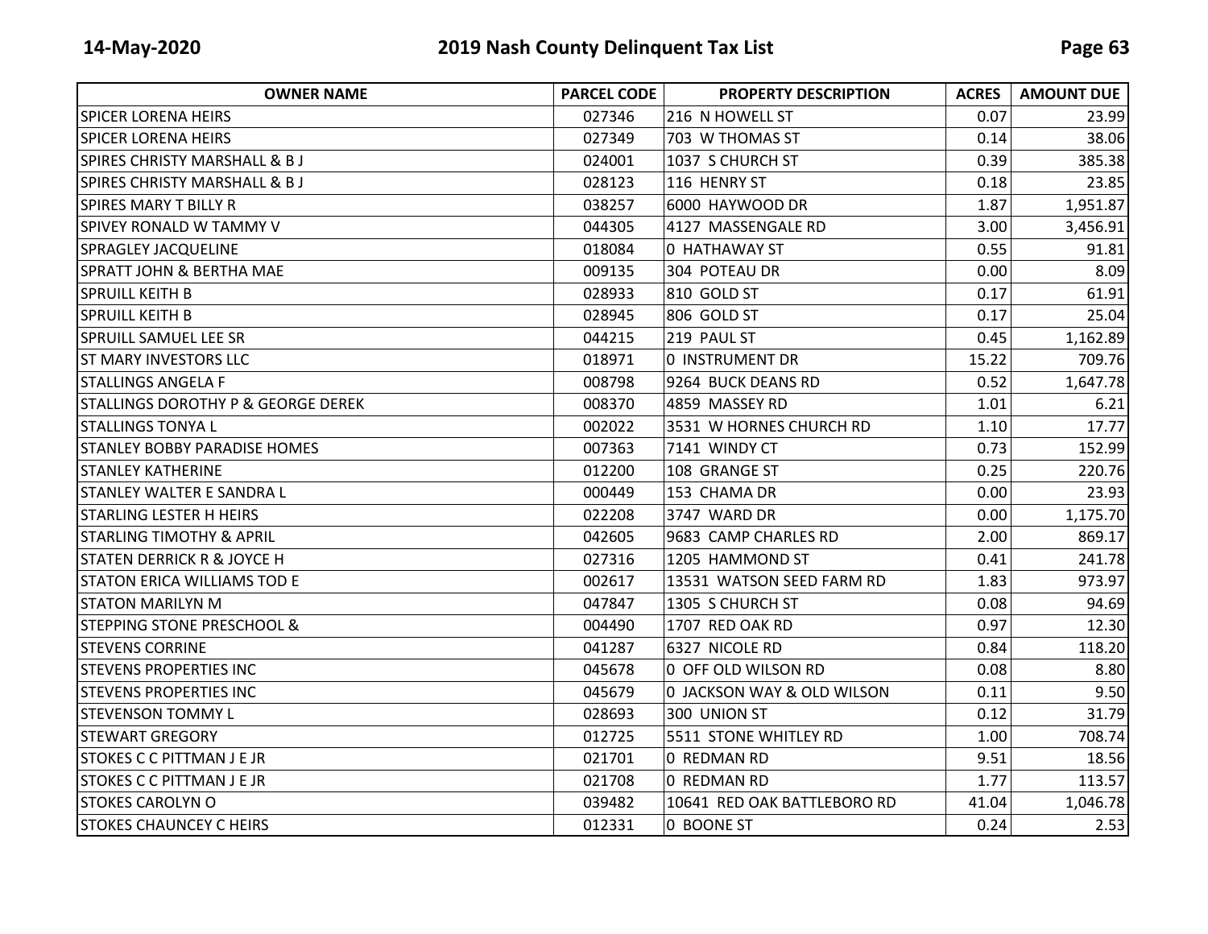| OWNER NAME | PARCEL CODE | PROPERTY DESCRIPTION | ACRES | AMOUNT DUE |
|---|---|---|---|---|
| SPICER LORENA HEIRS | 027346 | 216 N HOWELL ST | 0.07 | 23.99 |
| SPICER LORENA HEIRS | 027349 | 703 W THOMAS ST | 0.14 | 38.06 |
| SPIRES CHRISTY MARSHALL & B J | 024001 | 1037 S CHURCH ST | 0.39 | 385.38 |
| SPIRES CHRISTY MARSHALL & B J | 028123 | 116 HENRY ST | 0.18 | 23.85 |
| SPIRES MARY T BILLY R | 038257 | 6000 HAYWOOD DR | 1.87 | 1,951.87 |
| SPIVEY RONALD W TAMMY V | 044305 | 4127 MASSENGALE RD | 3.00 | 3,456.91 |
| SPRAGLEY JACQUELINE | 018084 | 0 HATHAWAY ST | 0.55 | 91.81 |
| SPRATT JOHN & BERTHA MAE | 009135 | 304 POTEAU DR | 0.00 | 8.09 |
| SPRUILL KEITH B | 028933 | 810 GOLD ST | 0.17 | 61.91 |
| SPRUILL KEITH B | 028945 | 806 GOLD ST | 0.17 | 25.04 |
| SPRUILL SAMUEL LEE SR | 044215 | 219 PAUL ST | 0.45 | 1,162.89 |
| ST MARY INVESTORS LLC | 018971 | 0 INSTRUMENT DR | 15.22 | 709.76 |
| STALLINGS ANGELA F | 008798 | 9264 BUCK DEANS RD | 0.52 | 1,647.78 |
| STALLINGS DOROTHY P & GEORGE DEREK | 008370 | 4859 MASSEY RD | 1.01 | 6.21 |
| STALLINGS TONYA L | 002022 | 3531 W HORNES CHURCH RD | 1.10 | 17.77 |
| STANLEY BOBBY PARADISE HOMES | 007363 | 7141 WINDY CT | 0.73 | 152.99 |
| STANLEY KATHERINE | 012200 | 108 GRANGE ST | 0.25 | 220.76 |
| STANLEY WALTER E SANDRA L | 000449 | 153 CHAMA DR | 0.00 | 23.93 |
| STARLING LESTER H HEIRS | 022208 | 3747 WARD DR | 0.00 | 1,175.70 |
| STARLING TIMOTHY & APRIL | 042605 | 9683 CAMP CHARLES RD | 2.00 | 869.17 |
| STATEN DERRICK R & JOYCE H | 027316 | 1205 HAMMOND ST | 0.41 | 241.78 |
| STATON ERICA WILLIAMS TOD E | 002617 | 13531 WATSON SEED FARM RD | 1.83 | 973.97 |
| STATON MARILYN M | 047847 | 1305 S CHURCH ST | 0.08 | 94.69 |
| STEPPING STONE PRESCHOOL & | 004490 | 1707 RED OAK RD | 0.97 | 12.30 |
| STEVENS CORRINE | 041287 | 6327 NICOLE RD | 0.84 | 118.20 |
| STEVENS PROPERTIES INC | 045678 | 0 OFF OLD WILSON RD | 0.08 | 8.80 |
| STEVENS PROPERTIES INC | 045679 | 0 JACKSON WAY & OLD WILSON | 0.11 | 9.50 |
| STEVENSON TOMMY L | 028693 | 300 UNION ST | 0.12 | 31.79 |
| STEWART GREGORY | 012725 | 5511 STONE WHITLEY RD | 1.00 | 708.74 |
| STOKES C C PITTMAN J E JR | 021701 | 0 REDMAN RD | 9.51 | 18.56 |
| STOKES C C PITTMAN J E JR | 021708 | 0 REDMAN RD | 1.77 | 113.57 |
| STOKES CAROLYN O | 039482 | 10641 RED OAK BATTLEBORO RD | 41.04 | 1,046.78 |
| STOKES CHAUNCEY C HEIRS | 012331 | 0 BOONE ST | 0.24 | 2.53 |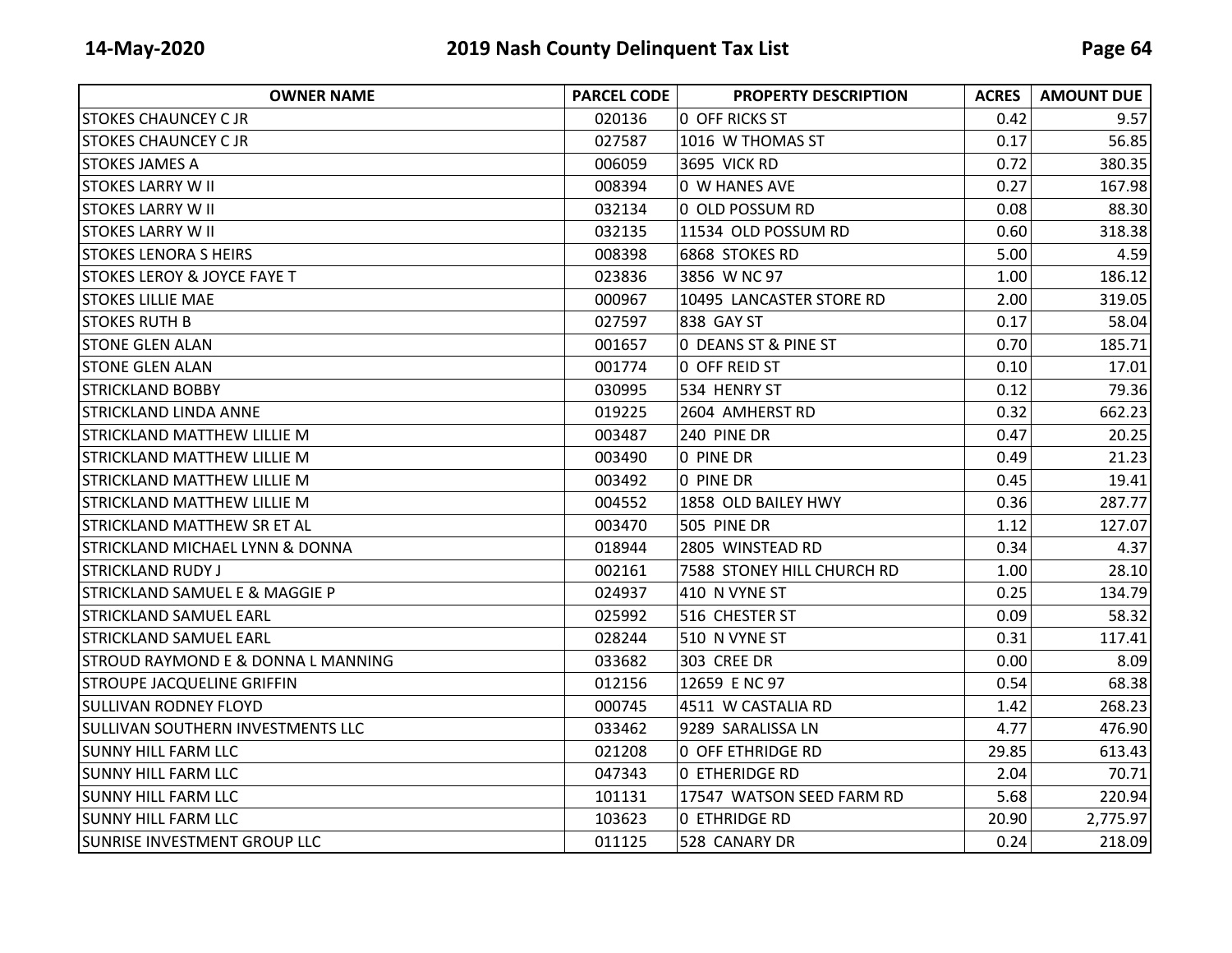| OWNER NAME | PARCEL CODE | PROPERTY DESCRIPTION | ACRES | AMOUNT DUE |
|---|---|---|---|---|
| STOKES CHAUNCEY C JR | 020136 | 0 OFF RICKS ST | 0.42 | 9.57 |
| STOKES CHAUNCEY C JR | 027587 | 1016 W THOMAS ST | 0.17 | 56.85 |
| STOKES JAMES A | 006059 | 3695 VICK RD | 0.72 | 380.35 |
| STOKES LARRY W II | 008394 | 0 W HANES AVE | 0.27 | 167.98 |
| STOKES LARRY W II | 032134 | 0 OLD POSSUM RD | 0.08 | 88.30 |
| STOKES LARRY W II | 032135 | 11534 OLD POSSUM RD | 0.60 | 318.38 |
| STOKES LENORA S HEIRS | 008398 | 6868 STOKES RD | 5.00 | 4.59 |
| STOKES LEROY & JOYCE FAYE T | 023836 | 3856 W NC 97 | 1.00 | 186.12 |
| STOKES LILLIE MAE | 000967 | 10495 LANCASTER STORE RD | 2.00 | 319.05 |
| STOKES RUTH B | 027597 | 838 GAY ST | 0.17 | 58.04 |
| STONE GLEN ALAN | 001657 | 0 DEANS ST & PINE ST | 0.70 | 185.71 |
| STONE GLEN ALAN | 001774 | 0 OFF REID ST | 0.10 | 17.01 |
| STRICKLAND BOBBY | 030995 | 534 HENRY ST | 0.12 | 79.36 |
| STRICKLAND LINDA ANNE | 019225 | 2604 AMHERST RD | 0.32 | 662.23 |
| STRICKLAND MATTHEW LILLIE M | 003487 | 240 PINE DR | 0.47 | 20.25 |
| STRICKLAND MATTHEW LILLIE M | 003490 | 0 PINE DR | 0.49 | 21.23 |
| STRICKLAND MATTHEW LILLIE M | 003492 | 0 PINE DR | 0.45 | 19.41 |
| STRICKLAND MATTHEW LILLIE M | 004552 | 1858 OLD BAILEY HWY | 0.36 | 287.77 |
| STRICKLAND MATTHEW SR ET AL | 003470 | 505 PINE DR | 1.12 | 127.07 |
| STRICKLAND MICHAEL LYNN & DONNA | 018944 | 2805 WINSTEAD RD | 0.34 | 4.37 |
| STRICKLAND RUDY J | 002161 | 7588 STONEY HILL CHURCH RD | 1.00 | 28.10 |
| STRICKLAND SAMUEL E & MAGGIE P | 024937 | 410 N VYNE ST | 0.25 | 134.79 |
| STRICKLAND SAMUEL EARL | 025992 | 516 CHESTER ST | 0.09 | 58.32 |
| STRICKLAND SAMUEL EARL | 028244 | 510 N VYNE ST | 0.31 | 117.41 |
| STROUD RAYMOND E & DONNA L MANNING | 033682 | 303 CREE DR | 0.00 | 8.09 |
| STROUPE JACQUELINE GRIFFIN | 012156 | 12659 E NC 97 | 0.54 | 68.38 |
| SULLIVAN RODNEY FLOYD | 000745 | 4511 W CASTALIA RD | 1.42 | 268.23 |
| SULLIVAN SOUTHERN INVESTMENTS LLC | 033462 | 9289 SARALISSA LN | 4.77 | 476.90 |
| SUNNY HILL FARM LLC | 021208 | 0 OFF ETHRIDGE RD | 29.85 | 613.43 |
| SUNNY HILL FARM LLC | 047343 | 0 ETHERIDGE RD | 2.04 | 70.71 |
| SUNNY HILL FARM LLC | 101131 | 17547 WATSON SEED FARM RD | 5.68 | 220.94 |
| SUNNY HILL FARM LLC | 103623 | 0 ETHRIDGE RD | 20.90 | 2,775.97 |
| SUNRISE INVESTMENT GROUP LLC | 011125 | 528 CANARY DR | 0.24 | 218.09 |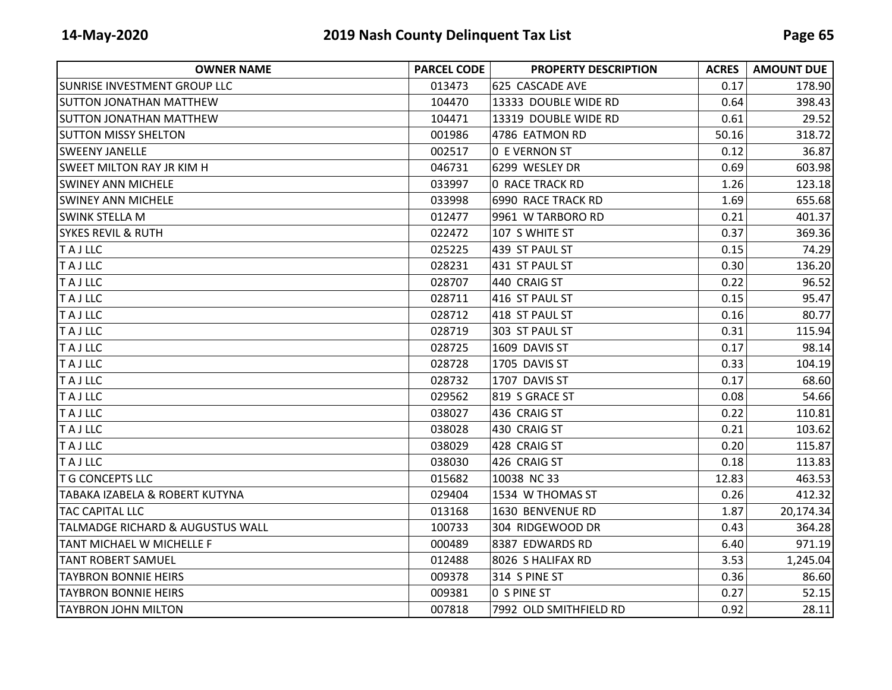| OWNER NAME | PARCEL CODE | PROPERTY DESCRIPTION | ACRES | AMOUNT DUE |
|---|---|---|---|---|
| SUNRISE INVESTMENT GROUP LLC | 013473 | 625 CASCADE AVE | 0.17 | 178.90 |
| SUTTON JONATHAN MATTHEW | 104470 | 13333 DOUBLE WIDE RD | 0.64 | 398.43 |
| SUTTON JONATHAN MATTHEW | 104471 | 13319 DOUBLE WIDE RD | 0.61 | 29.52 |
| SUTTON MISSY SHELTON | 001986 | 4786 EATMON RD | 50.16 | 318.72 |
| SWEENY JANELLE | 002517 | 0 E VERNON ST | 0.12 | 36.87 |
| SWEET MILTON RAY JR KIM H | 046731 | 6299 WESLEY DR | 0.69 | 603.98 |
| SWINEY ANN MICHELE | 033997 | 0 RACE TRACK RD | 1.26 | 123.18 |
| SWINEY ANN MICHELE | 033998 | 6990 RACE TRACK RD | 1.69 | 655.68 |
| SWINK STELLA M | 012477 | 9961 W TARBORO RD | 0.21 | 401.37 |
| SYKES REVIL & RUTH | 022472 | 107 S WHITE ST | 0.37 | 369.36 |
| T A J LLC | 025225 | 439 ST PAUL ST | 0.15 | 74.29 |
| T A J LLC | 028231 | 431 ST PAUL ST | 0.30 | 136.20 |
| T A J LLC | 028707 | 440 CRAIG ST | 0.22 | 96.52 |
| T A J LLC | 028711 | 416 ST PAUL ST | 0.15 | 95.47 |
| T A J LLC | 028712 | 418 ST PAUL ST | 0.16 | 80.77 |
| T A J LLC | 028719 | 303 ST PAUL ST | 0.31 | 115.94 |
| T A J LLC | 028725 | 1609 DAVIS ST | 0.17 | 98.14 |
| T A J LLC | 028728 | 1705 DAVIS ST | 0.33 | 104.19 |
| T A J LLC | 028732 | 1707 DAVIS ST | 0.17 | 68.60 |
| T A J LLC | 029562 | 819 S GRACE ST | 0.08 | 54.66 |
| T A J LLC | 038027 | 436 CRAIG ST | 0.22 | 110.81 |
| T A J LLC | 038028 | 430 CRAIG ST | 0.21 | 103.62 |
| T A J LLC | 038029 | 428 CRAIG ST | 0.20 | 115.87 |
| T A J LLC | 038030 | 426 CRAIG ST | 0.18 | 113.83 |
| T G CONCEPTS LLC | 015682 | 10038 NC 33 | 12.83 | 463.53 |
| TABAKA IZABELA & ROBERT KUTYNA | 029404 | 1534 W THOMAS ST | 0.26 | 412.32 |
| TAC CAPITAL LLC | 013168 | 1630 BENVENUE RD | 1.87 | 20,174.34 |
| TALMADGE RICHARD & AUGUSTUS WALL | 100733 | 304 RIDGEWOOD DR | 0.43 | 364.28 |
| TANT MICHAEL W MICHELLE F | 000489 | 8387 EDWARDS RD | 6.40 | 971.19 |
| TANT ROBERT SAMUEL | 012488 | 8026 S HALIFAX RD | 3.53 | 1,245.04 |
| TAYBRON BONNIE HEIRS | 009378 | 314 S PINE ST | 0.36 | 86.60 |
| TAYBRON BONNIE HEIRS | 009381 | 0 S PINE ST | 0.27 | 52.15 |
| TAYBRON JOHN MILTON | 007818 | 7992 OLD SMITHFIELD RD | 0.92 | 28.11 |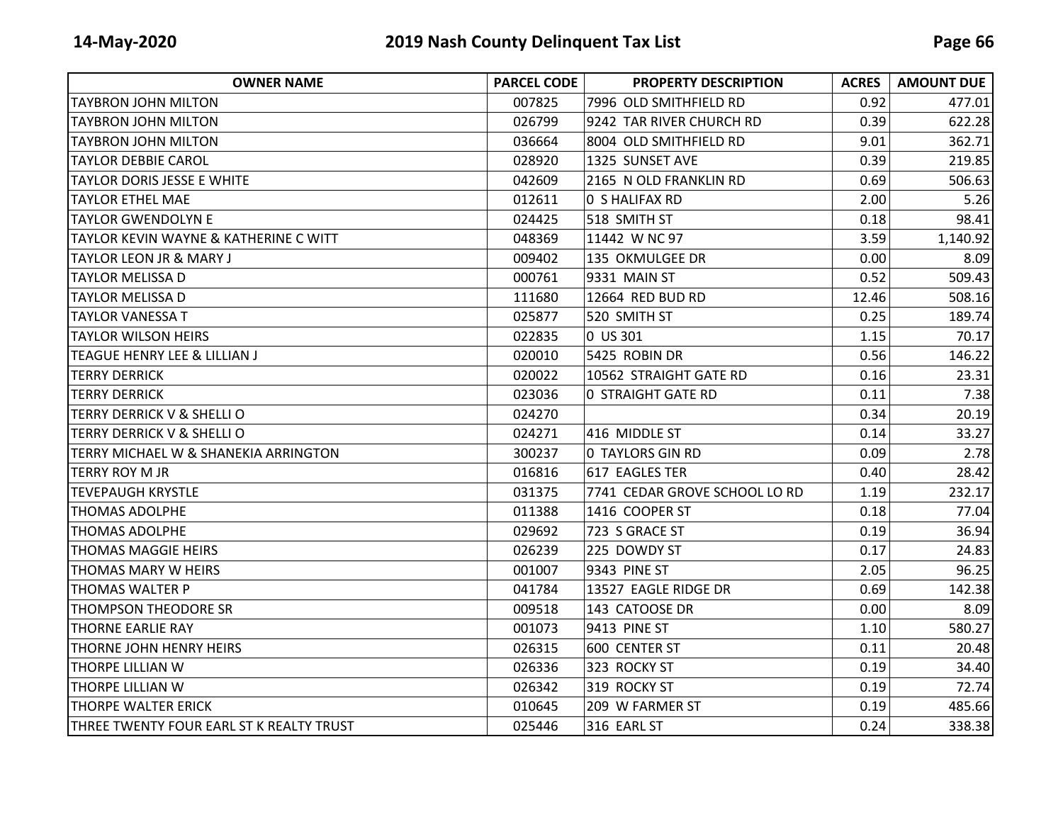| OWNER NAME | PARCEL CODE | PROPERTY DESCRIPTION | ACRES | AMOUNT DUE |
|---|---|---|---|---|
| TAYBRON JOHN MILTON | 007825 | 7996 OLD SMITHFIELD RD | 0.92 | 477.01 |
| TAYBRON JOHN MILTON | 026799 | 9242 TAR RIVER CHURCH RD | 0.39 | 622.28 |
| TAYBRON JOHN MILTON | 036664 | 8004 OLD SMITHFIELD RD | 9.01 | 362.71 |
| TAYLOR DEBBIE CAROL | 028920 | 1325 SUNSET AVE | 0.39 | 219.85 |
| TAYLOR DORIS JESSE E WHITE | 042609 | 2165 N OLD FRANKLIN RD | 0.69 | 506.63 |
| TAYLOR ETHEL MAE | 012611 | 0 S HALIFAX RD | 2.00 | 5.26 |
| TAYLOR GWENDOLYN E | 024425 | 518 SMITH ST | 0.18 | 98.41 |
| TAYLOR KEVIN WAYNE & KATHERINE C WITT | 048369 | 11442 W NC 97 | 3.59 | 1,140.92 |
| TAYLOR LEON JR & MARY J | 009402 | 135 OKMULGEE DR | 0.00 | 8.09 |
| TAYLOR MELISSA D | 000761 | 9331 MAIN ST | 0.52 | 509.43 |
| TAYLOR MELISSA D | 111680 | 12664 RED BUD RD | 12.46 | 508.16 |
| TAYLOR VANESSA T | 025877 | 520 SMITH ST | 0.25 | 189.74 |
| TAYLOR WILSON HEIRS | 022835 | 0 US 301 | 1.15 | 70.17 |
| TEAGUE HENRY LEE & LILLIAN J | 020010 | 5425 ROBIN DR | 0.56 | 146.22 |
| TERRY DERRICK | 020022 | 10562 STRAIGHT GATE RD | 0.16 | 23.31 |
| TERRY DERRICK | 023036 | 0 STRAIGHT GATE RD | 0.11 | 7.38 |
| TERRY DERRICK V & SHELLI O | 024270 | | 0.34 | 20.19 |
| TERRY DERRICK V & SHELLI O | 024271 | 416 MIDDLE ST | 0.14 | 33.27 |
| TERRY MICHAEL W & SHANEKIA ARRINGTON | 300237 | 0 TAYLORS GIN RD | 0.09 | 2.78 |
| TERRY ROY M JR | 016816 | 617 EAGLES TER | 0.40 | 28.42 |
| TEVEPAUGH KRYSTLE | 031375 | 7741 CEDAR GROVE SCHOOL LO RD | 1.19 | 232.17 |
| THOMAS ADOLPHE | 011388 | 1416 COOPER ST | 0.18 | 77.04 |
| THOMAS ADOLPHE | 029692 | 723 S GRACE ST | 0.19 | 36.94 |
| THOMAS MAGGIE HEIRS | 026239 | 225 DOWDY ST | 0.17 | 24.83 |
| THOMAS MARY W HEIRS | 001007 | 9343 PINE ST | 2.05 | 96.25 |
| THOMAS WALTER P | 041784 | 13527 EAGLE RIDGE DR | 0.69 | 142.38 |
| THOMPSON THEODORE SR | 009518 | 143 CATOOSE DR | 0.00 | 8.09 |
| THORNE EARLIE RAY | 001073 | 9413 PINE ST | 1.10 | 580.27 |
| THORNE JOHN HENRY HEIRS | 026315 | 600 CENTER ST | 0.11 | 20.48 |
| THORPE LILLIAN W | 026336 | 323 ROCKY ST | 0.19 | 34.40 |
| THORPE LILLIAN W | 026342 | 319 ROCKY ST | 0.19 | 72.74 |
| THORPE WALTER ERICK | 010645 | 209 W FARMER ST | 0.19 | 485.66 |
| THREE TWENTY FOUR EARL ST K REALTY TRUST | 025446 | 316 EARL ST | 0.24 | 338.38 |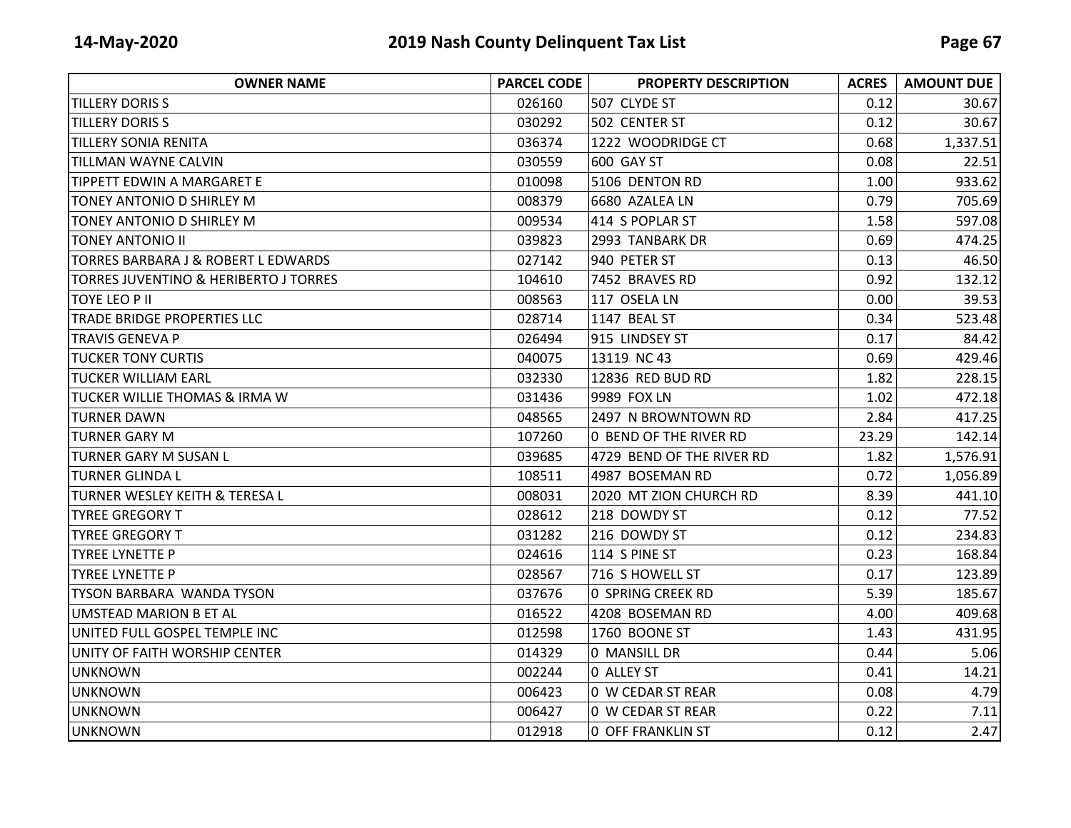| OWNER NAME | PARCEL CODE | PROPERTY DESCRIPTION | ACRES | AMOUNT DUE |
|---|---|---|---|---|
| TILLERY DORIS S | 026160 | 507 CLYDE ST | 0.12 | 30.67 |
| TILLERY DORIS S | 030292 | 502 CENTER ST | 0.12 | 30.67 |
| TILLERY SONIA RENITA | 036374 | 1222 WOODRIDGE CT | 0.68 | 1,337.51 |
| TILLMAN WAYNE CALVIN | 030559 | 600 GAY ST | 0.08 | 22.51 |
| TIPPETT EDWIN A MARGARET E | 010098 | 5106 DENTON RD | 1.00 | 933.62 |
| TONEY ANTONIO D SHIRLEY M | 008379 | 6680 AZALEA LN | 0.79 | 705.69 |
| TONEY ANTONIO D SHIRLEY M | 009534 | 414 S POPLAR ST | 1.58 | 597.08 |
| TONEY ANTONIO II | 039823 | 2993 TANBARK DR | 0.69 | 474.25 |
| TORRES BARBARA J & ROBERT L EDWARDS | 027142 | 940 PETER ST | 0.13 | 46.50 |
| TORRES JUVENTINO & HERIBERTO J TORRES | 104610 | 7452 BRAVES RD | 0.92 | 132.12 |
| TOYE LEO P II | 008563 | 117 OSELA LN | 0.00 | 39.53 |
| TRADE BRIDGE PROPERTIES LLC | 028714 | 1147 BEAL ST | 0.34 | 523.48 |
| TRAVIS GENEVA P | 026494 | 915 LINDSEY ST | 0.17 | 84.42 |
| TUCKER TONY CURTIS | 040075 | 13119 NC 43 | 0.69 | 429.46 |
| TUCKER WILLIAM EARL | 032330 | 12836 RED BUD RD | 1.82 | 228.15 |
| TUCKER WILLIE THOMAS & IRMA W | 031436 | 9989 FOX LN | 1.02 | 472.18 |
| TURNER DAWN | 048565 | 2497 N BROWNTOWN RD | 2.84 | 417.25 |
| TURNER GARY M | 107260 | 0 BEND OF THE RIVER RD | 23.29 | 142.14 |
| TURNER GARY M SUSAN L | 039685 | 4729 BEND OF THE RIVER RD | 1.82 | 1,576.91 |
| TURNER GLINDA L | 108511 | 4987 BOSEMAN RD | 0.72 | 1,056.89 |
| TURNER WESLEY KEITH & TERESA L | 008031 | 2020 MT ZION CHURCH RD | 8.39 | 441.10 |
| TYREE GREGORY T | 028612 | 218 DOWDY ST | 0.12 | 77.52 |
| TYREE GREGORY T | 031282 | 216 DOWDY ST | 0.12 | 234.83 |
| TYREE LYNETTE P | 024616 | 114 S PINE ST | 0.23 | 168.84 |
| TYREE LYNETTE P | 028567 | 716 S HOWELL ST | 0.17 | 123.89 |
| TYSON BARBARA WANDA TYSON | 037676 | 0 SPRING CREEK RD | 5.39 | 185.67 |
| UMSTEAD MARION B ET AL | 016522 | 4208 BOSEMAN RD | 4.00 | 409.68 |
| UNITED FULL GOSPEL TEMPLE INC | 012598 | 1760 BOONE ST | 1.43 | 431.95 |
| UNITY OF FAITH WORSHIP CENTER | 014329 | 0 MANSILL DR | 0.44 | 5.06 |
| UNKNOWN | 002244 | 0 ALLEY ST | 0.41 | 14.21 |
| UNKNOWN | 006423 | 0 W CEDAR ST REAR | 0.08 | 4.79 |
| UNKNOWN | 006427 | 0 W CEDAR ST REAR | 0.22 | 7.11 |
| UNKNOWN | 012918 | 0 OFF FRANKLIN ST | 0.12 | 2.47 |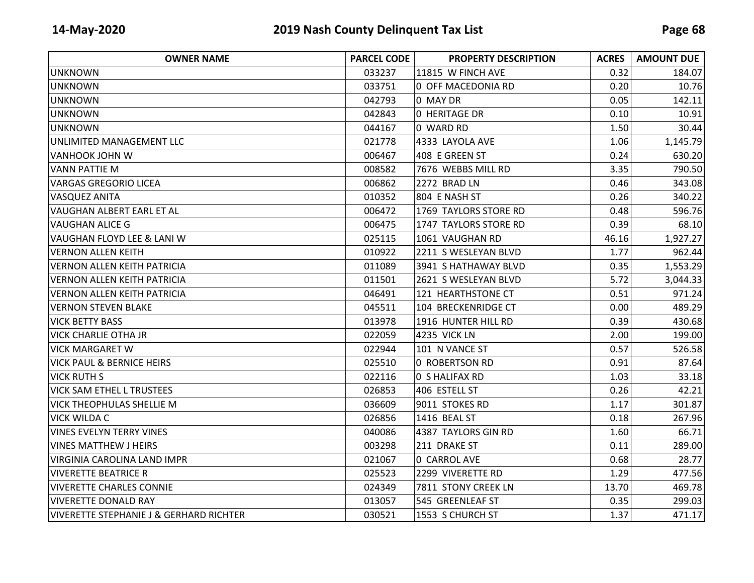| OWNER NAME | PARCEL CODE | PROPERTY DESCRIPTION | ACRES | AMOUNT DUE |
|---|---|---|---|---|
| UNKNOWN | 033237 | 11815 W FINCH AVE | 0.32 | 184.07 |
| UNKNOWN | 033751 | 0 OFF MACEDONIA RD | 0.20 | 10.76 |
| UNKNOWN | 042793 | 0 MAY DR | 0.05 | 142.11 |
| UNKNOWN | 042843 | 0 HERITAGE DR | 0.10 | 10.91 |
| UNKNOWN | 044167 | 0 WARD RD | 1.50 | 30.44 |
| UNLIMITED MANAGEMENT LLC | 021778 | 4333 LAYOLA AVE | 1.06 | 1,145.79 |
| VANHOOK JOHN W | 006467 | 408 E GREEN ST | 0.24 | 630.20 |
| VANN PATTIE M | 008582 | 7676 WEBBS MILL RD | 3.35 | 790.50 |
| VARGAS GREGORIO LICEA | 006862 | 2272 BRAD LN | 0.46 | 343.08 |
| VASQUEZ ANITA | 010352 | 804 E NASH ST | 0.26 | 340.22 |
| VAUGHAN ALBERT EARL ET AL | 006472 | 1769 TAYLORS STORE RD | 0.48 | 596.76 |
| VAUGHAN ALICE G | 006475 | 1747 TAYLORS STORE RD | 0.39 | 68.10 |
| VAUGHAN FLOYD LEE & LANI W | 025115 | 1061 VAUGHAN RD | 46.16 | 1,927.27 |
| VERNON ALLEN KEITH | 010922 | 2211 S WESLEYAN BLVD | 1.77 | 962.44 |
| VERNON ALLEN KEITH PATRICIA | 011089 | 3941 S HATHAWAY BLVD | 0.35 | 1,553.29 |
| VERNON ALLEN KEITH PATRICIA | 011501 | 2621 S WESLEYAN BLVD | 5.72 | 3,044.33 |
| VERNON ALLEN KEITH PATRICIA | 046491 | 121 HEARTHSTONE CT | 0.51 | 971.24 |
| VERNON STEVEN BLAKE | 045511 | 104 BRECKENRIDGE CT | 0.00 | 489.29 |
| VICK BETTY BASS | 013978 | 1916 HUNTER HILL RD | 0.39 | 430.68 |
| VICK CHARLIE OTHA JR | 022059 | 4235 VICK LN | 2.00 | 199.00 |
| VICK MARGARET W | 022944 | 101 N VANCE ST | 0.57 | 526.58 |
| VICK PAUL & BERNICE HEIRS | 025510 | 0 ROBERTSON RD | 0.91 | 87.64 |
| VICK RUTH S | 022116 | 0 S HALIFAX RD | 1.03 | 33.18 |
| VICK SAM ETHEL L TRUSTEES | 026853 | 406 ESTELL ST | 0.26 | 42.21 |
| VICK THEOPHULAS SHELLIE M | 036609 | 9011 STOKES RD | 1.17 | 301.87 |
| VICK WILDA C | 026856 | 1416 BEAL ST | 0.18 | 267.96 |
| VINES EVELYN TERRY VINES | 040086 | 4387 TAYLORS GIN RD | 1.60 | 66.71 |
| VINES MATTHEW J HEIRS | 003298 | 211 DRAKE ST | 0.11 | 289.00 |
| VIRGINIA CAROLINA LAND IMPR | 021067 | 0 CARROL AVE | 0.68 | 28.77 |
| VIVERETTE BEATRICE R | 025523 | 2299 VIVERETTE RD | 1.29 | 477.56 |
| VIVERETTE CHARLES CONNIE | 024349 | 7811 STONY CREEK LN | 13.70 | 469.78 |
| VIVERETTE DONALD RAY | 013057 | 545 GREENLEAF ST | 0.35 | 299.03 |
| VIVERETTE STEPHANIE J & GERHARD RICHTER | 030521 | 1553 S CHURCH ST | 1.37 | 471.17 |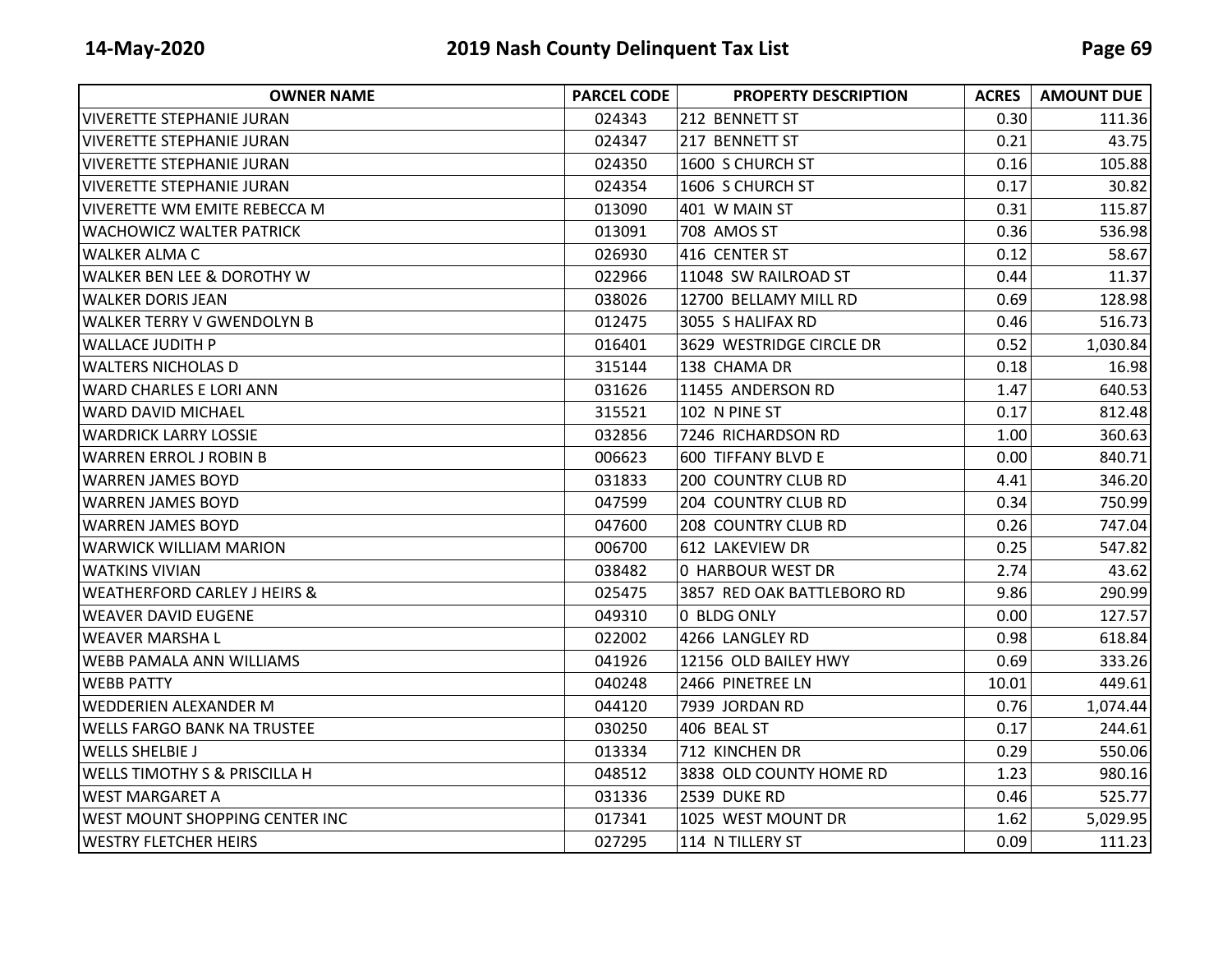| OWNER NAME | PARCEL CODE | PROPERTY DESCRIPTION | ACRES | AMOUNT DUE |
|---|---|---|---|---|
| VIVERETTE STEPHANIE JURAN | 024343 | 212 BENNETT ST | 0.30 | 111.36 |
| VIVERETTE STEPHANIE JURAN | 024347 | 217 BENNETT ST | 0.21 | 43.75 |
| VIVERETTE STEPHANIE JURAN | 024350 | 1600 S CHURCH ST | 0.16 | 105.88 |
| VIVERETTE STEPHANIE JURAN | 024354 | 1606 S CHURCH ST | 0.17 | 30.82 |
| VIVERETTE WM EMITE REBECCA M | 013090 | 401 W MAIN ST | 0.31 | 115.87 |
| WACHOWICZ WALTER PATRICK | 013091 | 708 AMOS ST | 0.36 | 536.98 |
| WALKER ALMA C | 026930 | 416 CENTER ST | 0.12 | 58.67 |
| WALKER BEN LEE & DOROTHY W | 022966 | 11048 SW RAILROAD ST | 0.44 | 11.37 |
| WALKER DORIS JEAN | 038026 | 12700 BELLAMY MILL RD | 0.69 | 128.98 |
| WALKER TERRY V GWENDOLYN B | 012475 | 3055 S HALIFAX RD | 0.46 | 516.73 |
| WALLACE JUDITH P | 016401 | 3629 WESTRIDGE CIRCLE DR | 0.52 | 1,030.84 |
| WALTERS NICHOLAS D | 315144 | 138 CHAMA DR | 0.18 | 16.98 |
| WARD CHARLES E LORI ANN | 031626 | 11455 ANDERSON RD | 1.47 | 640.53 |
| WARD DAVID MICHAEL | 315521 | 102 N PINE ST | 0.17 | 812.48 |
| WARDRICK LARRY LOSSIE | 032856 | 7246 RICHARDSON RD | 1.00 | 360.63 |
| WARREN ERROL J ROBIN B | 006623 | 600 TIFFANY BLVD E | 0.00 | 840.71 |
| WARREN JAMES BOYD | 031833 | 200 COUNTRY CLUB RD | 4.41 | 346.20 |
| WARREN JAMES BOYD | 047599 | 204 COUNTRY CLUB RD | 0.34 | 750.99 |
| WARREN JAMES BOYD | 047600 | 208 COUNTRY CLUB RD | 0.26 | 747.04 |
| WARWICK WILLIAM MARION | 006700 | 612 LAKEVIEW DR | 0.25 | 547.82 |
| WATKINS VIVIAN | 038482 | 0 HARBOUR WEST DR | 2.74 | 43.62 |
| WEATHERFORD CARLEY J HEIRS & | 025475 | 3857 RED OAK BATTLEBORO RD | 9.86 | 290.99 |
| WEAVER DAVID EUGENE | 049310 | 0 BLDG ONLY | 0.00 | 127.57 |
| WEAVER MARSHA L | 022002 | 4266 LANGLEY RD | 0.98 | 618.84 |
| WEBB PAMALA ANN WILLIAMS | 041926 | 12156 OLD BAILEY HWY | 0.69 | 333.26 |
| WEBB PATTY | 040248 | 2466 PINETREE LN | 10.01 | 449.61 |
| WEDDERIEN ALEXANDER M | 044120 | 7939 JORDAN RD | 0.76 | 1,074.44 |
| WELLS FARGO BANK NA TRUSTEE | 030250 | 406 BEAL ST | 0.17 | 244.61 |
| WELLS SHELBIE J | 013334 | 712 KINCHEN DR | 0.29 | 550.06 |
| WELLS TIMOTHY S & PRISCILLA H | 048512 | 3838 OLD COUNTY HOME RD | 1.23 | 980.16 |
| WEST MARGARET A | 031336 | 2539 DUKE RD | 0.46 | 525.77 |
| WEST MOUNT SHOPPING CENTER INC | 017341 | 1025 WEST MOUNT DR | 1.62 | 5,029.95 |
| WESTRY FLETCHER HEIRS | 027295 | 114 N TILLERY ST | 0.09 | 111.23 |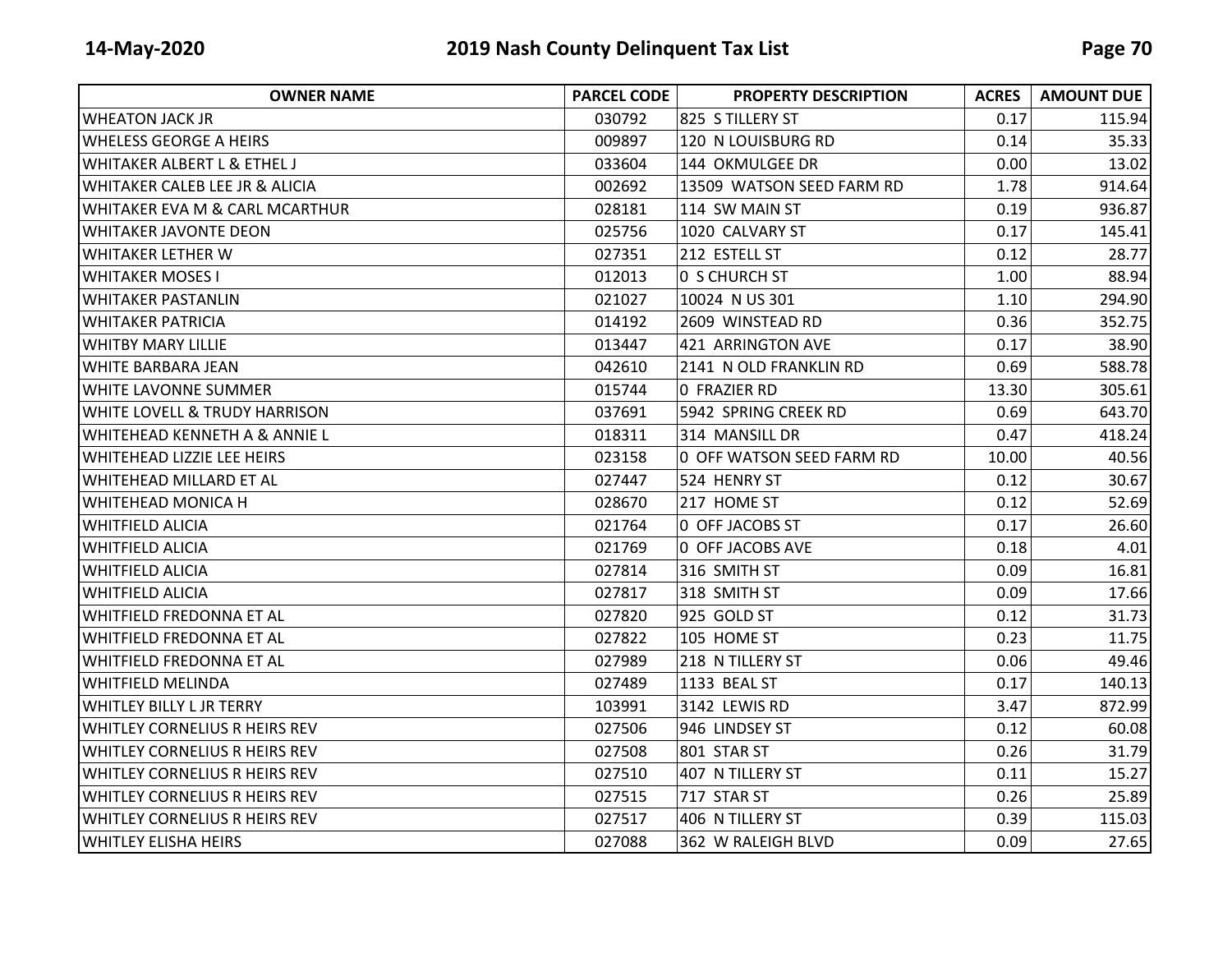| OWNER NAME | PARCEL CODE | PROPERTY DESCRIPTION | ACRES | AMOUNT DUE |
|---|---|---|---|---|
| WHEATON JACK JR | 030792 | 825 S TILLERY ST | 0.17 | 115.94 |
| WHELESS GEORGE A HEIRS | 009897 | 120 N LOUISBURG RD | 0.14 | 35.33 |
| WHITAKER ALBERT L & ETHEL J | 033604 | 144 OKMULGEE DR | 0.00 | 13.02 |
| WHITAKER CALEB LEE JR & ALICIA | 002692 | 13509 WATSON SEED FARM RD | 1.78 | 914.64 |
| WHITAKER EVA M & CARL MCARTHUR | 028181 | 114 SW MAIN ST | 0.19 | 936.87 |
| WHITAKER JAVONTE DEON | 025756 | 1020 CALVARY ST | 0.17 | 145.41 |
| WHITAKER LETHER W | 027351 | 212 ESTELL ST | 0.12 | 28.77 |
| WHITAKER MOSES I | 012013 | 0 S CHURCH ST | 1.00 | 88.94 |
| WHITAKER PASTANLIN | 021027 | 10024 N US 301 | 1.10 | 294.90 |
| WHITAKER PATRICIA | 014192 | 2609 WINSTEAD RD | 0.36 | 352.75 |
| WHITBY MARY LILLIE | 013447 | 421 ARRINGTON AVE | 0.17 | 38.90 |
| WHITE BARBARA JEAN | 042610 | 2141 N OLD FRANKLIN RD | 0.69 | 588.78 |
| WHITE LAVONNE SUMMER | 015744 | 0 FRAZIER RD | 13.30 | 305.61 |
| WHITE LOVELL & TRUDY HARRISON | 037691 | 5942 SPRING CREEK RD | 0.69 | 643.70 |
| WHITEHEAD KENNETH A & ANNIE L | 018311 | 314 MANSILL DR | 0.47 | 418.24 |
| WHITEHEAD LIZZIE LEE HEIRS | 023158 | 0 OFF WATSON SEED FARM RD | 10.00 | 40.56 |
| WHITEHEAD MILLARD ET AL | 027447 | 524 HENRY ST | 0.12 | 30.67 |
| WHITEHEAD MONICA H | 028670 | 217 HOME ST | 0.12 | 52.69 |
| WHITFIELD ALICIA | 021764 | 0 OFF JACOBS ST | 0.17 | 26.60 |
| WHITFIELD ALICIA | 021769 | 0 OFF JACOBS AVE | 0.18 | 4.01 |
| WHITFIELD ALICIA | 027814 | 316 SMITH ST | 0.09 | 16.81 |
| WHITFIELD ALICIA | 027817 | 318 SMITH ST | 0.09 | 17.66 |
| WHITFIELD FREDONNA ET AL | 027820 | 925 GOLD ST | 0.12 | 31.73 |
| WHITFIELD FREDONNA ET AL | 027822 | 105 HOME ST | 0.23 | 11.75 |
| WHITFIELD FREDONNA ET AL | 027989 | 218 N TILLERY ST | 0.06 | 49.46 |
| WHITFIELD MELINDA | 027489 | 1133 BEAL ST | 0.17 | 140.13 |
| WHITLEY BILLY L JR TERRY | 103991 | 3142 LEWIS RD | 3.47 | 872.99 |
| WHITLEY CORNELIUS R HEIRS REV | 027506 | 946 LINDSEY ST | 0.12 | 60.08 |
| WHITLEY CORNELIUS R HEIRS REV | 027508 | 801 STAR ST | 0.26 | 31.79 |
| WHITLEY CORNELIUS R HEIRS REV | 027510 | 407 N TILLERY ST | 0.11 | 15.27 |
| WHITLEY CORNELIUS R HEIRS REV | 027515 | 717 STAR ST | 0.26 | 25.89 |
| WHITLEY CORNELIUS R HEIRS REV | 027517 | 406 N TILLERY ST | 0.39 | 115.03 |
| WHITLEY ELISHA HEIRS | 027088 | 362 W RALEIGH BLVD | 0.09 | 27.65 |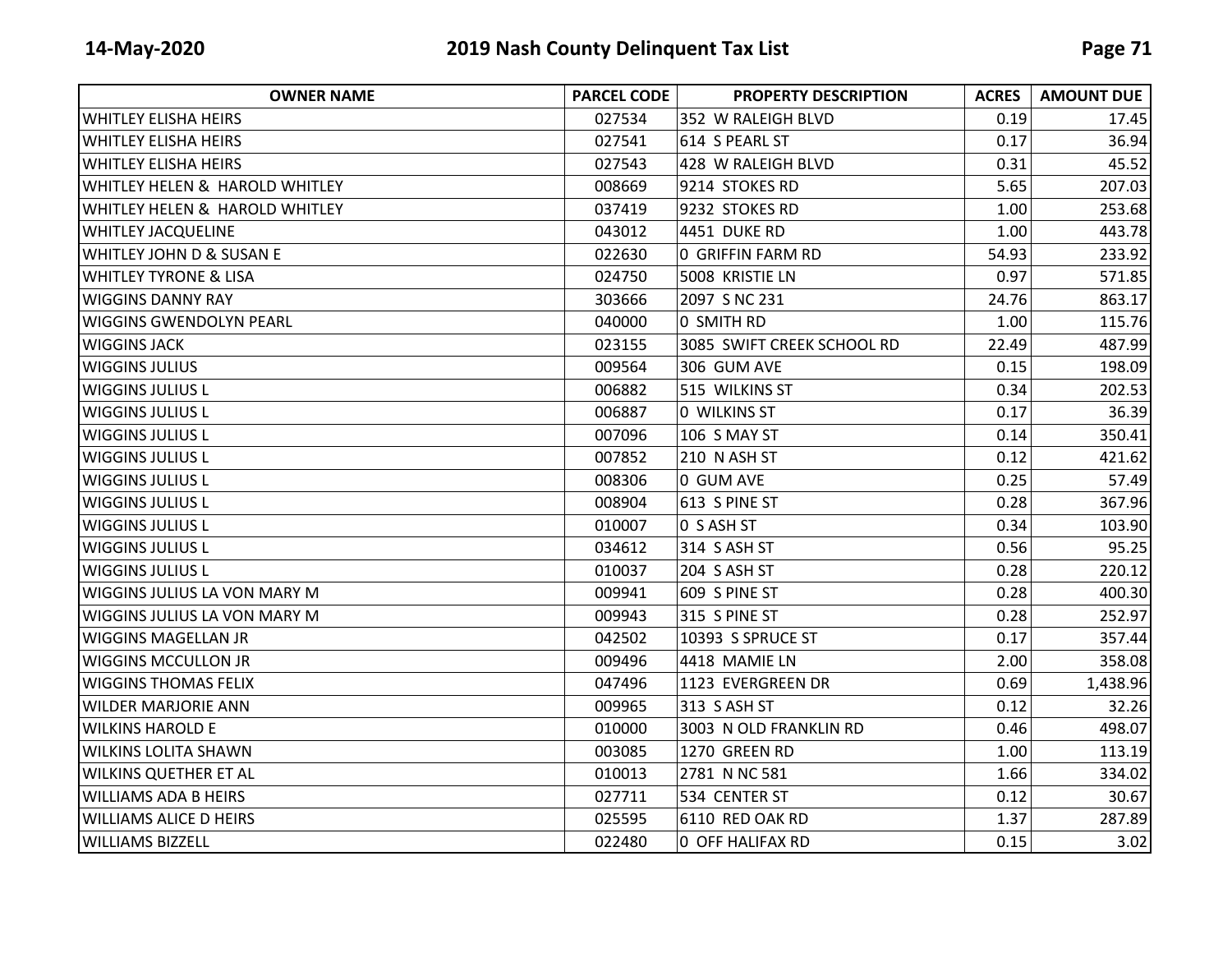| OWNER NAME | PARCEL CODE | PROPERTY DESCRIPTION | ACRES | AMOUNT DUE |
|---|---|---|---|---|
| WHITLEY ELISHA HEIRS | 027534 | 352 W RALEIGH BLVD | 0.19 | 17.45 |
| WHITLEY ELISHA HEIRS | 027541 | 614 S PEARL ST | 0.17 | 36.94 |
| WHITLEY ELISHA HEIRS | 027543 | 428 W RALEIGH BLVD | 0.31 | 45.52 |
| WHITLEY HELEN & HAROLD WHITLEY | 008669 | 9214 STOKES RD | 5.65 | 207.03 |
| WHITLEY HELEN & HAROLD WHITLEY | 037419 | 9232 STOKES RD | 1.00 | 253.68 |
| WHITLEY JACQUELINE | 043012 | 4451 DUKE RD | 1.00 | 443.78 |
| WHITLEY JOHN D & SUSAN E | 022630 | 0 GRIFFIN FARM RD | 54.93 | 233.92 |
| WHITLEY TYRONE & LISA | 024750 | 5008 KRISTIE LN | 0.97 | 571.85 |
| WIGGINS DANNY RAY | 303666 | 2097 S NC 231 | 24.76 | 863.17 |
| WIGGINS GWENDOLYN PEARL | 040000 | 0 SMITH RD | 1.00 | 115.76 |
| WIGGINS JACK | 023155 | 3085 SWIFT CREEK SCHOOL RD | 22.49 | 487.99 |
| WIGGINS JULIUS | 009564 | 306 GUM AVE | 0.15 | 198.09 |
| WIGGINS JULIUS L | 006882 | 515 WILKINS ST | 0.34 | 202.53 |
| WIGGINS JULIUS L | 006887 | 0 WILKINS ST | 0.17 | 36.39 |
| WIGGINS JULIUS L | 007096 | 106 S MAY ST | 0.14 | 350.41 |
| WIGGINS JULIUS L | 007852 | 210 N ASH ST | 0.12 | 421.62 |
| WIGGINS JULIUS L | 008306 | 0 GUM AVE | 0.25 | 57.49 |
| WIGGINS JULIUS L | 008904 | 613 S PINE ST | 0.28 | 367.96 |
| WIGGINS JULIUS L | 010007 | 0 S ASH ST | 0.34 | 103.90 |
| WIGGINS JULIUS L | 034612 | 314 S ASH ST | 0.56 | 95.25 |
| WIGGINS JULIUS L | 010037 | 204 S ASH ST | 0.28 | 220.12 |
| WIGGINS JULIUS LA VON MARY M | 009941 | 609 S PINE ST | 0.28 | 400.30 |
| WIGGINS JULIUS LA VON MARY M | 009943 | 315 S PINE ST | 0.28 | 252.97 |
| WIGGINS MAGELLAN JR | 042502 | 10393 S SPRUCE ST | 0.17 | 357.44 |
| WIGGINS MCCULLON JR | 009496 | 4418 MAMIE LN | 2.00 | 358.08 |
| WIGGINS THOMAS FELIX | 047496 | 1123 EVERGREEN DR | 0.69 | 1,438.96 |
| WILDER MARJORIE ANN | 009965 | 313 S ASH ST | 0.12 | 32.26 |
| WILKINS HAROLD E | 010000 | 3003 N OLD FRANKLIN RD | 0.46 | 498.07 |
| WILKINS LOLITA SHAWN | 003085 | 1270 GREEN RD | 1.00 | 113.19 |
| WILKINS QUETHER ET AL | 010013 | 2781 N NC 581 | 1.66 | 334.02 |
| WILLIAMS ADA B HEIRS | 027711 | 534 CENTER ST | 0.12 | 30.67 |
| WILLIAMS ALICE D HEIRS | 025595 | 6110 RED OAK RD | 1.37 | 287.89 |
| WILLIAMS BIZZELL | 022480 | 0 OFF HALIFAX RD | 0.15 | 3.02 |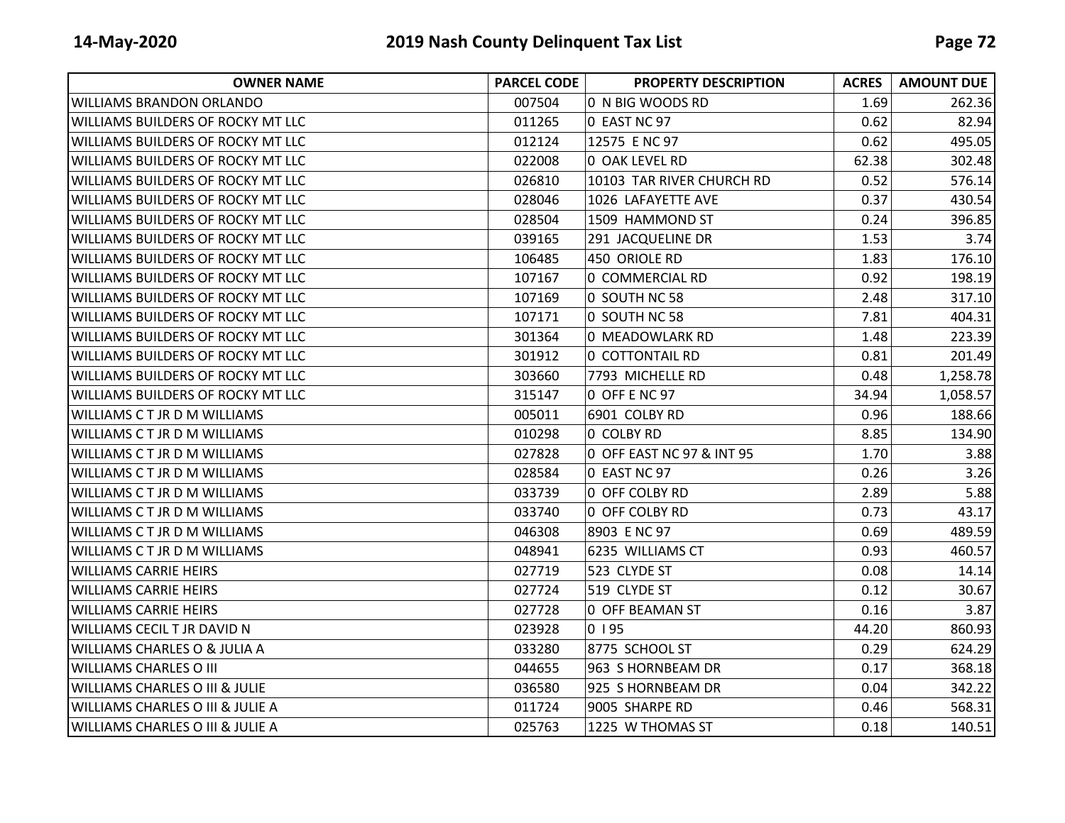| OWNER NAME | PARCEL CODE | PROPERTY DESCRIPTION | ACRES | AMOUNT DUE |
|---|---|---|---|---|
| WILLIAMS BRANDON ORLANDO | 007504 | 0 N BIG WOODS RD | 1.69 | 262.36 |
| WILLIAMS BUILDERS OF ROCKY MT LLC | 011265 | 0 EAST NC 97 | 0.62 | 82.94 |
| WILLIAMS BUILDERS OF ROCKY MT LLC | 012124 | 12575 E NC 97 | 0.62 | 495.05 |
| WILLIAMS BUILDERS OF ROCKY MT LLC | 022008 | 0 OAK LEVEL RD | 62.38 | 302.48 |
| WILLIAMS BUILDERS OF ROCKY MT LLC | 026810 | 10103 TAR RIVER CHURCH RD | 0.52 | 576.14 |
| WILLIAMS BUILDERS OF ROCKY MT LLC | 028046 | 1026 LAFAYETTE AVE | 0.37 | 430.54 |
| WILLIAMS BUILDERS OF ROCKY MT LLC | 028504 | 1509 HAMMOND ST | 0.24 | 396.85 |
| WILLIAMS BUILDERS OF ROCKY MT LLC | 039165 | 291 JACQUELINE DR | 1.53 | 3.74 |
| WILLIAMS BUILDERS OF ROCKY MT LLC | 106485 | 450 ORIOLE RD | 1.83 | 176.10 |
| WILLIAMS BUILDERS OF ROCKY MT LLC | 107167 | 0 COMMERCIAL RD | 0.92 | 198.19 |
| WILLIAMS BUILDERS OF ROCKY MT LLC | 107169 | 0 SOUTH NC 58 | 2.48 | 317.10 |
| WILLIAMS BUILDERS OF ROCKY MT LLC | 107171 | 0 SOUTH NC 58 | 7.81 | 404.31 |
| WILLIAMS BUILDERS OF ROCKY MT LLC | 301364 | 0 MEADOWLARK RD | 1.48 | 223.39 |
| WILLIAMS BUILDERS OF ROCKY MT LLC | 301912 | 0 COTTONTAIL RD | 0.81 | 201.49 |
| WILLIAMS BUILDERS OF ROCKY MT LLC | 303660 | 7793 MICHELLE RD | 0.48 | 1,258.78 |
| WILLIAMS BUILDERS OF ROCKY MT LLC | 315147 | 0 OFF E NC 97 | 34.94 | 1,058.57 |
| WILLIAMS C T JR D M WILLIAMS | 005011 | 6901 COLBY RD | 0.96 | 188.66 |
| WILLIAMS C T JR D M WILLIAMS | 010298 | 0 COLBY RD | 8.85 | 134.90 |
| WILLIAMS C T JR D M WILLIAMS | 027828 | 0 OFF EAST NC 97 & INT 95 | 1.70 | 3.88 |
| WILLIAMS C T JR D M WILLIAMS | 028584 | 0 EAST NC 97 | 0.26 | 3.26 |
| WILLIAMS C T JR D M WILLIAMS | 033739 | 0 OFF COLBY RD | 2.89 | 5.88 |
| WILLIAMS C T JR D M WILLIAMS | 033740 | 0 OFF COLBY RD | 0.73 | 43.17 |
| WILLIAMS C T JR D M WILLIAMS | 046308 | 8903 E NC 97 | 0.69 | 489.59 |
| WILLIAMS C T JR D M WILLIAMS | 048941 | 6235 WILLIAMS CT | 0.93 | 460.57 |
| WILLIAMS CARRIE HEIRS | 027719 | 523 CLYDE ST | 0.08 | 14.14 |
| WILLIAMS CARRIE HEIRS | 027724 | 519 CLYDE ST | 0.12 | 30.67 |
| WILLIAMS CARRIE HEIRS | 027728 | 0 OFF BEAMAN ST | 0.16 | 3.87 |
| WILLIAMS CECIL T JR DAVID N | 023928 | 0 I 95 | 44.20 | 860.93 |
| WILLIAMS CHARLES O & JULIA A | 033280 | 8775 SCHOOL ST | 0.29 | 624.29 |
| WILLIAMS CHARLES O III | 044655 | 963 S HORNBEAM DR | 0.17 | 368.18 |
| WILLIAMS CHARLES O III & JULIE | 036580 | 925 S HORNBEAM DR | 0.04 | 342.22 |
| WILLIAMS CHARLES O III & JULIE A | 011724 | 9005 SHARPE RD | 0.46 | 568.31 |
| WILLIAMS CHARLES O III & JULIE A | 025763 | 1225 W THOMAS ST | 0.18 | 140.51 |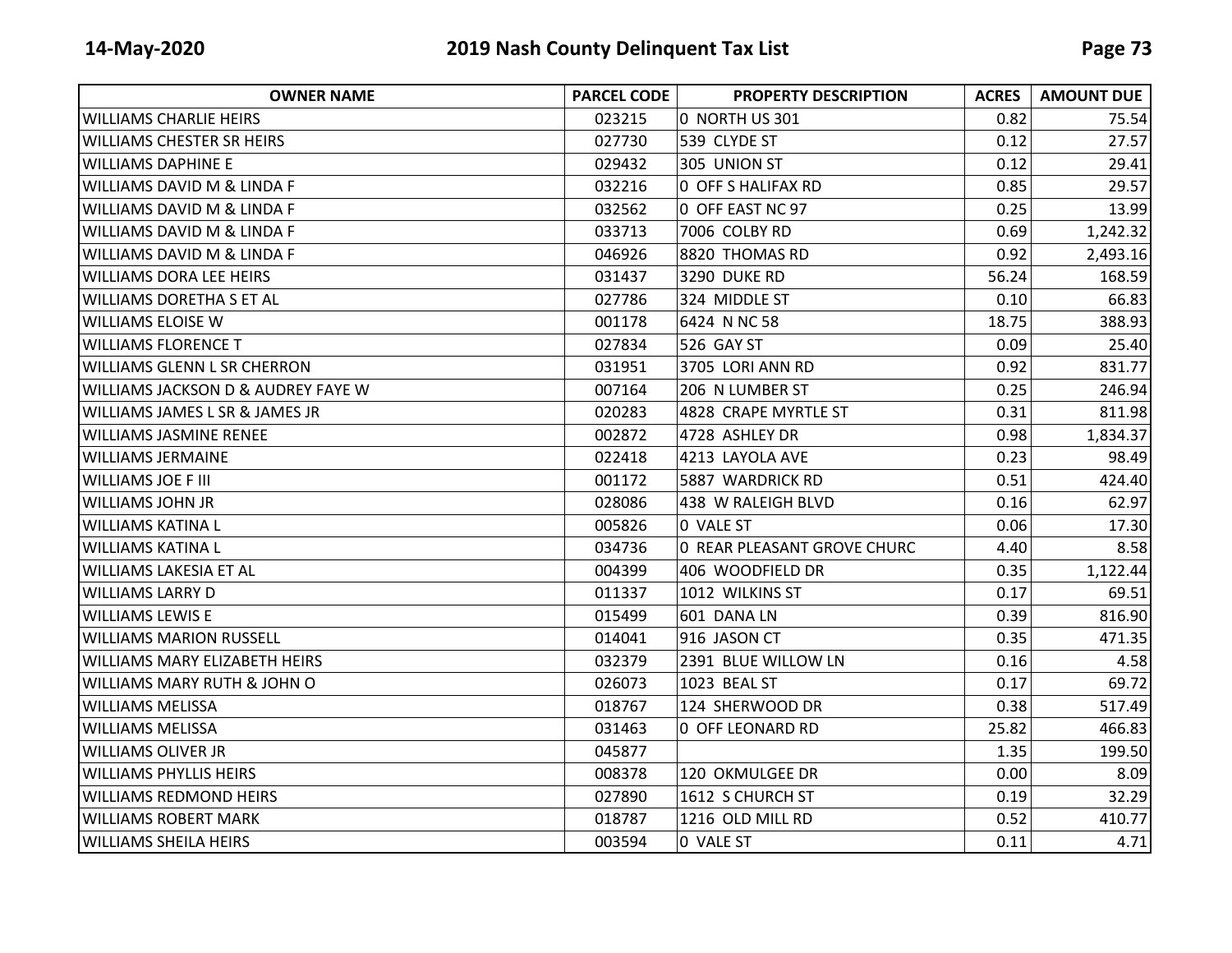| OWNER NAME | PARCEL CODE | PROPERTY DESCRIPTION | ACRES | AMOUNT DUE |
|---|---|---|---|---|
| WILLIAMS CHARLIE HEIRS | 023215 | 0 NORTH US 301 | 0.82 | 75.54 |
| WILLIAMS CHESTER SR HEIRS | 027730 | 539 CLYDE ST | 0.12 | 27.57 |
| WILLIAMS DAPHINE E | 029432 | 305 UNION ST | 0.12 | 29.41 |
| WILLIAMS DAVID M & LINDA F | 032216 | 0 OFF S HALIFAX RD | 0.85 | 29.57 |
| WILLIAMS DAVID M & LINDA F | 032562 | 0 OFF EAST NC 97 | 0.25 | 13.99 |
| WILLIAMS DAVID M & LINDA F | 033713 | 7006 COLBY RD | 0.69 | 1,242.32 |
| WILLIAMS DAVID M & LINDA F | 046926 | 8820 THOMAS RD | 0.92 | 2,493.16 |
| WILLIAMS DORA LEE HEIRS | 031437 | 3290 DUKE RD | 56.24 | 168.59 |
| WILLIAMS DORETHA S ET AL | 027786 | 324 MIDDLE ST | 0.10 | 66.83 |
| WILLIAMS ELOISE W | 001178 | 6424 N NC 58 | 18.75 | 388.93 |
| WILLIAMS FLORENCE T | 027834 | 526 GAY ST | 0.09 | 25.40 |
| WILLIAMS GLENN L SR CHERRON | 031951 | 3705 LORI ANN RD | 0.92 | 831.77 |
| WILLIAMS JACKSON D & AUDREY FAYE W | 007164 | 206 N LUMBER ST | 0.25 | 246.94 |
| WILLIAMS JAMES L SR & JAMES JR | 020283 | 4828 CRAPE MYRTLE ST | 0.31 | 811.98 |
| WILLIAMS JASMINE RENEE | 002872 | 4728 ASHLEY DR | 0.98 | 1,834.37 |
| WILLIAMS JERMAINE | 022418 | 4213 LAYOLA AVE | 0.23 | 98.49 |
| WILLIAMS JOE F III | 001172 | 5887 WARDRICK RD | 0.51 | 424.40 |
| WILLIAMS JOHN JR | 028086 | 438 W RALEIGH BLVD | 0.16 | 62.97 |
| WILLIAMS KATINA L | 005826 | 0 VALE ST | 0.06 | 17.30 |
| WILLIAMS KATINA L | 034736 | 0 REAR PLEASANT GROVE CHURC | 4.40 | 8.58 |
| WILLIAMS LAKESIA ET AL | 004399 | 406 WOODFIELD DR | 0.35 | 1,122.44 |
| WILLIAMS LARRY D | 011337 | 1012 WILKINS ST | 0.17 | 69.51 |
| WILLIAMS LEWIS E | 015499 | 601 DANA LN | 0.39 | 816.90 |
| WILLIAMS MARION RUSSELL | 014041 | 916 JASON CT | 0.35 | 471.35 |
| WILLIAMS MARY ELIZABETH HEIRS | 032379 | 2391 BLUE WILLOW LN | 0.16 | 4.58 |
| WILLIAMS MARY RUTH & JOHN O | 026073 | 1023 BEAL ST | 0.17 | 69.72 |
| WILLIAMS MELISSA | 018767 | 124 SHERWOOD DR | 0.38 | 517.49 |
| WILLIAMS MELISSA | 031463 | 0 OFF LEONARD RD | 25.82 | 466.83 |
| WILLIAMS OLIVER JR | 045877 | | 1.35 | 199.50 |
| WILLIAMS PHYLLIS HEIRS | 008378 | 120 OKMULGEE DR | 0.00 | 8.09 |
| WILLIAMS REDMOND HEIRS | 027890 | 1612 S CHURCH ST | 0.19 | 32.29 |
| WILLIAMS ROBERT MARK | 018787 | 1216 OLD MILL RD | 0.52 | 410.77 |
| WILLIAMS SHEILA HEIRS | 003594 | 0 VALE ST | 0.11 | 4.71 |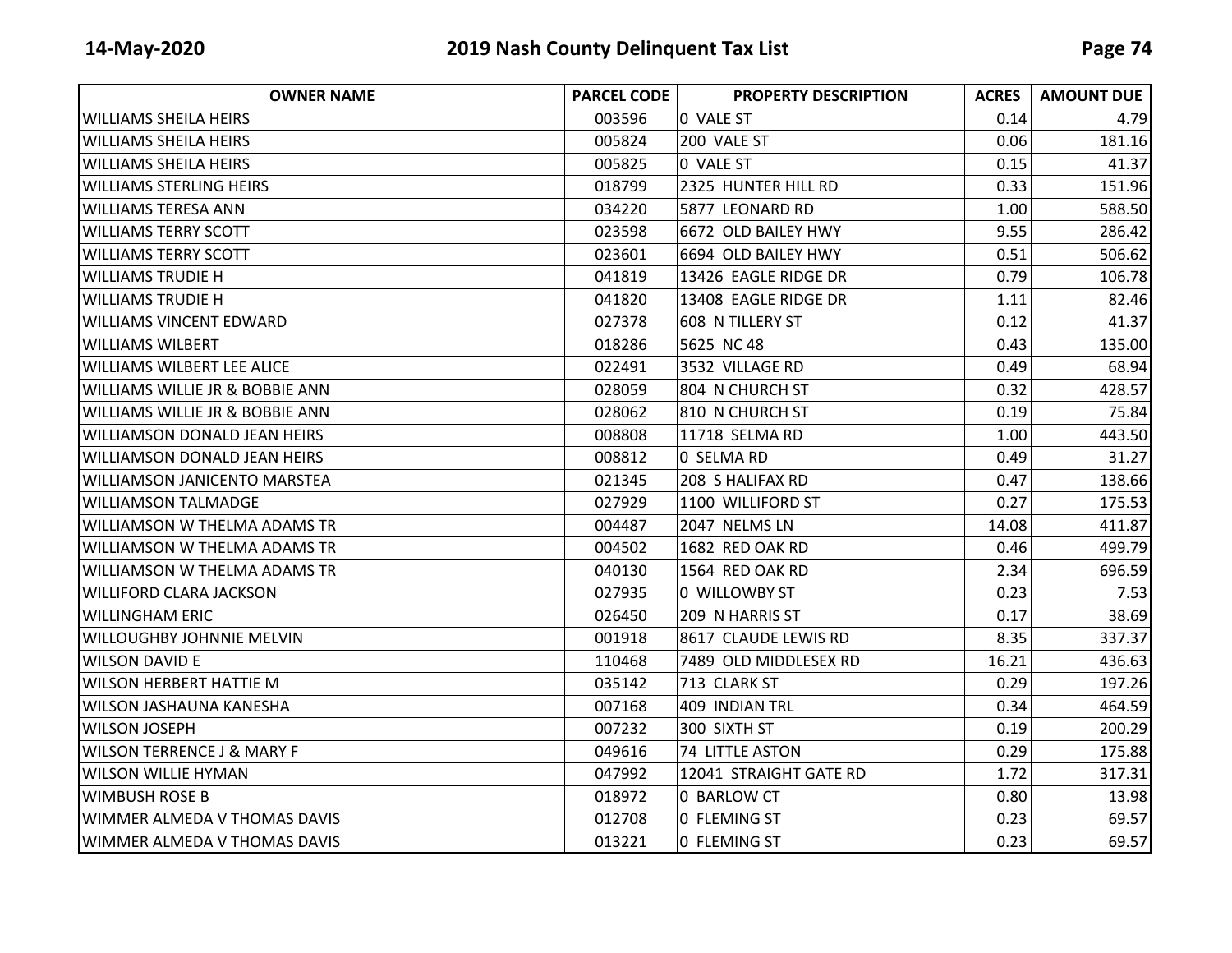| OWNER NAME | PARCEL CODE | PROPERTY DESCRIPTION | ACRES | AMOUNT DUE |
| --- | --- | --- | --- | --- |
| WILLIAMS SHEILA HEIRS | 003596 | 0 VALE ST | 0.14 | 4.79 |
| WILLIAMS SHEILA HEIRS | 005824 | 200 VALE ST | 0.06 | 181.16 |
| WILLIAMS SHEILA HEIRS | 005825 | 0 VALE ST | 0.15 | 41.37 |
| WILLIAMS STERLING HEIRS | 018799 | 2325 HUNTER HILL RD | 0.33 | 151.96 |
| WILLIAMS TERESA ANN | 034220 | 5877 LEONARD RD | 1.00 | 588.50 |
| WILLIAMS TERRY SCOTT | 023598 | 6672 OLD BAILEY HWY | 9.55 | 286.42 |
| WILLIAMS TERRY SCOTT | 023601 | 6694 OLD BAILEY HWY | 0.51 | 506.62 |
| WILLIAMS TRUDIE H | 041819 | 13426 EAGLE RIDGE DR | 0.79 | 106.78 |
| WILLIAMS TRUDIE H | 041820 | 13408 EAGLE RIDGE DR | 1.11 | 82.46 |
| WILLIAMS VINCENT EDWARD | 027378 | 608 N TILLERY ST | 0.12 | 41.37 |
| WILLIAMS WILBERT | 018286 | 5625 NC 48 | 0.43 | 135.00 |
| WILLIAMS WILBERT LEE ALICE | 022491 | 3532 VILLAGE RD | 0.49 | 68.94 |
| WILLIAMS WILLIE JR & BOBBIE ANN | 028059 | 804 N CHURCH ST | 0.32 | 428.57 |
| WILLIAMS WILLIE JR & BOBBIE ANN | 028062 | 810 N CHURCH ST | 0.19 | 75.84 |
| WILLIAMSON DONALD JEAN HEIRS | 008808 | 11718 SELMA RD | 1.00 | 443.50 |
| WILLIAMSON DONALD JEAN HEIRS | 008812 | 0 SELMA RD | 0.49 | 31.27 |
| WILLIAMSON JANICENTO MARSTEA | 021345 | 208 S HALIFAX RD | 0.47 | 138.66 |
| WILLIAMSON TALMADGE | 027929 | 1100 WILLIFORD ST | 0.27 | 175.53 |
| WILLIAMSON W THELMA ADAMS TR | 004487 | 2047 NELMS LN | 14.08 | 411.87 |
| WILLIAMSON W THELMA ADAMS TR | 004502 | 1682 RED OAK RD | 0.46 | 499.79 |
| WILLIAMSON W THELMA ADAMS TR | 040130 | 1564 RED OAK RD | 2.34 | 696.59 |
| WILLIFORD CLARA JACKSON | 027935 | 0 WILLOWBY ST | 0.23 | 7.53 |
| WILLINGHAM ERIC | 026450 | 209 N HARRIS ST | 0.17 | 38.69 |
| WILLOUGHBY JOHNNIE MELVIN | 001918 | 8617 CLAUDE LEWIS RD | 8.35 | 337.37 |
| WILSON DAVID E | 110468 | 7489 OLD MIDDLESEX RD | 16.21 | 436.63 |
| WILSON HERBERT HATTIE M | 035142 | 713 CLARK ST | 0.29 | 197.26 |
| WILSON JASHAUNA KANESHA | 007168 | 409 INDIAN TRL | 0.34 | 464.59 |
| WILSON JOSEPH | 007232 | 300 SIXTH ST | 0.19 | 200.29 |
| WILSON TERRENCE J & MARY F | 049616 | 74 LITTLE ASTON | 0.29 | 175.88 |
| WILSON WILLIE HYMAN | 047992 | 12041 STRAIGHT GATE RD | 1.72 | 317.31 |
| WIMBUSH ROSE B | 018972 | 0 BARLOW CT | 0.80 | 13.98 |
| WIMMER ALMEDA V THOMAS DAVIS | 012708 | 0 FLEMING ST | 0.23 | 69.57 |
| WIMMER ALMEDA V THOMAS DAVIS | 013221 | 0 FLEMING ST | 0.23 | 69.57 |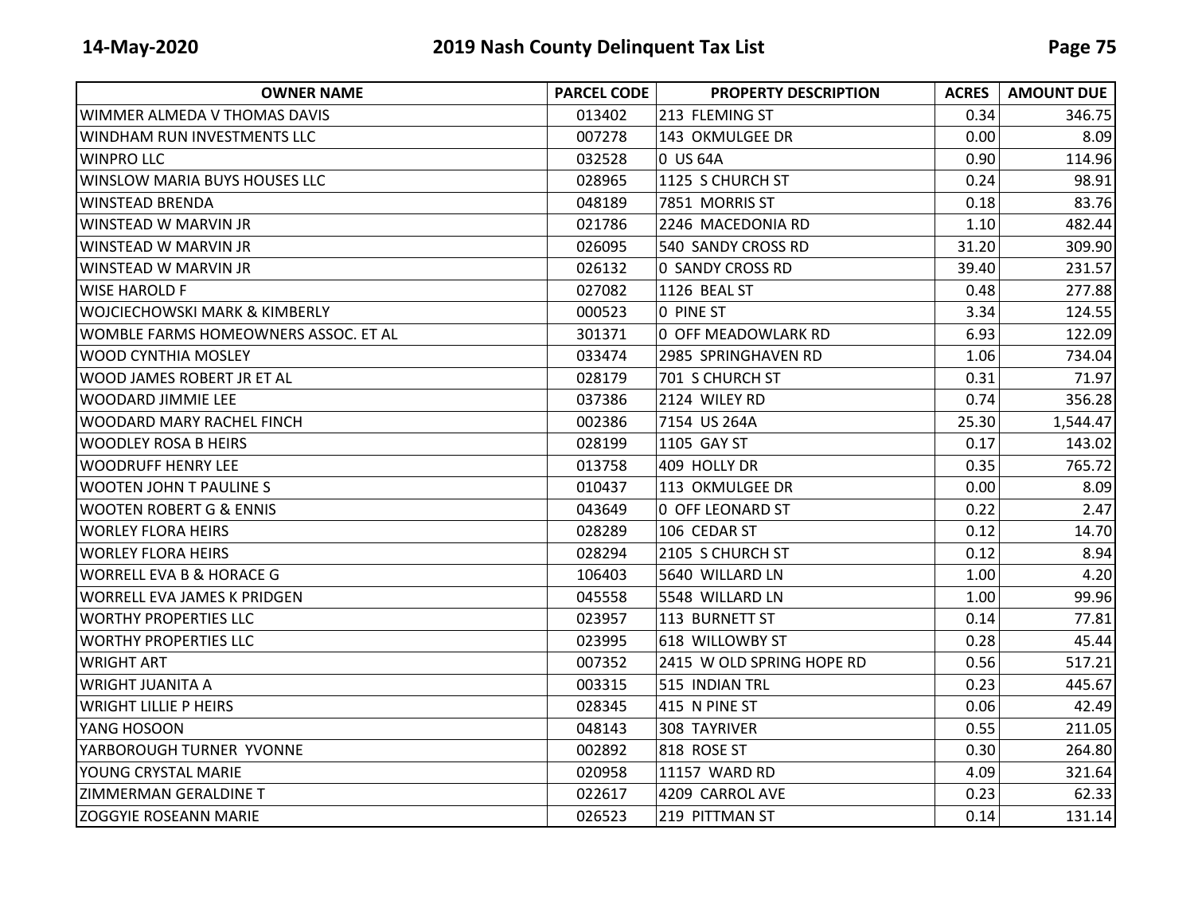| OWNER NAME | PARCEL CODE | PROPERTY DESCRIPTION | ACRES | AMOUNT DUE |
|---|---|---|---|---|
| WIMMER ALMEDA V THOMAS DAVIS | 013402 | 213 FLEMING ST | 0.34 | 346.75 |
| WINDHAM RUN INVESTMENTS LLC | 007278 | 143 OKMULGEE DR | 0.00 | 8.09 |
| WINPRO LLC | 032528 | 0 US 64A | 0.90 | 114.96 |
| WINSLOW MARIA BUYS HOUSES LLC | 028965 | 1125 S CHURCH ST | 0.24 | 98.91 |
| WINSTEAD BRENDA | 048189 | 7851 MORRIS ST | 0.18 | 83.76 |
| WINSTEAD W MARVIN JR | 021786 | 2246 MACEDONIA RD | 1.10 | 482.44 |
| WINSTEAD W MARVIN JR | 026095 | 540 SANDY CROSS RD | 31.20 | 309.90 |
| WINSTEAD W MARVIN JR | 026132 | 0 SANDY CROSS RD | 39.40 | 231.57 |
| WISE HAROLD F | 027082 | 1126 BEAL ST | 0.48 | 277.88 |
| WOJCIECHOWSKI MARK & KIMBERLY | 000523 | 0 PINE ST | 3.34 | 124.55 |
| WOMBLE FARMS HOMEOWNERS ASSOC. ET AL | 301371 | 0 OFF MEADOWLARK RD | 6.93 | 122.09 |
| WOOD CYNTHIA MOSLEY | 033474 | 2985 SPRINGHAVEN RD | 1.06 | 734.04 |
| WOOD JAMES ROBERT JR ET AL | 028179 | 701 S CHURCH ST | 0.31 | 71.97 |
| WOODARD JIMMIE LEE | 037386 | 2124 WILEY RD | 0.74 | 356.28 |
| WOODARD MARY RACHEL FINCH | 002386 | 7154 US 264A | 25.30 | 1,544.47 |
| WOODLEY ROSA B HEIRS | 028199 | 1105 GAY ST | 0.17 | 143.02 |
| WOODRUFF HENRY LEE | 013758 | 409 HOLLY DR | 0.35 | 765.72 |
| WOOTEN JOHN T PAULINE S | 010437 | 113 OKMULGEE DR | 0.00 | 8.09 |
| WOOTEN ROBERT G & ENNIS | 043649 | 0 OFF LEONARD ST | 0.22 | 2.47 |
| WORLEY FLORA HEIRS | 028289 | 106 CEDAR ST | 0.12 | 14.70 |
| WORLEY FLORA HEIRS | 028294 | 2105 S CHURCH ST | 0.12 | 8.94 |
| WORRELL EVA B & HORACE G | 106403 | 5640 WILLARD LN | 1.00 | 4.20 |
| WORRELL EVA JAMES K PRIDGEN | 045558 | 5548 WILLARD LN | 1.00 | 99.96 |
| WORTHY PROPERTIES LLC | 023957 | 113 BURNETT ST | 0.14 | 77.81 |
| WORTHY PROPERTIES LLC | 023995 | 618 WILLOWBY ST | 0.28 | 45.44 |
| WRIGHT ART | 007352 | 2415 W OLD SPRING HOPE RD | 0.56 | 517.21 |
| WRIGHT JUANITA A | 003315 | 515 INDIAN TRL | 0.23 | 445.67 |
| WRIGHT LILLIE P HEIRS | 028345 | 415 N PINE ST | 0.06 | 42.49 |
| YANG HOSOON | 048143 | 308 TAYRIVER | 0.55 | 211.05 |
| YARBOROUGH TURNER YVONNE | 002892 | 818 ROSE ST | 0.30 | 264.80 |
| YOUNG CRYSTAL MARIE | 020958 | 11157 WARD RD | 4.09 | 321.64 |
| ZIMMERMAN GERALDINE T | 022617 | 4209 CARROL AVE | 0.23 | 62.33 |
| ZOGGYIE ROSEANN MARIE | 026523 | 219 PITTMAN ST | 0.14 | 131.14 |